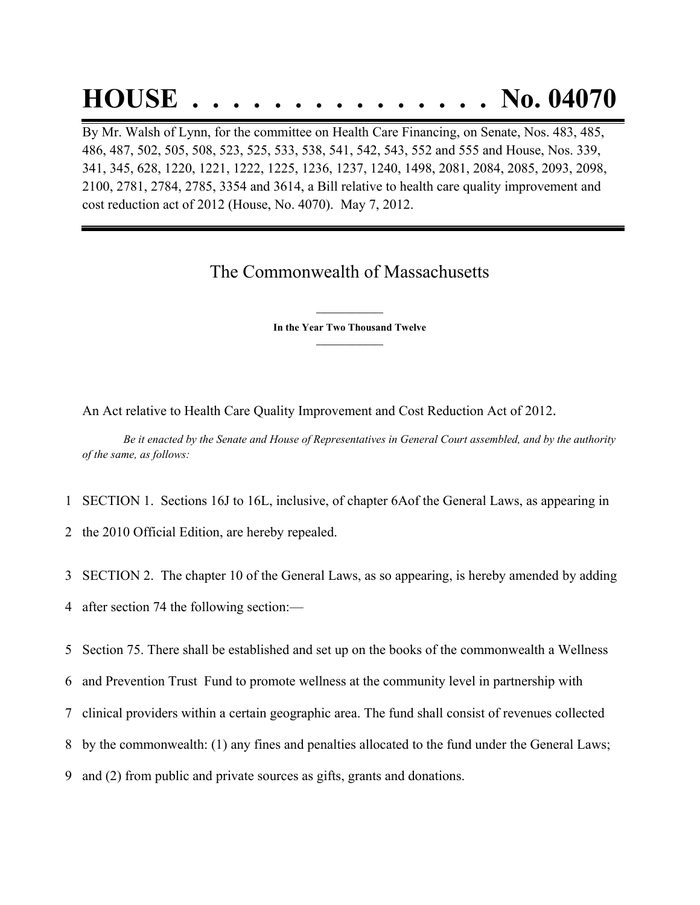# HOUSE . . . . . . . . . . . . . . . No. 04070

By Mr. Walsh of Lynn, for the committee on Health Care Financing, on Senate, Nos. 483, 485, 486, 487, 502, 505, 508, 523, 525, 533, 538, 541, 542, 543, 552 and 555 and House, Nos. 339, 341, 345, 628, 1220, 1221, 1222, 1225, 1236, 1237, 1240, 1498, 2081, 2084, 2085, 2093, 2098, 2100, 2781, 2784, 2785, 3354 and 3614, a Bill relative to health care quality improvement and cost reduction act of 2012 (House, No. 4070). May 7, 2012.

## The Commonwealth of Massachusetts

**In the Year Two Thousand Twelve**

An Act relative to Health Care Quality Improvement and Cost Reduction Act of 2012.

*Be it enacted by the Senate and House of Representatives in General Court assembled, and by the authority of the same, as follows:*

1 SECTION 1. Sections 16J to 16L, inclusive, of chapter 6Aof the General Laws, as appearing in
2 the 2010 Official Edition, are hereby repealed.

3 SECTION 2. The chapter 10 of the General Laws, as so appearing, is hereby amended by adding
4 after section 74 the following section:—

5 Section 75. There shall be established and set up on the books of the commonwealth a Wellness
6 and Prevention Trust Fund to promote wellness at the community level in partnership with
7 clinical providers within a certain geographic area. The fund shall consist of revenues collected
8 by the commonwealth: (1) any fines and penalties allocated to the fund under the General Laws;
9 and (2) from public and private sources as gifts, grants and donations.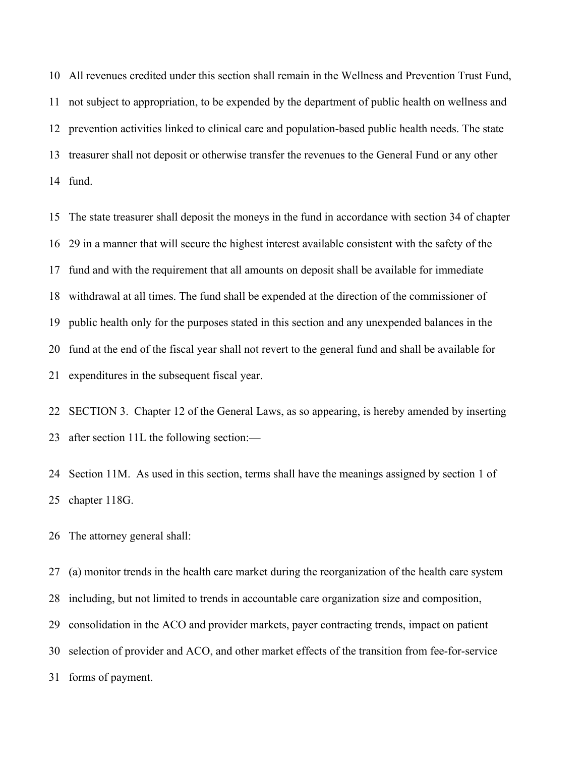All revenues credited under this section shall remain in the Wellness and Prevention Trust Fund, not subject to appropriation, to be expended by the department of public health on wellness and prevention activities linked to clinical care and population-based public health needs. The state treasurer shall not deposit or otherwise transfer the revenues to the General Fund or any other fund.

The state treasurer shall deposit the moneys in the fund in accordance with section 34 of chapter 29 in a manner that will secure the highest interest available consistent with the safety of the fund and with the requirement that all amounts on deposit shall be available for immediate withdrawal at all times. The fund shall be expended at the direction of the commissioner of public health only for the purposes stated in this section and any unexpended balances in the fund at the end of the fiscal year shall not revert to the general fund and shall be available for expenditures in the subsequent fiscal year.

SECTION 3. Chapter 12 of the General Laws, as so appearing, is hereby amended by inserting after section 11L the following section:—

Section 11M. As used in this section, terms shall have the meanings assigned by section 1 of chapter 118G.

The attorney general shall:

(a) monitor trends in the health care market during the reorganization of the health care system including, but not limited to trends in accountable care organization size and composition, consolidation in the ACO and provider markets, payer contracting trends, impact on patient selection of provider and ACO, and other market effects of the transition from fee-for-service forms of payment.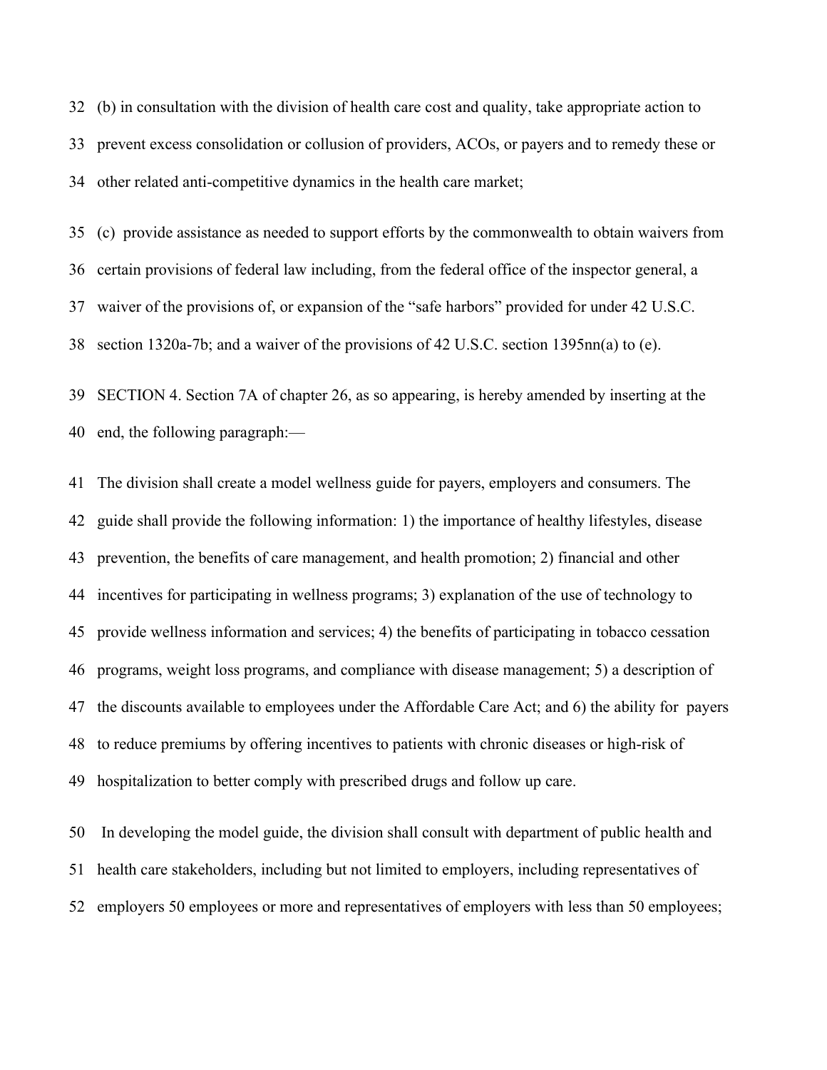32 (b) in consultation with the division of health care cost and quality, take appropriate action to

33 prevent excess consolidation or collusion of providers, ACOs, or payers and to remedy these or

34 other related anti-competitive dynamics in the health care market;

35 (c) provide assistance as needed to support efforts by the commonwealth to obtain waivers from

36 certain provisions of federal law including, from the federal office of the inspector general, a

37 waiver of the provisions of, or expansion of the "safe harbors" provided for under 42 U.S.C.

38 section 1320a-7b; and a waiver of the provisions of 42 U.S.C. section 1395nn(a) to (e).

39 SECTION 4. Section 7A of chapter 26, as so appearing, is hereby amended by inserting at the

40 end, the following paragraph:—

41 The division shall create a model wellness guide for payers, employers and consumers. The

42 guide shall provide the following information: 1) the importance of healthy lifestyles, disease

43 prevention, the benefits of care management, and health promotion; 2) financial and other

44 incentives for participating in wellness programs; 3) explanation of the use of technology to

45 provide wellness information and services; 4) the benefits of participating in tobacco cessation

46 programs, weight loss programs, and compliance with disease management; 5) a description of

47 the discounts available to employees under the Affordable Care Act; and 6) the ability for payers

48 to reduce premiums by offering incentives to patients with chronic diseases or high-risk of

49 hospitalization to better comply with prescribed drugs and follow up care.

50 In developing the model guide, the division shall consult with department of public health and

51 health care stakeholders, including but not limited to employers, including representatives of

52 employers 50 employees or more and representatives of employers with less than 50 employees;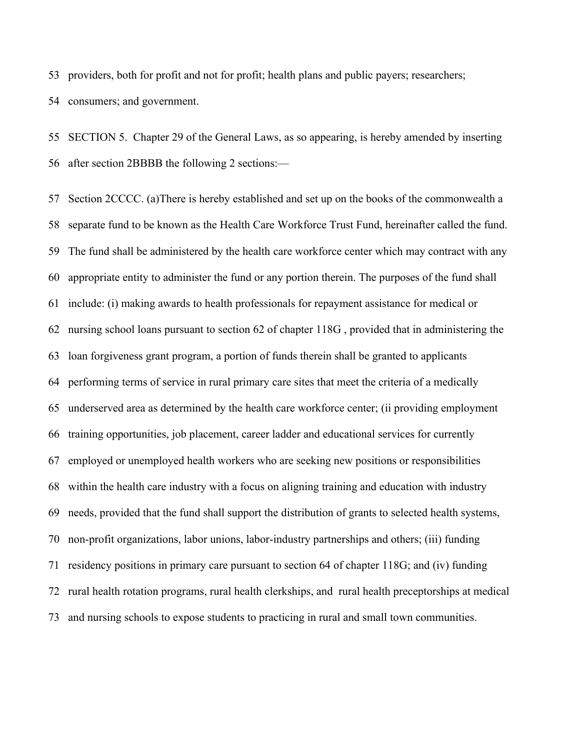53 providers, both for profit and not for profit; health plans and public payers; researchers;

54 consumers; and government.

55 SECTION 5. Chapter 29 of the General Laws, as so appearing, is hereby amended by inserting

56 after section 2BBBB the following 2 sections:—

57 Section 2CCCC. (a)There is hereby established and set up on the books of the commonwealth a

58 separate fund to be known as the Health Care Workforce Trust Fund, hereinafter called the fund.

59 The fund shall be administered by the health care workforce center which may contract with any

60 appropriate entity to administer the fund or any portion therein. The purposes of the fund shall

61 include: (i) making awards to health professionals for repayment assistance for medical or

62 nursing school loans pursuant to section 62 of chapter 118G , provided that in administering the

63 loan forgiveness grant program, a portion of funds therein shall be granted to applicants

64 performing terms of service in rural primary care sites that meet the criteria of a medically

65 underserved area as determined by the health care workforce center; (ii providing employment

66 training opportunities, job placement, career ladder and educational services for currently

67 employed or unemployed health workers who are seeking new positions or responsibilities

68 within the health care industry with a focus on aligning training and education with industry

69 needs, provided that the fund shall support the distribution of grants to selected health systems,

70 non-profit organizations, labor unions, labor-industry partnerships and others; (iii) funding

71 residency positions in primary care pursuant to section 64 of chapter 118G; and (iv) funding

72 rural health rotation programs, rural health clerkships, and rural health preceptorships at medical

73 and nursing schools to expose students to practicing in rural and small town communities.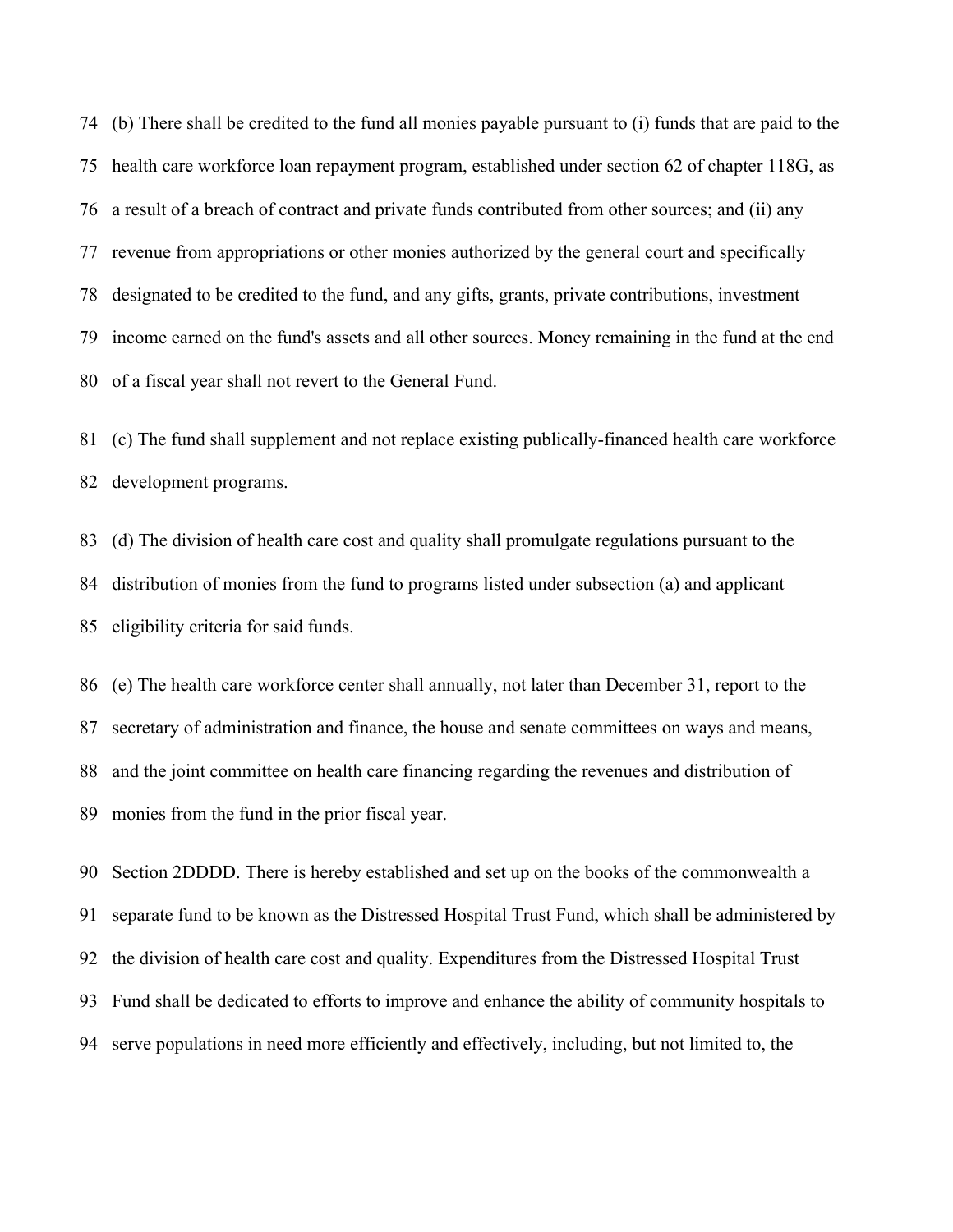(b) There shall be credited to the fund all monies payable pursuant to (i) funds that are paid to the health care workforce loan repayment program, established under section 62 of chapter 118G, as a result of a breach of contract and private funds contributed from other sources; and (ii) any revenue from appropriations or other monies authorized by the general court and specifically designated to be credited to the fund, and any gifts, grants, private contributions, investment income earned on the fund's assets and all other sources. Money remaining in the fund at the end of a fiscal year shall not revert to the General Fund.

(c) The fund shall supplement and not replace existing publically-financed health care workforce development programs.

(d) The division of health care cost and quality shall promulgate regulations pursuant to the distribution of monies from the fund to programs listed under subsection (a) and applicant eligibility criteria for said funds.

(e) The health care workforce center shall annually, not later than December 31, report to the secretary of administration and finance, the house and senate committees on ways and means, and the joint committee on health care financing regarding the revenues and distribution of monies from the fund in the prior fiscal year.

Section 2DDDD. There is hereby established and set up on the books of the commonwealth a separate fund to be known as the Distressed Hospital Trust Fund, which shall be administered by the division of health care cost and quality. Expenditures from the Distressed Hospital Trust Fund shall be dedicated to efforts to improve and enhance the ability of community hospitals to serve populations in need more efficiently and effectively, including, but not limited to, the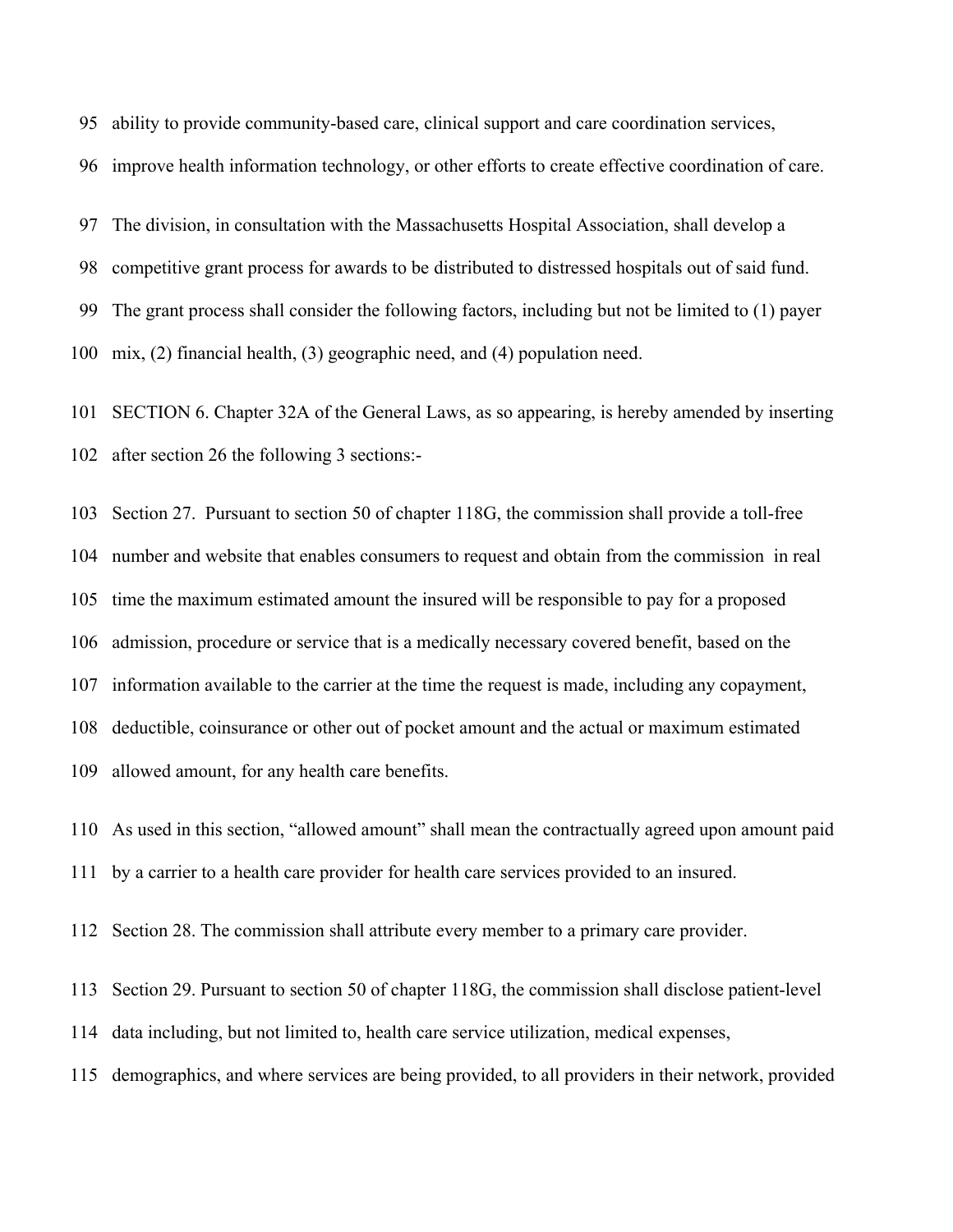ability to provide community-based care, clinical support and care coordination services, improve health information technology, or other efforts to create effective coordination of care.

The division, in consultation with the Massachusetts Hospital Association, shall develop a competitive grant process for awards to be distributed to distressed hospitals out of said fund. The grant process shall consider the following factors, including but not be limited to (1) payer mix, (2) financial health, (3) geographic need, and (4) population need.

SECTION 6. Chapter 32A of the General Laws, as so appearing, is hereby amended by inserting after section 26 the following 3 sections:-

Section 27. Pursuant to section 50 of chapter 118G, the commission shall provide a toll-free number and website that enables consumers to request and obtain from the commission in real time the maximum estimated amount the insured will be responsible to pay for a proposed admission, procedure or service that is a medically necessary covered benefit, based on the information available to the carrier at the time the request is made, including any copayment, deductible, coinsurance or other out of pocket amount and the actual or maximum estimated allowed amount, for any health care benefits.

As used in this section, "allowed amount" shall mean the contractually agreed upon amount paid by a carrier to a health care provider for health care services provided to an insured.

Section 28. The commission shall attribute every member to a primary care provider.

Section 29. Pursuant to section 50 of chapter 118G, the commission shall disclose patient-level data including, but not limited to, health care service utilization, medical expenses, demographics, and where services are being provided, to all providers in their network, provided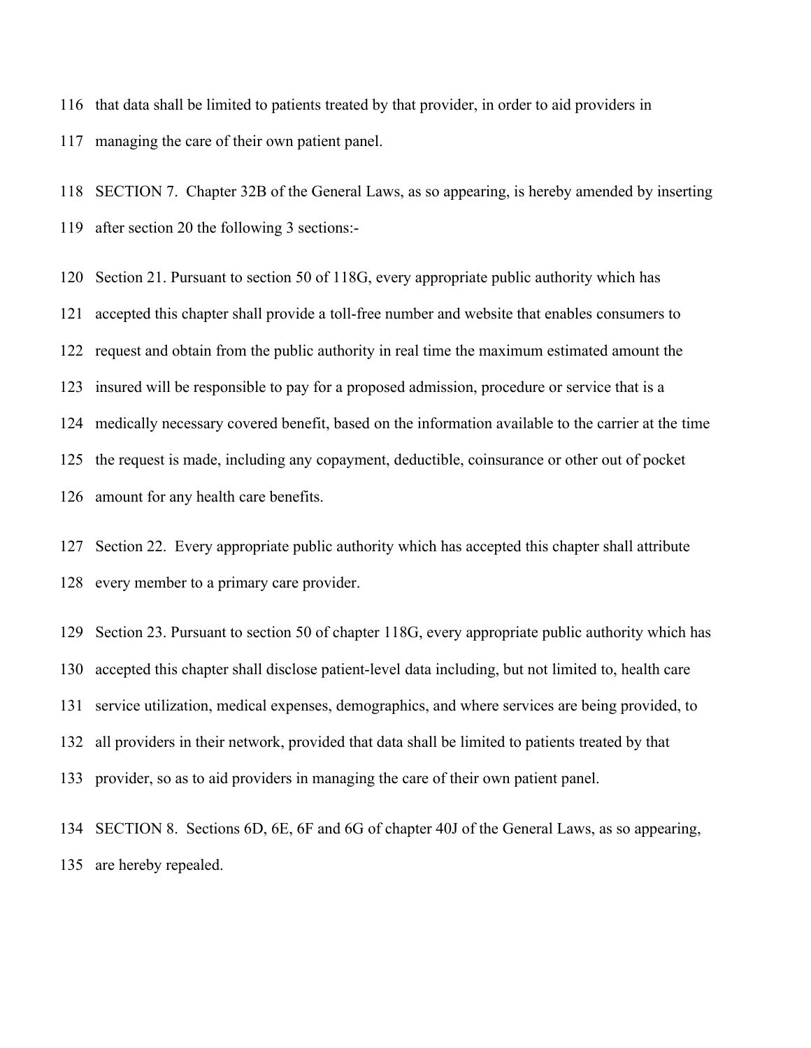116 that data shall be limited to patients treated by that provider, in order to aid providers in

117 managing the care of their own patient panel.

118 SECTION 7. Chapter 32B of the General Laws, as so appearing, is hereby amended by inserting

119 after section 20 the following 3 sections:-

120 Section 21. Pursuant to section 50 of 118G, every appropriate public authority which has

121 accepted this chapter shall provide a toll-free number and website that enables consumers to

122 request and obtain from the public authority in real time the maximum estimated amount the

123 insured will be responsible to pay for a proposed admission, procedure or service that is a

124 medically necessary covered benefit, based on the information available to the carrier at the time

125 the request is made, including any copayment, deductible, coinsurance or other out of pocket

126 amount for any health care benefits.

127 Section 22. Every appropriate public authority which has accepted this chapter shall attribute

128 every member to a primary care provider.

129 Section 23. Pursuant to section 50 of chapter 118G, every appropriate public authority which has

130 accepted this chapter shall disclose patient-level data including, but not limited to, health care

131 service utilization, medical expenses, demographics, and where services are being provided, to

132 all providers in their network, provided that data shall be limited to patients treated by that

133 provider, so as to aid providers in managing the care of their own patient panel.

134 SECTION 8. Sections 6D, 6E, 6F and 6G of chapter 40J of the General Laws, as so appearing,

135 are hereby repealed.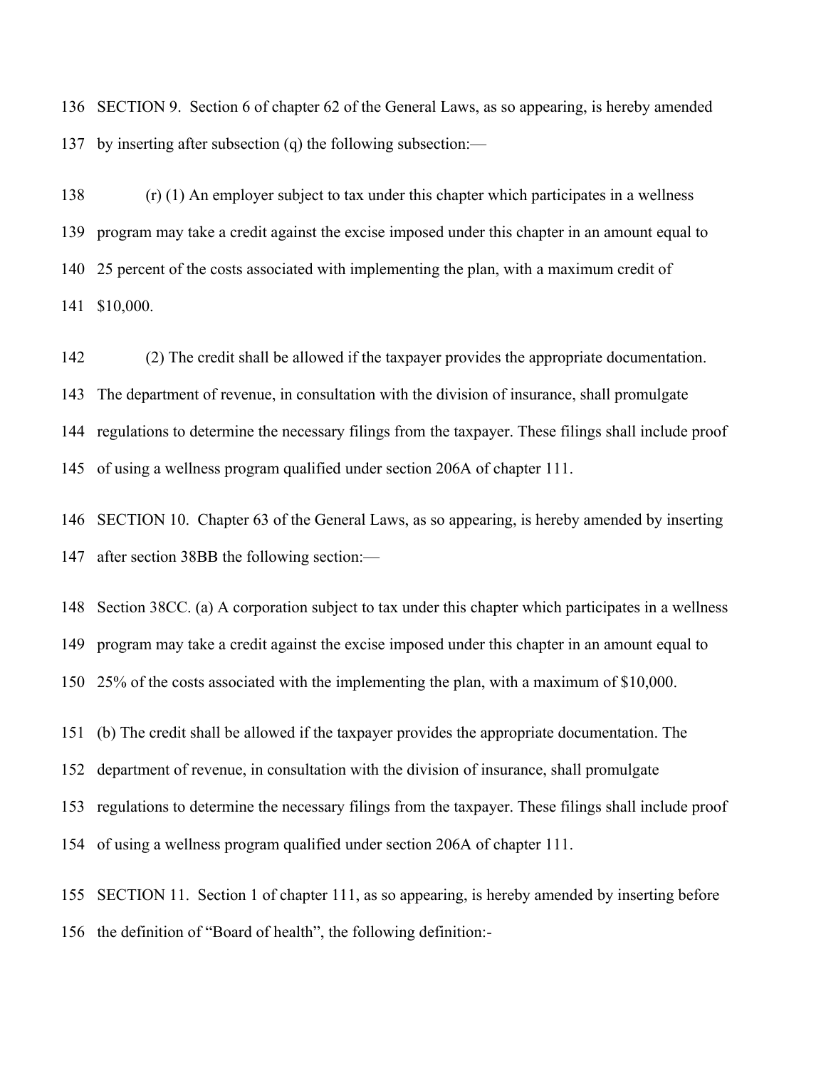SECTION 9. Section 6 of chapter 62 of the General Laws, as so appearing, is hereby amended by inserting after subsection (q) the following subsection:—

(r) (1) An employer subject to tax under this chapter which participates in a wellness program may take a credit against the excise imposed under this chapter in an amount equal to 25 percent of the costs associated with implementing the plan, with a maximum credit of $10,000.

(2) The credit shall be allowed if the taxpayer provides the appropriate documentation. The department of revenue, in consultation with the division of insurance, shall promulgate regulations to determine the necessary filings from the taxpayer. These filings shall include proof of using a wellness program qualified under section 206A of chapter 111.

SECTION 10. Chapter 63 of the General Laws, as so appearing, is hereby amended by inserting after section 38BB the following section:—

Section 38CC. (a) A corporation subject to tax under this chapter which participates in a wellness program may take a credit against the excise imposed under this chapter in an amount equal to 25% of the costs associated with the implementing the plan, with a maximum of $10,000.

(b) The credit shall be allowed if the taxpayer provides the appropriate documentation. The department of revenue, in consultation with the division of insurance, shall promulgate regulations to determine the necessary filings from the taxpayer. These filings shall include proof of using a wellness program qualified under section 206A of chapter 111.

SECTION 11. Section 1 of chapter 111, as so appearing, is hereby amended by inserting before the definition of "Board of health", the following definition:-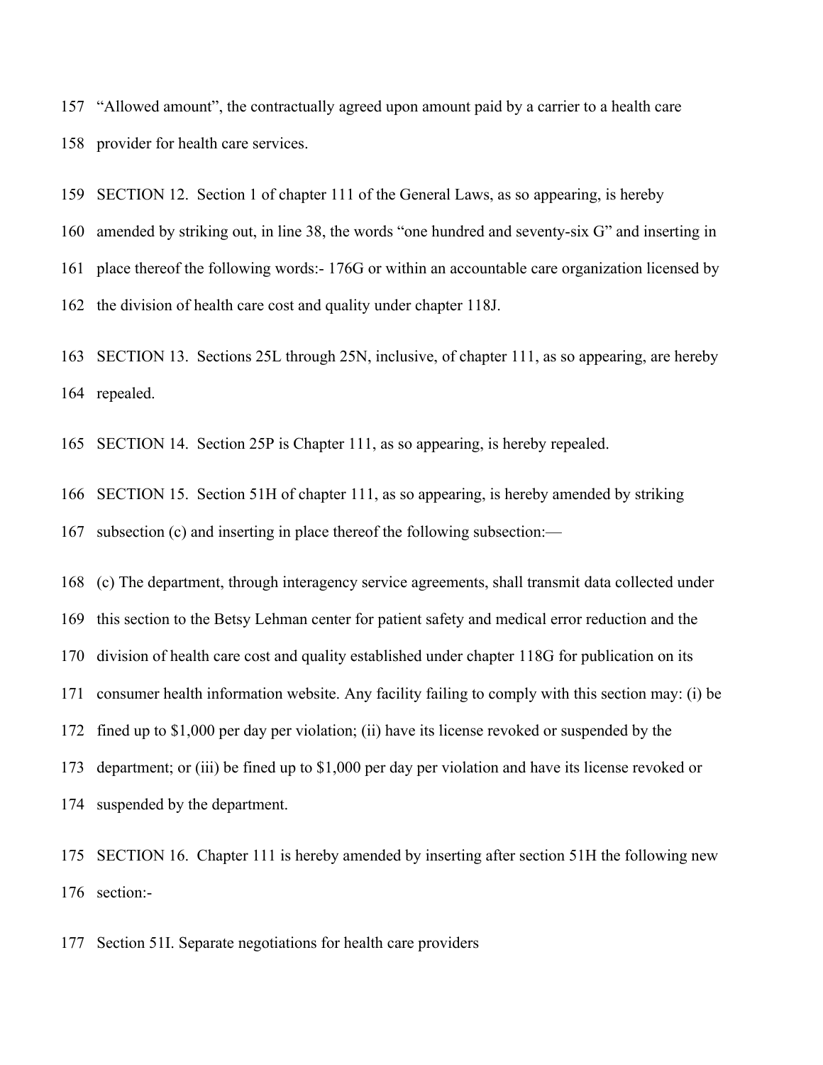157 “Allowed amount”, the contractually agreed upon amount paid by a carrier to a health care
158 provider for health care services.

159 SECTION 12. Section 1 of chapter 111 of the General Laws, as so appearing, is hereby
160 amended by striking out, in line 38, the words “one hundred and seventy-six G” and inserting in
161 place thereof the following words:- 176G or within an accountable care organization licensed by
162 the division of health care cost and quality under chapter 118J.

163 SECTION 13. Sections 25L through 25N, inclusive, of chapter 111, as so appearing, are hereby
164 repealed.

165 SECTION 14. Section 25P is Chapter 111, as so appearing, is hereby repealed.

166 SECTION 15. Section 51H of chapter 111, as so appearing, is hereby amended by striking
167 subsection (c) and inserting in place thereof the following subsection:—

168 (c) The department, through interagency service agreements, shall transmit data collected under
169 this section to the Betsy Lehman center for patient safety and medical error reduction and the
170 division of health care cost and quality established under chapter 118G for publication on its
171 consumer health information website. Any facility failing to comply with this section may: (i) be
172 fined up to $1,000 per day per violation; (ii) have its license revoked or suspended by the
173 department; or (iii) be fined up to $1,000 per day per violation and have its license revoked or
174 suspended by the department.

175 SECTION 16. Chapter 111 is hereby amended by inserting after section 51H the following new
176 section:-

177 Section 51I. Separate negotiations for health care providers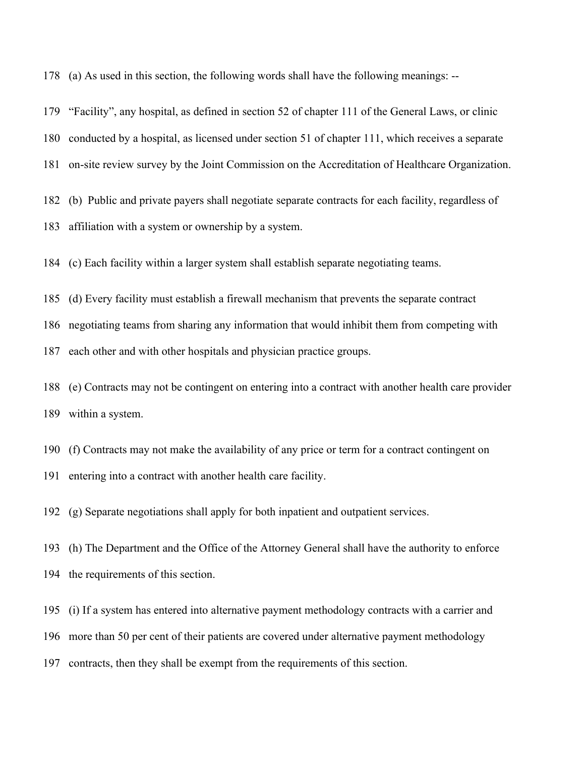178 (a) As used in this section, the following words shall have the following meanings: --

179 "Facility", any hospital, as defined in section 52 of chapter 111 of the General Laws, or clinic

180 conducted by a hospital, as licensed under section 51 of chapter 111, which receives a separate

181 on-site review survey by the Joint Commission on the Accreditation of Healthcare Organization.

182 (b) Public and private payers shall negotiate separate contracts for each facility, regardless of

183 affiliation with a system or ownership by a system.

184 (c) Each facility within a larger system shall establish separate negotiating teams.

185 (d) Every facility must establish a firewall mechanism that prevents the separate contract

186 negotiating teams from sharing any information that would inhibit them from competing with

187 each other and with other hospitals and physician practice groups.

188 (e) Contracts may not be contingent on entering into a contract with another health care provider

189 within a system.

190 (f) Contracts may not make the availability of any price or term for a contract contingent on

191 entering into a contract with another health care facility.

192 (g) Separate negotiations shall apply for both inpatient and outpatient services.

193 (h) The Department and the Office of the Attorney General shall have the authority to enforce

194 the requirements of this section.

195 (i) If a system has entered into alternative payment methodology contracts with a carrier and

196 more than 50 per cent of their patients are covered under alternative payment methodology

197 contracts, then they shall be exempt from the requirements of this section.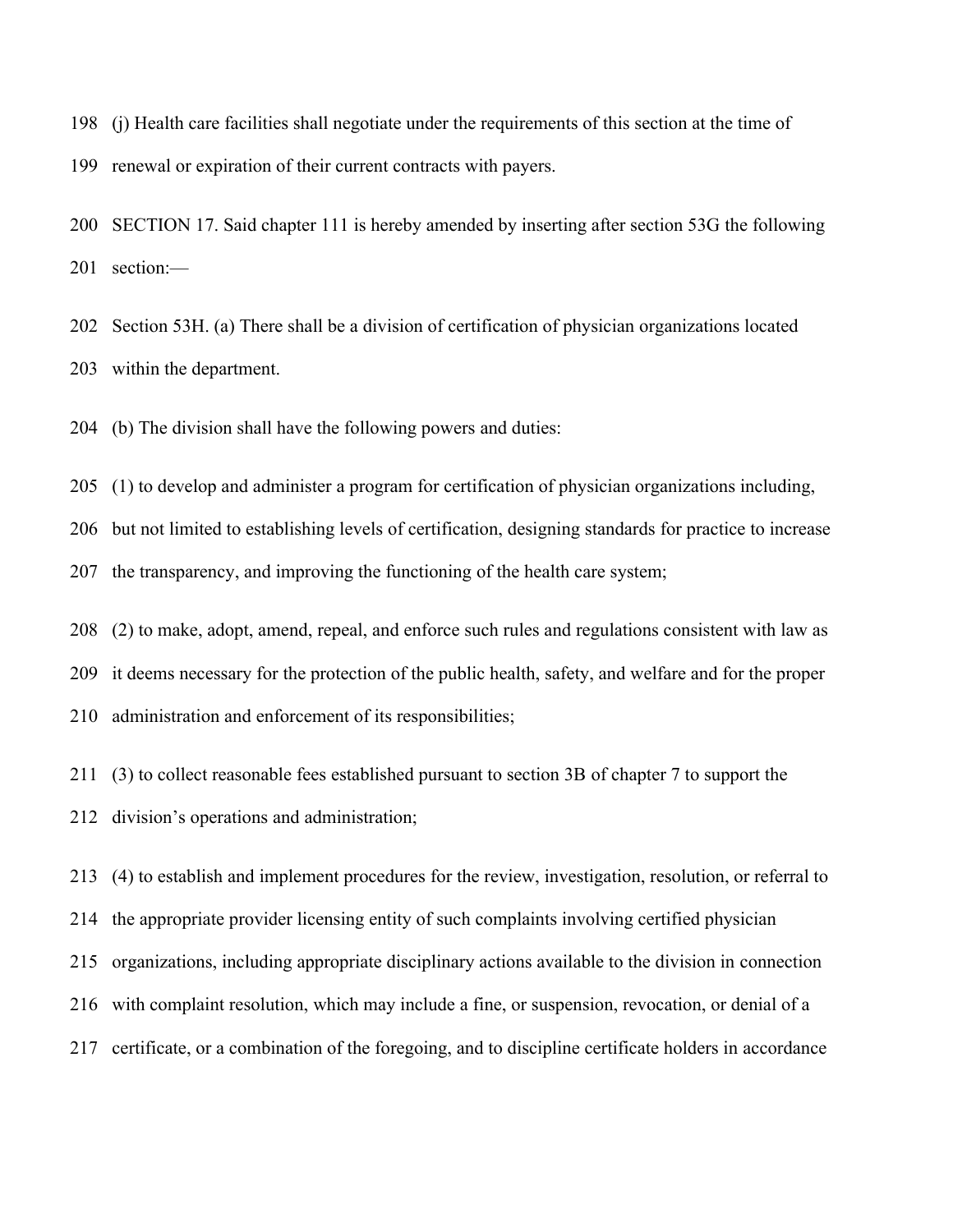(j) Health care facilities shall negotiate under the requirements of this section at the time of renewal or expiration of their current contracts with payers.

SECTION 17. Said chapter 111 is hereby amended by inserting after section 53G the following section:—

Section 53H. (a) There shall be a division of certification of physician organizations located within the department.

(b) The division shall have the following powers and duties:

(1) to develop and administer a program for certification of physician organizations including, but not limited to establishing levels of certification, designing standards for practice to increase the transparency, and improving the functioning of the health care system;

(2) to make, adopt, amend, repeal, and enforce such rules and regulations consistent with law as it deems necessary for the protection of the public health, safety, and welfare and for the proper administration and enforcement of its responsibilities;

(3) to collect reasonable fees established pursuant to section 3B of chapter 7 to support the division's operations and administration;

(4) to establish and implement procedures for the review, investigation, resolution, or referral to the appropriate provider licensing entity of such complaints involving certified physician organizations, including appropriate disciplinary actions available to the division in connection with complaint resolution, which may include a fine, or suspension, revocation, or denial of a certificate, or a combination of the foregoing, and to discipline certificate holders in accordance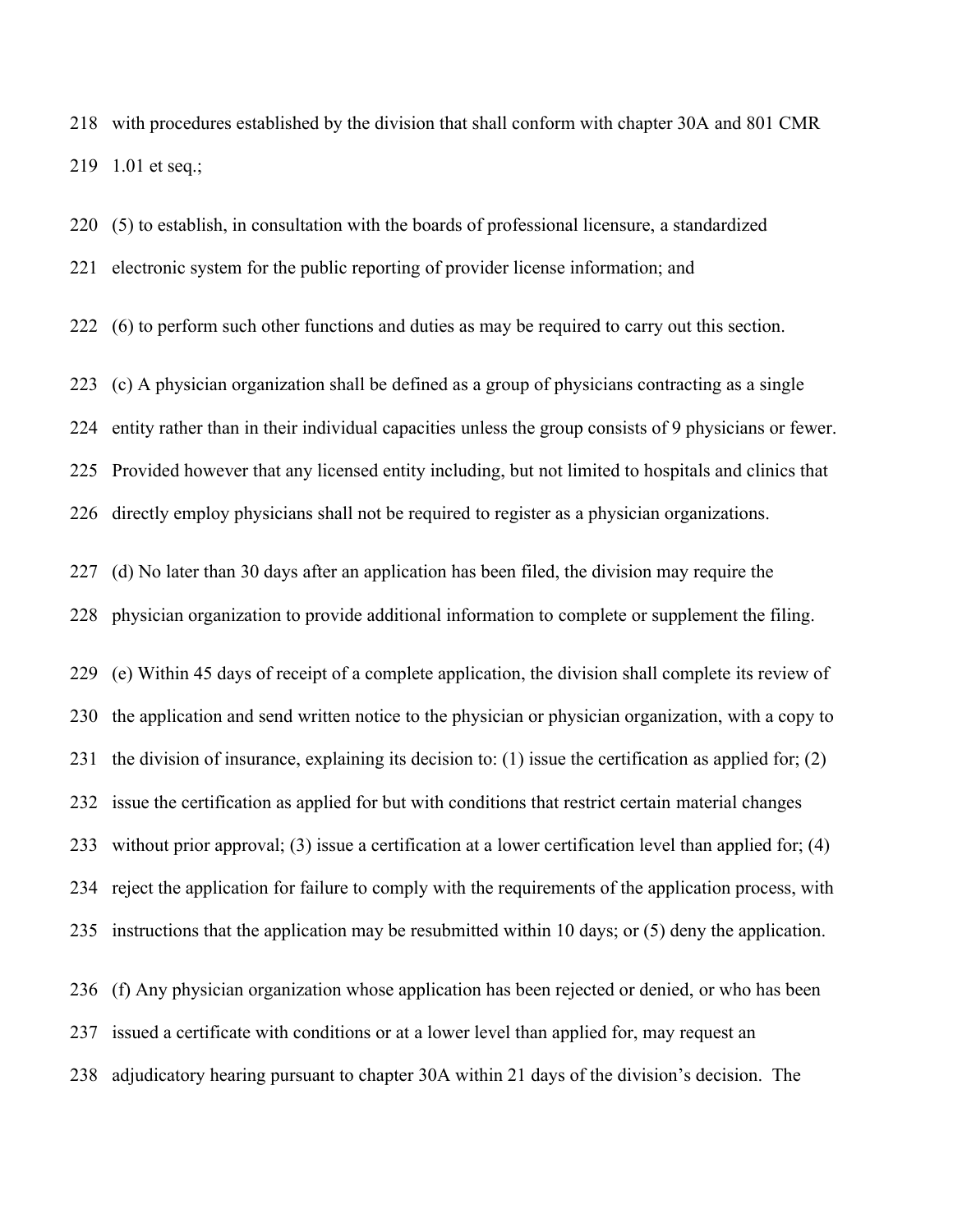with procedures established by the division that shall conform with chapter 30A and 801 CMR 1.01 et seq.;

(5) to establish, in consultation with the boards of professional licensure, a standardized electronic system for the public reporting of provider license information; and

(6) to perform such other functions and duties as may be required to carry out this section.

(c) A physician organization shall be defined as a group of physicians contracting as a single entity rather than in their individual capacities unless the group consists of 9 physicians or fewer. Provided however that any licensed entity including, but not limited to hospitals and clinics that directly employ physicians shall not be required to register as a physician organizations.

(d) No later than 30 days after an application has been filed, the division may require the physician organization to provide additional information to complete or supplement the filing.

(e) Within 45 days of receipt of a complete application, the division shall complete its review of the application and send written notice to the physician or physician organization, with a copy to the division of insurance, explaining its decision to: (1) issue the certification as applied for; (2) issue the certification as applied for but with conditions that restrict certain material changes without prior approval; (3) issue a certification at a lower certification level than applied for; (4) reject the application for failure to comply with the requirements of the application process, with instructions that the application may be resubmitted within 10 days; or (5) deny the application.

(f) Any physician organization whose application has been rejected or denied, or who has been issued a certificate with conditions or at a lower level than applied for, may request an adjudicatory hearing pursuant to chapter 30A within 21 days of the division's decision. The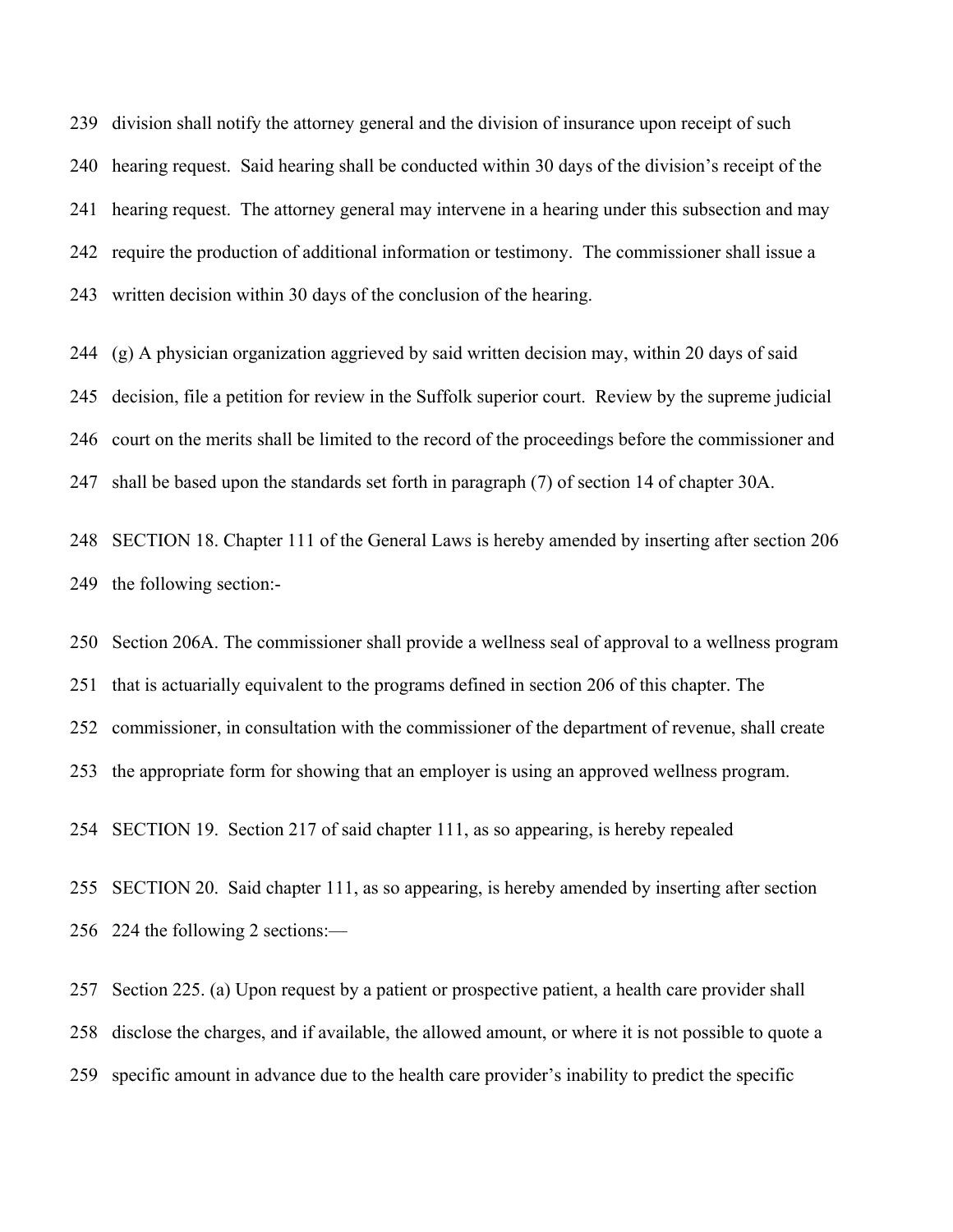division shall notify the attorney general and the division of insurance upon receipt of such hearing request. Said hearing shall be conducted within 30 days of the division's receipt of the hearing request. The attorney general may intervene in a hearing under this subsection and may require the production of additional information or testimony. The commissioner shall issue a written decision within 30 days of the conclusion of the hearing.

(g) A physician organization aggrieved by said written decision may, within 20 days of said decision, file a petition for review in the Suffolk superior court. Review by the supreme judicial court on the merits shall be limited to the record of the proceedings before the commissioner and shall be based upon the standards set forth in paragraph (7) of section 14 of chapter 30A.

SECTION 18. Chapter 111 of the General Laws is hereby amended by inserting after section 206 the following section:-

Section 206A. The commissioner shall provide a wellness seal of approval to a wellness program that is actuarially equivalent to the programs defined in section 206 of this chapter. The commissioner, in consultation with the commissioner of the department of revenue, shall create the appropriate form for showing that an employer is using an approved wellness program.

SECTION 19. Section 217 of said chapter 111, as so appearing, is hereby repealed

SECTION 20. Said chapter 111, as so appearing, is hereby amended by inserting after section 224 the following 2 sections:—

Section 225. (a) Upon request by a patient or prospective patient, a health care provider shall disclose the charges, and if available, the allowed amount, or where it is not possible to quote a specific amount in advance due to the health care provider's inability to predict the specific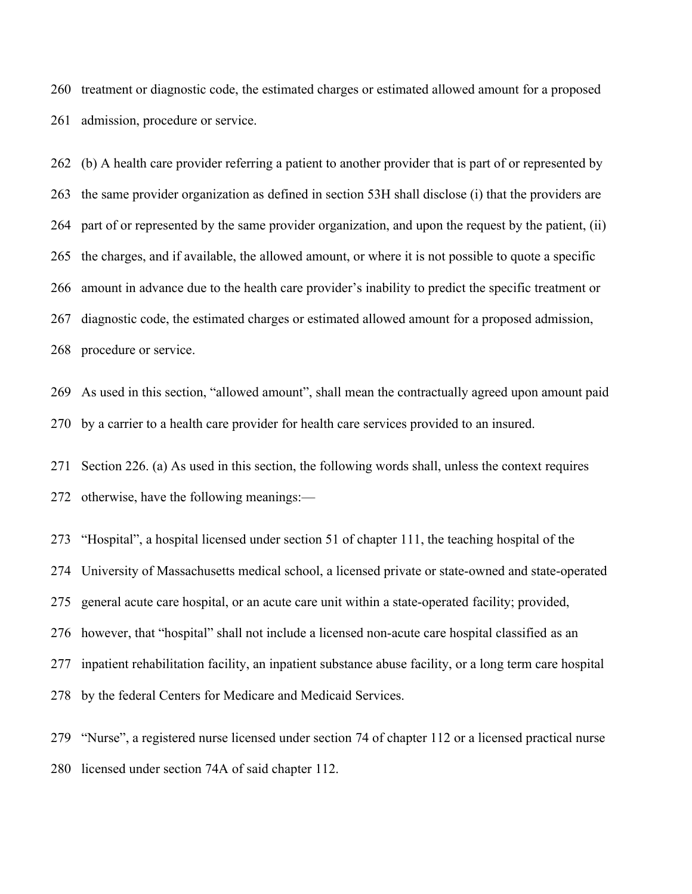treatment or diagnostic code, the estimated charges or estimated allowed amount for a proposed admission, procedure or service.

(b) A health care provider referring a patient to another provider that is part of or represented by the same provider organization as defined in section 53H shall disclose (i) that the providers are part of or represented by the same provider organization, and upon the request by the patient, (ii) the charges, and if available, the allowed amount, or where it is not possible to quote a specific amount in advance due to the health care provider's inability to predict the specific treatment or diagnostic code, the estimated charges or estimated allowed amount for a proposed admission, procedure or service.

As used in this section, "allowed amount", shall mean the contractually agreed upon amount paid by a carrier to a health care provider for health care services provided to an insured.

Section 226. (a) As used in this section, the following words shall, unless the context requires otherwise, have the following meanings:—

"Hospital", a hospital licensed under section 51 of chapter 111, the teaching hospital of the University of Massachusetts medical school, a licensed private or state-owned and state-operated general acute care hospital, or an acute care unit within a state-operated facility; provided, however, that "hospital" shall not include a licensed non-acute care hospital classified as an inpatient rehabilitation facility, an inpatient substance abuse facility, or a long term care hospital by the federal Centers for Medicare and Medicaid Services.

"Nurse", a registered nurse licensed under section 74 of chapter 112 or a licensed practical nurse licensed under section 74A of said chapter 112.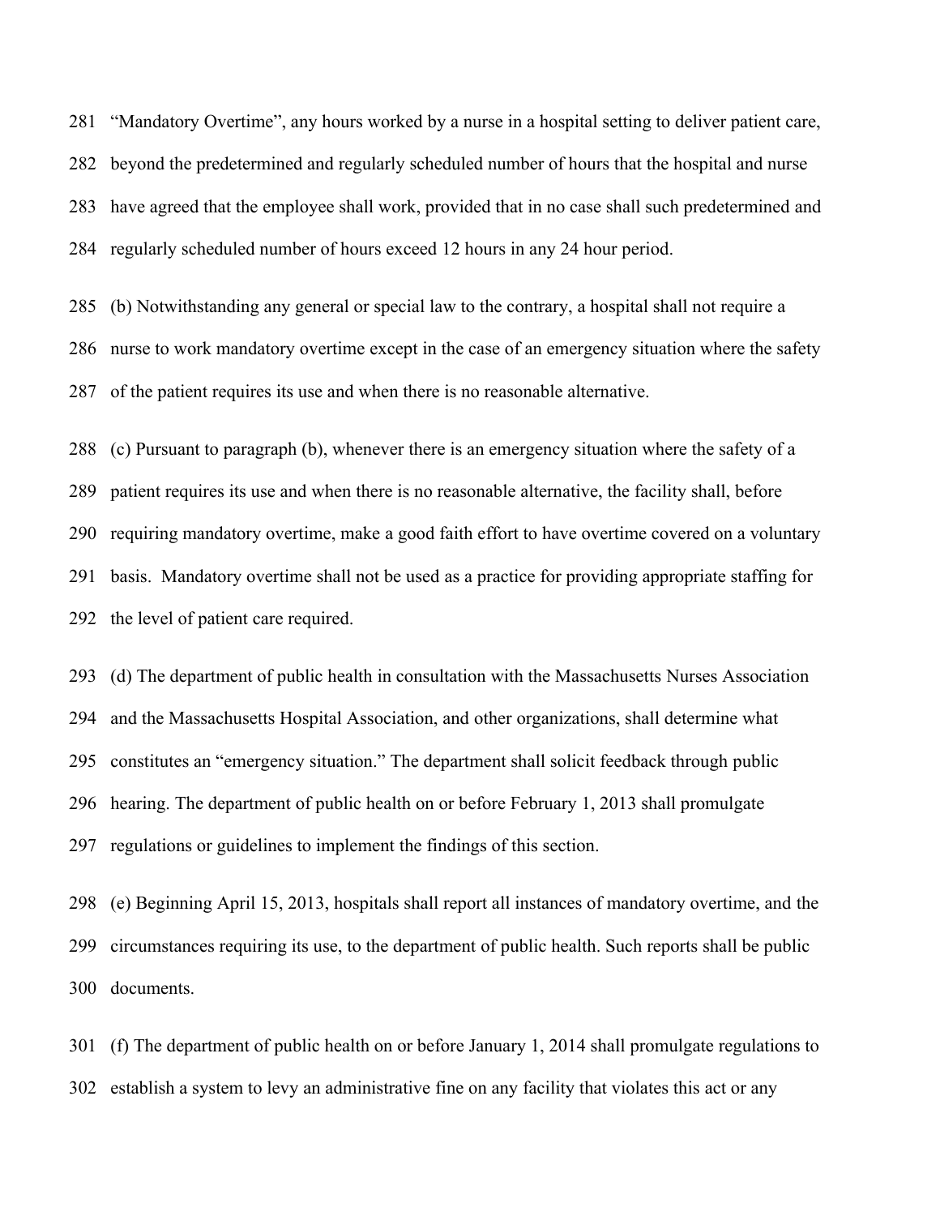"Mandatory Overtime", any hours worked by a nurse in a hospital setting to deliver patient care, beyond the predetermined and regularly scheduled number of hours that the hospital and nurse have agreed that the employee shall work, provided that in no case shall such predetermined and regularly scheduled number of hours exceed 12 hours in any 24 hour period.

(b) Notwithstanding any general or special law to the contrary, a hospital shall not require a nurse to work mandatory overtime except in the case of an emergency situation where the safety of the patient requires its use and when there is no reasonable alternative.

(c) Pursuant to paragraph (b), whenever there is an emergency situation where the safety of a patient requires its use and when there is no reasonable alternative, the facility shall, before requiring mandatory overtime, make a good faith effort to have overtime covered on a voluntary basis. Mandatory overtime shall not be used as a practice for providing appropriate staffing for the level of patient care required.

(d) The department of public health in consultation with the Massachusetts Nurses Association and the Massachusetts Hospital Association, and other organizations, shall determine what constitutes an "emergency situation." The department shall solicit feedback through public hearing. The department of public health on or before February 1, 2013 shall promulgate regulations or guidelines to implement the findings of this section.

(e) Beginning April 15, 2013, hospitals shall report all instances of mandatory overtime, and the circumstances requiring its use, to the department of public health. Such reports shall be public documents.

(f) The department of public health on or before January 1, 2014 shall promulgate regulations to establish a system to levy an administrative fine on any facility that violates this act or any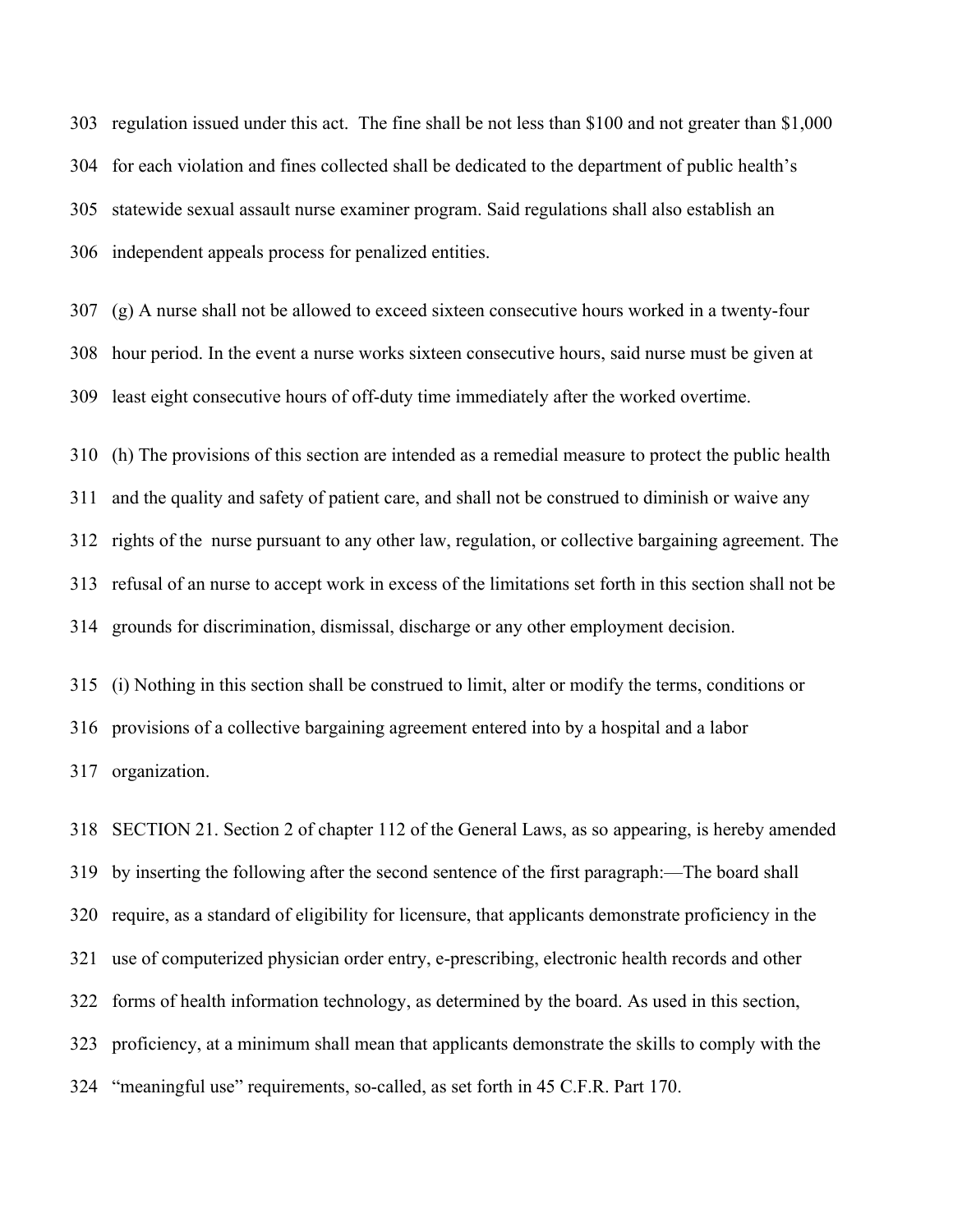regulation issued under this act. The fine shall be not less than $100 and not greater than $1,000 for each violation and fines collected shall be dedicated to the department of public health's statewide sexual assault nurse examiner program. Said regulations shall also establish an independent appeals process for penalized entities.

(g) A nurse shall not be allowed to exceed sixteen consecutive hours worked in a twenty-four hour period. In the event a nurse works sixteen consecutive hours, said nurse must be given at least eight consecutive hours of off-duty time immediately after the worked overtime.

(h) The provisions of this section are intended as a remedial measure to protect the public health and the quality and safety of patient care, and shall not be construed to diminish or waive any rights of the nurse pursuant to any other law, regulation, or collective bargaining agreement. The refusal of an nurse to accept work in excess of the limitations set forth in this section shall not be grounds for discrimination, dismissal, discharge or any other employment decision.

(i) Nothing in this section shall be construed to limit, alter or modify the terms, conditions or provisions of a collective bargaining agreement entered into by a hospital and a labor organization.

SECTION 21. Section 2 of chapter 112 of the General Laws, as so appearing, is hereby amended by inserting the following after the second sentence of the first paragraph:—The board shall require, as a standard of eligibility for licensure, that applicants demonstrate proficiency in the use of computerized physician order entry, e-prescribing, electronic health records and other forms of health information technology, as determined by the board. As used in this section, proficiency, at a minimum shall mean that applicants demonstrate the skills to comply with the "meaningful use" requirements, so-called, as set forth in 45 C.F.R. Part 170.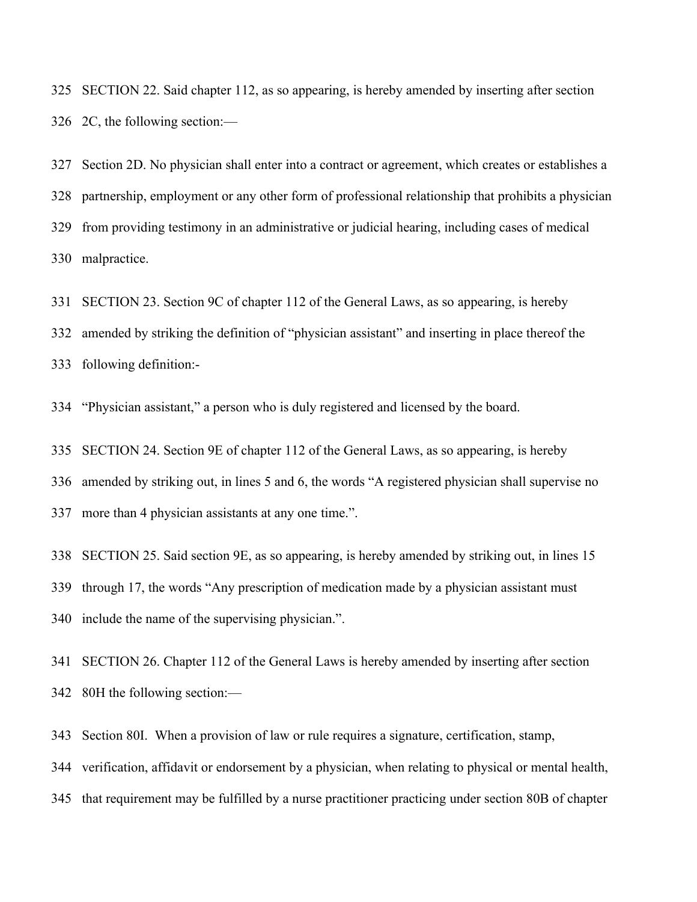325 SECTION 22. Said chapter 112, as so appearing, is hereby amended by inserting after section

326 2C, the following section:—

327 Section 2D. No physician shall enter into a contract or agreement, which creates or establishes a

328 partnership, employment or any other form of professional relationship that prohibits a physician

329 from providing testimony in an administrative or judicial hearing, including cases of medical

330 malpractice.

331 SECTION 23. Section 9C of chapter 112 of the General Laws, as so appearing, is hereby

332 amended by striking the definition of "physician assistant" and inserting in place thereof the

333 following definition:-

334 "Physician assistant," a person who is duly registered and licensed by the board.

335 SECTION 24. Section 9E of chapter 112 of the General Laws, as so appearing, is hereby

336 amended by striking out, in lines 5 and 6, the words "A registered physician shall supervise no

337 more than 4 physician assistants at any one time.".

338 SECTION 25. Said section 9E, as so appearing, is hereby amended by striking out, in lines 15

339 through 17, the words "Any prescription of medication made by a physician assistant must

340 include the name of the supervising physician.".

341 SECTION 26. Chapter 112 of the General Laws is hereby amended by inserting after section

342 80H the following section:—

343 Section 80I. When a provision of law or rule requires a signature, certification, stamp,

344 verification, affidavit or endorsement by a physician, when relating to physical or mental health,

345 that requirement may be fulfilled by a nurse practitioner practicing under section 80B of chapter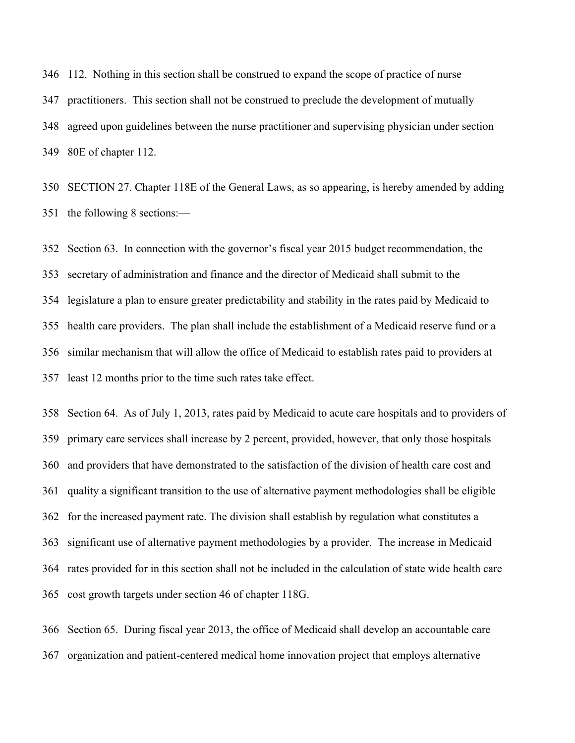112. Nothing in this section shall be construed to expand the scope of practice of nurse practitioners. This section shall not be construed to preclude the development of mutually agreed upon guidelines between the nurse practitioner and supervising physician under section 80E of chapter 112.

SECTION 27. Chapter 118E of the General Laws, as so appearing, is hereby amended by adding the following 8 sections:—

Section 63. In connection with the governor's fiscal year 2015 budget recommendation, the secretary of administration and finance and the director of Medicaid shall submit to the legislature a plan to ensure greater predictability and stability in the rates paid by Medicaid to health care providers. The plan shall include the establishment of a Medicaid reserve fund or a similar mechanism that will allow the office of Medicaid to establish rates paid to providers at least 12 months prior to the time such rates take effect.

Section 64. As of July 1, 2013, rates paid by Medicaid to acute care hospitals and to providers of primary care services shall increase by 2 percent, provided, however, that only those hospitals and providers that have demonstrated to the satisfaction of the division of health care cost and quality a significant transition to the use of alternative payment methodologies shall be eligible for the increased payment rate. The division shall establish by regulation what constitutes a significant use of alternative payment methodologies by a provider. The increase in Medicaid rates provided for in this section shall not be included in the calculation of state wide health care cost growth targets under section 46 of chapter 118G.

Section 65. During fiscal year 2013, the office of Medicaid shall develop an accountable care organization and patient-centered medical home innovation project that employs alternative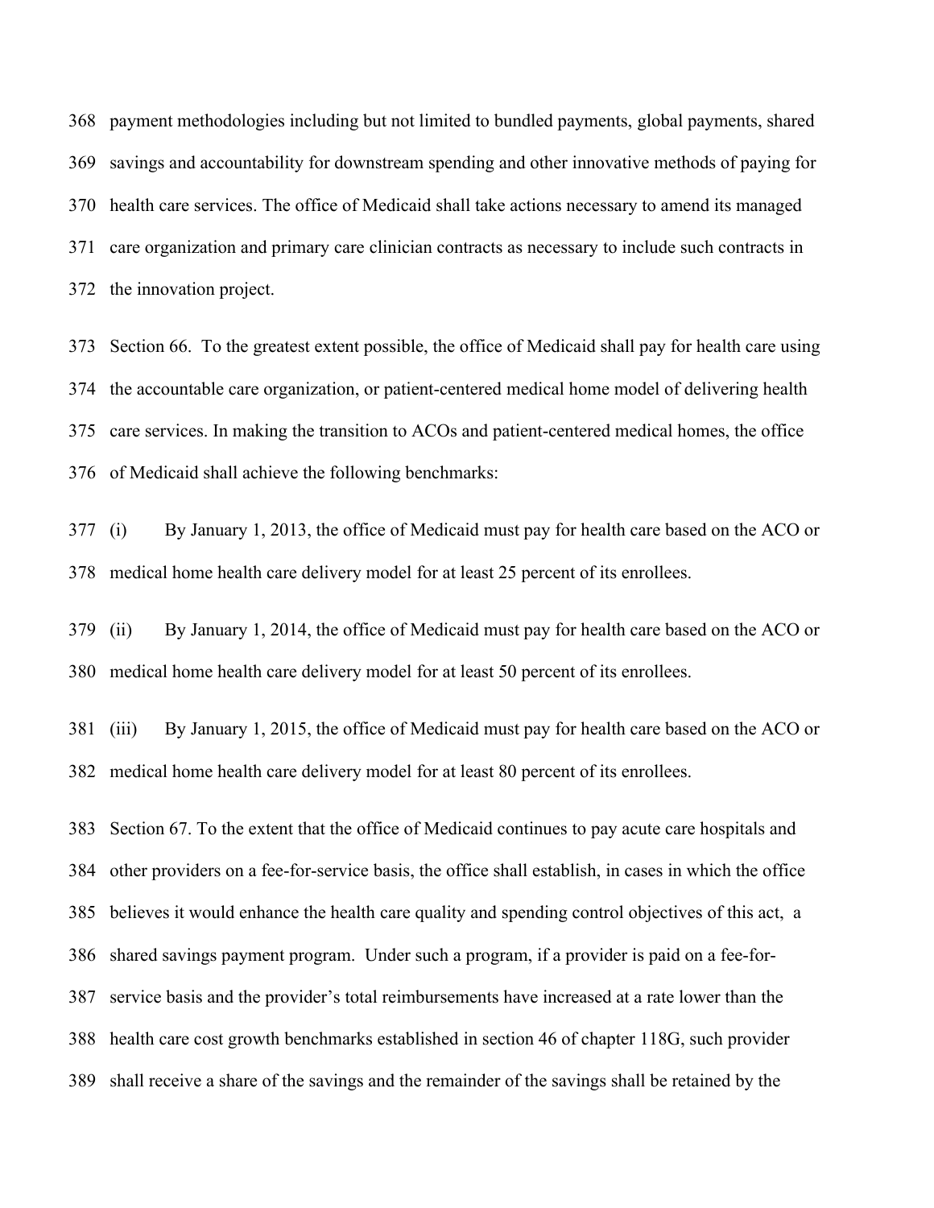payment methodologies including but not limited to bundled payments, global payments, shared savings and accountability for downstream spending and other innovative methods of paying for health care services. The office of Medicaid shall take actions necessary to amend its managed care organization and primary care clinician contracts as necessary to include such contracts in the innovation project.

Section 66. To the greatest extent possible, the office of Medicaid shall pay for health care using the accountable care organization, or patient-centered medical home model of delivering health care services. In making the transition to ACOs and patient-centered medical homes, the office of Medicaid shall achieve the following benchmarks:

(i) By January 1, 2013, the office of Medicaid must pay for health care based on the ACO or medical home health care delivery model for at least 25 percent of its enrollees.

(ii) By January 1, 2014, the office of Medicaid must pay for health care based on the ACO or medical home health care delivery model for at least 50 percent of its enrollees.

(iii) By January 1, 2015, the office of Medicaid must pay for health care based on the ACO or medical home health care delivery model for at least 80 percent of its enrollees.

Section 67. To the extent that the office of Medicaid continues to pay acute care hospitals and other providers on a fee-for-service basis, the office shall establish, in cases in which the office believes it would enhance the health care quality and spending control objectives of this act, a shared savings payment program. Under such a program, if a provider is paid on a fee-for-service basis and the provider's total reimbursements have increased at a rate lower than the health care cost growth benchmarks established in section 46 of chapter 118G, such provider shall receive a share of the savings and the remainder of the savings shall be retained by the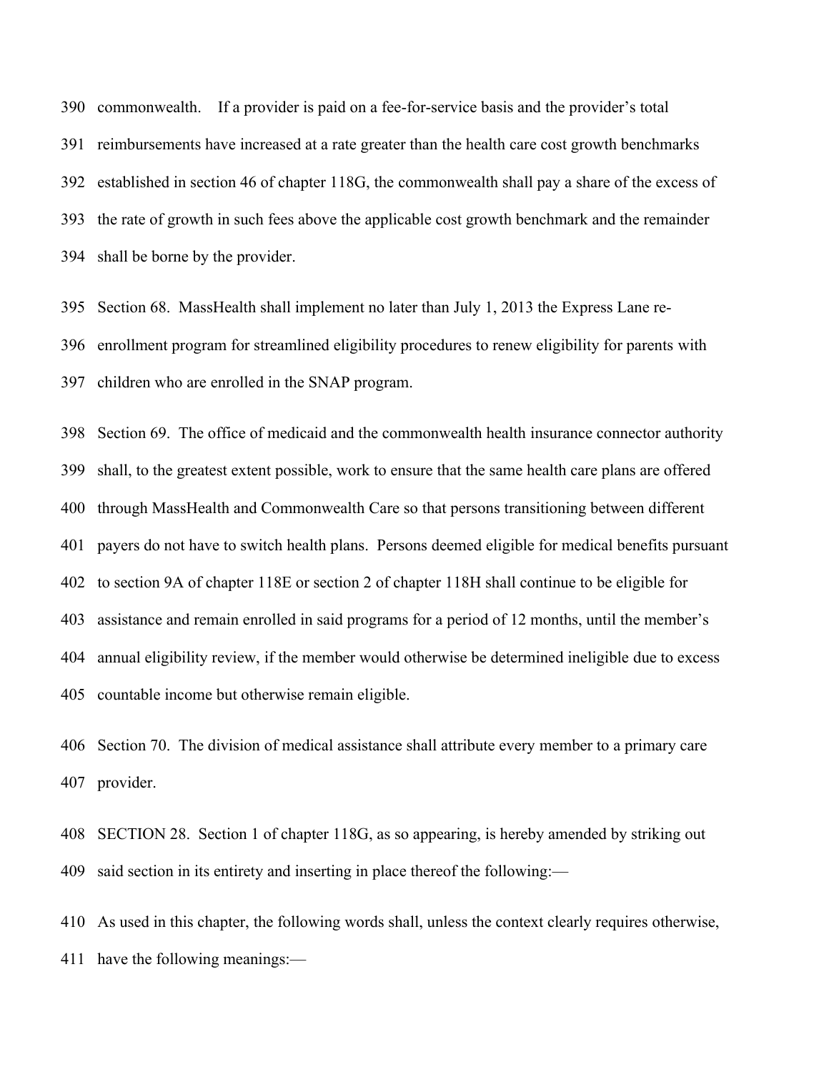commonwealth. If a provider is paid on a fee-for-service basis and the provider's total reimbursements have increased at a rate greater than the health care cost growth benchmarks established in section 46 of chapter 118G, the commonwealth shall pay a share of the excess of the rate of growth in such fees above the applicable cost growth benchmark and the remainder shall be borne by the provider.

Section 68. MassHealth shall implement no later than July 1, 2013 the Express Lane re-enrollment program for streamlined eligibility procedures to renew eligibility for parents with children who are enrolled in the SNAP program.

Section 69. The office of medicaid and the commonwealth health insurance connector authority shall, to the greatest extent possible, work to ensure that the same health care plans are offered through MassHealth and Commonwealth Care so that persons transitioning between different payers do not have to switch health plans. Persons deemed eligible for medical benefits pursuant to section 9A of chapter 118E or section 2 of chapter 118H shall continue to be eligible for assistance and remain enrolled in said programs for a period of 12 months, until the member's annual eligibility review, if the member would otherwise be determined ineligible due to excess countable income but otherwise remain eligible.

Section 70. The division of medical assistance shall attribute every member to a primary care provider.

SECTION 28. Section 1 of chapter 118G, as so appearing, is hereby amended by striking out said section in its entirety and inserting in place thereof the following:—

As used in this chapter, the following words shall, unless the context clearly requires otherwise, have the following meanings:—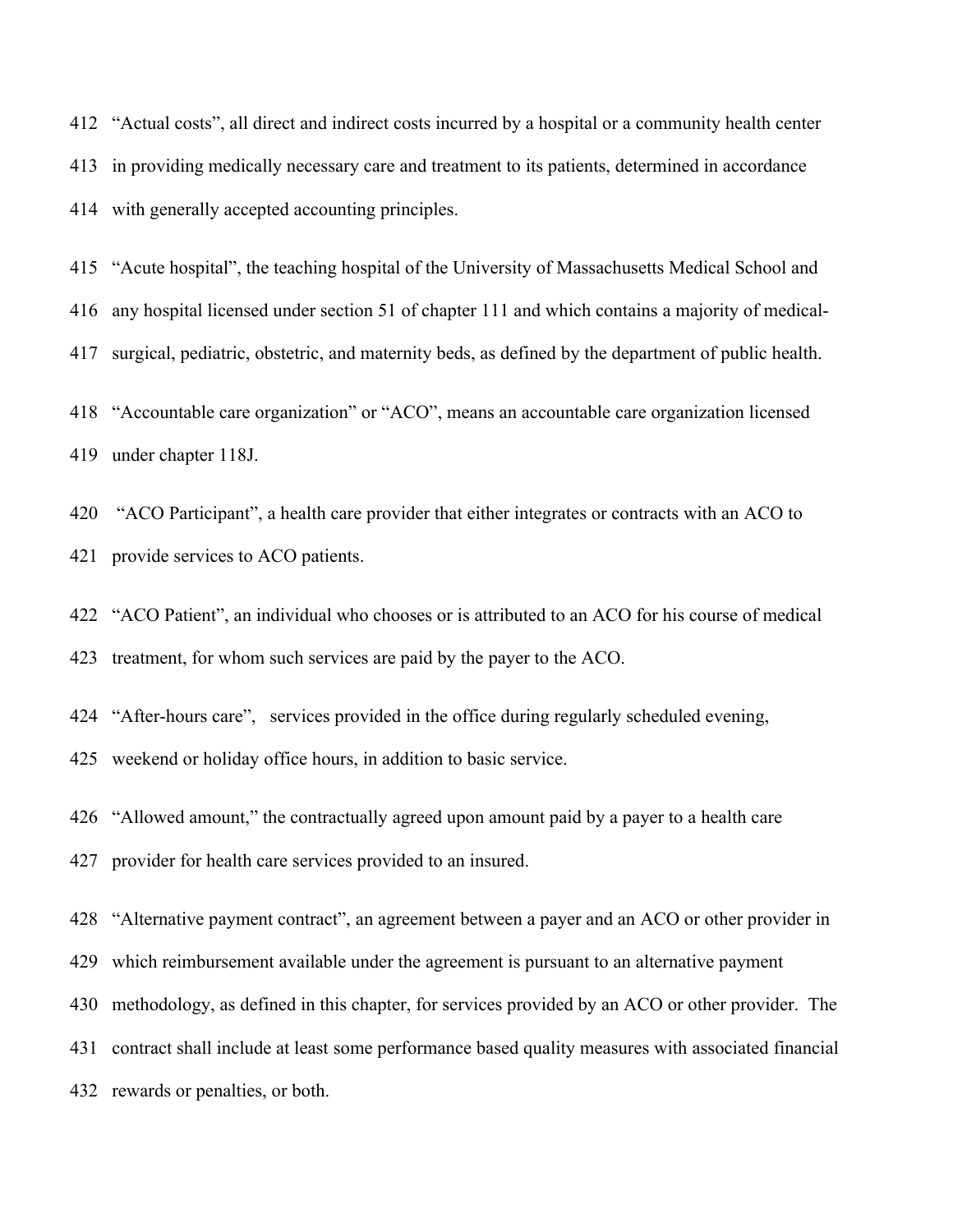412 “Actual costs”, all direct and indirect costs incurred by a hospital or a community health center
413 in providing medically necessary care and treatment to its patients, determined in accordance
414 with generally accepted accounting principles.

415 “Acute hospital”, the teaching hospital of the University of Massachusetts Medical School and
416 any hospital licensed under section 51 of chapter 111 and which contains a majority of medical-
417 surgical, pediatric, obstetric, and maternity beds, as defined by the department of public health.

418 “Accountable care organization” or “ACO”, means an accountable care organization licensed
419 under chapter 118J.

420 “ACO Participant”, a health care provider that either integrates or contracts with an ACO to
421 provide services to ACO patients.

422 “ACO Patient”, an individual who chooses or is attributed to an ACO for his course of medical
423 treatment, for whom such services are paid by the payer to the ACO.

424 “After-hours care”, services provided in the office during regularly scheduled evening,
425 weekend or holiday office hours, in addition to basic service.

426 “Allowed amount,” the contractually agreed upon amount paid by a payer to a health care
427 provider for health care services provided to an insured.

428 “Alternative payment contract”, an agreement between a payer and an ACO or other provider in
429 which reimbursement available under the agreement is pursuant to an alternative payment
430 methodology, as defined in this chapter, for services provided by an ACO or other provider. The
431 contract shall include at least some performance based quality measures with associated financial
432 rewards or penalties, or both.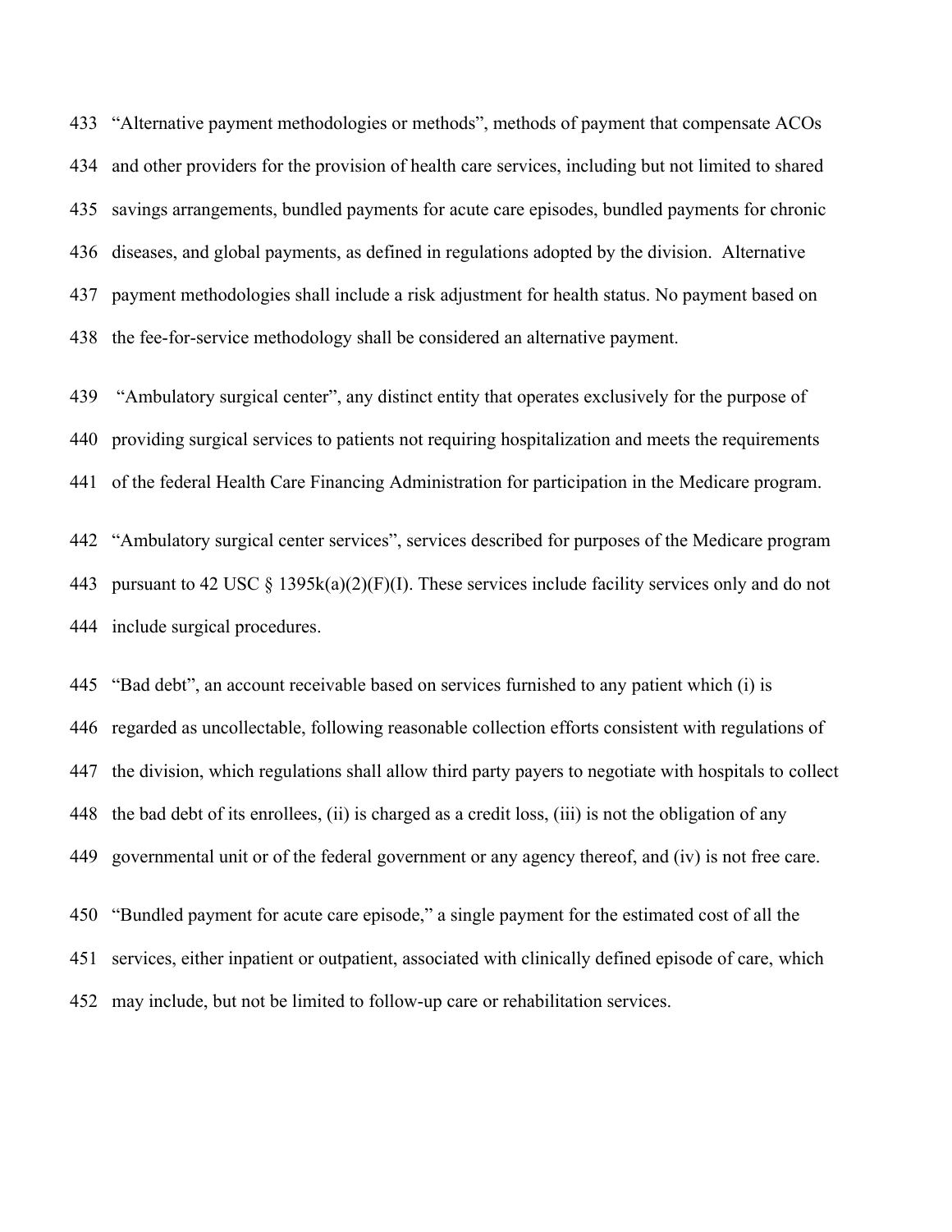433 “Alternative payment methodologies or methods”, methods of payment that compensate ACOs
434 and other providers for the provision of health care services, including but not limited to shared
435 savings arrangements, bundled payments for acute care episodes, bundled payments for chronic
436 diseases, and global payments, as defined in regulations adopted by the division. Alternative
437 payment methodologies shall include a risk adjustment for health status. No payment based on
438 the fee-for-service methodology shall be considered an alternative payment.

439 “Ambulatory surgical center”, any distinct entity that operates exclusively for the purpose of
440 providing surgical services to patients not requiring hospitalization and meets the requirements
441 of the federal Health Care Financing Administration for participation in the Medicare program.

442 “Ambulatory surgical center services”, services described for purposes of the Medicare program
443 pursuant to 42 USC § 1395k(a)(2)(F)(I). These services include facility services only and do not
444 include surgical procedures.

445 “Bad debt”, an account receivable based on services furnished to any patient which (i) is
446 regarded as uncollectable, following reasonable collection efforts consistent with regulations of
447 the division, which regulations shall allow third party payers to negotiate with hospitals to collect
448 the bad debt of its enrollees, (ii) is charged as a credit loss, (iii) is not the obligation of any
449 governmental unit or of the federal government or any agency thereof, and (iv) is not free care.

450 “Bundled payment for acute care episode,” a single payment for the estimated cost of all the
451 services, either inpatient or outpatient, associated with clinically defined episode of care, which
452 may include, but not be limited to follow-up care or rehabilitation services.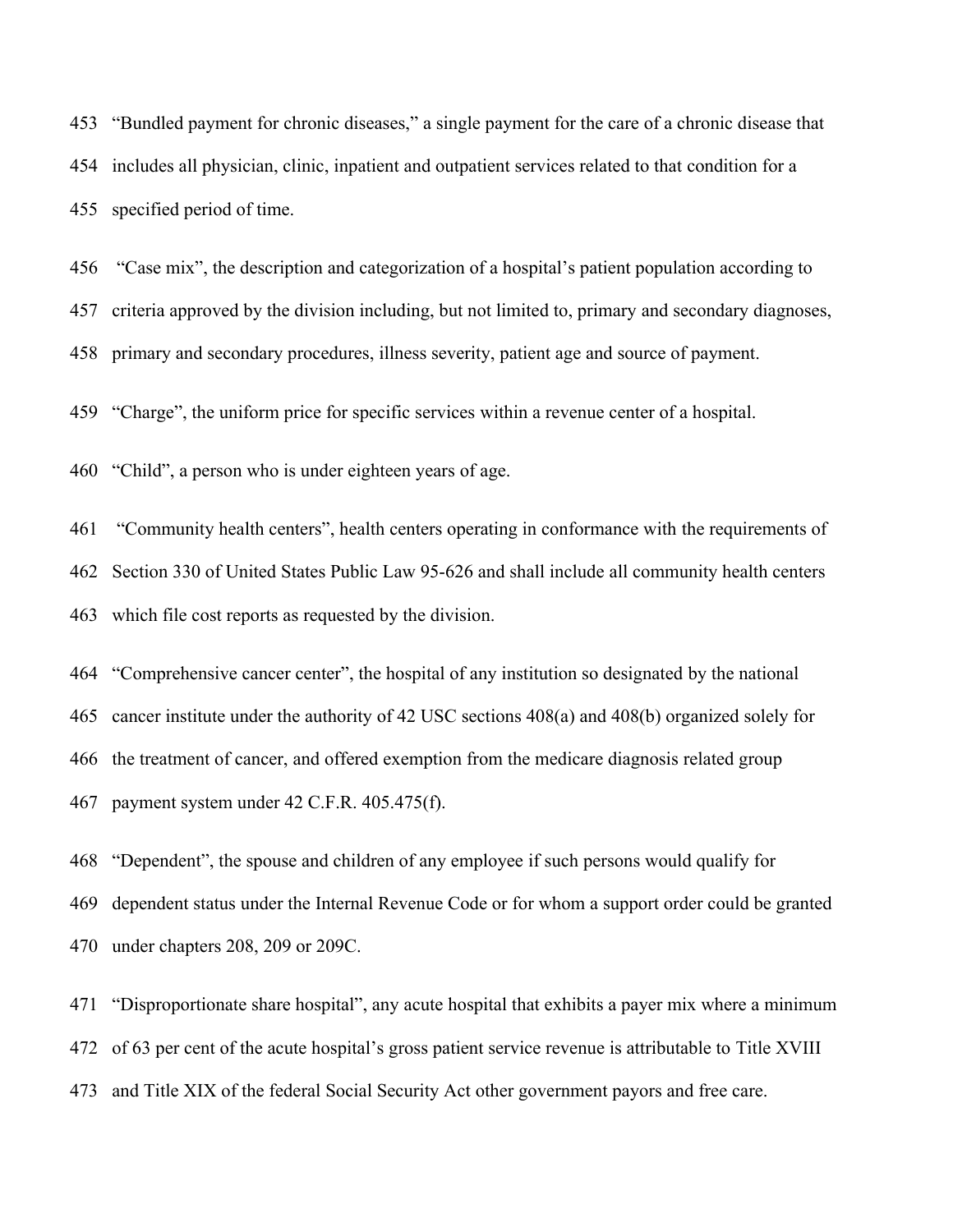453 “Bundled payment for chronic diseases,” a single payment for the care of a chronic disease that
454 includes all physician, clinic, inpatient and outpatient services related to that condition for a
455 specified period of time.

456 “Case mix”, the description and categorization of a hospital’s patient population according to
457 criteria approved by the division including, but not limited to, primary and secondary diagnoses,
458 primary and secondary procedures, illness severity, patient age and source of payment.

459 “Charge”, the uniform price for specific services within a revenue center of a hospital.

460 “Child”, a person who is under eighteen years of age.

461 “Community health centers”, health centers operating in conformance with the requirements of
462 Section 330 of United States Public Law 95-626 and shall include all community health centers
463 which file cost reports as requested by the division.

464 “Comprehensive cancer center”, the hospital of any institution so designated by the national
465 cancer institute under the authority of 42 USC sections 408(a) and 408(b) organized solely for
466 the treatment of cancer, and offered exemption from the medicare diagnosis related group
467 payment system under 42 C.F.R. 405.475(f).

468 “Dependent”, the spouse and children of any employee if such persons would qualify for
469 dependent status under the Internal Revenue Code or for whom a support order could be granted
470 under chapters 208, 209 or 209C.

471 “Disproportionate share hospital”, any acute hospital that exhibits a payer mix where a minimum
472 of 63 per cent of the acute hospital’s gross patient service revenue is attributable to Title XVIII
473 and Title XIX of the federal Social Security Act other government payors and free care.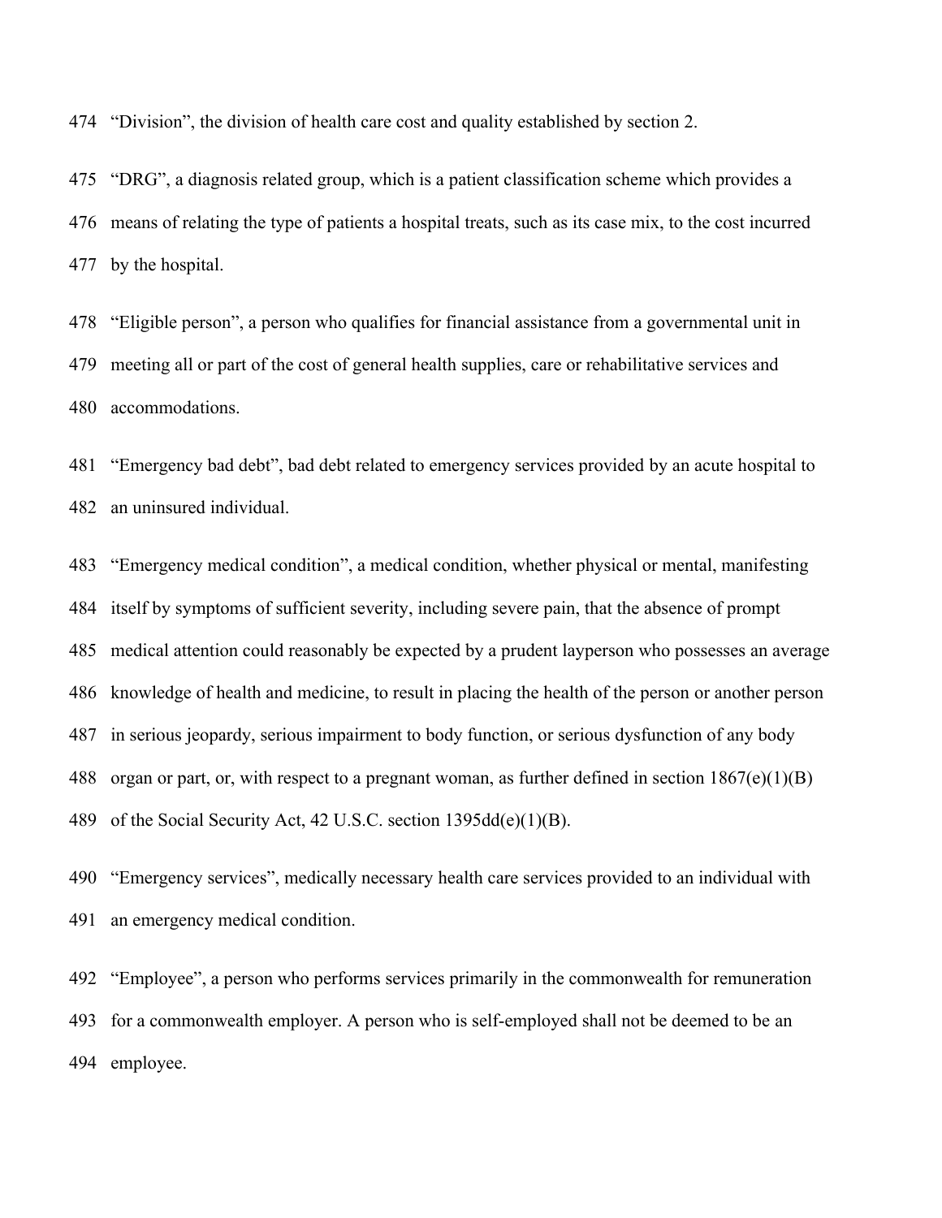"Division", the division of health care cost and quality established by section 2.

"DRG", a diagnosis related group, which is a patient classification scheme which provides a means of relating the type of patients a hospital treats, such as its case mix, to the cost incurred by the hospital.

"Eligible person", a person who qualifies for financial assistance from a governmental unit in meeting all or part of the cost of general health supplies, care or rehabilitative services and accommodations.

"Emergency bad debt", bad debt related to emergency services provided by an acute hospital to an uninsured individual.

"Emergency medical condition", a medical condition, whether physical or mental, manifesting itself by symptoms of sufficient severity, including severe pain, that the absence of prompt medical attention could reasonably be expected by a prudent layperson who possesses an average knowledge of health and medicine, to result in placing the health of the person or another person in serious jeopardy, serious impairment to body function, or serious dysfunction of any body organ or part, or, with respect to a pregnant woman, as further defined in section 1867(e)(1)(B) of the Social Security Act, 42 U.S.C. section 1395dd(e)(1)(B).

"Emergency services", medically necessary health care services provided to an individual with an emergency medical condition.

"Employee", a person who performs services primarily in the commonwealth for remuneration for a commonwealth employer. A person who is self-employed shall not be deemed to be an employee.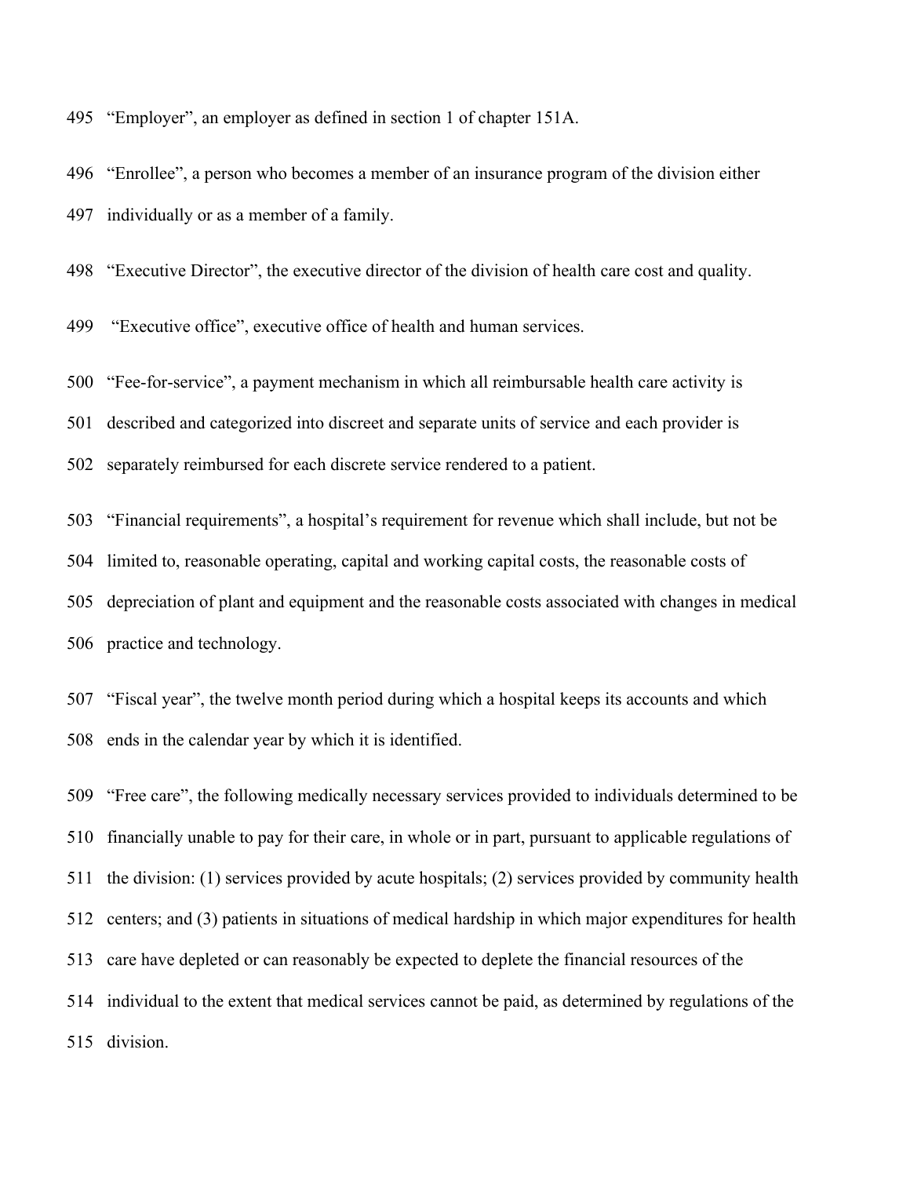495 “Employer”, an employer as defined in section 1 of chapter 151A.

496 “Enrollee”, a person who becomes a member of an insurance program of the division either
497 individually or as a member of a family.

498 “Executive Director”, the executive director of the division of health care cost and quality.

499 “Executive office”, executive office of health and human services.

500 “Fee-for-service”, a payment mechanism in which all reimbursable health care activity is
501 described and categorized into discreet and separate units of service and each provider is
502 separately reimbursed for each discrete service rendered to a patient.

503 “Financial requirements”, a hospital’s requirement for revenue which shall include, but not be
504 limited to, reasonable operating, capital and working capital costs, the reasonable costs of
505 depreciation of plant and equipment and the reasonable costs associated with changes in medical
506 practice and technology.

507 “Fiscal year”, the twelve month period during which a hospital keeps its accounts and which
508 ends in the calendar year by which it is identified.

509 “Free care”, the following medically necessary services provided to individuals determined to be
510 financially unable to pay for their care, in whole or in part, pursuant to applicable regulations of
511 the division: (1) services provided by acute hospitals; (2) services provided by community health
512 centers; and (3) patients in situations of medical hardship in which major expenditures for health
513 care have depleted or can reasonably be expected to deplete the financial resources of the
514 individual to the extent that medical services cannot be paid, as determined by regulations of the
515 division.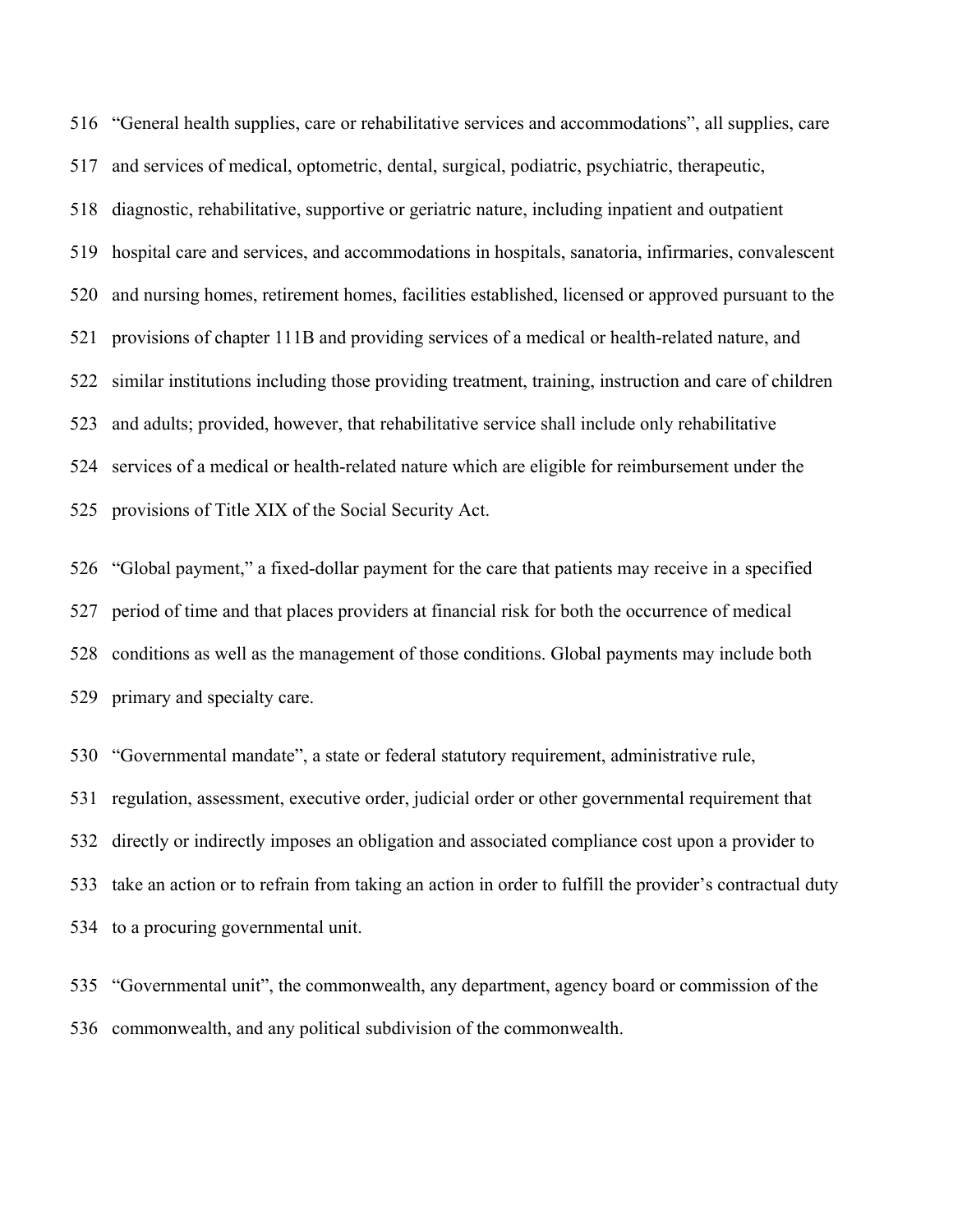"General health supplies, care or rehabilitative services and accommodations", all supplies, care and services of medical, optometric, dental, surgical, podiatric, psychiatric, therapeutic, diagnostic, rehabilitative, supportive or geriatric nature, including inpatient and outpatient hospital care and services, and accommodations in hospitals, sanatoria, infirmaries, convalescent and nursing homes, retirement homes, facilities established, licensed or approved pursuant to the provisions of chapter 111B and providing services of a medical or health-related nature, and similar institutions including those providing treatment, training, instruction and care of children and adults; provided, however, that rehabilitative service shall include only rehabilitative services of a medical or health-related nature which are eligible for reimbursement under the provisions of Title XIX of the Social Security Act.

"Global payment," a fixed-dollar payment for the care that patients may receive in a specified period of time and that places providers at financial risk for both the occurrence of medical conditions as well as the management of those conditions. Global payments may include both primary and specialty care.

"Governmental mandate", a state or federal statutory requirement, administrative rule, regulation, assessment, executive order, judicial order or other governmental requirement that directly or indirectly imposes an obligation and associated compliance cost upon a provider to take an action or to refrain from taking an action in order to fulfill the provider's contractual duty to a procuring governmental unit.

"Governmental unit", the commonwealth, any department, agency board or commission of the commonwealth, and any political subdivision of the commonwealth.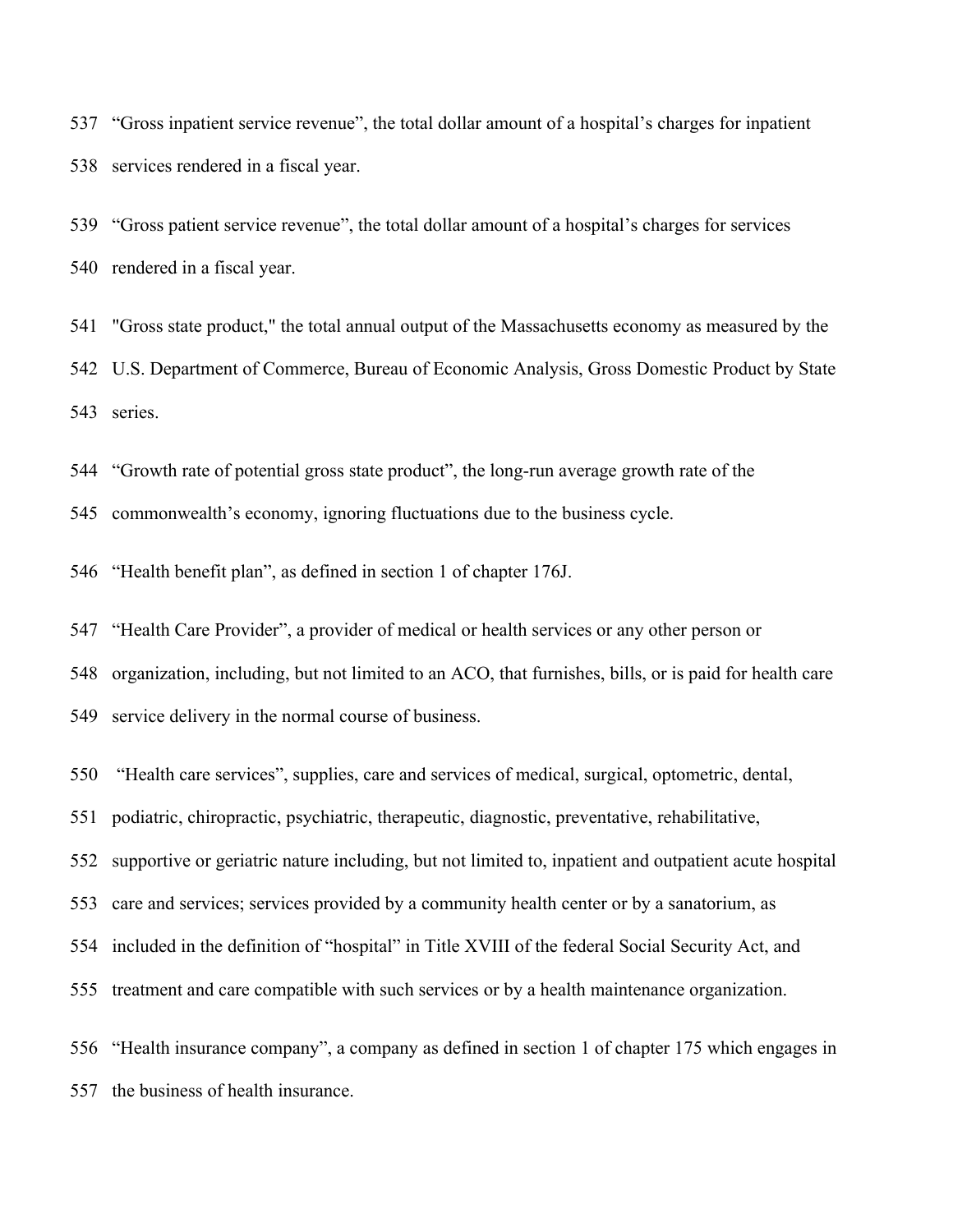537 “Gross inpatient service revenue”, the total dollar amount of a hospital’s charges for inpatient

538 services rendered in a fiscal year.

539 “Gross patient service revenue”, the total dollar amount of a hospital’s charges for services

540 rendered in a fiscal year.

541 "Gross state product," the total annual output of the Massachusetts economy as measured by the

542 U.S. Department of Commerce, Bureau of Economic Analysis, Gross Domestic Product by State

543 series.

544 “Growth rate of potential gross state product”, the long-run average growth rate of the

545 commonwealth’s economy, ignoring fluctuations due to the business cycle.

546 “Health benefit plan”, as defined in section 1 of chapter 176J.

547 “Health Care Provider”, a provider of medical or health services or any other person or

548 organization, including, but not limited to an ACO, that furnishes, bills, or is paid for health care

549 service delivery in the normal course of business.

550 “Health care services”, supplies, care and services of medical, surgical, optometric, dental,

551 podiatric, chiropractic, psychiatric, therapeutic, diagnostic, preventative, rehabilitative,

552 supportive or geriatric nature including, but not limited to, inpatient and outpatient acute hospital

553 care and services; services provided by a community health center or by a sanatorium, as

554 included in the definition of “hospital” in Title XVIII of the federal Social Security Act, and

555 treatment and care compatible with such services or by a health maintenance organization.

556 “Health insurance company”, a company as defined in section 1 of chapter 175 which engages in

557 the business of health insurance.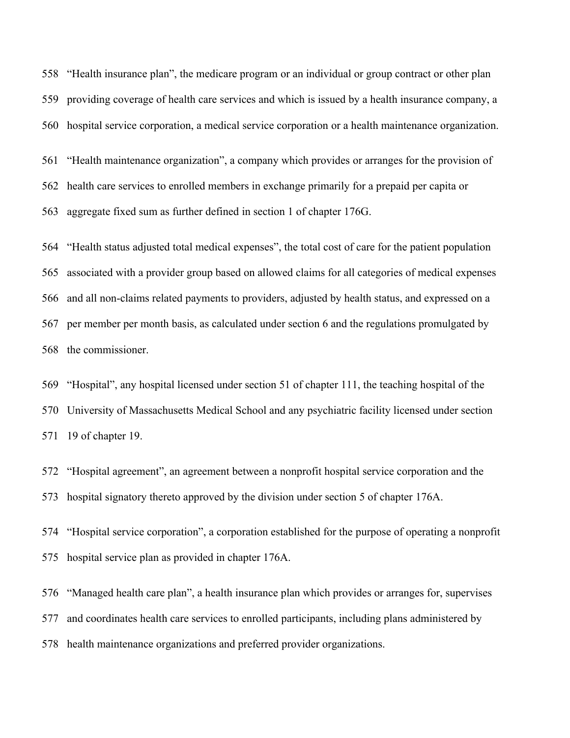558 "Health insurance plan", the medicare program or an individual or group contract or other plan
559 providing coverage of health care services and which is issued by a health insurance company, a
560 hospital service corporation, a medical service corporation or a health maintenance organization.

561 "Health maintenance organization", a company which provides or arranges for the provision of
562 health care services to enrolled members in exchange primarily for a prepaid per capita or
563 aggregate fixed sum as further defined in section 1 of chapter 176G.

564 "Health status adjusted total medical expenses", the total cost of care for the patient population
565 associated with a provider group based on allowed claims for all categories of medical expenses
566 and all non-claims related payments to providers, adjusted by health status, and expressed on a
567 per member per month basis, as calculated under section 6 and the regulations promulgated by
568 the commissioner.

569 "Hospital", any hospital licensed under section 51 of chapter 111, the teaching hospital of the
570 University of Massachusetts Medical School and any psychiatric facility licensed under section
571 19 of chapter 19.

572 "Hospital agreement", an agreement between a nonprofit hospital service corporation and the
573 hospital signatory thereto approved by the division under section 5 of chapter 176A.

574 "Hospital service corporation", a corporation established for the purpose of operating a nonprofit
575 hospital service plan as provided in chapter 176A.

576 "Managed health care plan", a health insurance plan which provides or arranges for, supervises
577 and coordinates health care services to enrolled participants, including plans administered by
578 health maintenance organizations and preferred provider organizations.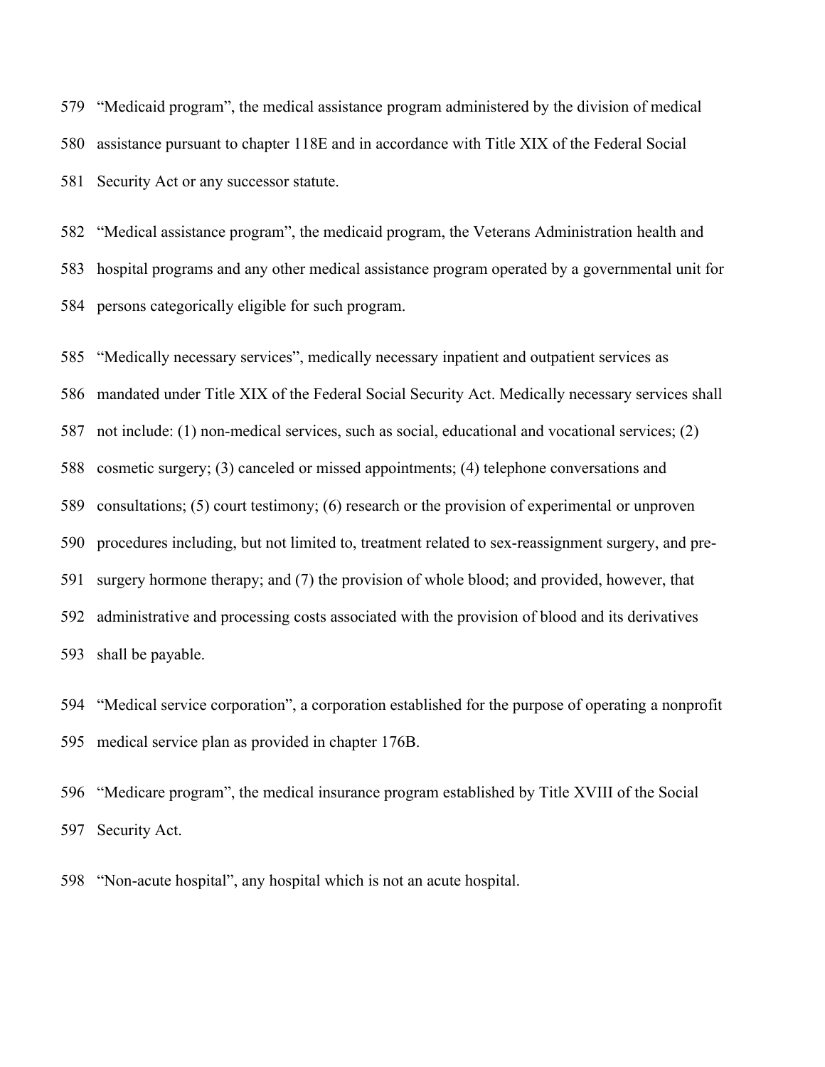"Medicaid program", the medical assistance program administered by the division of medical assistance pursuant to chapter 118E and in accordance with Title XIX of the Federal Social Security Act or any successor statute.

"Medical assistance program", the medicaid program, the Veterans Administration health and hospital programs and any other medical assistance program operated by a governmental unit for persons categorically eligible for such program.

"Medically necessary services", medically necessary inpatient and outpatient services as mandated under Title XIX of the Federal Social Security Act. Medically necessary services shall not include: (1) non-medical services, such as social, educational and vocational services; (2) cosmetic surgery; (3) canceled or missed appointments; (4) telephone conversations and consultations; (5) court testimony; (6) research or the provision of experimental or unproven procedures including, but not limited to, treatment related to sex-reassignment surgery, and pre-surgery hormone therapy; and (7) the provision of whole blood; and provided, however, that administrative and processing costs associated with the provision of blood and its derivatives shall be payable.

"Medical service corporation", a corporation established for the purpose of operating a nonprofit medical service plan as provided in chapter 176B.

"Medicare program", the medical insurance program established by Title XVIII of the Social Security Act.

"Non-acute hospital", any hospital which is not an acute hospital.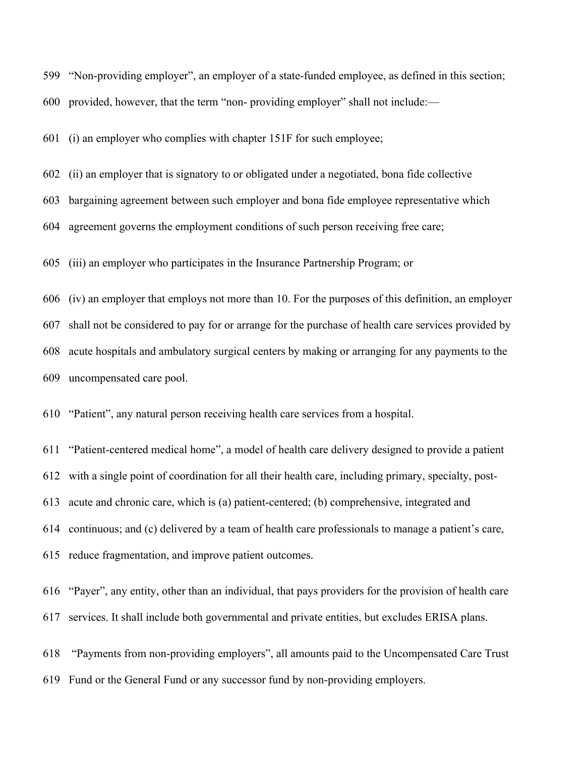599 “Non-providing employer”, an employer of a state-funded employee, as defined in this section;

600 provided, however, that the term “non- providing employer” shall not include:—

601 (i) an employer who complies with chapter 151F for such employee;

602 (ii) an employer that is signatory to or obligated under a negotiated, bona fide collective

603 bargaining agreement between such employer and bona fide employee representative which

604 agreement governs the employment conditions of such person receiving free care;

605 (iii) an employer who participates in the Insurance Partnership Program; or

606 (iv) an employer that employs not more than 10. For the purposes of this definition, an employer

607 shall not be considered to pay for or arrange for the purchase of health care services provided by

608 acute hospitals and ambulatory surgical centers by making or arranging for any payments to the

609 uncompensated care pool.

610 “Patient”, any natural person receiving health care services from a hospital.

611 “Patient-centered medical home”, a model of health care delivery designed to provide a patient

612 with a single point of coordination for all their health care, including primary, specialty, post-

613 acute and chronic care, which is (a) patient-centered; (b) comprehensive, integrated and

614 continuous; and (c) delivered by a team of health care professionals to manage a patient’s care,

615 reduce fragmentation, and improve patient outcomes.

616 “Payer”, any entity, other than an individual, that pays providers for the provision of health care

617 services. It shall include both governmental and private entities, but excludes ERISA plans.

618 “Payments from non-providing employers”, all amounts paid to the Uncompensated Care Trust

619 Fund or the General Fund or any successor fund by non-providing employers.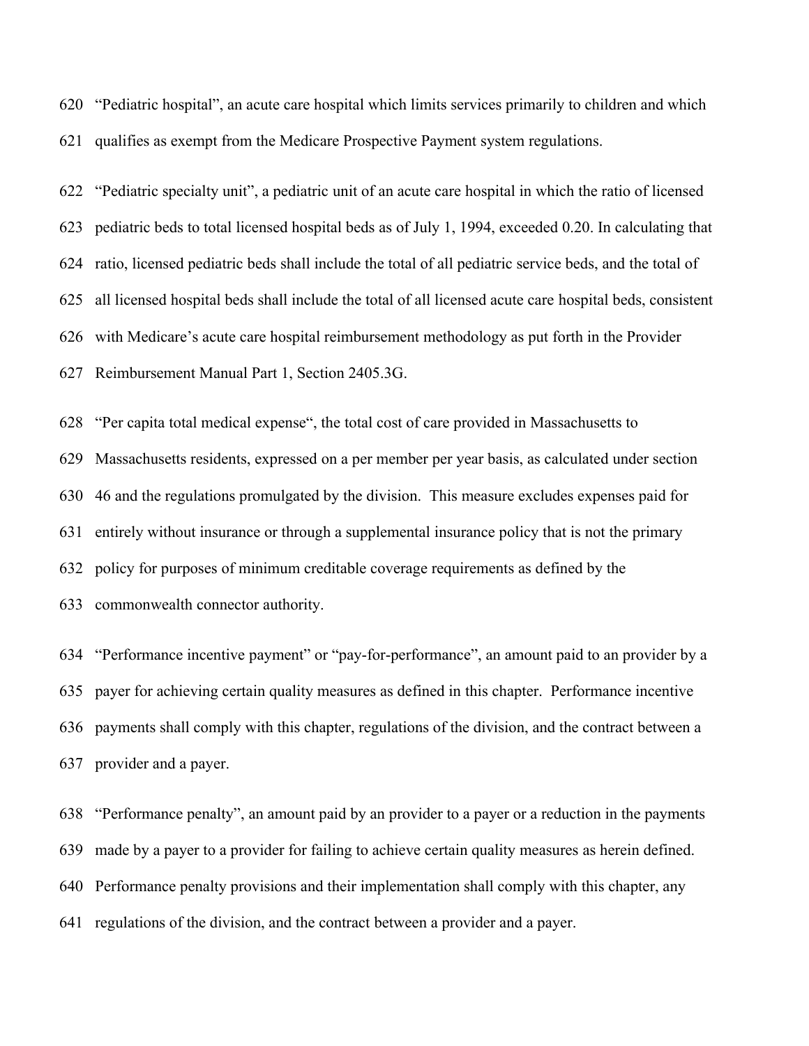620 “Pediatric hospital”, an acute care hospital which limits services primarily to children and which
621 qualifies as exempt from the Medicare Prospective Payment system regulations.

622 “Pediatric specialty unit”, a pediatric unit of an acute care hospital in which the ratio of licensed
623 pediatric beds to total licensed hospital beds as of July 1, 1994, exceeded 0.20. In calculating that
624 ratio, licensed pediatric beds shall include the total of all pediatric service beds, and the total of
625 all licensed hospital beds shall include the total of all licensed acute care hospital beds, consistent
626 with Medicare’s acute care hospital reimbursement methodology as put forth in the Provider
627 Reimbursement Manual Part 1, Section 2405.3G.

628 “Per capita total medical expense“, the total cost of care provided in Massachusetts to
629 Massachusetts residents, expressed on a per member per year basis, as calculated under section
630 46 and the regulations promulgated by the division. This measure excludes expenses paid for
631 entirely without insurance or through a supplemental insurance policy that is not the primary
632 policy for purposes of minimum creditable coverage requirements as defined by the
633 commonwealth connector authority.

634 “Performance incentive payment” or “pay-for-performance”, an amount paid to an provider by a
635 payer for achieving certain quality measures as defined in this chapter. Performance incentive
636 payments shall comply with this chapter, regulations of the division, and the contract between a
637 provider and a payer.

638 “Performance penalty”, an amount paid by an provider to a payer or a reduction in the payments
639 made by a payer to a provider for failing to achieve certain quality measures as herein defined.
640 Performance penalty provisions and their implementation shall comply with this chapter, any
641 regulations of the division, and the contract between a provider and a payer.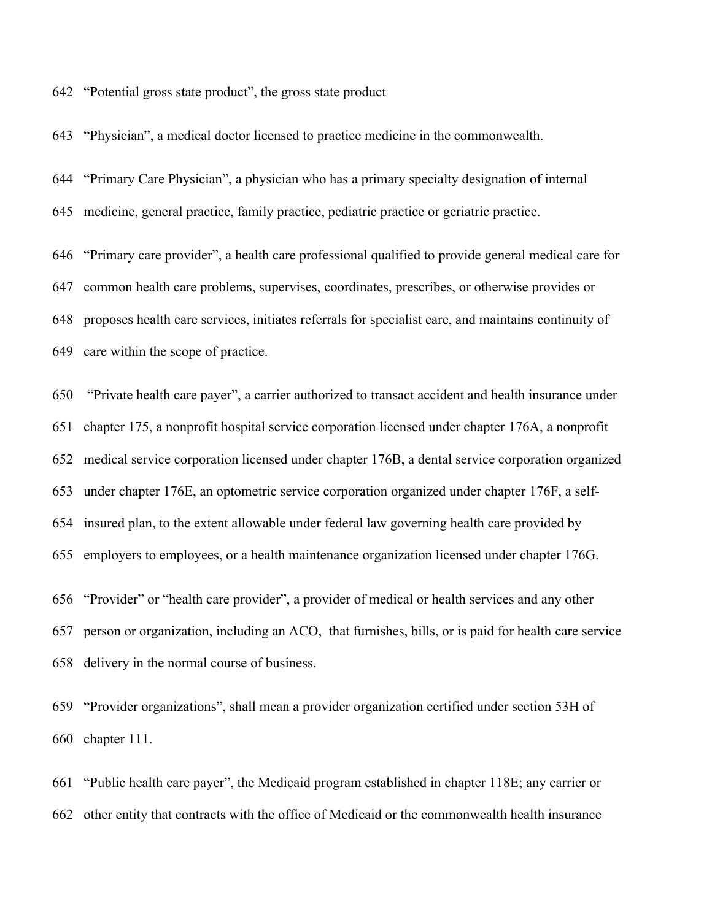642 “Potential gross state product”, the gross state product

643 “Physician”, a medical doctor licensed to practice medicine in the commonwealth.

644 “Primary Care Physician”, a physician who has a primary specialty designation of internal
645 medicine, general practice, family practice, pediatric practice or geriatric practice.

646 “Primary care provider”, a health care professional qualified to provide general medical care for
647 common health care problems, supervises, coordinates, prescribes, or otherwise provides or
648 proposes health care services, initiates referrals for specialist care, and maintains continuity of
649 care within the scope of practice.

650 “Private health care payer”, a carrier authorized to transact accident and health insurance under
651 chapter 175, a nonprofit hospital service corporation licensed under chapter 176A, a nonprofit
652 medical service corporation licensed under chapter 176B, a dental service corporation organized
653 under chapter 176E, an optometric service corporation organized under chapter 176F, a self-
654 insured plan, to the extent allowable under federal law governing health care provided by
655 employers to employees, or a health maintenance organization licensed under chapter 176G.

656 “Provider” or “health care provider”, a provider of medical or health services and any other
657 person or organization, including an ACO, that furnishes, bills, or is paid for health care service
658 delivery in the normal course of business.

659 “Provider organizations”, shall mean a provider organization certified under section 53H of
660 chapter 111.

661 “Public health care payer”, the Medicaid program established in chapter 118E; any carrier or
662 other entity that contracts with the office of Medicaid or the commonwealth health insurance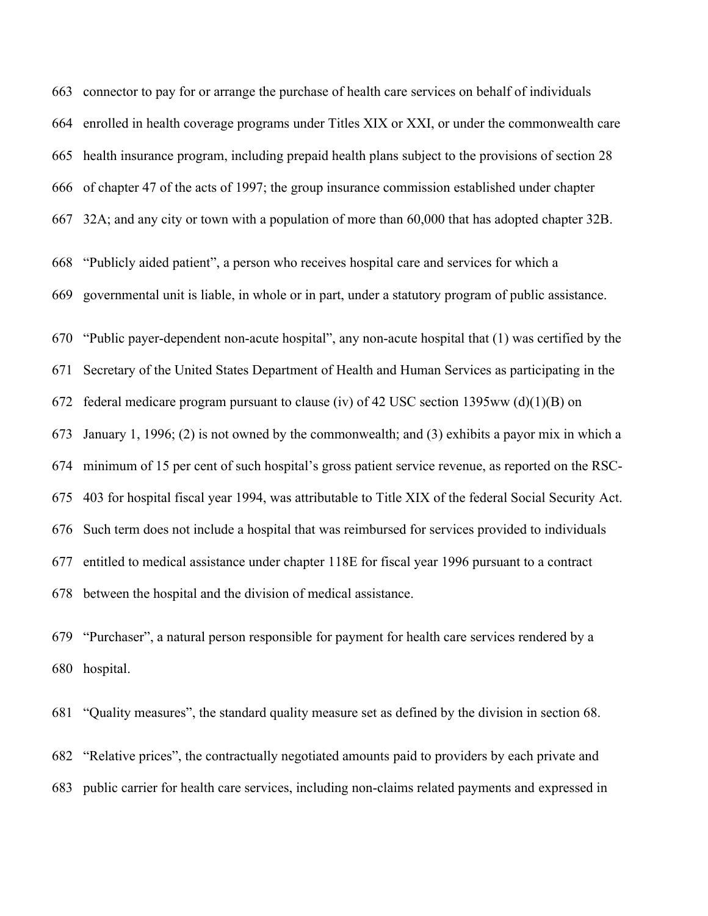663 connector to pay for or arrange the purchase of health care services on behalf of individuals

664 enrolled in health coverage programs under Titles XIX or XXI, or under the commonwealth care

665 health insurance program, including prepaid health plans subject to the provisions of section 28

666 of chapter 47 of the acts of 1997; the group insurance commission established under chapter

667 32A; and any city or town with a population of more than 60,000 that has adopted chapter 32B.

668 "Publicly aided patient", a person who receives hospital care and services for which a

669 governmental unit is liable, in whole or in part, under a statutory program of public assistance.

670 "Public payer-dependent non-acute hospital", any non-acute hospital that (1) was certified by the

671 Secretary of the United States Department of Health and Human Services as participating in the

672 federal medicare program pursuant to clause (iv) of 42 USC section 1395ww (d)(1)(B) on

673 January 1, 1996; (2) is not owned by the commonwealth; and (3) exhibits a payor mix in which a

674 minimum of 15 per cent of such hospital's gross patient service revenue, as reported on the RSC-

675 403 for hospital fiscal year 1994, was attributable to Title XIX of the federal Social Security Act.

676 Such term does not include a hospital that was reimbursed for services provided to individuals

677 entitled to medical assistance under chapter 118E for fiscal year 1996 pursuant to a contract

678 between the hospital and the division of medical assistance.

679 "Purchaser", a natural person responsible for payment for health care services rendered by a

680 hospital.

681 "Quality measures", the standard quality measure set as defined by the division in section 68.

682 "Relative prices", the contractually negotiated amounts paid to providers by each private and

683 public carrier for health care services, including non-claims related payments and expressed in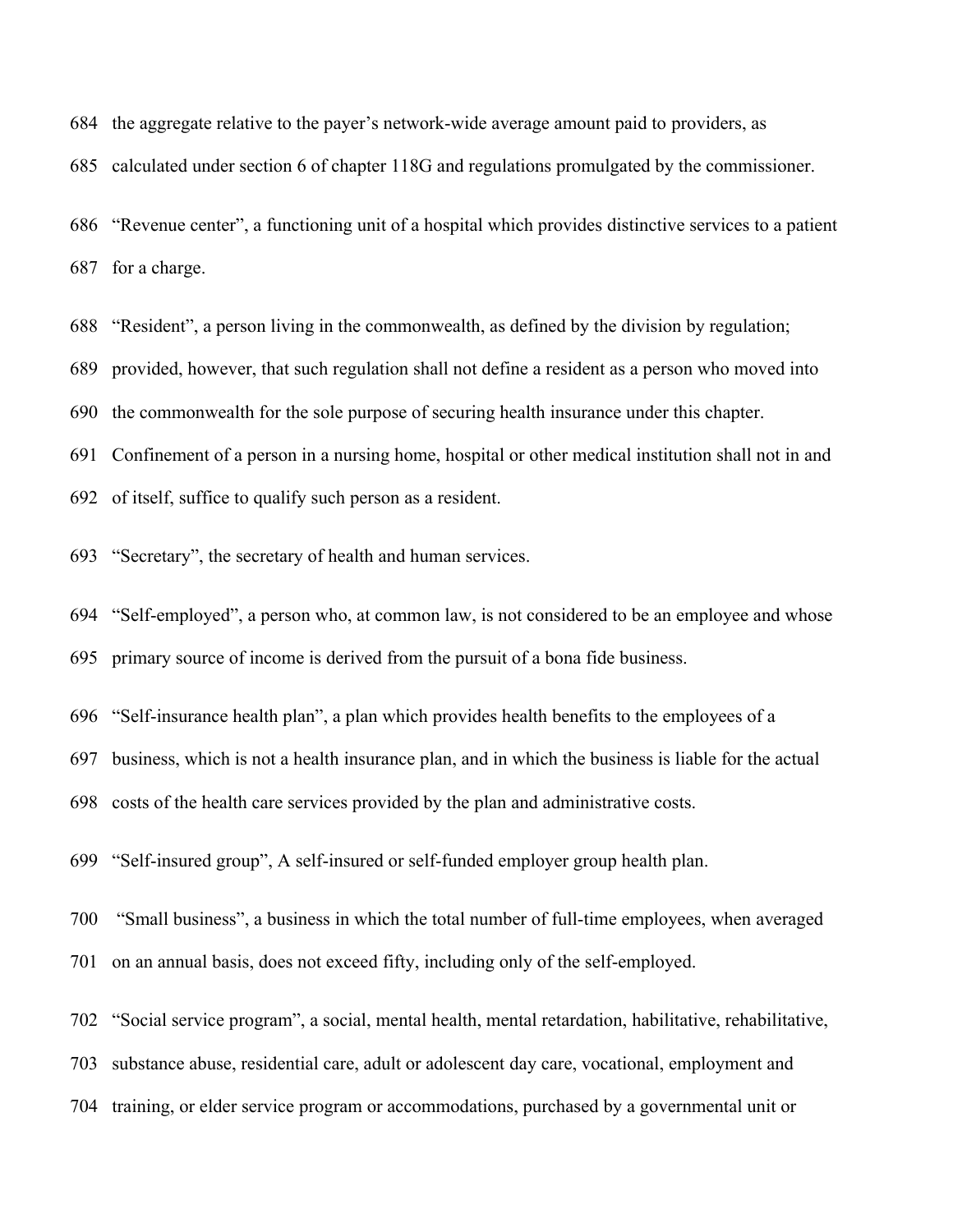684 the aggregate relative to the payer's network-wide average amount paid to providers, as

685 calculated under section 6 of chapter 118G and regulations promulgated by the commissioner.

686 "Revenue center", a functioning unit of a hospital which provides distinctive services to a patient

687 for a charge.

688 "Resident", a person living in the commonwealth, as defined by the division by regulation;

689 provided, however, that such regulation shall not define a resident as a person who moved into

690 the commonwealth for the sole purpose of securing health insurance under this chapter.

691 Confinement of a person in a nursing home, hospital or other medical institution shall not in and

692 of itself, suffice to qualify such person as a resident.

693 "Secretary", the secretary of health and human services.

694 "Self-employed", a person who, at common law, is not considered to be an employee and whose

695 primary source of income is derived from the pursuit of a bona fide business.

696 "Self-insurance health plan", a plan which provides health benefits to the employees of a

697 business, which is not a health insurance plan, and in which the business is liable for the actual

698 costs of the health care services provided by the plan and administrative costs.

699 "Self-insured group", A self-insured or self-funded employer group health plan.

700 "Small business", a business in which the total number of full-time employees, when averaged

701 on an annual basis, does not exceed fifty, including only of the self-employed.

702 "Social service program", a social, mental health, mental retardation, habilitative, rehabilitative,

703 substance abuse, residential care, adult or adolescent day care, vocational, employment and

704 training, or elder service program or accommodations, purchased by a governmental unit or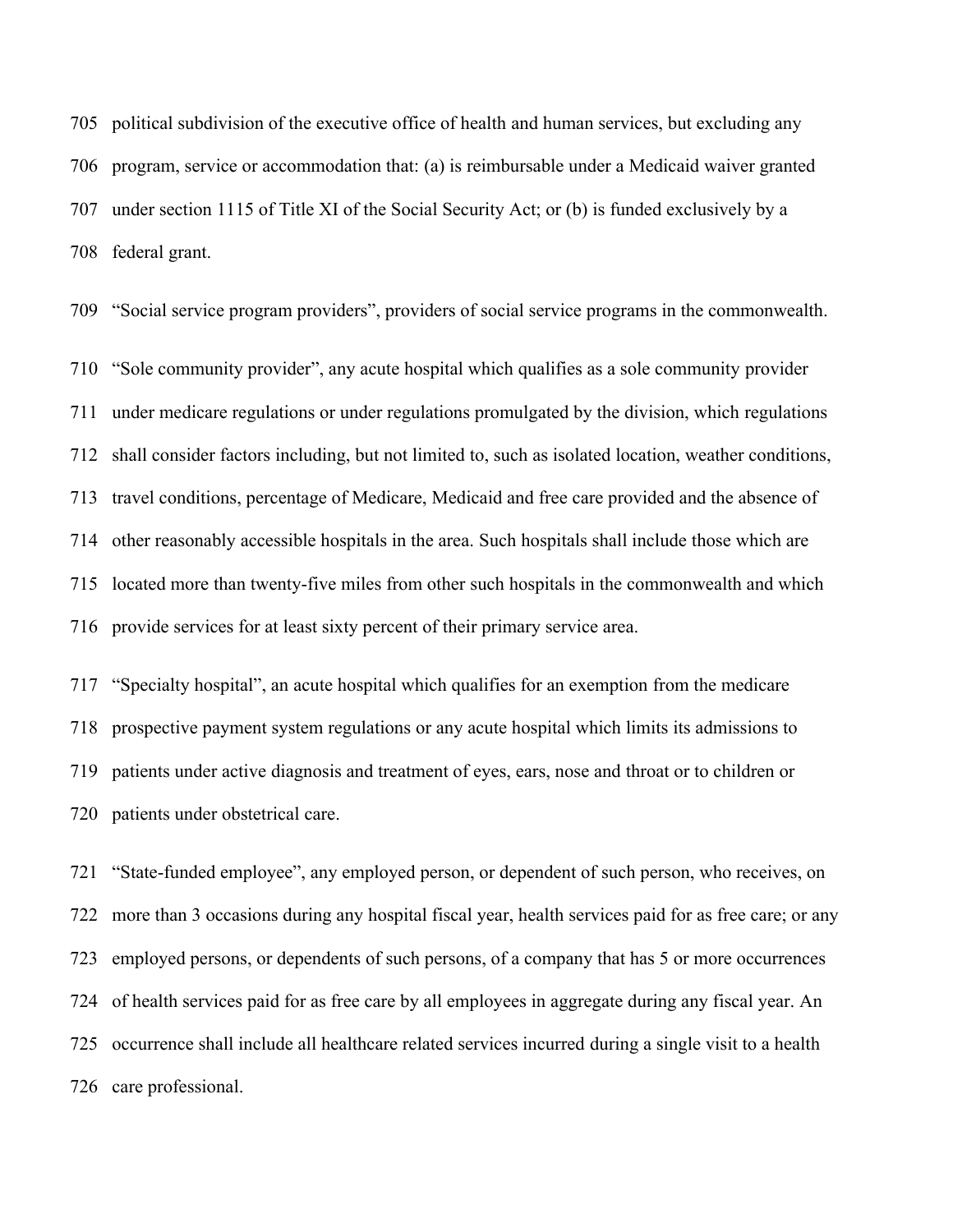705 political subdivision of the executive office of health and human services, but excluding any

706 program, service or accommodation that: (a) is reimbursable under a Medicaid waiver granted

707 under section 1115 of Title XI of the Social Security Act; or (b) is funded exclusively by a

708 federal grant.

709 “Social service program providers”, providers of social service programs in the commonwealth.

710 “Sole community provider”, any acute hospital which qualifies as a sole community provider

711 under medicare regulations or under regulations promulgated by the division, which regulations

712 shall consider factors including, but not limited to, such as isolated location, weather conditions,

713 travel conditions, percentage of Medicare, Medicaid and free care provided and the absence of

714 other reasonably accessible hospitals in the area. Such hospitals shall include those which are

715 located more than twenty-five miles from other such hospitals in the commonwealth and which

716 provide services for at least sixty percent of their primary service area.

717 “Specialty hospital”, an acute hospital which qualifies for an exemption from the medicare

718 prospective payment system regulations or any acute hospital which limits its admissions to

719 patients under active diagnosis and treatment of eyes, ears, nose and throat or to children or

720 patients under obstetrical care.

721 “State-funded employee”, any employed person, or dependent of such person, who receives, on

722 more than 3 occasions during any hospital fiscal year, health services paid for as free care; or any

723 employed persons, or dependents of such persons, of a company that has 5 or more occurrences

724 of health services paid for as free care by all employees in aggregate during any fiscal year. An

725 occurrence shall include all healthcare related services incurred during a single visit to a health

726 care professional.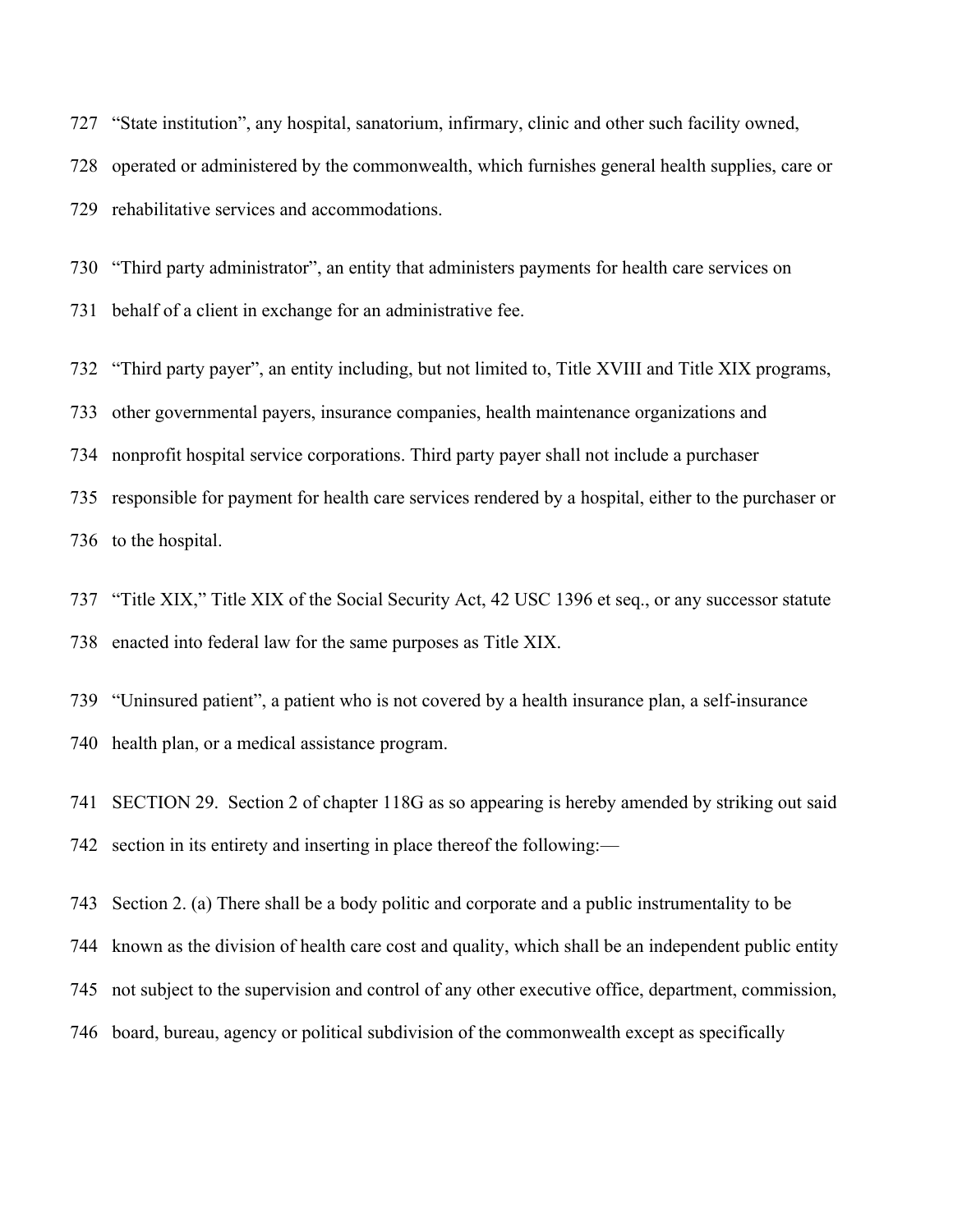727 “State institution”, any hospital, sanatorium, infirmary, clinic and other such facility owned,
728 operated or administered by the commonwealth, which furnishes general health supplies, care or
729 rehabilitative services and accommodations.

730 “Third party administrator”, an entity that administers payments for health care services on
731 behalf of a client in exchange for an administrative fee.

732 “Third party payer”, an entity including, but not limited to, Title XVIII and Title XIX programs,
733 other governmental payers, insurance companies, health maintenance organizations and
734 nonprofit hospital service corporations. Third party payer shall not include a purchaser
735 responsible for payment for health care services rendered by a hospital, either to the purchaser or
736 to the hospital.

737 “Title XIX,” Title XIX of the Social Security Act, 42 USC 1396 et seq., or any successor statute
738 enacted into federal law for the same purposes as Title XIX.

739 “Uninsured patient”, a patient who is not covered by a health insurance plan, a self-insurance
740 health plan, or a medical assistance program.

741 SECTION 29. Section 2 of chapter 118G as so appearing is hereby amended by striking out said
742 section in its entirety and inserting in place thereof the following:—

743 Section 2. (a) There shall be a body politic and corporate and a public instrumentality to be
744 known as the division of health care cost and quality, which shall be an independent public entity
745 not subject to the supervision and control of any other executive office, department, commission,
746 board, bureau, agency or political subdivision of the commonwealth except as specifically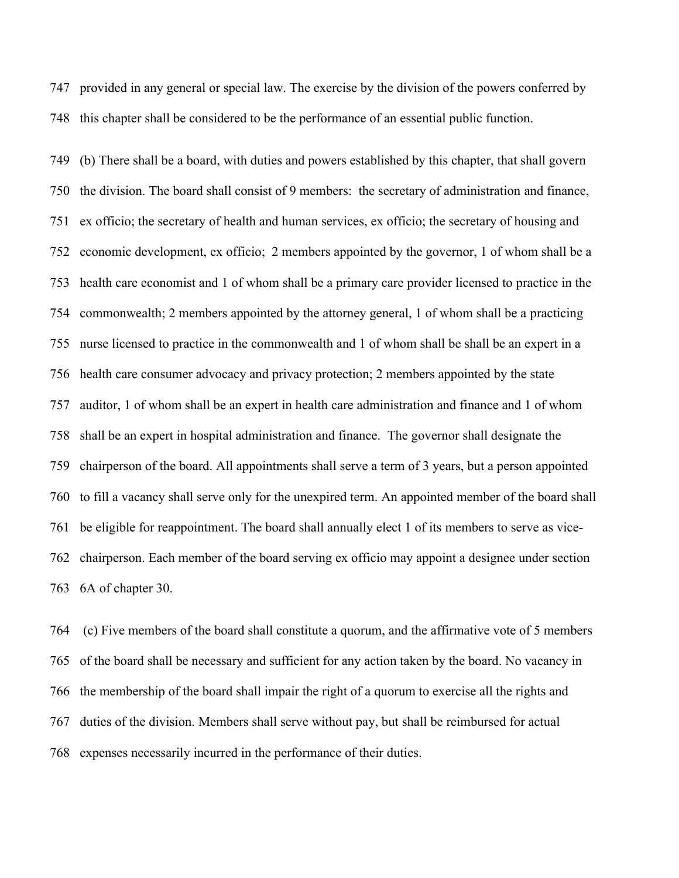provided in any general or special law. The exercise by the division of the powers conferred by this chapter shall be considered to be the performance of an essential public function.

(b) There shall be a board, with duties and powers established by this chapter, that shall govern the division. The board shall consist of 9 members: the secretary of administration and finance, ex officio; the secretary of health and human services, ex officio; the secretary of housing and economic development, ex officio; 2 members appointed by the governor, 1 of whom shall be a health care economist and 1 of whom shall be a primary care provider licensed to practice in the commonwealth; 2 members appointed by the attorney general, 1 of whom shall be a practicing nurse licensed to practice in the commonwealth and 1 of whom shall be shall be an expert in a health care consumer advocacy and privacy protection; 2 members appointed by the state auditor, 1 of whom shall be an expert in health care administration and finance and 1 of whom shall be an expert in hospital administration and finance. The governor shall designate the chairperson of the board. All appointments shall serve a term of 3 years, but a person appointed to fill a vacancy shall serve only for the unexpired term. An appointed member of the board shall be eligible for reappointment. The board shall annually elect 1 of its members to serve as vice-chairperson. Each member of the board serving ex officio may appoint a designee under section 6A of chapter 30.

(c) Five members of the board shall constitute a quorum, and the affirmative vote of 5 members of the board shall be necessary and sufficient for any action taken by the board. No vacancy in the membership of the board shall impair the right of a quorum to exercise all the rights and duties of the division. Members shall serve without pay, but shall be reimbursed for actual expenses necessarily incurred in the performance of their duties.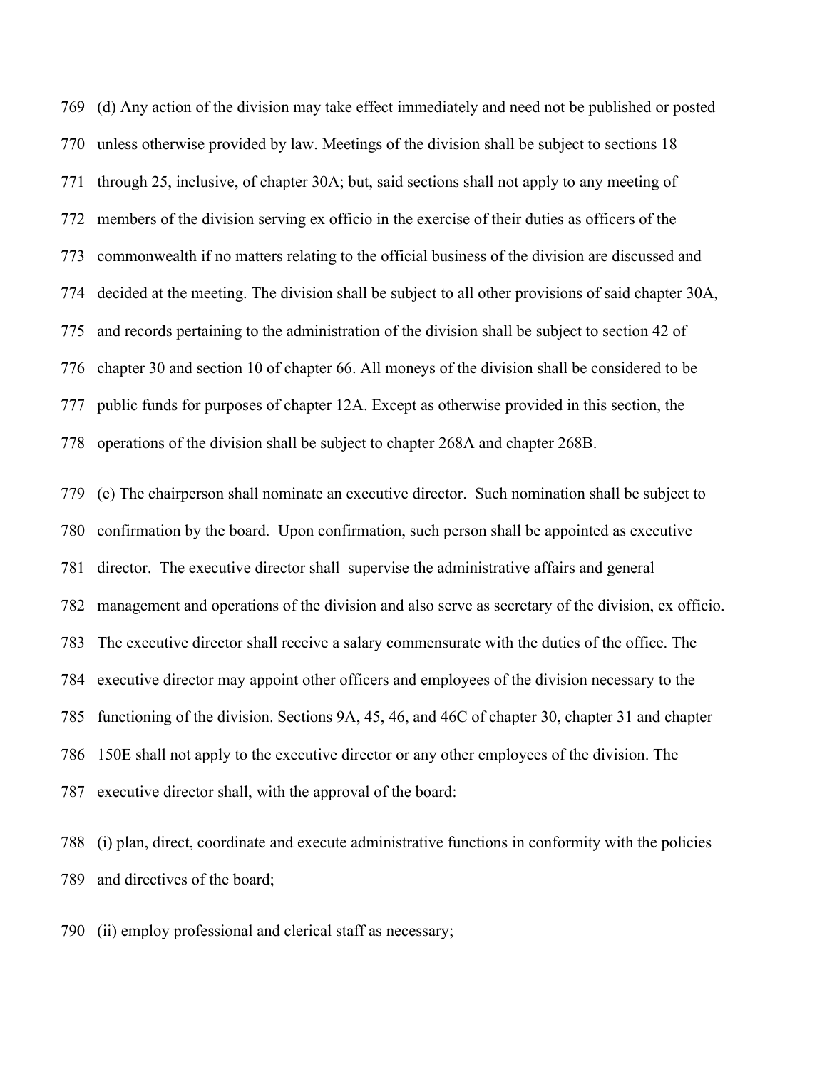(d) Any action of the division may take effect immediately and need not be published or posted unless otherwise provided by law. Meetings of the division shall be subject to sections 18 through 25, inclusive, of chapter 30A; but, said sections shall not apply to any meeting of members of the division serving ex officio in the exercise of their duties as officers of the commonwealth if no matters relating to the official business of the division are discussed and decided at the meeting. The division shall be subject to all other provisions of said chapter 30A, and records pertaining to the administration of the division shall be subject to section 42 of chapter 30 and section 10 of chapter 66. All moneys of the division shall be considered to be public funds for purposes of chapter 12A. Except as otherwise provided in this section, the operations of the division shall be subject to chapter 268A and chapter 268B.

(e) The chairperson shall nominate an executive director. Such nomination shall be subject to confirmation by the board. Upon confirmation, such person shall be appointed as executive director. The executive director shall supervise the administrative affairs and general management and operations of the division and also serve as secretary of the division, ex officio. The executive director shall receive a salary commensurate with the duties of the office. The executive director may appoint other officers and employees of the division necessary to the functioning of the division. Sections 9A, 45, 46, and 46C of chapter 30, chapter 31 and chapter 150E shall not apply to the executive director or any other employees of the division. The executive director shall, with the approval of the board:

(i) plan, direct, coordinate and execute administrative functions in conformity with the policies and directives of the board;

(ii) employ professional and clerical staff as necessary;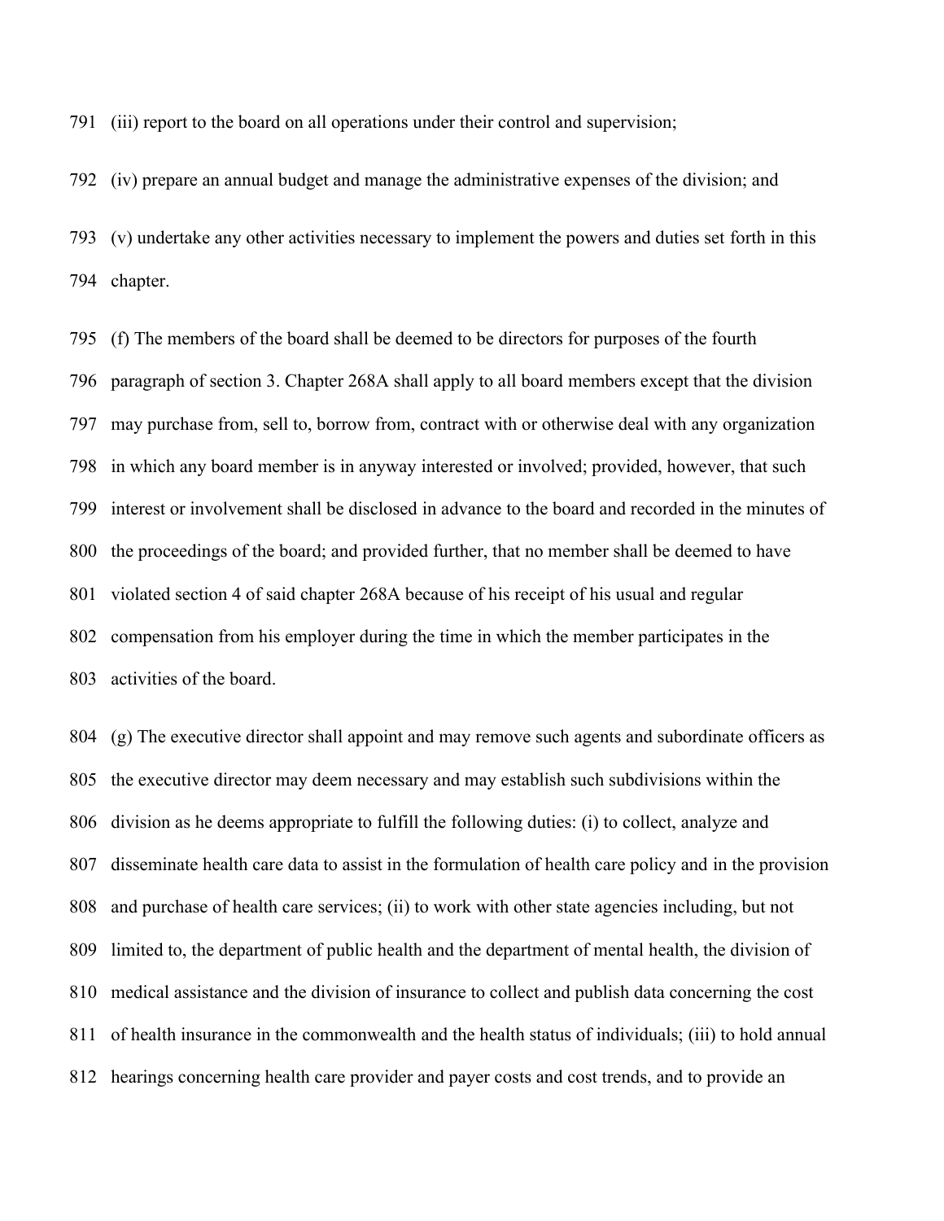(iii) report to the board on all operations under their control and supervision;

(iv) prepare an annual budget and manage the administrative expenses of the division; and

(v) undertake any other activities necessary to implement the powers and duties set forth in this chapter.

(f) The members of the board shall be deemed to be directors for purposes of the fourth paragraph of section 3. Chapter 268A shall apply to all board members except that the division may purchase from, sell to, borrow from, contract with or otherwise deal with any organization in which any board member is in anyway interested or involved; provided, however, that such interest or involvement shall be disclosed in advance to the board and recorded in the minutes of the proceedings of the board; and provided further, that no member shall be deemed to have violated section 4 of said chapter 268A because of his receipt of his usual and regular compensation from his employer during the time in which the member participates in the activities of the board.

(g) The executive director shall appoint and may remove such agents and subordinate officers as the executive director may deem necessary and may establish such subdivisions within the division as he deems appropriate to fulfill the following duties: (i) to collect, analyze and disseminate health care data to assist in the formulation of health care policy and in the provision and purchase of health care services; (ii) to work with other state agencies including, but not limited to, the department of public health and the department of mental health, the division of medical assistance and the division of insurance to collect and publish data concerning the cost of health insurance in the commonwealth and the health status of individuals; (iii) to hold annual hearings concerning health care provider and payer costs and cost trends, and to provide an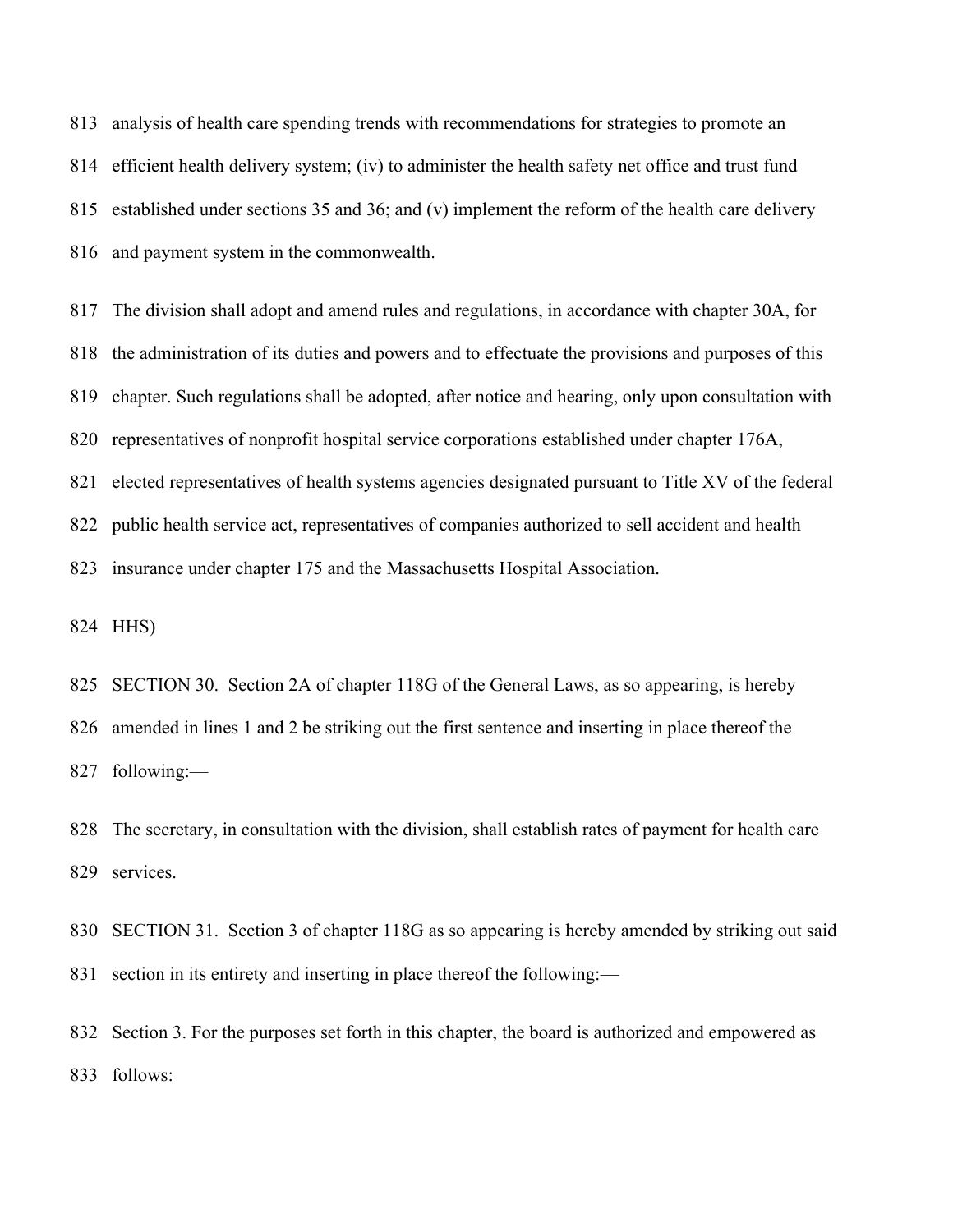analysis of health care spending trends with recommendations for strategies to promote an efficient health delivery system; (iv) to administer the health safety net office and trust fund established under sections 35 and 36; and (v) implement the reform of the health care delivery and payment system in the commonwealth.

The division shall adopt and amend rules and regulations, in accordance with chapter 30A, for the administration of its duties and powers and to effectuate the provisions and purposes of this chapter. Such regulations shall be adopted, after notice and hearing, only upon consultation with representatives of nonprofit hospital service corporations established under chapter 176A, elected representatives of health systems agencies designated pursuant to Title XV of the federal public health service act, representatives of companies authorized to sell accident and health insurance under chapter 175 and the Massachusetts Hospital Association.

HHS)

SECTION 30. Section 2A of chapter 118G of the General Laws, as so appearing, is hereby amended in lines 1 and 2 be striking out the first sentence and inserting in place thereof the following:—

The secretary, in consultation with the division, shall establish rates of payment for health care services.

SECTION 31. Section 3 of chapter 118G as so appearing is hereby amended by striking out said section in its entirety and inserting in place thereof the following:—

Section 3. For the purposes set forth in this chapter, the board is authorized and empowered as follows: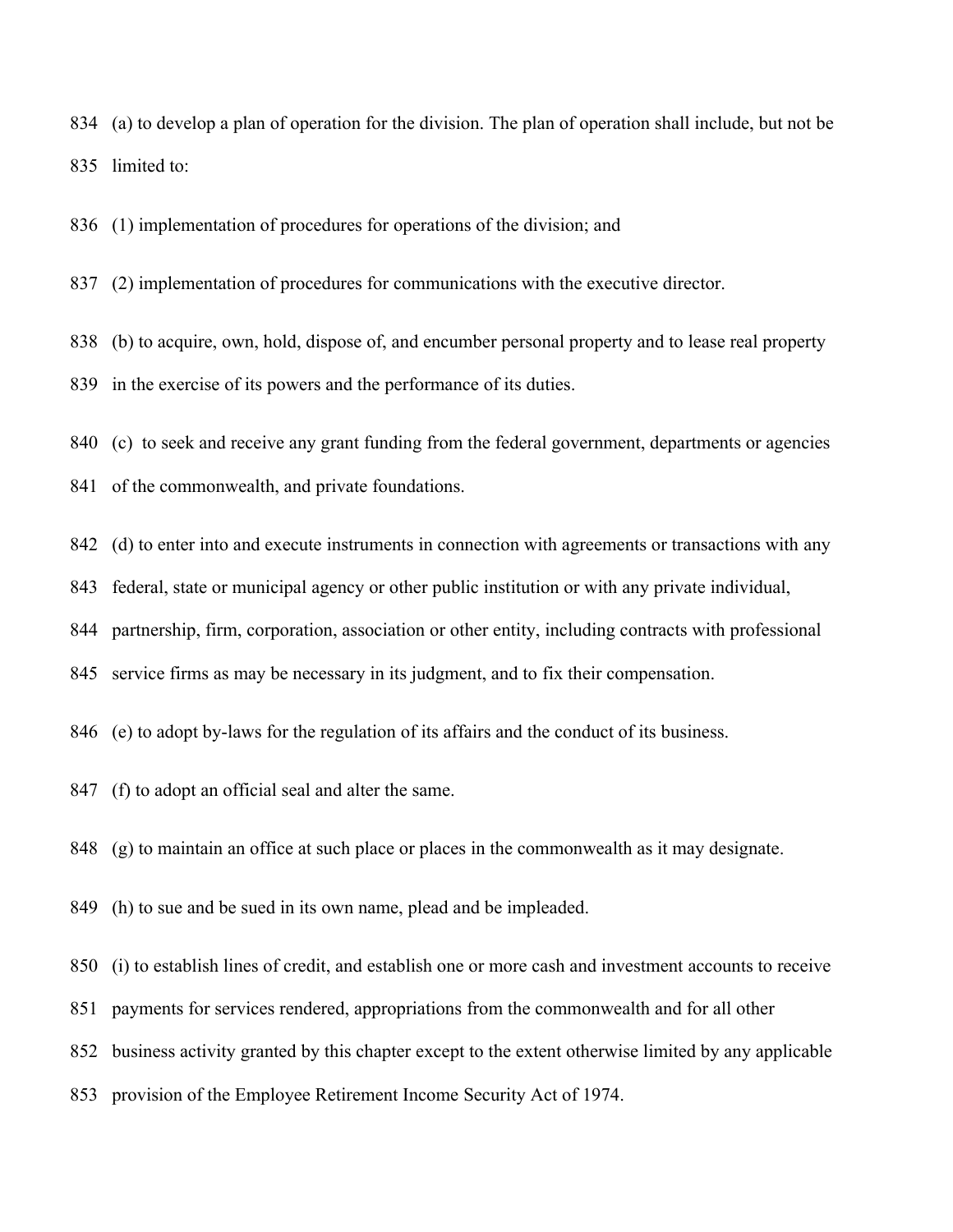(a) to develop a plan of operation for the division. The plan of operation shall include, but not be limited to:

(1) implementation of procedures for operations of the division; and

(2) implementation of procedures for communications with the executive director.

(b) to acquire, own, hold, dispose of, and encumber personal property and to lease real property in the exercise of its powers and the performance of its duties.

(c) to seek and receive any grant funding from the federal government, departments or agencies of the commonwealth, and private foundations.

(d) to enter into and execute instruments in connection with agreements or transactions with any federal, state or municipal agency or other public institution or with any private individual, partnership, firm, corporation, association or other entity, including contracts with professional service firms as may be necessary in its judgment, and to fix their compensation.

(e) to adopt by-laws for the regulation of its affairs and the conduct of its business.

(f) to adopt an official seal and alter the same.

(g) to maintain an office at such place or places in the commonwealth as it may designate.

(h) to sue and be sued in its own name, plead and be impleaded.

(i) to establish lines of credit, and establish one or more cash and investment accounts to receive payments for services rendered, appropriations from the commonwealth and for all other business activity granted by this chapter except to the extent otherwise limited by any applicable provision of the Employee Retirement Income Security Act of 1974.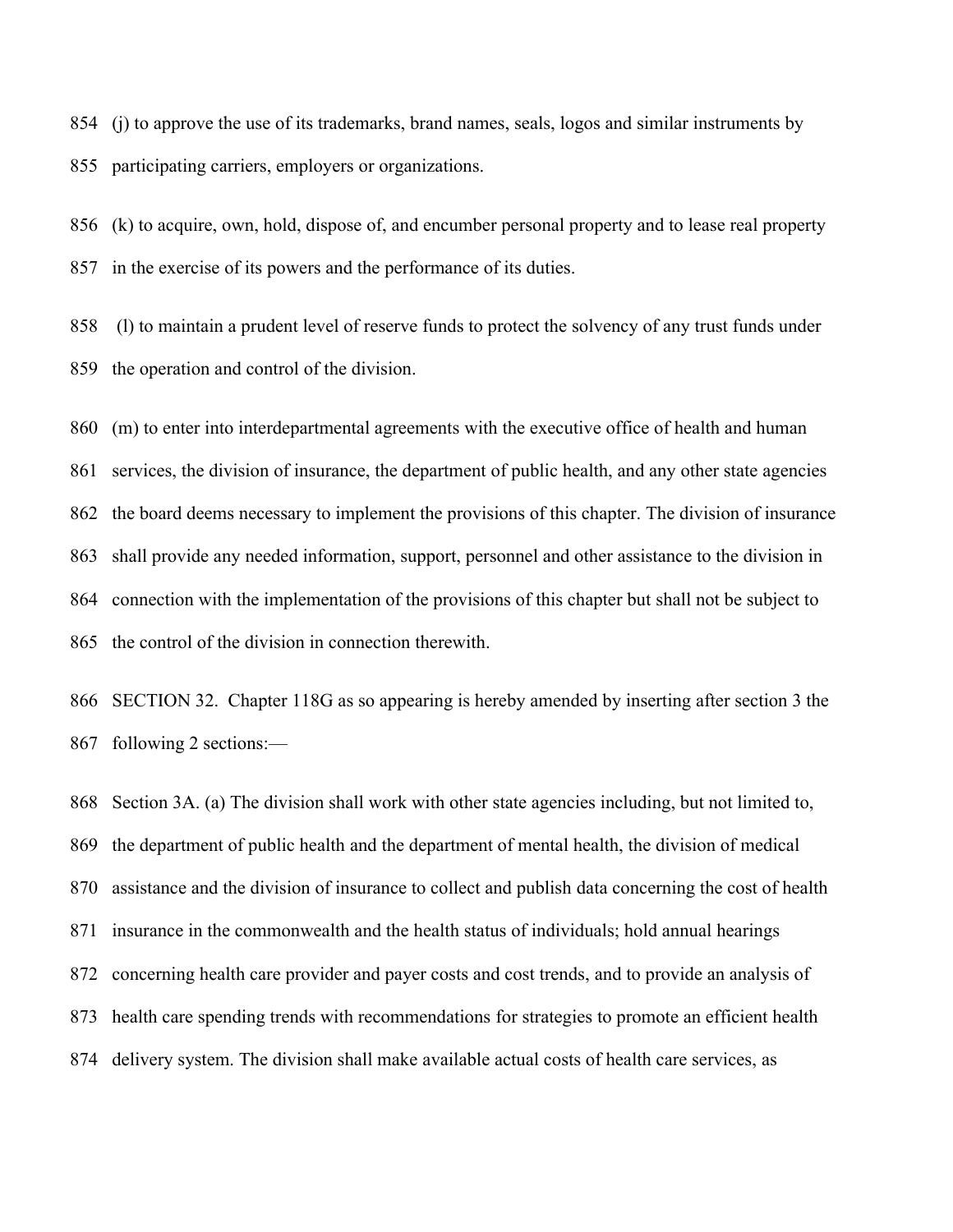(j) to approve the use of its trademarks, brand names, seals, logos and similar instruments by participating carriers, employers or organizations.

(k) to acquire, own, hold, dispose of, and encumber personal property and to lease real property in the exercise of its powers and the performance of its duties.

(l) to maintain a prudent level of reserve funds to protect the solvency of any trust funds under the operation and control of the division.

(m) to enter into interdepartmental agreements with the executive office of health and human services, the division of insurance, the department of public health, and any other state agencies the board deems necessary to implement the provisions of this chapter. The division of insurance shall provide any needed information, support, personnel and other assistance to the division in connection with the implementation of the provisions of this chapter but shall not be subject to the control of the division in connection therewith.

SECTION 32. Chapter 118G as so appearing is hereby amended by inserting after section 3 the following 2 sections:—

Section 3A. (a) The division shall work with other state agencies including, but not limited to, the department of public health and the department of mental health, the division of medical assistance and the division of insurance to collect and publish data concerning the cost of health insurance in the commonwealth and the health status of individuals; hold annual hearings concerning health care provider and payer costs and cost trends, and to provide an analysis of health care spending trends with recommendations for strategies to promote an efficient health delivery system. The division shall make available actual costs of health care services, as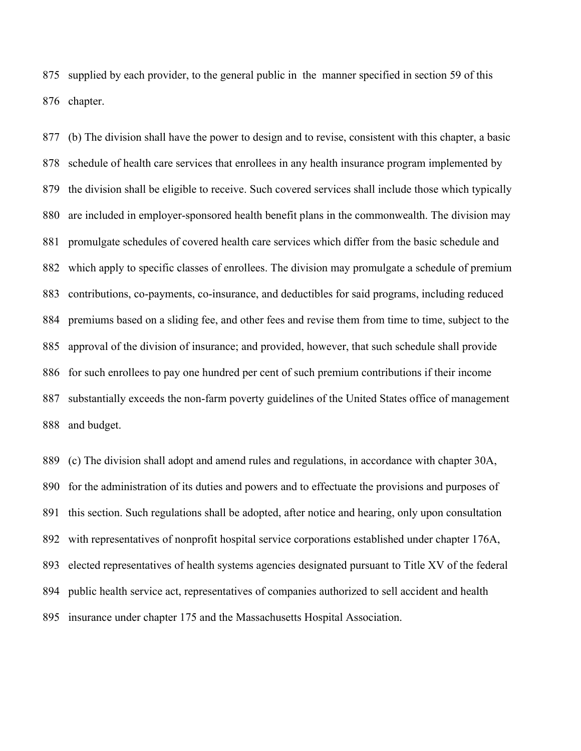875 supplied by each provider, to the general public in the manner specified in section 59 of this
876 chapter.

877 (b) The division shall have the power to design and to revise, consistent with this chapter, a basic
878 schedule of health care services that enrollees in any health insurance program implemented by
879 the division shall be eligible to receive. Such covered services shall include those which typically
880 are included in employer-sponsored health benefit plans in the commonwealth. The division may
881 promulgate schedules of covered health care services which differ from the basic schedule and
882 which apply to specific classes of enrollees. The division may promulgate a schedule of premium
883 contributions, co-payments, co-insurance, and deductibles for said programs, including reduced
884 premiums based on a sliding fee, and other fees and revise them from time to time, subject to the
885 approval of the division of insurance; and provided, however, that such schedule shall provide
886 for such enrollees to pay one hundred per cent of such premium contributions if their income
887 substantially exceeds the non-farm poverty guidelines of the United States office of management
888 and budget.

889 (c) The division shall adopt and amend rules and regulations, in accordance with chapter 30A,
890 for the administration of its duties and powers and to effectuate the provisions and purposes of
891 this section. Such regulations shall be adopted, after notice and hearing, only upon consultation
892 with representatives of nonprofit hospital service corporations established under chapter 176A,
893 elected representatives of health systems agencies designated pursuant to Title XV of the federal
894 public health service act, representatives of companies authorized to sell accident and health
895 insurance under chapter 175 and the Massachusetts Hospital Association.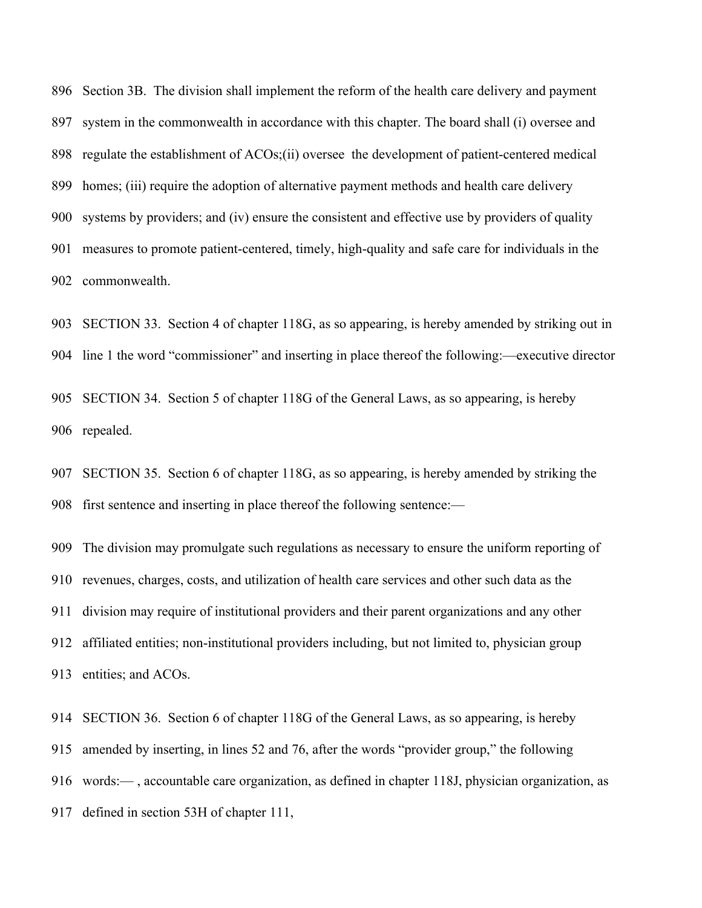Section 3B. The division shall implement the reform of the health care delivery and payment system in the commonwealth in accordance with this chapter. The board shall (i) oversee and regulate the establishment of ACOs;(ii) oversee the development of patient-centered medical homes; (iii) require the adoption of alternative payment methods and health care delivery systems by providers; and (iv) ensure the consistent and effective use by providers of quality measures to promote patient-centered, timely, high-quality and safe care for individuals in the commonwealth.

SECTION 33. Section 4 of chapter 118G, as so appearing, is hereby amended by striking out in line 1 the word "commissioner" and inserting in place thereof the following:—executive director

SECTION 34. Section 5 of chapter 118G of the General Laws, as so appearing, is hereby repealed.

SECTION 35. Section 6 of chapter 118G, as so appearing, is hereby amended by striking the first sentence and inserting in place thereof the following sentence:—

The division may promulgate such regulations as necessary to ensure the uniform reporting of revenues, charges, costs, and utilization of health care services and other such data as the division may require of institutional providers and their parent organizations and any other affiliated entities; non-institutional providers including, but not limited to, physician group entities; and ACOs.

SECTION 36. Section 6 of chapter 118G of the General Laws, as so appearing, is hereby amended by inserting, in lines 52 and 76, after the words "provider group," the following words:— , accountable care organization, as defined in chapter 118J, physician organization, as defined in section 53H of chapter 111,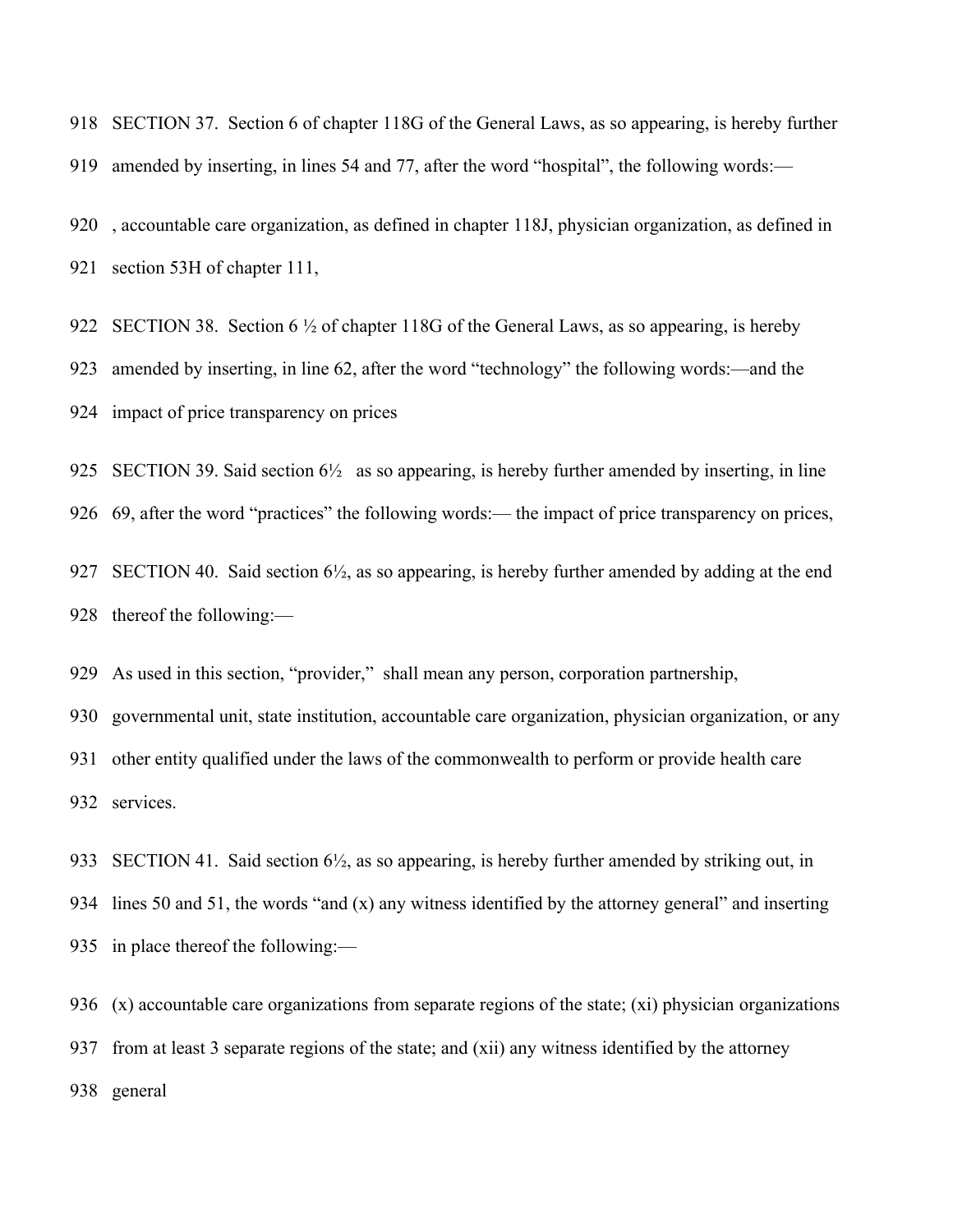SECTION 37. Section 6 of chapter 118G of the General Laws, as so appearing, is hereby further amended by inserting, in lines 54 and 77, after the word "hospital", the following words:—

, accountable care organization, as defined in chapter 118J, physician organization, as defined in section 53H of chapter 111,

SECTION 38. Section 6 ½ of chapter 118G of the General Laws, as so appearing, is hereby amended by inserting, in line 62, after the word "technology" the following words:—and the impact of price transparency on prices

SECTION 39. Said section 6½ as so appearing, is hereby further amended by inserting, in line 69, after the word "practices" the following words:— the impact of price transparency on prices,

SECTION 40. Said section 6½, as so appearing, is hereby further amended by adding at the end thereof the following:—

As used in this section, "provider," shall mean any person, corporation partnership, governmental unit, state institution, accountable care organization, physician organization, or any other entity qualified under the laws of the commonwealth to perform or provide health care services.

SECTION 41. Said section 6½, as so appearing, is hereby further amended by striking out, in lines 50 and 51, the words "and (x) any witness identified by the attorney general" and inserting in place thereof the following:—

(x) accountable care organizations from separate regions of the state; (xi) physician organizations from at least 3 separate regions of the state; and (xii) any witness identified by the attorney general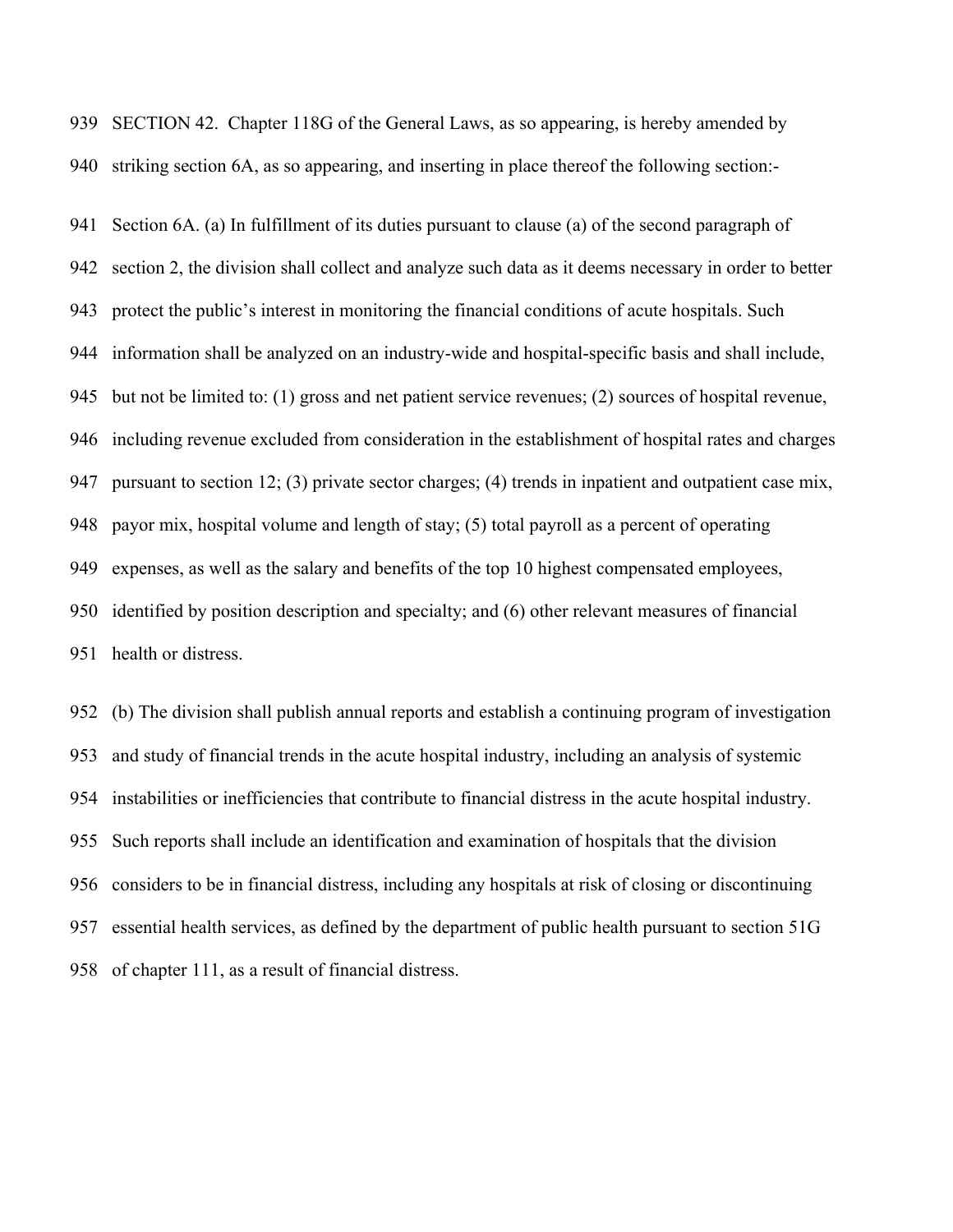SECTION 42. Chapter 118G of the General Laws, as so appearing, is hereby amended by striking section 6A, as so appearing, and inserting in place thereof the following section:-

Section 6A. (a) In fulfillment of its duties pursuant to clause (a) of the second paragraph of section 2, the division shall collect and analyze such data as it deems necessary in order to better protect the public's interest in monitoring the financial conditions of acute hospitals. Such information shall be analyzed on an industry-wide and hospital-specific basis and shall include, but not be limited to: (1) gross and net patient service revenues; (2) sources of hospital revenue, including revenue excluded from consideration in the establishment of hospital rates and charges pursuant to section 12; (3) private sector charges; (4) trends in inpatient and outpatient case mix, payor mix, hospital volume and length of stay; (5) total payroll as a percent of operating expenses, as well as the salary and benefits of the top 10 highest compensated employees, identified by position description and specialty; and (6) other relevant measures of financial health or distress.

(b) The division shall publish annual reports and establish a continuing program of investigation and study of financial trends in the acute hospital industry, including an analysis of systemic instabilities or inefficiencies that contribute to financial distress in the acute hospital industry. Such reports shall include an identification and examination of hospitals that the division considers to be in financial distress, including any hospitals at risk of closing or discontinuing essential health services, as defined by the department of public health pursuant to section 51G of chapter 111, as a result of financial distress.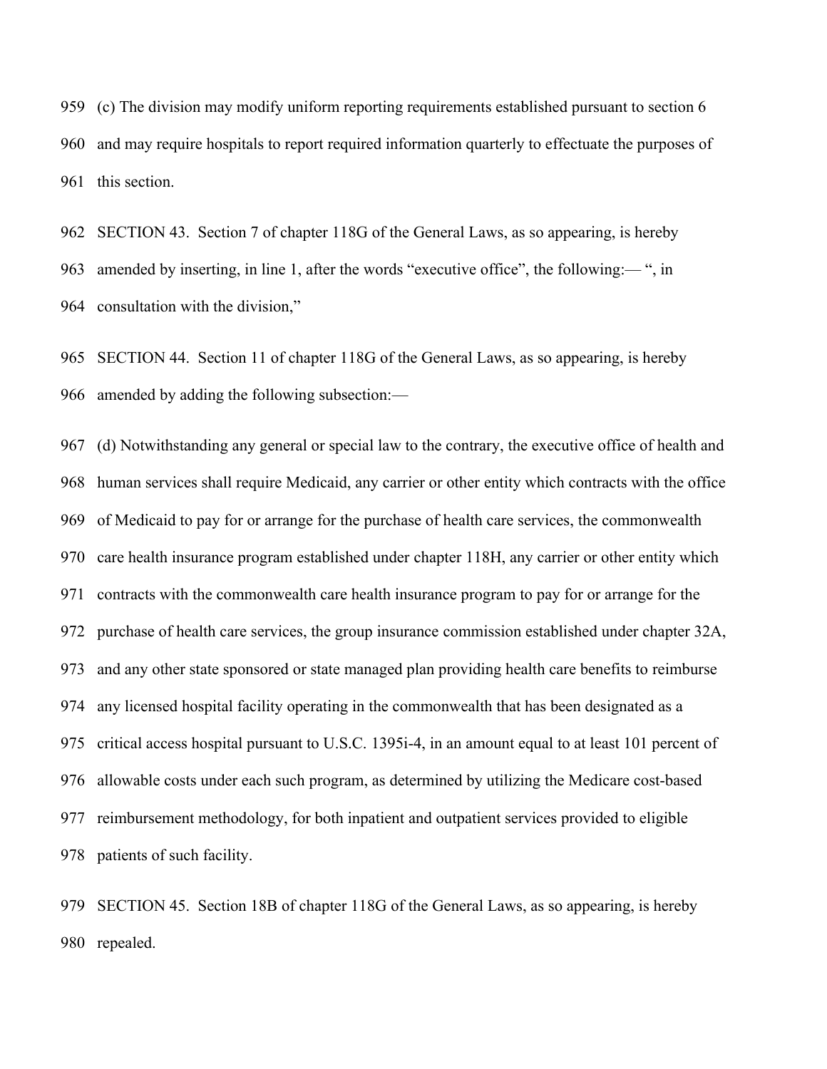(c) The division may modify uniform reporting requirements established pursuant to section 6 and may require hospitals to report required information quarterly to effectuate the purposes of this section.

SECTION 43. Section 7 of chapter 118G of the General Laws, as so appearing, is hereby amended by inserting, in line 1, after the words "executive office", the following:— ", in consultation with the division,"

SECTION 44. Section 11 of chapter 118G of the General Laws, as so appearing, is hereby amended by adding the following subsection:—

(d) Notwithstanding any general or special law to the contrary, the executive office of health and human services shall require Medicaid, any carrier or other entity which contracts with the office of Medicaid to pay for or arrange for the purchase of health care services, the commonwealth care health insurance program established under chapter 118H, any carrier or other entity which contracts with the commonwealth care health insurance program to pay for or arrange for the purchase of health care services, the group insurance commission established under chapter 32A, and any other state sponsored or state managed plan providing health care benefits to reimburse any licensed hospital facility operating in the commonwealth that has been designated as a critical access hospital pursuant to U.S.C. 1395i-4, in an amount equal to at least 101 percent of allowable costs under each such program, as determined by utilizing the Medicare cost-based reimbursement methodology, for both inpatient and outpatient services provided to eligible patients of such facility.

SECTION 45. Section 18B of chapter 118G of the General Laws, as so appearing, is hereby repealed.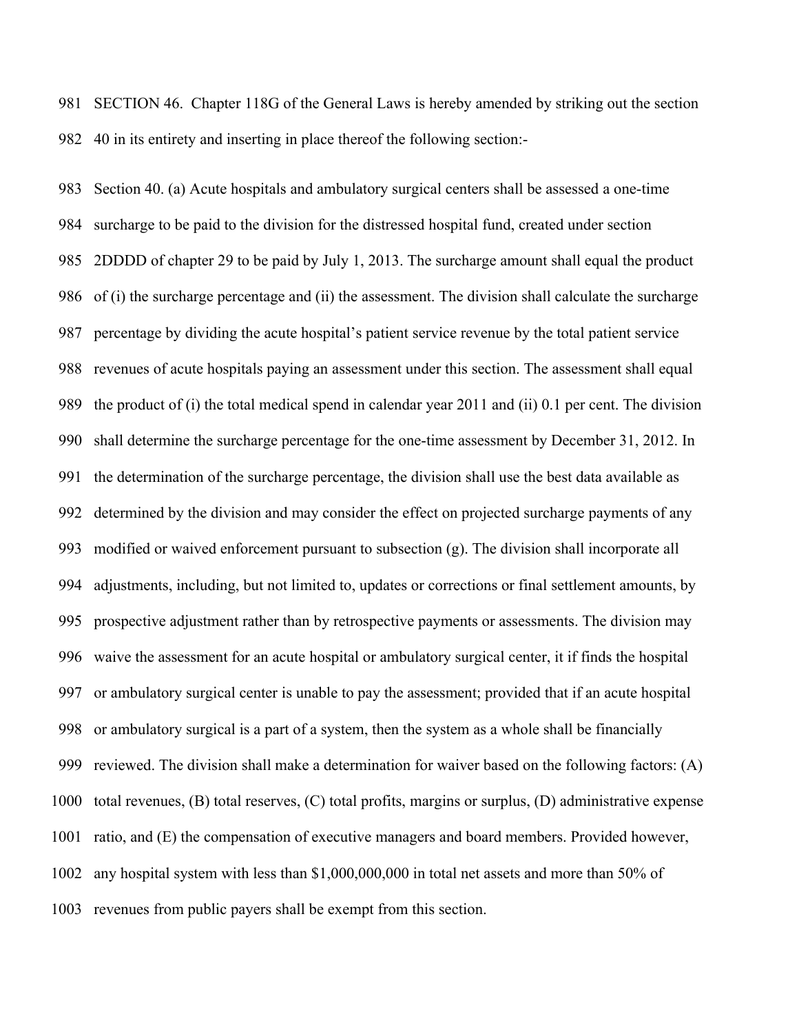SECTION 46. Chapter 118G of the General Laws is hereby amended by striking out the section 40 in its entirety and inserting in place thereof the following section:-

Section 40. (a) Acute hospitals and ambulatory surgical centers shall be assessed a one-time surcharge to be paid to the division for the distressed hospital fund, created under section 2DDDD of chapter 29 to be paid by July 1, 2013. The surcharge amount shall equal the product of (i) the surcharge percentage and (ii) the assessment. The division shall calculate the surcharge percentage by dividing the acute hospital's patient service revenue by the total patient service revenues of acute hospitals paying an assessment under this section. The assessment shall equal the product of (i) the total medical spend in calendar year 2011 and (ii) 0.1 per cent. The division shall determine the surcharge percentage for the one-time assessment by December 31, 2012. In the determination of the surcharge percentage, the division shall use the best data available as determined by the division and may consider the effect on projected surcharge payments of any modified or waived enforcement pursuant to subsection (g). The division shall incorporate all adjustments, including, but not limited to, updates or corrections or final settlement amounts, by prospective adjustment rather than by retrospective payments or assessments. The division may waive the assessment for an acute hospital or ambulatory surgical center, it if finds the hospital or ambulatory surgical center is unable to pay the assessment; provided that if an acute hospital or ambulatory surgical is a part of a system, then the system as a whole shall be financially reviewed. The division shall make a determination for waiver based on the following factors: (A) total revenues, (B) total reserves, (C) total profits, margins or surplus, (D) administrative expense ratio, and (E) the compensation of executive managers and board members. Provided however, any hospital system with less than $1,000,000,000 in total net assets and more than 50% of revenues from public payers shall be exempt from this section.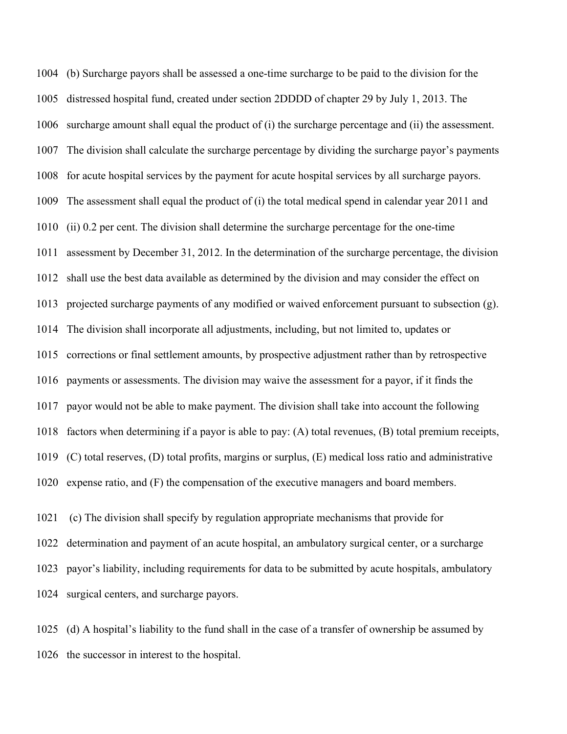1004 (b) Surcharge payors shall be assessed a one-time surcharge to be paid to the division for the
1005 distressed hospital fund, created under section 2DDDD of chapter 29 by July 1, 2013. The
1006 surcharge amount shall equal the product of (i) the surcharge percentage and (ii) the assessment.
1007 The division shall calculate the surcharge percentage by dividing the surcharge payor's payments
1008 for acute hospital services by the payment for acute hospital services by all surcharge payors.
1009 The assessment shall equal the product of (i) the total medical spend in calendar year 2011 and
1010 (ii) 0.2 per cent. The division shall determine the surcharge percentage for the one-time
1011 assessment by December 31, 2012. In the determination of the surcharge percentage, the division
1012 shall use the best data available as determined by the division and may consider the effect on
1013 projected surcharge payments of any modified or waived enforcement pursuant to subsection (g).
1014 The division shall incorporate all adjustments, including, but not limited to, updates or
1015 corrections or final settlement amounts, by prospective adjustment rather than by retrospective
1016 payments or assessments. The division may waive the assessment for a payor, if it finds the
1017 payor would not be able to make payment. The division shall take into account the following
1018 factors when determining if a payor is able to pay: (A) total revenues, (B) total premium receipts,
1019 (C) total reserves, (D) total profits, margins or surplus, (E) medical loss ratio and administrative
1020 expense ratio, and (F) the compensation of the executive managers and board members.

1021 (c) The division shall specify by regulation appropriate mechanisms that provide for
1022 determination and payment of an acute hospital, an ambulatory surgical center, or a surcharge
1023 payor's liability, including requirements for data to be submitted by acute hospitals, ambulatory
1024 surgical centers, and surcharge payors.

1025 (d) A hospital's liability to the fund shall in the case of a transfer of ownership be assumed by
1026 the successor in interest to the hospital.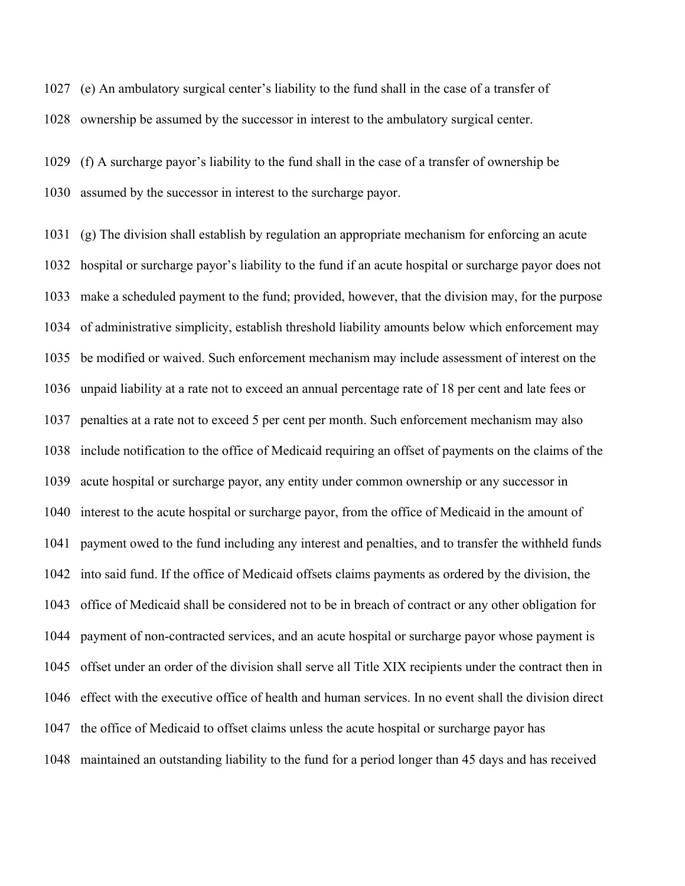(e) An ambulatory surgical center's liability to the fund shall in the case of a transfer of ownership be assumed by the successor in interest to the ambulatory surgical center.

(f) A surcharge payor's liability to the fund shall in the case of a transfer of ownership be assumed by the successor in interest to the surcharge payor.

(g) The division shall establish by regulation an appropriate mechanism for enforcing an acute hospital or surcharge payor's liability to the fund if an acute hospital or surcharge payor does not make a scheduled payment to the fund; provided, however, that the division may, for the purpose of administrative simplicity, establish threshold liability amounts below which enforcement may be modified or waived. Such enforcement mechanism may include assessment of interest on the unpaid liability at a rate not to exceed an annual percentage rate of 18 per cent and late fees or penalties at a rate not to exceed 5 per cent per month. Such enforcement mechanism may also include notification to the office of Medicaid requiring an offset of payments on the claims of the acute hospital or surcharge payor, any entity under common ownership or any successor in interest to the acute hospital or surcharge payor, from the office of Medicaid in the amount of payment owed to the fund including any interest and penalties, and to transfer the withheld funds into said fund. If the office of Medicaid offsets claims payments as ordered by the division, the office of Medicaid shall be considered not to be in breach of contract or any other obligation for payment of non-contracted services, and an acute hospital or surcharge payor whose payment is offset under an order of the division shall serve all Title XIX recipients under the contract then in effect with the executive office of health and human services. In no event shall the division direct the office of Medicaid to offset claims unless the acute hospital or surcharge payor has maintained an outstanding liability to the fund for a period longer than 45 days and has received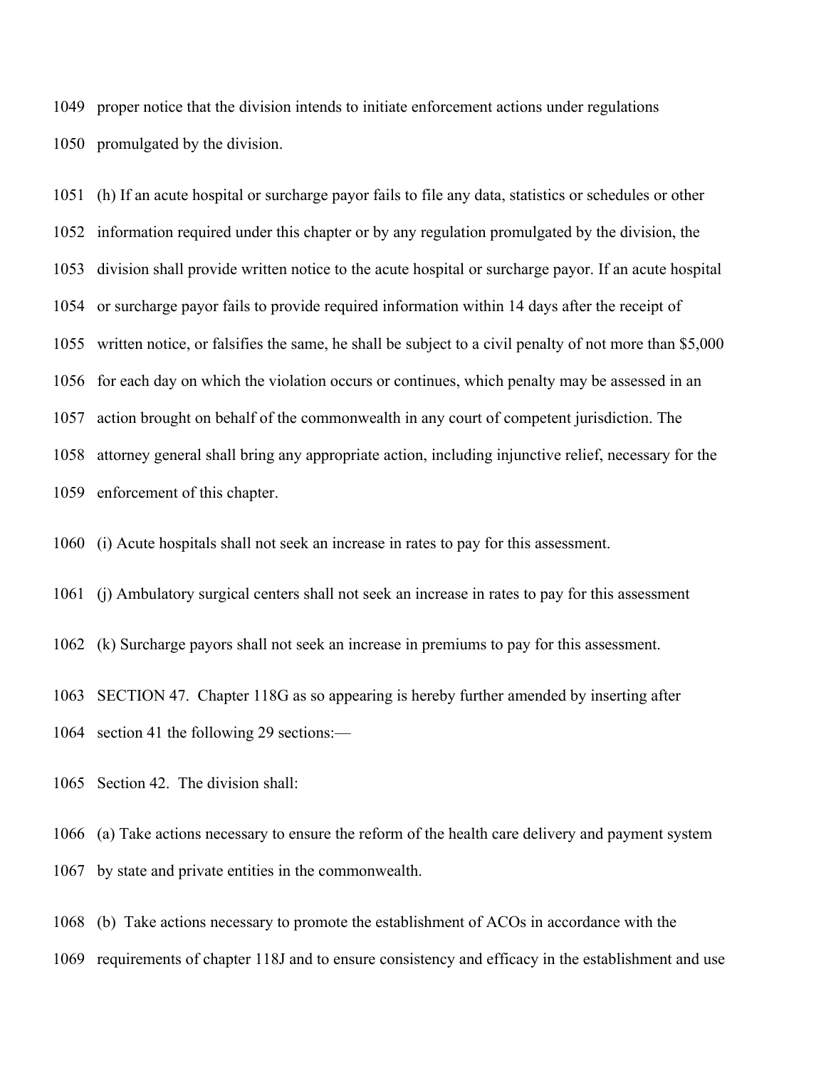1049 proper notice that the division intends to initiate enforcement actions under regulations
1050 promulgated by the division.

1051 (h) If an acute hospital or surcharge payor fails to file any data, statistics or schedules or other
1052 information required under this chapter or by any regulation promulgated by the division, the
1053 division shall provide written notice to the acute hospital or surcharge payor. If an acute hospital
1054 or surcharge payor fails to provide required information within 14 days after the receipt of
1055 written notice, or falsifies the same, he shall be subject to a civil penalty of not more than $5,000
1056 for each day on which the violation occurs or continues, which penalty may be assessed in an
1057 action brought on behalf of the commonwealth in any court of competent jurisdiction. The
1058 attorney general shall bring any appropriate action, including injunctive relief, necessary for the
1059 enforcement of this chapter.

1060 (i) Acute hospitals shall not seek an increase in rates to pay for this assessment.

1061 (j) Ambulatory surgical centers shall not seek an increase in rates to pay for this assessment

1062 (k) Surcharge payors shall not seek an increase in premiums to pay for this assessment.

1063 SECTION 47. Chapter 118G as so appearing is hereby further amended by inserting after
1064 section 41 the following 29 sections:—

1065 Section 42. The division shall:

1066 (a) Take actions necessary to ensure the reform of the health care delivery and payment system
1067 by state and private entities in the commonwealth.

1068 (b) Take actions necessary to promote the establishment of ACOs in accordance with the
1069 requirements of chapter 118J and to ensure consistency and efficacy in the establishment and use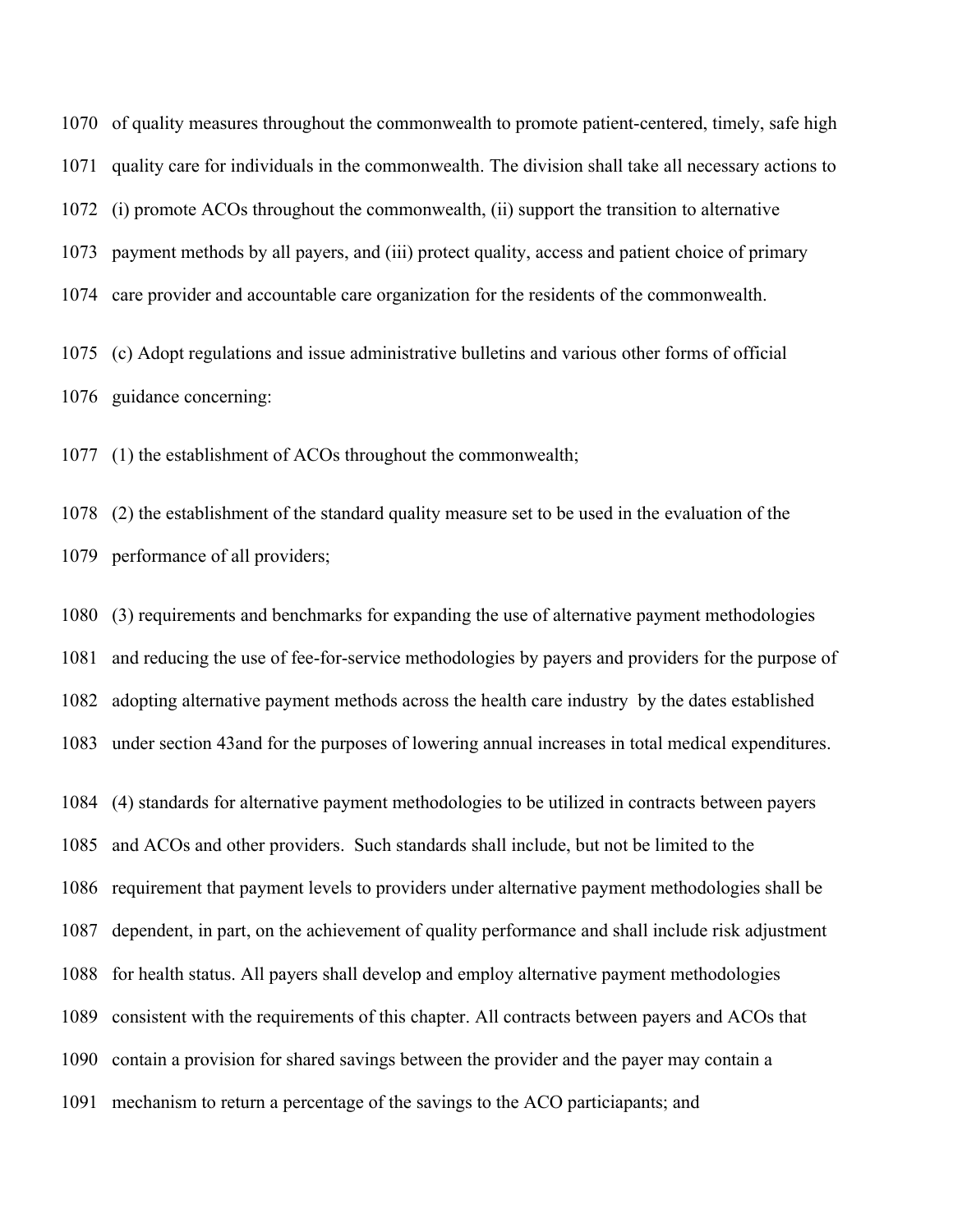of quality measures throughout the commonwealth to promote patient-centered, timely, safe high quality care for individuals in the commonwealth. The division shall take all necessary actions to (i) promote ACOs throughout the commonwealth, (ii) support the transition to alternative payment methods by all payers, and (iii) protect quality, access and patient choice of primary care provider and accountable care organization for the residents of the commonwealth.

(c) Adopt regulations and issue administrative bulletins and various other forms of official guidance concerning:

(1) the establishment of ACOs throughout the commonwealth;

(2) the establishment of the standard quality measure set to be used in the evaluation of the performance of all providers;

(3) requirements and benchmarks for expanding the use of alternative payment methodologies and reducing the use of fee-for-service methodologies by payers and providers for the purpose of adopting alternative payment methods across the health care industry by the dates established under section 43and for the purposes of lowering annual increases in total medical expenditures.

(4) standards for alternative payment methodologies to be utilized in contracts between payers and ACOs and other providers. Such standards shall include, but not be limited to the requirement that payment levels to providers under alternative payment methodologies shall be dependent, in part, on the achievement of quality performance and shall include risk adjustment for health status. All payers shall develop and employ alternative payment methodologies consistent with the requirements of this chapter. All contracts between payers and ACOs that contain a provision for shared savings between the provider and the payer may contain a mechanism to return a percentage of the savings to the ACO particiapants; and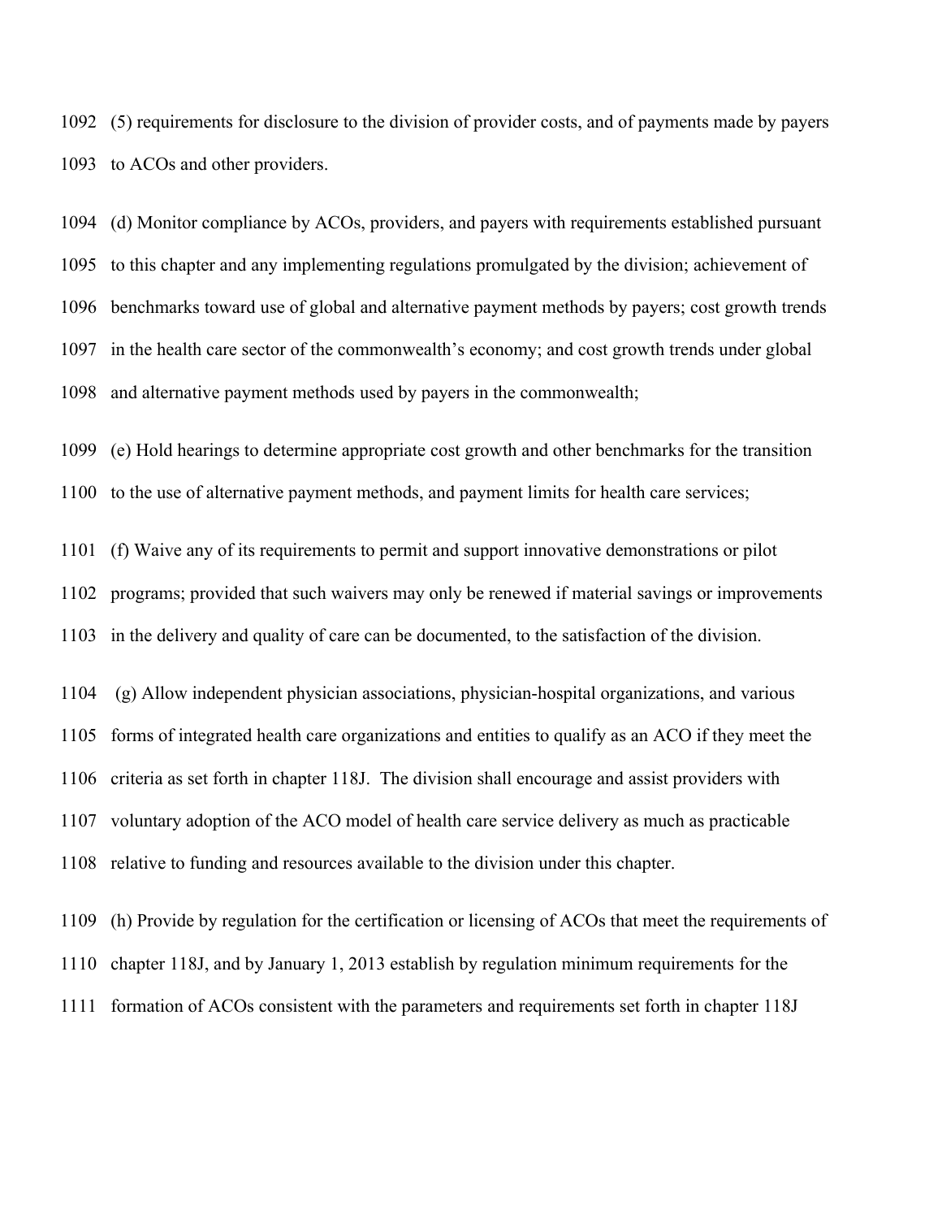(5) requirements for disclosure to the division of provider costs, and of payments made by payers to ACOs and other providers.

(d) Monitor compliance by ACOs, providers, and payers with requirements established pursuant to this chapter and any implementing regulations promulgated by the division; achievement of benchmarks toward use of global and alternative payment methods by payers; cost growth trends in the health care sector of the commonwealth's economy; and cost growth trends under global and alternative payment methods used by payers in the commonwealth;

(e) Hold hearings to determine appropriate cost growth and other benchmarks for the transition to the use of alternative payment methods, and payment limits for health care services;

(f) Waive any of its requirements to permit and support innovative demonstrations or pilot programs; provided that such waivers may only be renewed if material savings or improvements in the delivery and quality of care can be documented, to the satisfaction of the division.

(g) Allow independent physician associations, physician-hospital organizations, and various forms of integrated health care organizations and entities to qualify as an ACO if they meet the criteria as set forth in chapter 118J. The division shall encourage and assist providers with voluntary adoption of the ACO model of health care service delivery as much as practicable relative to funding and resources available to the division under this chapter.

(h) Provide by regulation for the certification or licensing of ACOs that meet the requirements of chapter 118J, and by January 1, 2013 establish by regulation minimum requirements for the formation of ACOs consistent with the parameters and requirements set forth in chapter 118J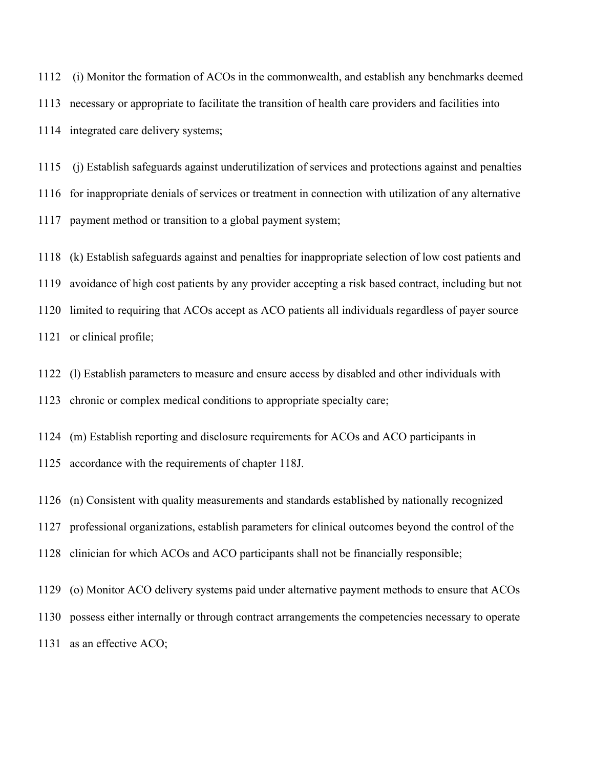1112 (i) Monitor the formation of ACOs in the commonwealth, and establish any benchmarks deemed
1113 necessary or appropriate to facilitate the transition of health care providers and facilities into
1114 integrated care delivery systems;

1115 (j) Establish safeguards against underutilization of services and protections against and penalties
1116 for inappropriate denials of services or treatment in connection with utilization of any alternative
1117 payment method or transition to a global payment system;

1118 (k) Establish safeguards against and penalties for inappropriate selection of low cost patients and
1119 avoidance of high cost patients by any provider accepting a risk based contract, including but not
1120 limited to requiring that ACOs accept as ACO patients all individuals regardless of payer source
1121 or clinical profile;

1122 (l) Establish parameters to measure and ensure access by disabled and other individuals with
1123 chronic or complex medical conditions to appropriate specialty care;

1124 (m) Establish reporting and disclosure requirements for ACOs and ACO participants in
1125 accordance with the requirements of chapter 118J.

1126 (n) Consistent with quality measurements and standards established by nationally recognized
1127 professional organizations, establish parameters for clinical outcomes beyond the control of the
1128 clinician for which ACOs and ACO participants shall not be financially responsible;

1129 (o) Monitor ACO delivery systems paid under alternative payment methods to ensure that ACOs
1130 possess either internally or through contract arrangements the competencies necessary to operate
1131 as an effective ACO;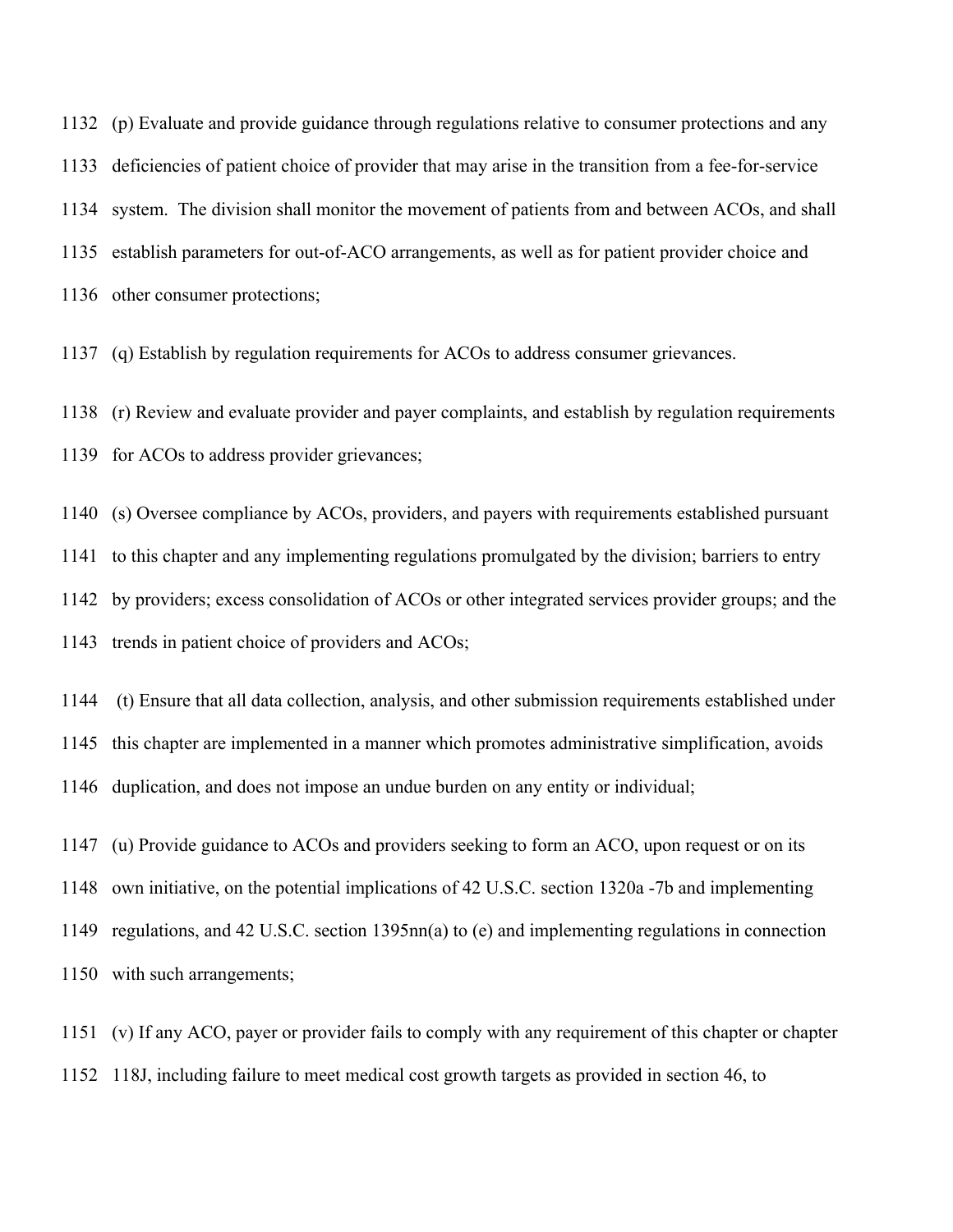1132 (p) Evaluate and provide guidance through regulations relative to consumer protections and any

1133 deficiencies of patient choice of provider that may arise in the transition from a fee-for-service

1134 system. The division shall monitor the movement of patients from and between ACOs, and shall

1135 establish parameters for out-of-ACO arrangements, as well as for patient provider choice and

1136 other consumer protections;

1137 (q) Establish by regulation requirements for ACOs to address consumer grievances.

1138 (r) Review and evaluate provider and payer complaints, and establish by regulation requirements

1139 for ACOs to address provider grievances;

1140 (s) Oversee compliance by ACOs, providers, and payers with requirements established pursuant

1141 to this chapter and any implementing regulations promulgated by the division; barriers to entry

1142 by providers; excess consolidation of ACOs or other integrated services provider groups; and the

1143 trends in patient choice of providers and ACOs;

1144 (t) Ensure that all data collection, analysis, and other submission requirements established under

1145 this chapter are implemented in a manner which promotes administrative simplification, avoids

1146 duplication, and does not impose an undue burden on any entity or individual;

1147 (u) Provide guidance to ACOs and providers seeking to form an ACO, upon request or on its

1148 own initiative, on the potential implications of 42 U.S.C. section 1320a -7b and implementing

1149 regulations, and 42 U.S.C. section 1395nn(a) to (e) and implementing regulations in connection

1150 with such arrangements;

1151 (v) If any ACO, payer or provider fails to comply with any requirement of this chapter or chapter

1152 118J, including failure to meet medical cost growth targets as provided in section 46, to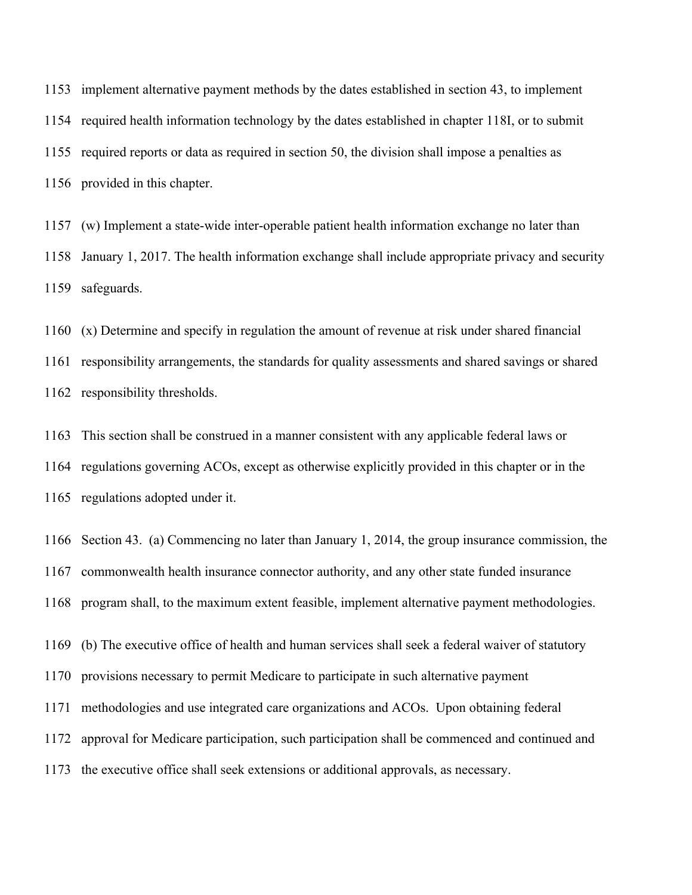implement alternative payment methods by the dates established in section 43, to implement required health information technology by the dates established in chapter 118I, or to submit required reports or data as required in section 50, the division shall impose a penalties as provided in this chapter.

(w) Implement a state-wide inter-operable patient health information exchange no later than January 1, 2017. The health information exchange shall include appropriate privacy and security safeguards.

(x) Determine and specify in regulation the amount of revenue at risk under shared financial responsibility arrangements, the standards for quality assessments and shared savings or shared responsibility thresholds.

This section shall be construed in a manner consistent with any applicable federal laws or regulations governing ACOs, except as otherwise explicitly provided in this chapter or in the regulations adopted under it.

Section 43. (a) Commencing no later than January 1, 2014, the group insurance commission, the commonwealth health insurance connector authority, and any other state funded insurance program shall, to the maximum extent feasible, implement alternative payment methodologies.

(b) The executive office of health and human services shall seek a federal waiver of statutory provisions necessary to permit Medicare to participate in such alternative payment methodologies and use integrated care organizations and ACOs. Upon obtaining federal approval for Medicare participation, such participation shall be commenced and continued and the executive office shall seek extensions or additional approvals, as necessary.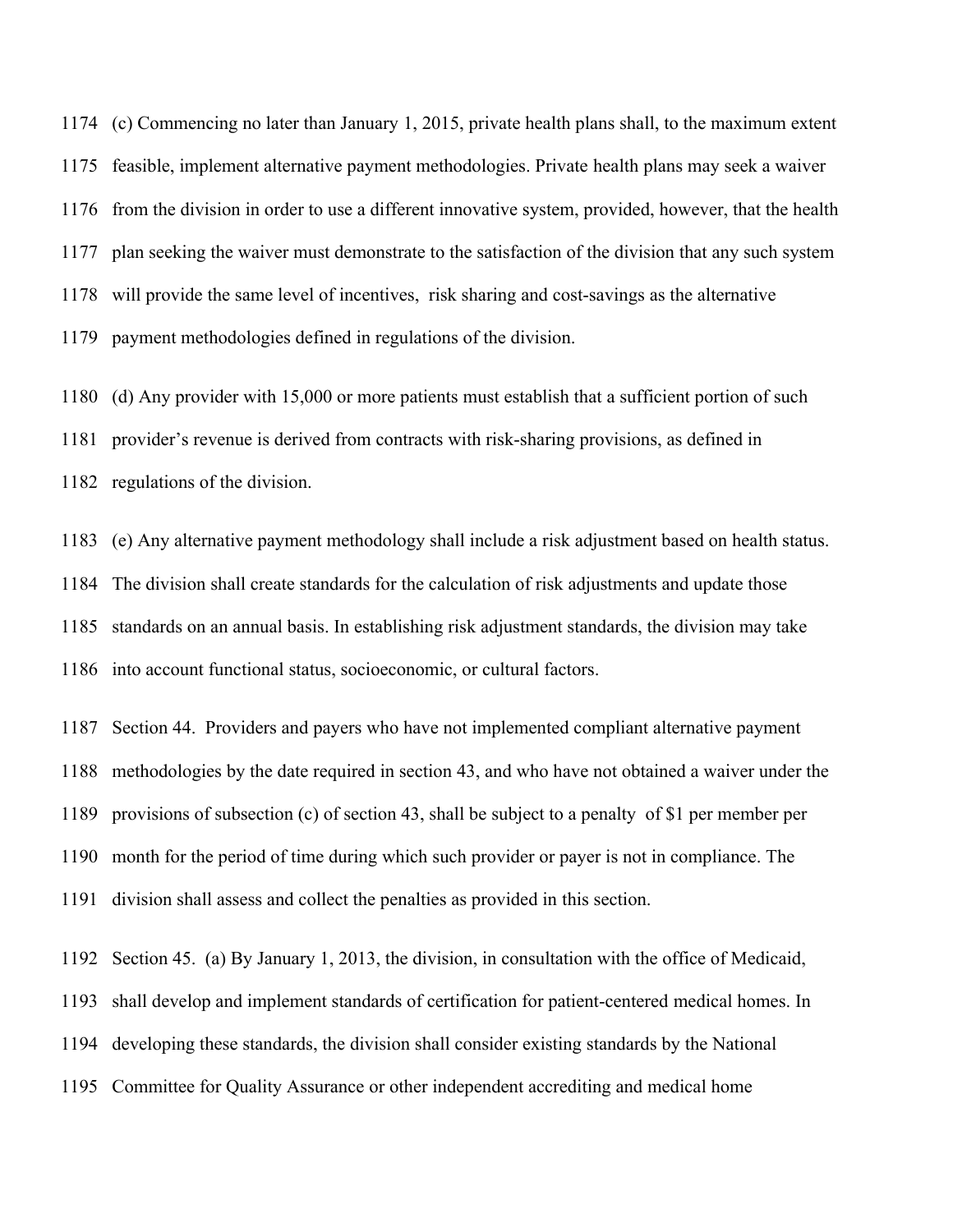(c) Commencing no later than January 1, 2015, private health plans shall, to the maximum extent feasible, implement alternative payment methodologies. Private health plans may seek a waiver from the division in order to use a different innovative system, provided, however, that the health plan seeking the waiver must demonstrate to the satisfaction of the division that any such system will provide the same level of incentives, risk sharing and cost-savings as the alternative payment methodologies defined in regulations of the division.

(d) Any provider with 15,000 or more patients must establish that a sufficient portion of such provider's revenue is derived from contracts with risk-sharing provisions, as defined in regulations of the division.

(e) Any alternative payment methodology shall include a risk adjustment based on health status. The division shall create standards for the calculation of risk adjustments and update those standards on an annual basis. In establishing risk adjustment standards, the division may take into account functional status, socioeconomic, or cultural factors.

Section 44. Providers and payers who have not implemented compliant alternative payment methodologies by the date required in section 43, and who have not obtained a waiver under the provisions of subsection (c) of section 43, shall be subject to a penalty of $1 per member per month for the period of time during which such provider or payer is not in compliance. The division shall assess and collect the penalties as provided in this section.

Section 45. (a) By January 1, 2013, the division, in consultation with the office of Medicaid, shall develop and implement standards of certification for patient-centered medical homes. In developing these standards, the division shall consider existing standards by the National Committee for Quality Assurance or other independent accrediting and medical home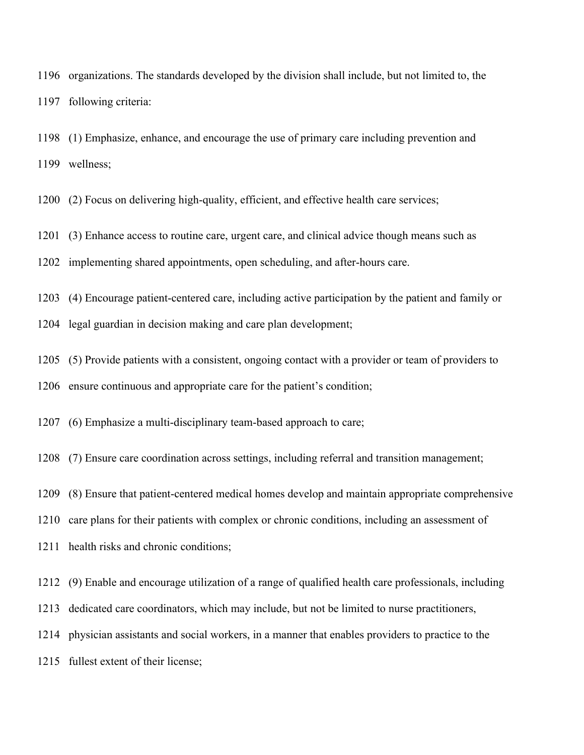organizations. The standards developed by the division shall include, but not limited to, the following criteria:

(1) Emphasize, enhance, and encourage the use of primary care including prevention and wellness;

(2) Focus on delivering high-quality, efficient, and effective health care services;

(3) Enhance access to routine care, urgent care, and clinical advice though means such as implementing shared appointments, open scheduling, and after-hours care.

(4) Encourage patient-centered care, including active participation by the patient and family or legal guardian in decision making and care plan development;

(5) Provide patients with a consistent, ongoing contact with a provider or team of providers to ensure continuous and appropriate care for the patient's condition;

(6) Emphasize a multi-disciplinary team-based approach to care;

(7) Ensure care coordination across settings, including referral and transition management;

(8) Ensure that patient-centered medical homes develop and maintain appropriate comprehensive care plans for their patients with complex or chronic conditions, including an assessment of health risks and chronic conditions;

(9) Enable and encourage utilization of a range of qualified health care professionals, including dedicated care coordinators, which may include, but not be limited to nurse practitioners, physician assistants and social workers, in a manner that enables providers to practice to the fullest extent of their license;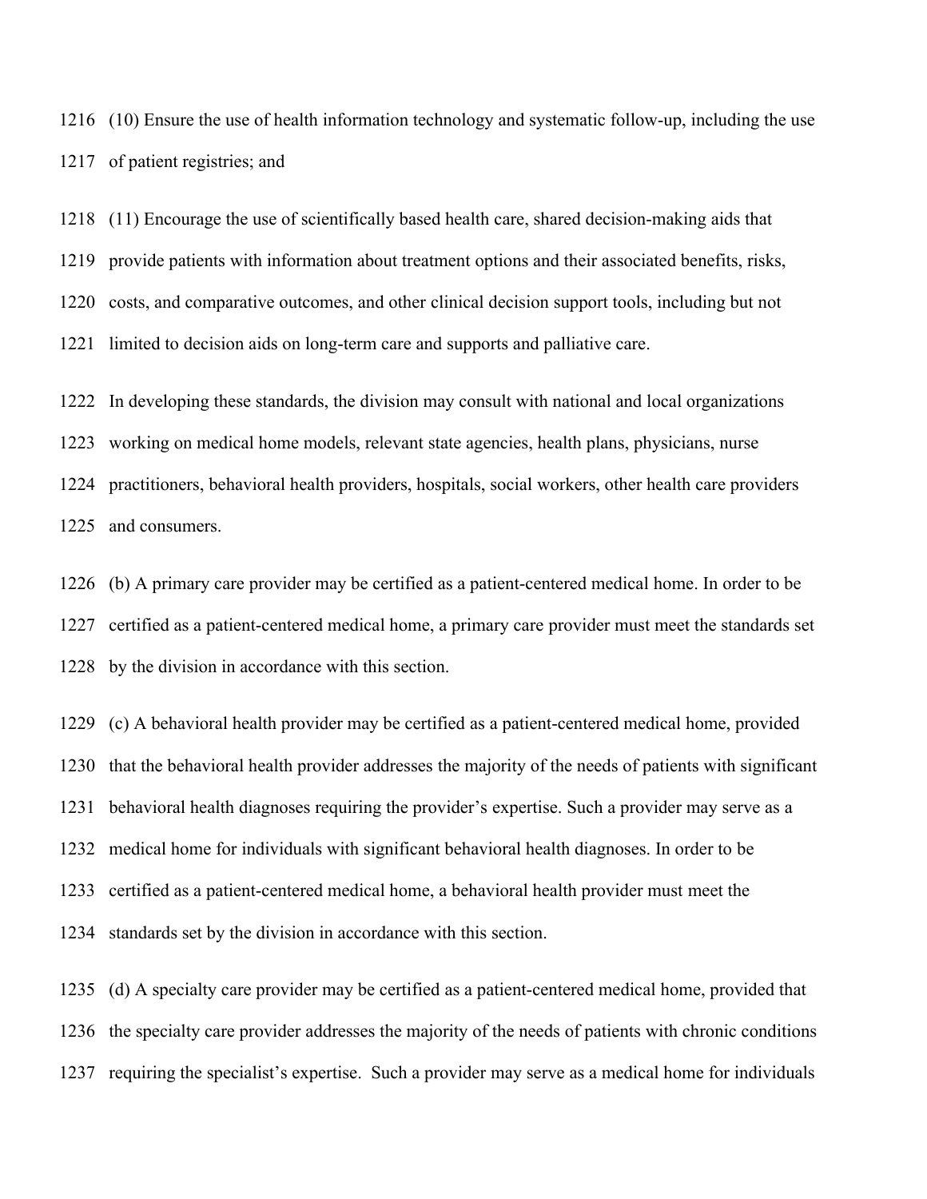(10) Ensure the use of health information technology and systematic follow-up, including the use of patient registries; and

(11) Encourage the use of scientifically based health care, shared decision-making aids that provide patients with information about treatment options and their associated benefits, risks, costs, and comparative outcomes, and other clinical decision support tools, including but not limited to decision aids on long-term care and supports and palliative care.

In developing these standards, the division may consult with national and local organizations working on medical home models, relevant state agencies, health plans, physicians, nurse practitioners, behavioral health providers, hospitals, social workers, other health care providers and consumers.

(b) A primary care provider may be certified as a patient-centered medical home. In order to be certified as a patient-centered medical home, a primary care provider must meet the standards set by the division in accordance with this section.

(c) A behavioral health provider may be certified as a patient-centered medical home, provided that the behavioral health provider addresses the majority of the needs of patients with significant behavioral health diagnoses requiring the provider's expertise. Such a provider may serve as a medical home for individuals with significant behavioral health diagnoses. In order to be certified as a patient-centered medical home, a behavioral health provider must meet the standards set by the division in accordance with this section.

(d) A specialty care provider may be certified as a patient-centered medical home, provided that the specialty care provider addresses the majority of the needs of patients with chronic conditions requiring the specialist's expertise. Such a provider may serve as a medical home for individuals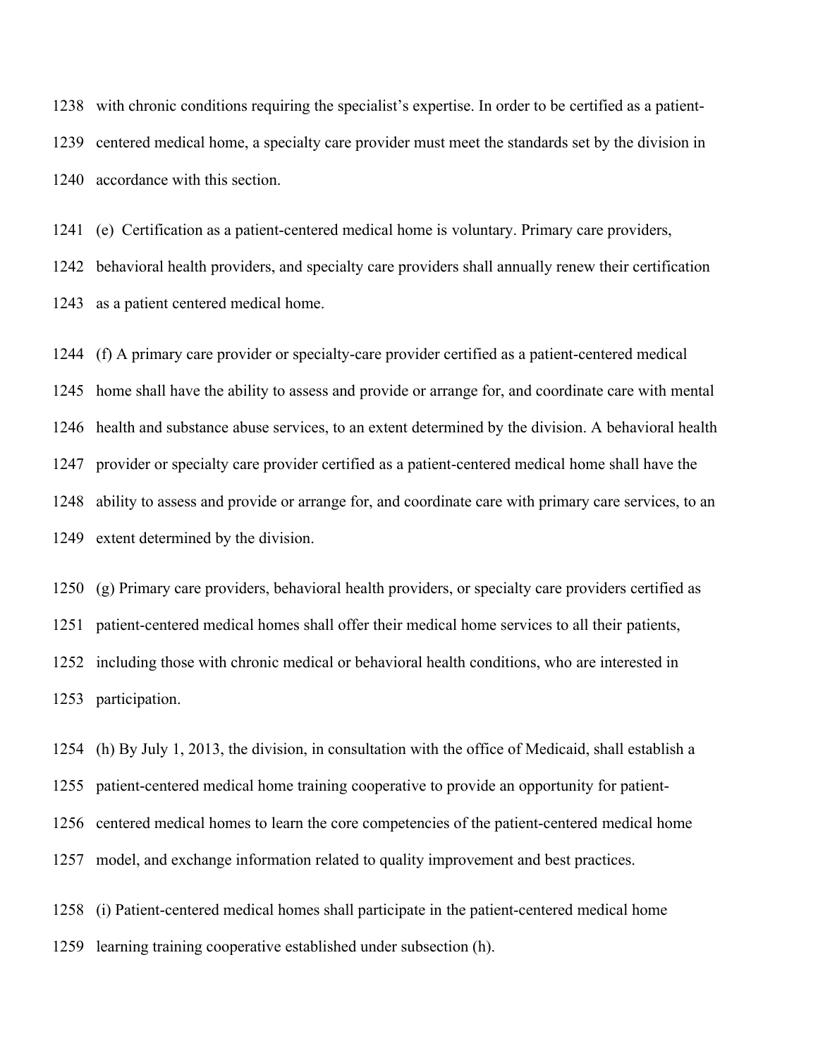1238 with chronic conditions requiring the specialist's expertise. In order to be certified as a patient-

1239 centered medical home, a specialty care provider must meet the standards set by the division in

1240 accordance with this section.

1241 (e) Certification as a patient-centered medical home is voluntary. Primary care providers,

1242 behavioral health providers, and specialty care providers shall annually renew their certification

1243 as a patient centered medical home.

1244 (f) A primary care provider or specialty-care provider certified as a patient-centered medical

1245 home shall have the ability to assess and provide or arrange for, and coordinate care with mental

1246 health and substance abuse services, to an extent determined by the division. A behavioral health

1247 provider or specialty care provider certified as a patient-centered medical home shall have the

1248 ability to assess and provide or arrange for, and coordinate care with primary care services, to an

1249 extent determined by the division.

1250 (g) Primary care providers, behavioral health providers, or specialty care providers certified as

1251 patient-centered medical homes shall offer their medical home services to all their patients,

1252 including those with chronic medical or behavioral health conditions, who are interested in

1253 participation.

1254 (h) By July 1, 2013, the division, in consultation with the office of Medicaid, shall establish a

1255 patient-centered medical home training cooperative to provide an opportunity for patient-

1256 centered medical homes to learn the core competencies of the patient-centered medical home

1257 model, and exchange information related to quality improvement and best practices.

1258 (i) Patient-centered medical homes shall participate in the patient-centered medical home

1259 learning training cooperative established under subsection (h).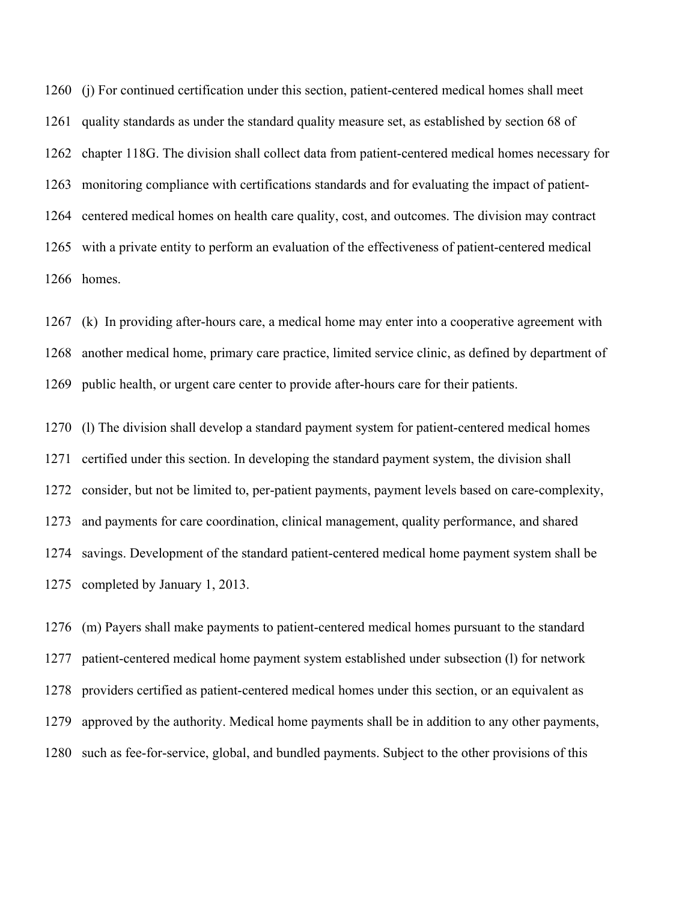(j) For continued certification under this section, patient-centered medical homes shall meet quality standards as under the standard quality measure set, as established by section 68 of chapter 118G. The division shall collect data from patient-centered medical homes necessary for monitoring compliance with certifications standards and for evaluating the impact of patient-centered medical homes on health care quality, cost, and outcomes. The division may contract with a private entity to perform an evaluation of the effectiveness of patient-centered medical homes.

(k) In providing after-hours care, a medical home may enter into a cooperative agreement with another medical home, primary care practice, limited service clinic, as defined by department of public health, or urgent care center to provide after-hours care for their patients.

(l) The division shall develop a standard payment system for patient-centered medical homes certified under this section. In developing the standard payment system, the division shall consider, but not be limited to, per-patient payments, payment levels based on care-complexity, and payments for care coordination, clinical management, quality performance, and shared savings. Development of the standard patient-centered medical home payment system shall be completed by January 1, 2013.

(m) Payers shall make payments to patient-centered medical homes pursuant to the standard patient-centered medical home payment system established under subsection (l) for network providers certified as patient-centered medical homes under this section, or an equivalent as approved by the authority. Medical home payments shall be in addition to any other payments, such as fee-for-service, global, and bundled payments. Subject to the other provisions of this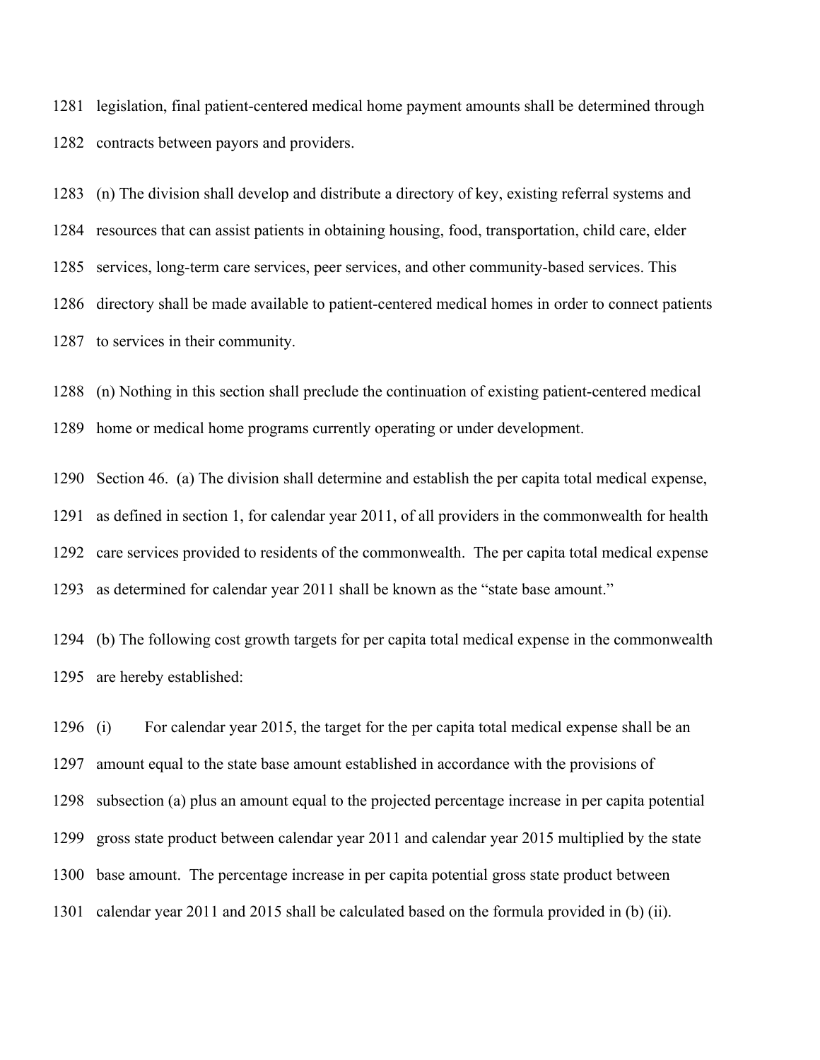legislation, final patient-centered medical home payment amounts shall be determined through contracts between payors and providers.

(n) The division shall develop and distribute a directory of key, existing referral systems and resources that can assist patients in obtaining housing, food, transportation, child care, elder services, long-term care services, peer services, and other community-based services. This directory shall be made available to patient-centered medical homes in order to connect patients to services in their community.

(n) Nothing in this section shall preclude the continuation of existing patient-centered medical home or medical home programs currently operating or under development.

Section 46. (a) The division shall determine and establish the per capita total medical expense, as defined in section 1, for calendar year 2011, of all providers in the commonwealth for health care services provided to residents of the commonwealth. The per capita total medical expense as determined for calendar year 2011 shall be known as the "state base amount."

(b) The following cost growth targets for per capita total medical expense in the commonwealth are hereby established:

(i) For calendar year 2015, the target for the per capita total medical expense shall be an amount equal to the state base amount established in accordance with the provisions of subsection (a) plus an amount equal to the projected percentage increase in per capita potential gross state product between calendar year 2011 and calendar year 2015 multiplied by the state base amount. The percentage increase in per capita potential gross state product between calendar year 2011 and 2015 shall be calculated based on the formula provided in (b) (ii).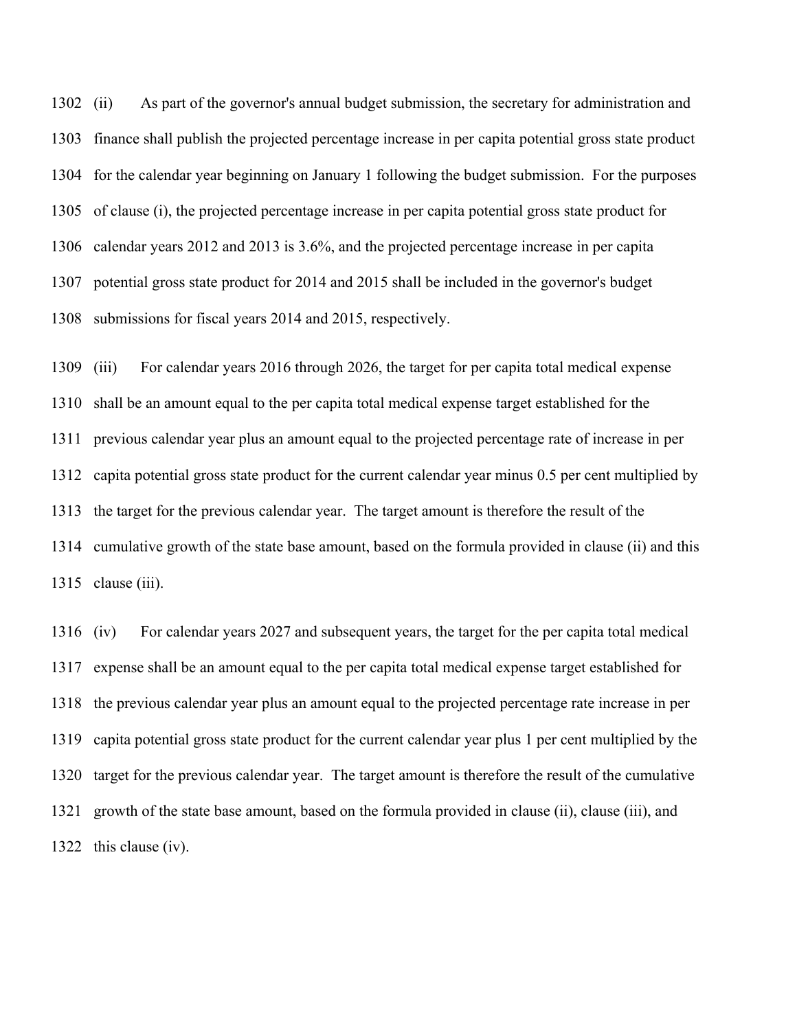(ii) As part of the governor's annual budget submission, the secretary for administration and finance shall publish the projected percentage increase in per capita potential gross state product for the calendar year beginning on January 1 following the budget submission. For the purposes of clause (i), the projected percentage increase in per capita potential gross state product for calendar years 2012 and 2013 is 3.6%, and the projected percentage increase in per capita potential gross state product for 2014 and 2015 shall be included in the governor's budget submissions for fiscal years 2014 and 2015, respectively.

(iii) For calendar years 2016 through 2026, the target for per capita total medical expense shall be an amount equal to the per capita total medical expense target established for the previous calendar year plus an amount equal to the projected percentage rate of increase in per capita potential gross state product for the current calendar year minus 0.5 per cent multiplied by the target for the previous calendar year. The target amount is therefore the result of the cumulative growth of the state base amount, based on the formula provided in clause (ii) and this clause (iii).

(iv) For calendar years 2027 and subsequent years, the target for the per capita total medical expense shall be an amount equal to the per capita total medical expense target established for the previous calendar year plus an amount equal to the projected percentage rate increase in per capita potential gross state product for the current calendar year plus 1 per cent multiplied by the target for the previous calendar year. The target amount is therefore the result of the cumulative growth of the state base amount, based on the formula provided in clause (ii), clause (iii), and this clause (iv).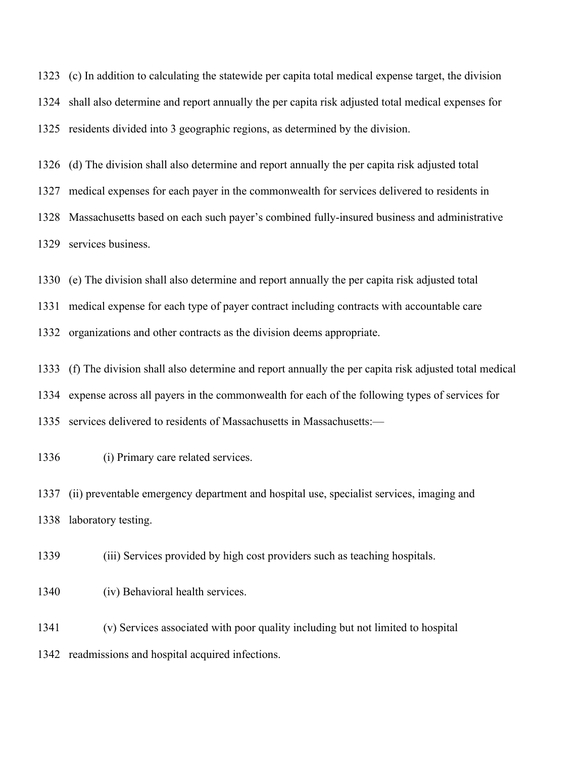(c) In addition to calculating the statewide per capita total medical expense target, the division shall also determine and report annually the per capita risk adjusted total medical expenses for residents divided into 3 geographic regions, as determined by the division.

(d) The division shall also determine and report annually the per capita risk adjusted total medical expenses for each payer in the commonwealth for services delivered to residents in Massachusetts based on each such payer's combined fully-insured business and administrative services business.

(e) The division shall also determine and report annually the per capita risk adjusted total medical expense for each type of payer contract including contracts with accountable care organizations and other contracts as the division deems appropriate.

(f) The division shall also determine and report annually the per capita risk adjusted total medical expense across all payers in the commonwealth for each of the following types of services for services delivered to residents of Massachusetts in Massachusetts:—

(i) Primary care related services.

(ii) preventable emergency department and hospital use, specialist services, imaging and laboratory testing.

(iii) Services provided by high cost providers such as teaching hospitals.

(iv) Behavioral health services.

(v) Services associated with poor quality including but not limited to hospital readmissions and hospital acquired infections.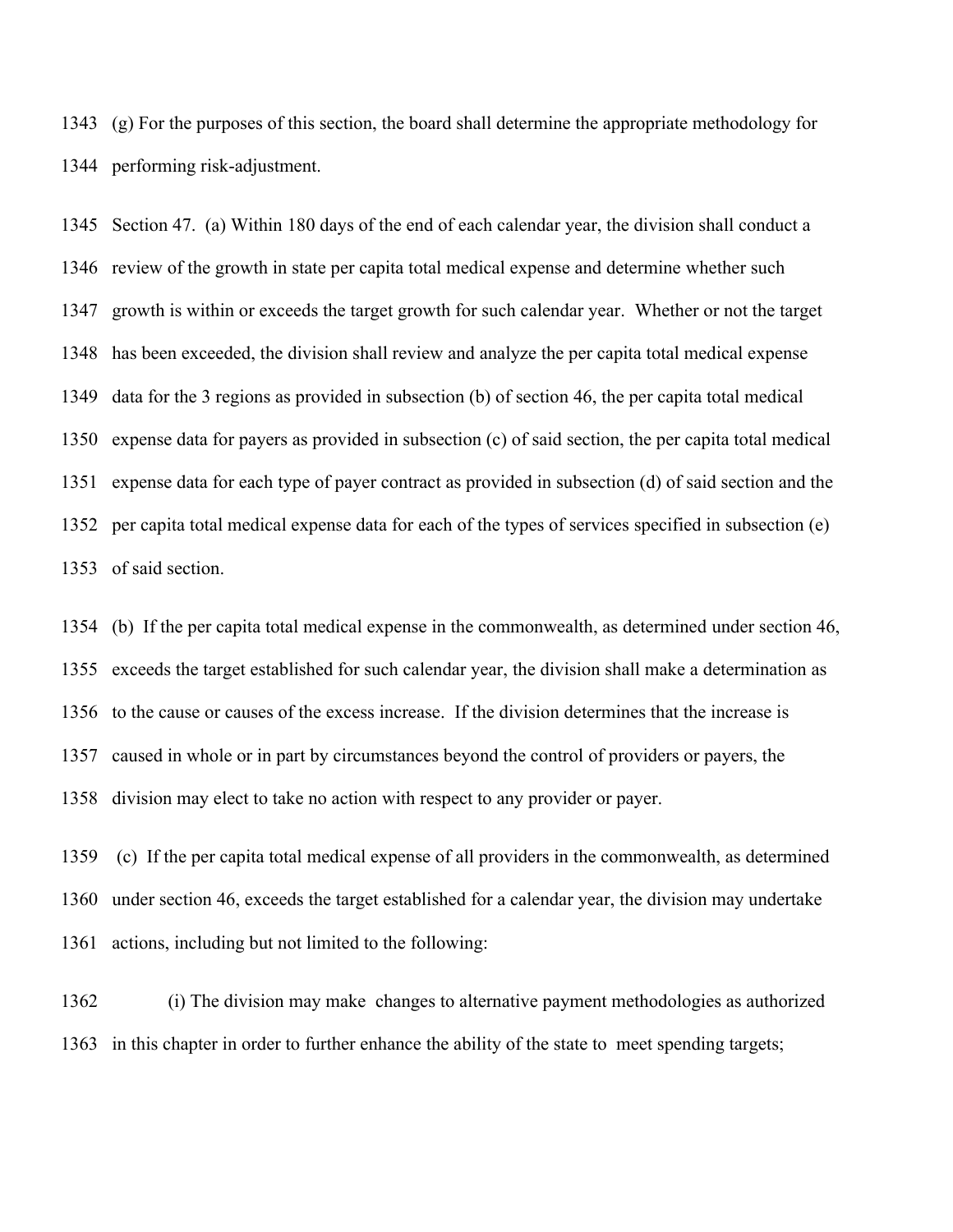(g) For the purposes of this section, the board shall determine the appropriate methodology for performing risk-adjustment.

Section 47. (a) Within 180 days of the end of each calendar year, the division shall conduct a review of the growth in state per capita total medical expense and determine whether such growth is within or exceeds the target growth for such calendar year. Whether or not the target has been exceeded, the division shall review and analyze the per capita total medical expense data for the 3 regions as provided in subsection (b) of section 46, the per capita total medical expense data for payers as provided in subsection (c) of said section, the per capita total medical expense data for each type of payer contract as provided in subsection (d) of said section and the per capita total medical expense data for each of the types of services specified in subsection (e) of said section.

(b) If the per capita total medical expense in the commonwealth, as determined under section 46, exceeds the target established for such calendar year, the division shall make a determination as to the cause or causes of the excess increase. If the division determines that the increase is caused in whole or in part by circumstances beyond the control of providers or payers, the division may elect to take no action with respect to any provider or payer.

(c) If the per capita total medical expense of all providers in the commonwealth, as determined under section 46, exceeds the target established for a calendar year, the division may undertake actions, including but not limited to the following:

(i) The division may make changes to alternative payment methodologies as authorized in this chapter in order to further enhance the ability of the state to meet spending targets;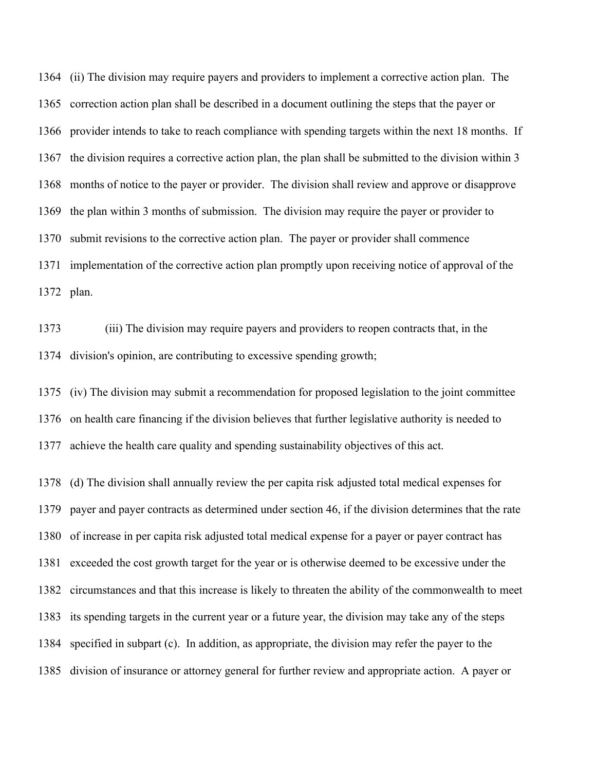(ii) The division may require payers and providers to implement a corrective action plan. The correction action plan shall be described in a document outlining the steps that the payer or provider intends to take to reach compliance with spending targets within the next 18 months. If the division requires a corrective action plan, the plan shall be submitted to the division within 3 months of notice to the payer or provider. The division shall review and approve or disapprove the plan within 3 months of submission. The division may require the payer or provider to submit revisions to the corrective action plan. The payer or provider shall commence implementation of the corrective action plan promptly upon receiving notice of approval of the plan.

(iii) The division may require payers and providers to reopen contracts that, in the division's opinion, are contributing to excessive spending growth;

(iv) The division may submit a recommendation for proposed legislation to the joint committee on health care financing if the division believes that further legislative authority is needed to achieve the health care quality and spending sustainability objectives of this act.

(d) The division shall annually review the per capita risk adjusted total medical expenses for payer and payer contracts as determined under section 46, if the division determines that the rate of increase in per capita risk adjusted total medical expense for a payer or payer contract has exceeded the cost growth target for the year or is otherwise deemed to be excessive under the circumstances and that this increase is likely to threaten the ability of the commonwealth to meet its spending targets in the current year or a future year, the division may take any of the steps specified in subpart (c). In addition, as appropriate, the division may refer the payer to the division of insurance or attorney general for further review and appropriate action. A payer or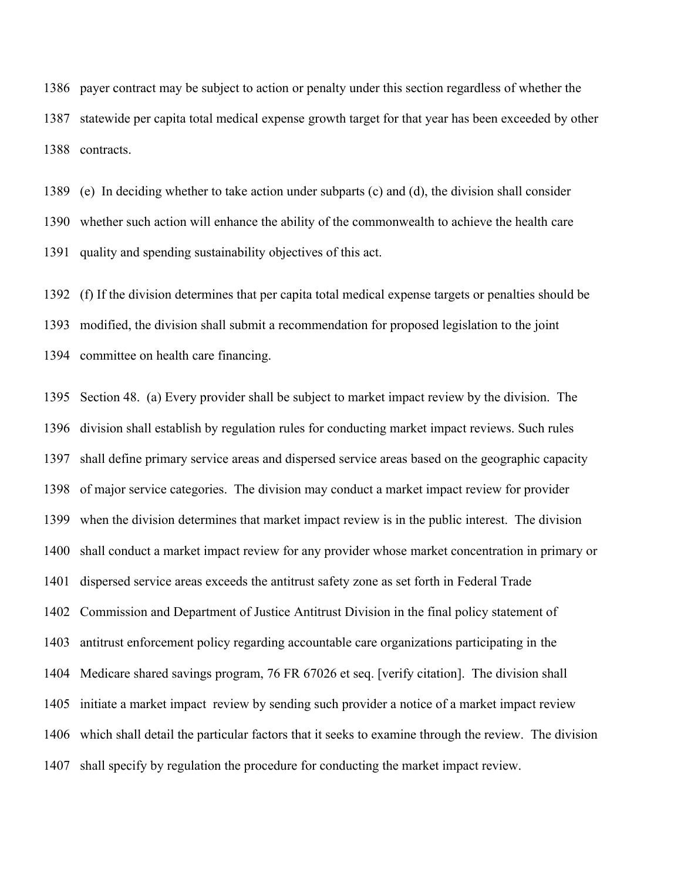1386 payer contract may be subject to action or penalty under this section regardless of whether the
1387 statewide per capita total medical expense growth target for that year has been exceeded by other
1388 contracts.

1389 (e) In deciding whether to take action under subparts (c) and (d), the division shall consider
1390 whether such action will enhance the ability of the commonwealth to achieve the health care
1391 quality and spending sustainability objectives of this act.

1392 (f) If the division determines that per capita total medical expense targets or penalties should be
1393 modified, the division shall submit a recommendation for proposed legislation to the joint
1394 committee on health care financing.

1395 Section 48. (a) Every provider shall be subject to market impact review by the division. The
1396 division shall establish by regulation rules for conducting market impact reviews. Such rules
1397 shall define primary service areas and dispersed service areas based on the geographic capacity
1398 of major service categories. The division may conduct a market impact review for provider
1399 when the division determines that market impact review is in the public interest. The division
1400 shall conduct a market impact review for any provider whose market concentration in primary or
1401 dispersed service areas exceeds the antitrust safety zone as set forth in Federal Trade
1402 Commission and Department of Justice Antitrust Division in the final policy statement of
1403 antitrust enforcement policy regarding accountable care organizations participating in the
1404 Medicare shared savings program, 76 FR 67026 et seq. [verify citation]. The division shall
1405 initiate a market impact review by sending such provider a notice of a market impact review
1406 which shall detail the particular factors that it seeks to examine through the review. The division
1407 shall specify by regulation the procedure for conducting the market impact review.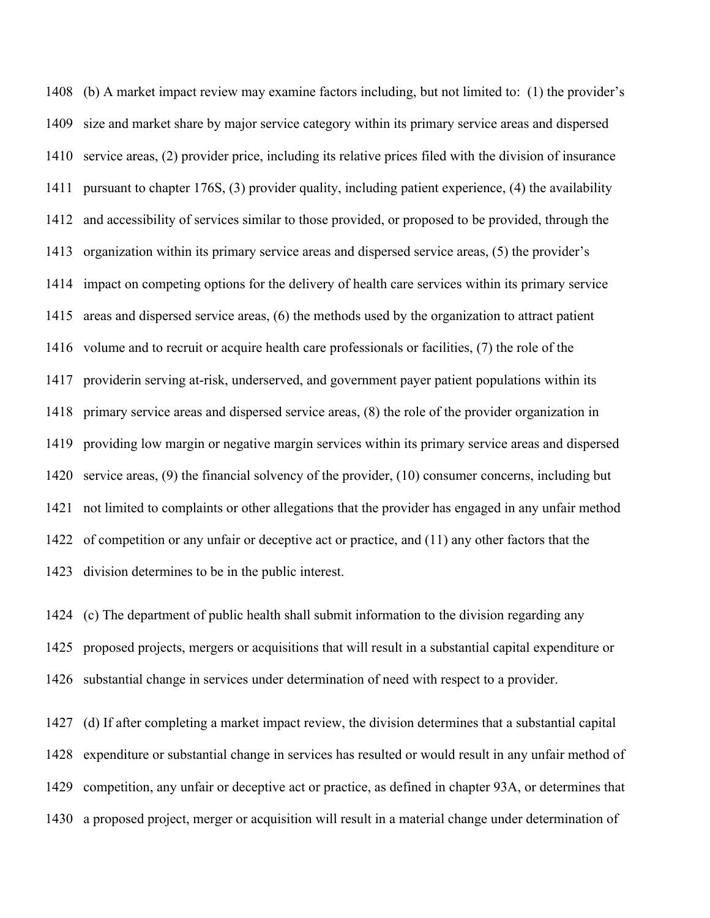(b) A market impact review may examine factors including, but not limited to: (1) the provider's size and market share by major service category within its primary service areas and dispersed service areas, (2) provider price, including its relative prices filed with the division of insurance pursuant to chapter 176S, (3) provider quality, including patient experience, (4) the availability and accessibility of services similar to those provided, or proposed to be provided, through the organization within its primary service areas and dispersed service areas, (5) the provider's impact on competing options for the delivery of health care services within its primary service areas and dispersed service areas, (6) the methods used by the organization to attract patient volume and to recruit or acquire health care professionals or facilities, (7) the role of the providerin serving at-risk, underserved, and government payer patient populations within its primary service areas and dispersed service areas, (8) the role of the provider organization in providing low margin or negative margin services within its primary service areas and dispersed service areas, (9) the financial solvency of the provider, (10) consumer concerns, including but not limited to complaints or other allegations that the provider has engaged in any unfair method of competition or any unfair or deceptive act or practice, and (11) any other factors that the division determines to be in the public interest.

(c) The department of public health shall submit information to the division regarding any proposed projects, mergers or acquisitions that will result in a substantial capital expenditure or substantial change in services under determination of need with respect to a provider.

(d) If after completing a market impact review, the division determines that a substantial capital expenditure or substantial change in services has resulted or would result in any unfair method of competition, any unfair or deceptive act or practice, as defined in chapter 93A, or determines that a proposed project, merger or acquisition will result in a material change under determination of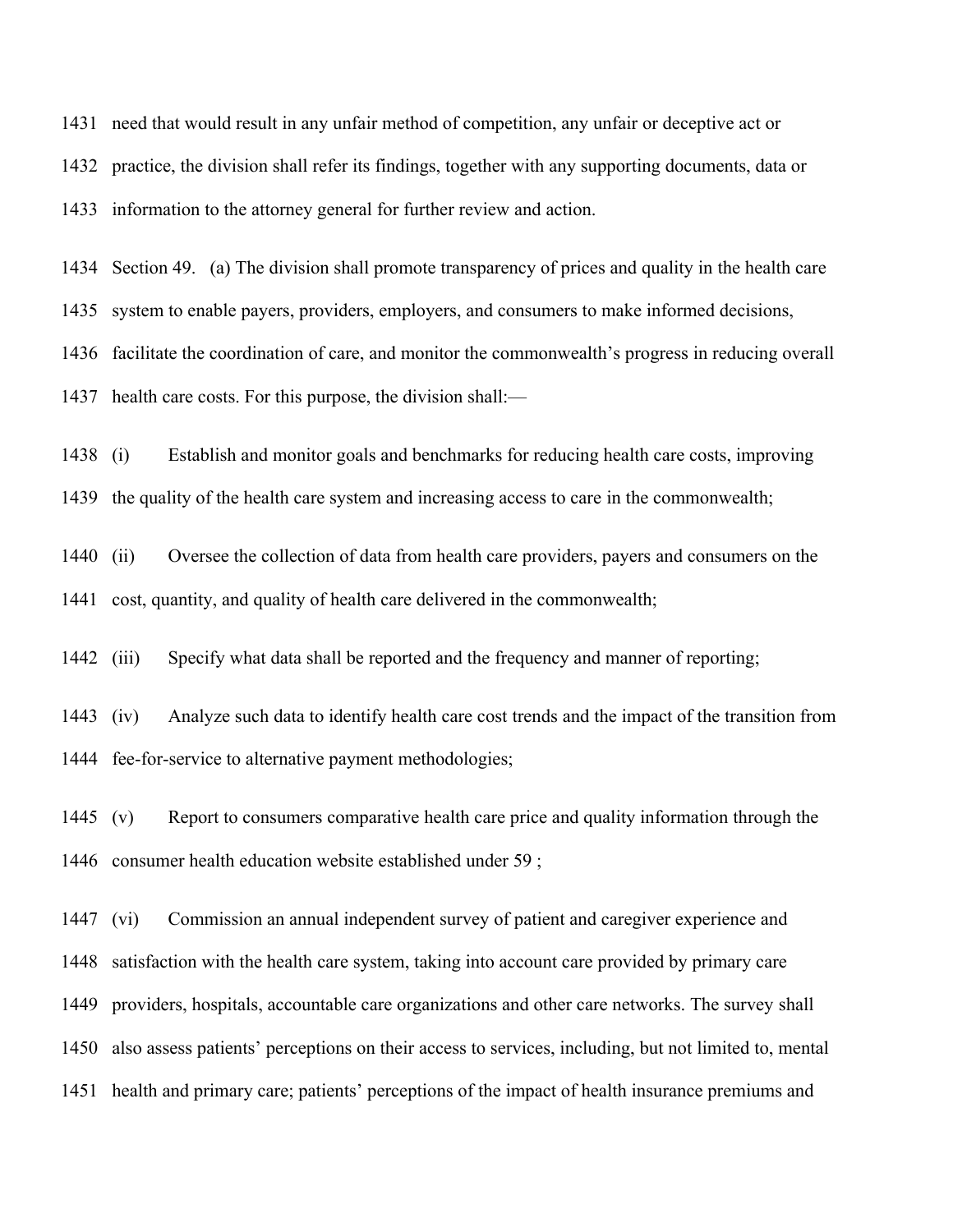need that would result in any unfair method of competition, any unfair or deceptive act or practice, the division shall refer its findings, together with any supporting documents, data or information to the attorney general for further review and action.

Section 49. (a) The division shall promote transparency of prices and quality in the health care system to enable payers, providers, employers, and consumers to make informed decisions, facilitate the coordination of care, and monitor the commonwealth's progress in reducing overall health care costs. For this purpose, the division shall:—

(i) Establish and monitor goals and benchmarks for reducing health care costs, improving the quality of the health care system and increasing access to care in the commonwealth;

(ii) Oversee the collection of data from health care providers, payers and consumers on the cost, quantity, and quality of health care delivered in the commonwealth;

(iii) Specify what data shall be reported and the frequency and manner of reporting;

(iv) Analyze such data to identify health care cost trends and the impact of the transition from fee-for-service to alternative payment methodologies;

(v) Report to consumers comparative health care price and quality information through the consumer health education website established under 59 ;

(vi) Commission an annual independent survey of patient and caregiver experience and satisfaction with the health care system, taking into account care provided by primary care providers, hospitals, accountable care organizations and other care networks. The survey shall also assess patients' perceptions on their access to services, including, but not limited to, mental health and primary care; patients' perceptions of the impact of health insurance premiums and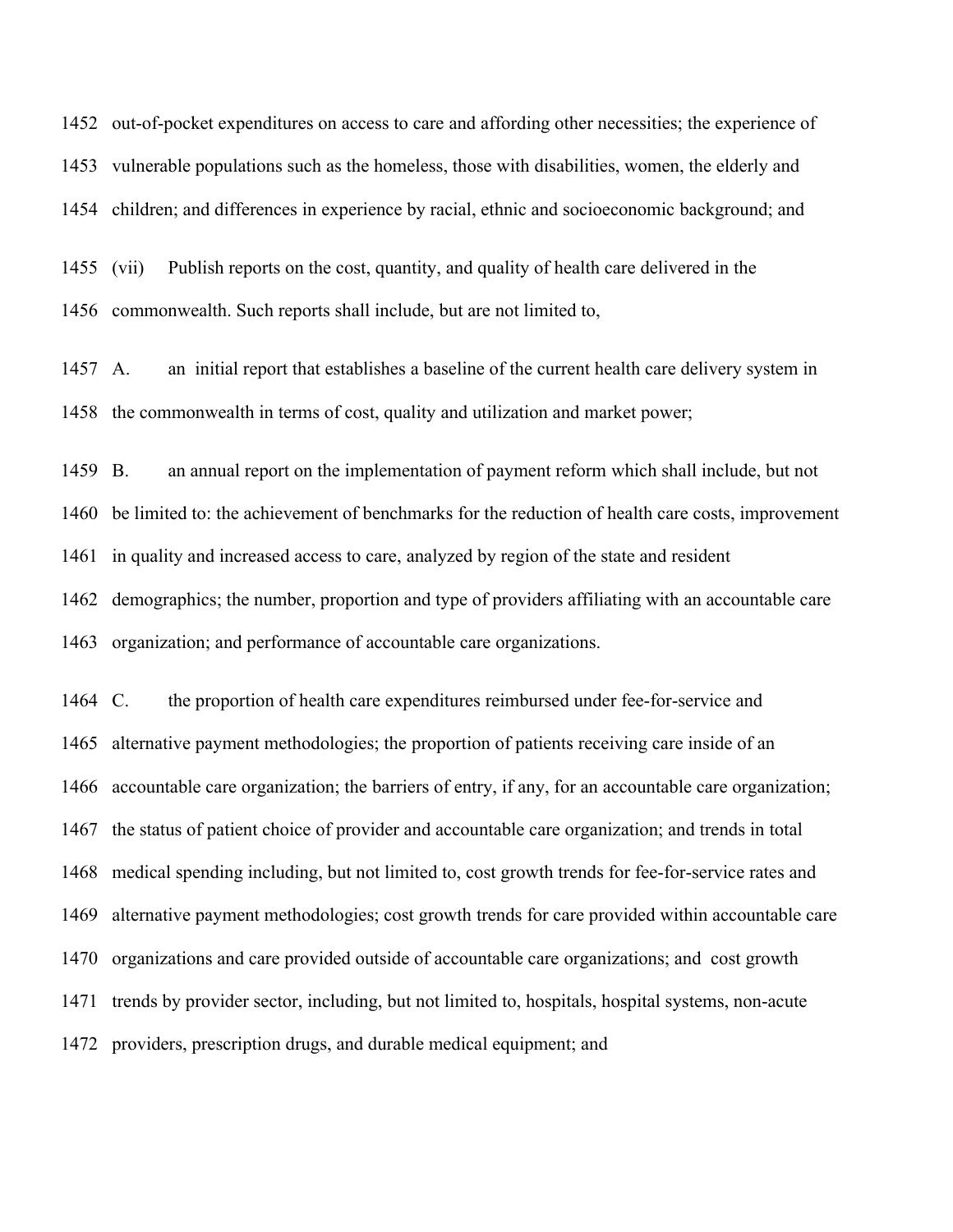1452 out-of-pocket expenditures on access to care and affording other necessities; the experience of
1453 vulnerable populations such as the homeless, those with disabilities, women, the elderly and
1454 children; and differences in experience by racial, ethnic and socioeconomic background; and

1455 (vii) Publish reports on the cost, quantity, and quality of health care delivered in the
1456 commonwealth. Such reports shall include, but are not limited to,

1457 A. an initial report that establishes a baseline of the current health care delivery system in
1458 the commonwealth in terms of cost, quality and utilization and market power;

1459 B. an annual report on the implementation of payment reform which shall include, but not
1460 be limited to: the achievement of benchmarks for the reduction of health care costs, improvement
1461 in quality and increased access to care, analyzed by region of the state and resident
1462 demographics; the number, proportion and type of providers affiliating with an accountable care
1463 organization; and performance of accountable care organizations.

1464 C. the proportion of health care expenditures reimbursed under fee-for-service and
1465 alternative payment methodologies; the proportion of patients receiving care inside of an
1466 accountable care organization; the barriers of entry, if any, for an accountable care organization;
1467 the status of patient choice of provider and accountable care organization; and trends in total
1468 medical spending including, but not limited to, cost growth trends for fee-for-service rates and
1469 alternative payment methodologies; cost growth trends for care provided within accountable care
1470 organizations and care provided outside of accountable care organizations; and cost growth
1471 trends by provider sector, including, but not limited to, hospitals, hospital systems, non-acute
1472 providers, prescription drugs, and durable medical equipment; and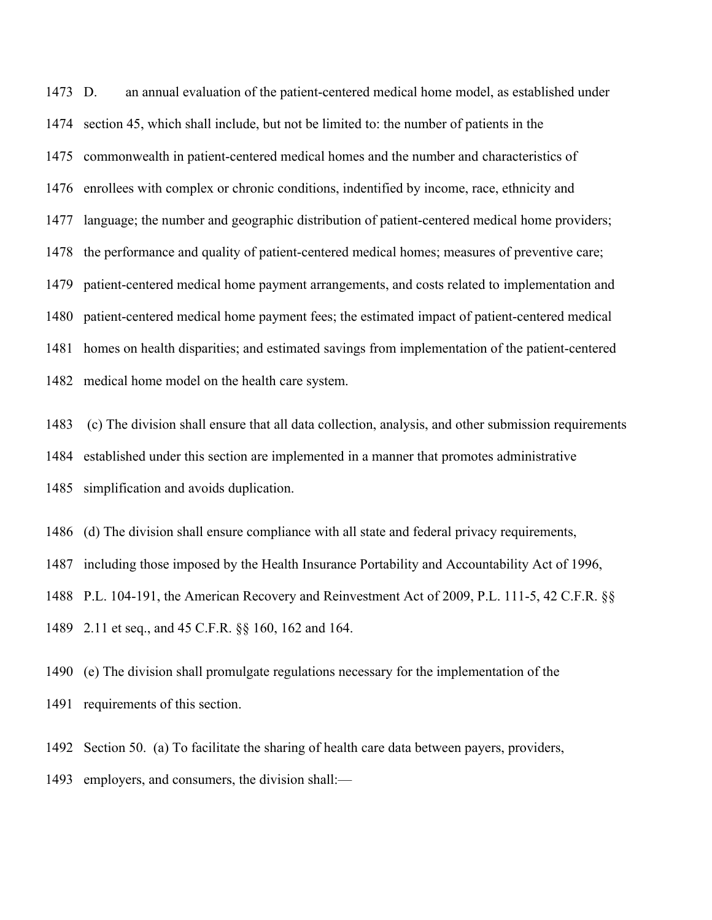D. an annual evaluation of the patient-centered medical home model, as established under section 45, which shall include, but not be limited to: the number of patients in the commonwealth in patient-centered medical homes and the number and characteristics of enrollees with complex or chronic conditions, indentified by income, race, ethnicity and language; the number and geographic distribution of patient-centered medical home providers; the performance and quality of patient-centered medical homes; measures of preventive care; patient-centered medical home payment arrangements, and costs related to implementation and patient-centered medical home payment fees; the estimated impact of patient-centered medical homes on health disparities; and estimated savings from implementation of the patient-centered medical home model on the health care system.

(c) The division shall ensure that all data collection, analysis, and other submission requirements established under this section are implemented in a manner that promotes administrative simplification and avoids duplication.

(d) The division shall ensure compliance with all state and federal privacy requirements, including those imposed by the Health Insurance Portability and Accountability Act of 1996, P.L. 104-191, the American Recovery and Reinvestment Act of 2009, P.L. 111-5, 42 C.F.R. §§ 2.11 et seq., and 45 C.F.R. §§ 160, 162 and 164.

(e) The division shall promulgate regulations necessary for the implementation of the requirements of this section.

Section 50. (a) To facilitate the sharing of health care data between payers, providers, employers, and consumers, the division shall:—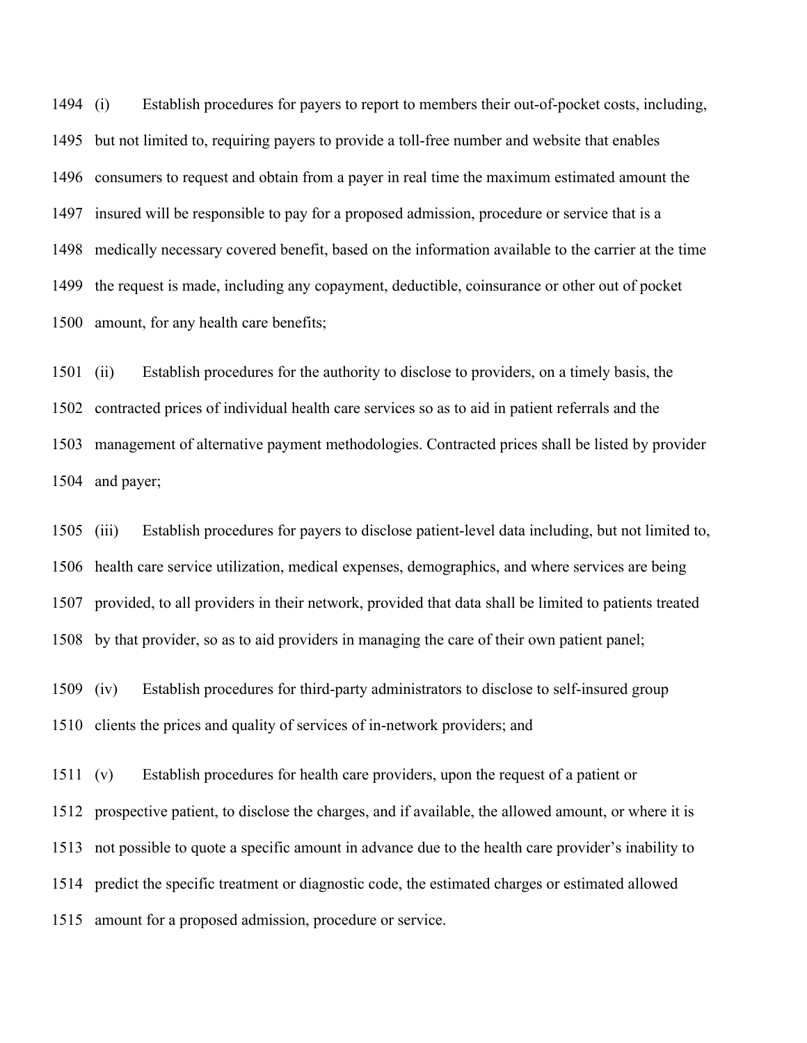(i) Establish procedures for payers to report to members their out-of-pocket costs, including, but not limited to, requiring payers to provide a toll-free number and website that enables consumers to request and obtain from a payer in real time the maximum estimated amount the insured will be responsible to pay for a proposed admission, procedure or service that is a medically necessary covered benefit, based on the information available to the carrier at the time the request is made, including any copayment, deductible, coinsurance or other out of pocket amount, for any health care benefits;

(ii) Establish procedures for the authority to disclose to providers, on a timely basis, the contracted prices of individual health care services so as to aid in patient referrals and the management of alternative payment methodologies. Contracted prices shall be listed by provider and payer;

(iii) Establish procedures for payers to disclose patient-level data including, but not limited to, health care service utilization, medical expenses, demographics, and where services are being provided, to all providers in their network, provided that data shall be limited to patients treated by that provider, so as to aid providers in managing the care of their own patient panel;

(iv) Establish procedures for third-party administrators to disclose to self-insured group clients the prices and quality of services of in-network providers; and

(v) Establish procedures for health care providers, upon the request of a patient or prospective patient, to disclose the charges, and if available, the allowed amount, or where it is not possible to quote a specific amount in advance due to the health care provider's inability to predict the specific treatment or diagnostic code, the estimated charges or estimated allowed amount for a proposed admission, procedure or service.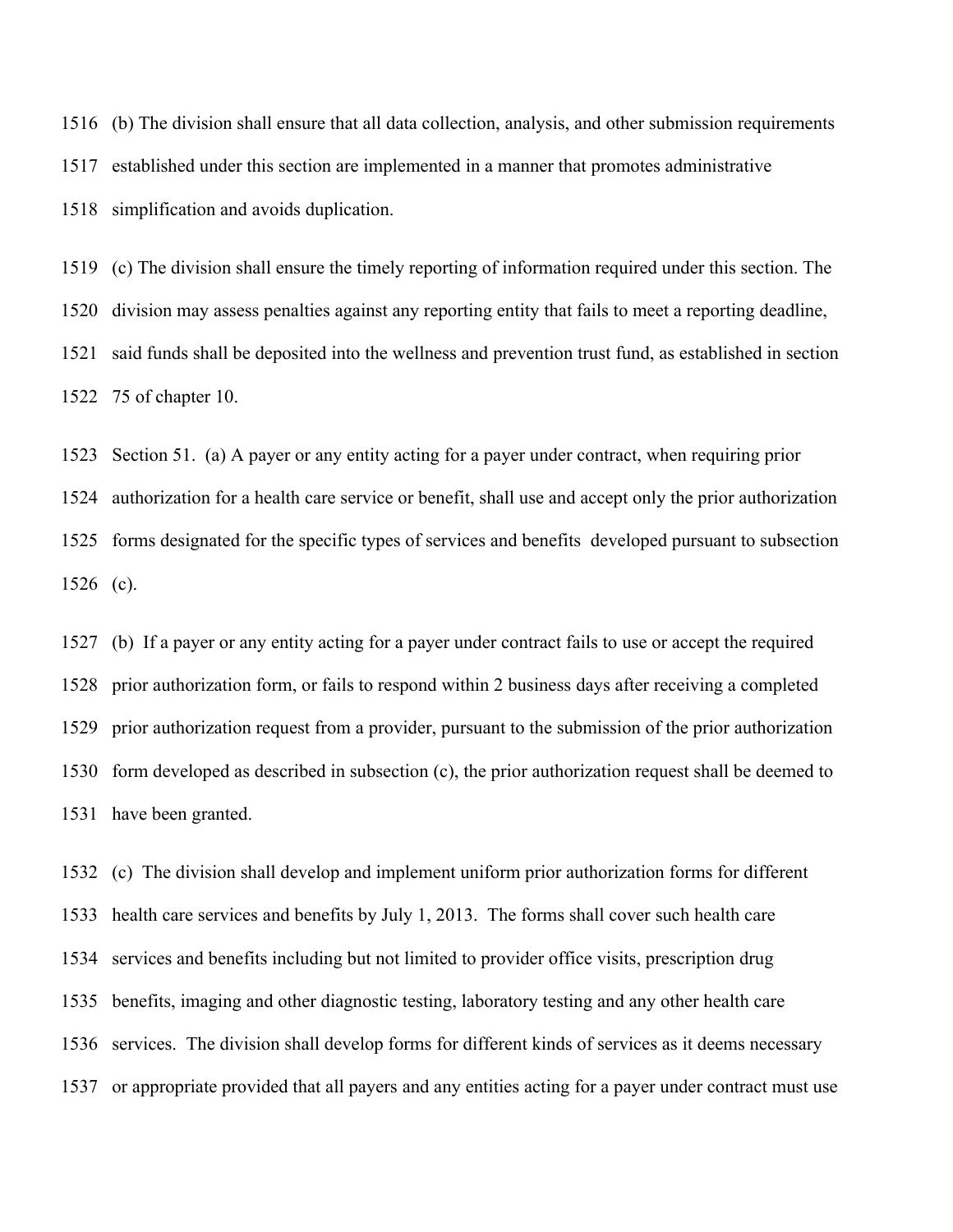(b) The division shall ensure that all data collection, analysis, and other submission requirements established under this section are implemented in a manner that promotes administrative simplification and avoids duplication.

(c) The division shall ensure the timely reporting of information required under this section. The division may assess penalties against any reporting entity that fails to meet a reporting deadline, said funds shall be deposited into the wellness and prevention trust fund, as established in section 75 of chapter 10.

Section 51. (a) A payer or any entity acting for a payer under contract, when requiring prior authorization for a health care service or benefit, shall use and accept only the prior authorization forms designated for the specific types of services and benefits developed pursuant to subsection (c).

(b) If a payer or any entity acting for a payer under contract fails to use or accept the required prior authorization form, or fails to respond within 2 business days after receiving a completed prior authorization request from a provider, pursuant to the submission of the prior authorization form developed as described in subsection (c), the prior authorization request shall be deemed to have been granted.

(c) The division shall develop and implement uniform prior authorization forms for different health care services and benefits by July 1, 2013. The forms shall cover such health care services and benefits including but not limited to provider office visits, prescription drug benefits, imaging and other diagnostic testing, laboratory testing and any other health care services. The division shall develop forms for different kinds of services as it deems necessary or appropriate provided that all payers and any entities acting for a payer under contract must use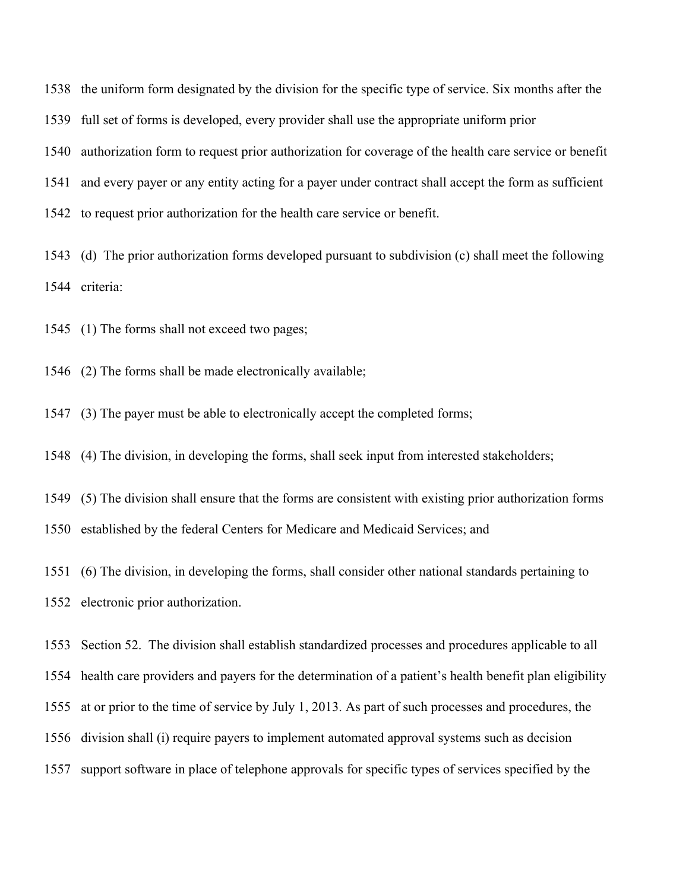1538 the uniform form designated by the division for the specific type of service. Six months after the
1539 full set of forms is developed, every provider shall use the appropriate uniform prior
1540 authorization form to request prior authorization for coverage of the health care service or benefit
1541 and every payer or any entity acting for a payer under contract shall accept the form as sufficient
1542 to request prior authorization for the health care service or benefit.

1543 (d) The prior authorization forms developed pursuant to subdivision (c) shall meet the following
1544 criteria:

1545 (1) The forms shall not exceed two pages;

1546 (2) The forms shall be made electronically available;

1547 (3) The payer must be able to electronically accept the completed forms;

1548 (4) The division, in developing the forms, shall seek input from interested stakeholders;

1549 (5) The division shall ensure that the forms are consistent with existing prior authorization forms
1550 established by the federal Centers for Medicare and Medicaid Services; and

1551 (6) The division, in developing the forms, shall consider other national standards pertaining to
1552 electronic prior authorization.

1553 Section 52. The division shall establish standardized processes and procedures applicable to all
1554 health care providers and payers for the determination of a patient's health benefit plan eligibility
1555 at or prior to the time of service by July 1, 2013. As part of such processes and procedures, the
1556 division shall (i) require payers to implement automated approval systems such as decision
1557 support software in place of telephone approvals for specific types of services specified by the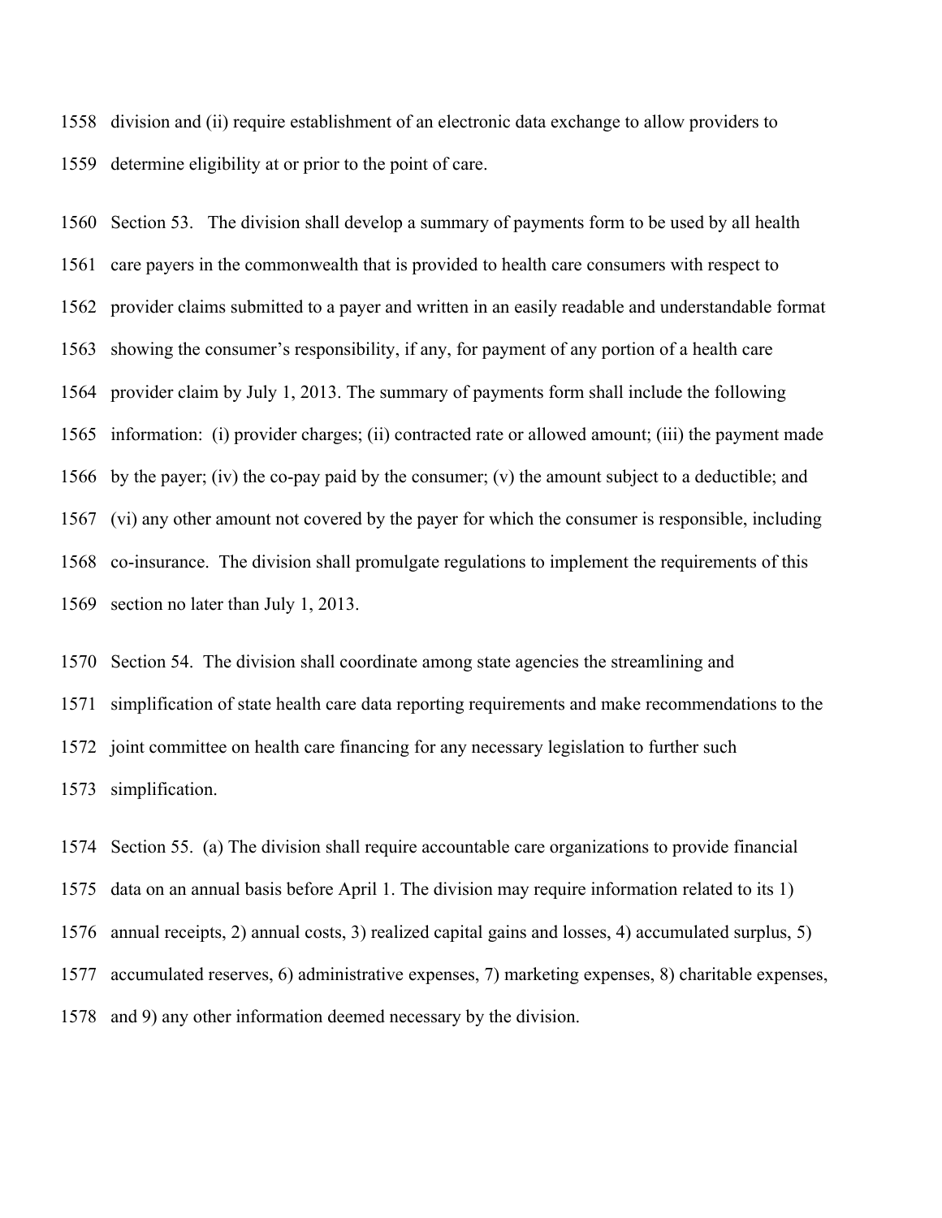division and (ii) require establishment of an electronic data exchange to allow providers to determine eligibility at or prior to the point of care.

Section 53. The division shall develop a summary of payments form to be used by all health care payers in the commonwealth that is provided to health care consumers with respect to provider claims submitted to a payer and written in an easily readable and understandable format showing the consumer's responsibility, if any, for payment of any portion of a health care provider claim by July 1, 2013. The summary of payments form shall include the following information: (i) provider charges; (ii) contracted rate or allowed amount; (iii) the payment made by the payer; (iv) the co-pay paid by the consumer; (v) the amount subject to a deductible; and (vi) any other amount not covered by the payer for which the consumer is responsible, including co-insurance. The division shall promulgate regulations to implement the requirements of this section no later than July 1, 2013.

Section 54. The division shall coordinate among state agencies the streamlining and simplification of state health care data reporting requirements and make recommendations to the joint committee on health care financing for any necessary legislation to further such simplification.

Section 55. (a) The division shall require accountable care organizations to provide financial data on an annual basis before April 1. The division may require information related to its 1) annual receipts, 2) annual costs, 3) realized capital gains and losses, 4) accumulated surplus, 5) accumulated reserves, 6) administrative expenses, 7) marketing expenses, 8) charitable expenses, and 9) any other information deemed necessary by the division.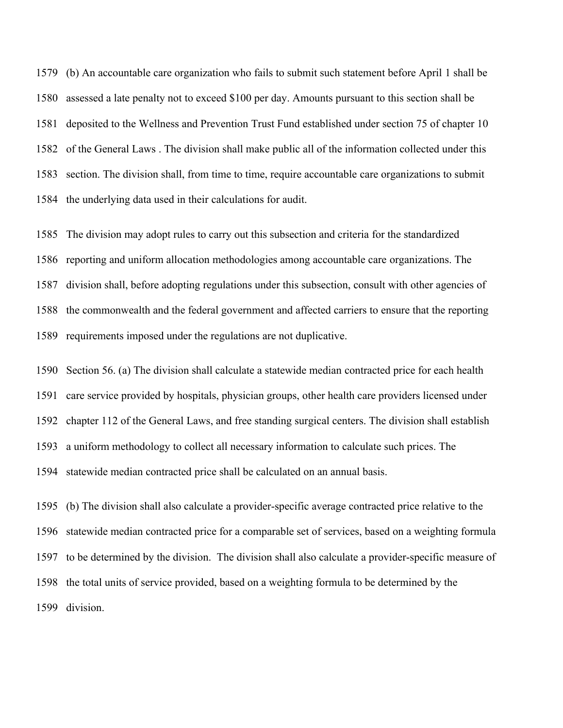(b) An accountable care organization who fails to submit such statement before April 1 shall be assessed a late penalty not to exceed $100 per day. Amounts pursuant to this section shall be deposited to the Wellness and Prevention Trust Fund established under section 75 of chapter 10 of the General Laws . The division shall make public all of the information collected under this section. The division shall, from time to time, require accountable care organizations to submit the underlying data used in their calculations for audit.

The division may adopt rules to carry out this subsection and criteria for the standardized reporting and uniform allocation methodologies among accountable care organizations. The division shall, before adopting regulations under this subsection, consult with other agencies of the commonwealth and the federal government and affected carriers to ensure that the reporting requirements imposed under the regulations are not duplicative.

Section 56. (a) The division shall calculate a statewide median contracted price for each health care service provided by hospitals, physician groups, other health care providers licensed under chapter 112 of the General Laws, and free standing surgical centers. The division shall establish a uniform methodology to collect all necessary information to calculate such prices. The statewide median contracted price shall be calculated on an annual basis.

(b) The division shall also calculate a provider-specific average contracted price relative to the statewide median contracted price for a comparable set of services, based on a weighting formula to be determined by the division. The division shall also calculate a provider-specific measure of the total units of service provided, based on a weighting formula to be determined by the division.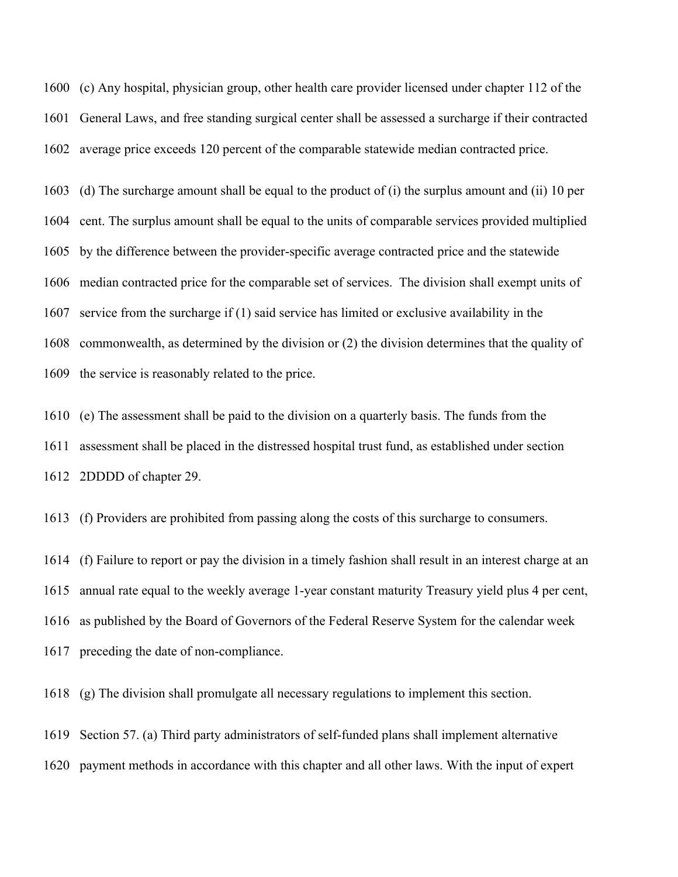(c) Any hospital, physician group, other health care provider licensed under chapter 112 of the General Laws, and free standing surgical center shall be assessed a surcharge if their contracted average price exceeds 120 percent of the comparable statewide median contracted price.

(d) The surcharge amount shall be equal to the product of (i) the surplus amount and (ii) 10 per cent. The surplus amount shall be equal to the units of comparable services provided multiplied by the difference between the provider-specific average contracted price and the statewide median contracted price for the comparable set of services. The division shall exempt units of service from the surcharge if (1) said service has limited or exclusive availability in the commonwealth, as determined by the division or (2) the division determines that the quality of the service is reasonably related to the price.

(e) The assessment shall be paid to the division on a quarterly basis. The funds from the assessment shall be placed in the distressed hospital trust fund, as established under section 2DDDD of chapter 29.

(f) Providers are prohibited from passing along the costs of this surcharge to consumers.

(f) Failure to report or pay the division in a timely fashion shall result in an interest charge at an annual rate equal to the weekly average 1-year constant maturity Treasury yield plus 4 per cent, as published by the Board of Governors of the Federal Reserve System for the calendar week preceding the date of non-compliance.

(g) The division shall promulgate all necessary regulations to implement this section.

Section 57. (a) Third party administrators of self-funded plans shall implement alternative payment methods in accordance with this chapter and all other laws. With the input of expert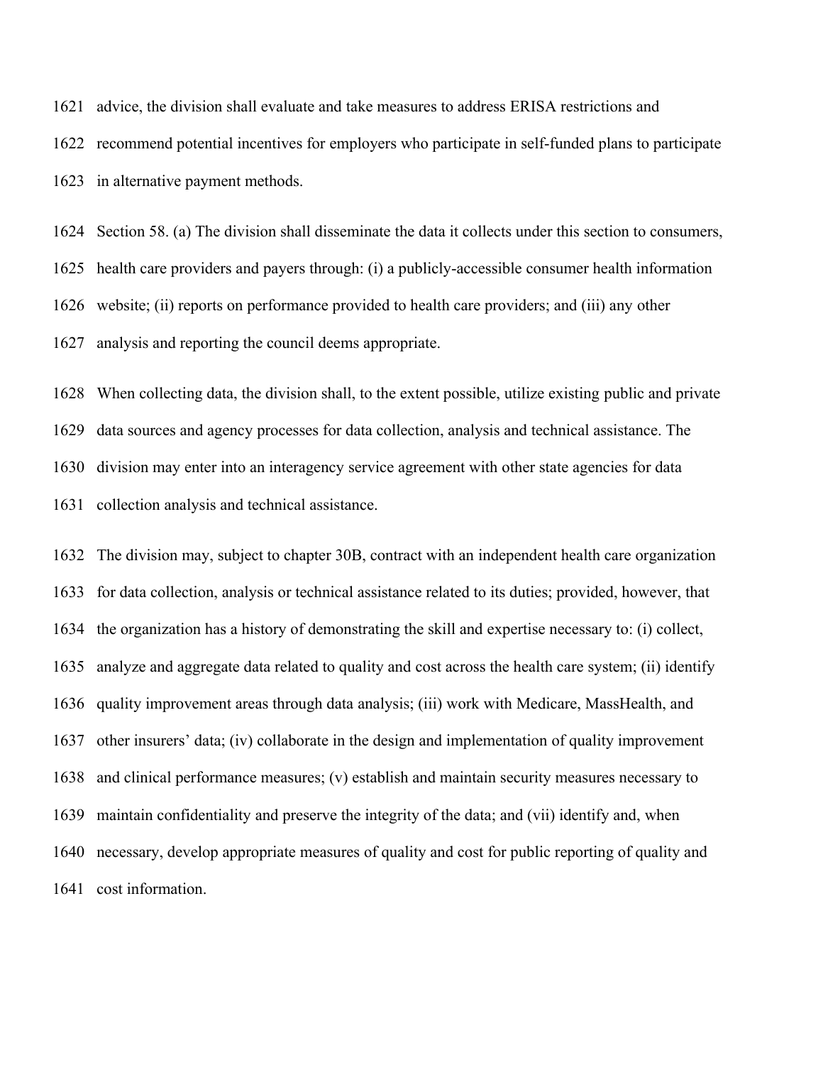advice, the division shall evaluate and take measures to address ERISA restrictions and recommend potential incentives for employers who participate in self-funded plans to participate in alternative payment methods.

Section 58. (a) The division shall disseminate the data it collects under this section to consumers, health care providers and payers through: (i) a publicly-accessible consumer health information website; (ii) reports on performance provided to health care providers; and (iii) any other analysis and reporting the council deems appropriate.

When collecting data, the division shall, to the extent possible, utilize existing public and private data sources and agency processes for data collection, analysis and technical assistance. The division may enter into an interagency service agreement with other state agencies for data collection analysis and technical assistance.

The division may, subject to chapter 30B, contract with an independent health care organization for data collection, analysis or technical assistance related to its duties; provided, however, that the organization has a history of demonstrating the skill and expertise necessary to: (i) collect, analyze and aggregate data related to quality and cost across the health care system; (ii) identify quality improvement areas through data analysis; (iii) work with Medicare, MassHealth, and other insurers' data; (iv) collaborate in the design and implementation of quality improvement and clinical performance measures; (v) establish and maintain security measures necessary to maintain confidentiality and preserve the integrity of the data; and (vii) identify and, when necessary, develop appropriate measures of quality and cost for public reporting of quality and cost information.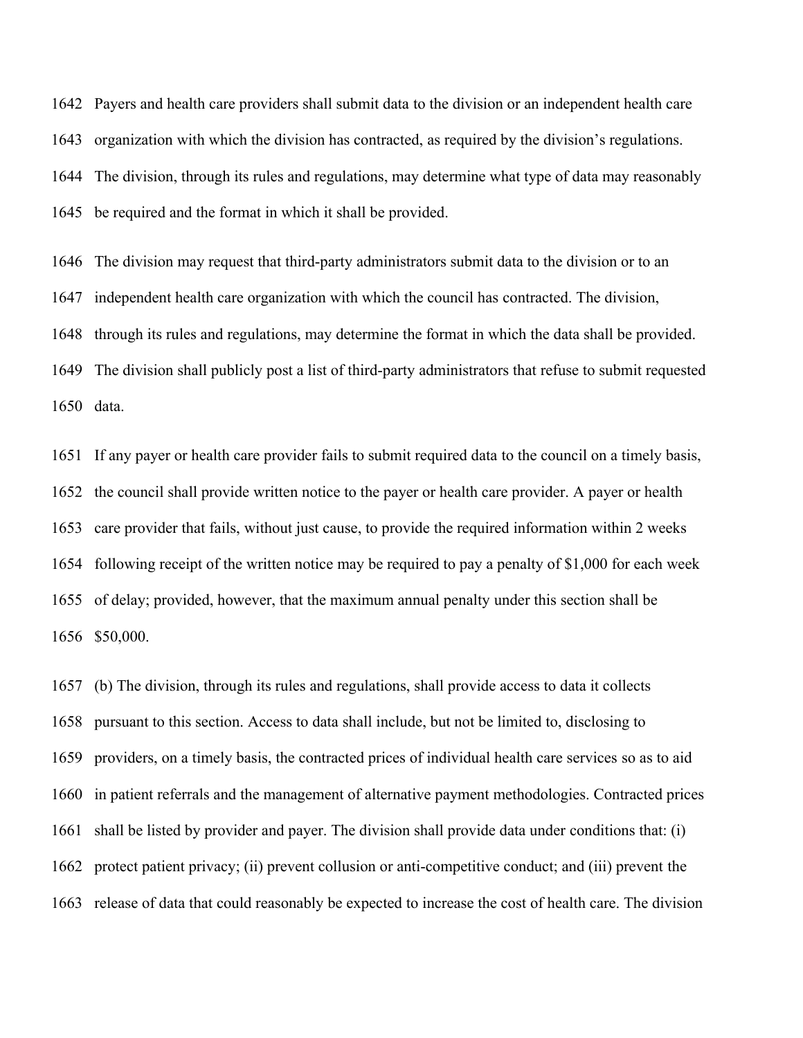Payers and health care providers shall submit data to the division or an independent health care organization with which the division has contracted, as required by the division's regulations. The division, through its rules and regulations, may determine what type of data may reasonably be required and the format in which it shall be provided.

The division may request that third-party administrators submit data to the division or to an independent health care organization with which the council has contracted. The division, through its rules and regulations, may determine the format in which the data shall be provided. The division shall publicly post a list of third-party administrators that refuse to submit requested data.

If any payer or health care provider fails to submit required data to the council on a timely basis, the council shall provide written notice to the payer or health care provider. A payer or health care provider that fails, without just cause, to provide the required information within 2 weeks following receipt of the written notice may be required to pay a penalty of $1,000 for each week of delay; provided, however, that the maximum annual penalty under this section shall be $50,000.

(b) The division, through its rules and regulations, shall provide access to data it collects pursuant to this section. Access to data shall include, but not be limited to, disclosing to providers, on a timely basis, the contracted prices of individual health care services so as to aid in patient referrals and the management of alternative payment methodologies. Contracted prices shall be listed by provider and payer. The division shall provide data under conditions that: (i) protect patient privacy; (ii) prevent collusion or anti-competitive conduct; and (iii) prevent the release of data that could reasonably be expected to increase the cost of health care. The division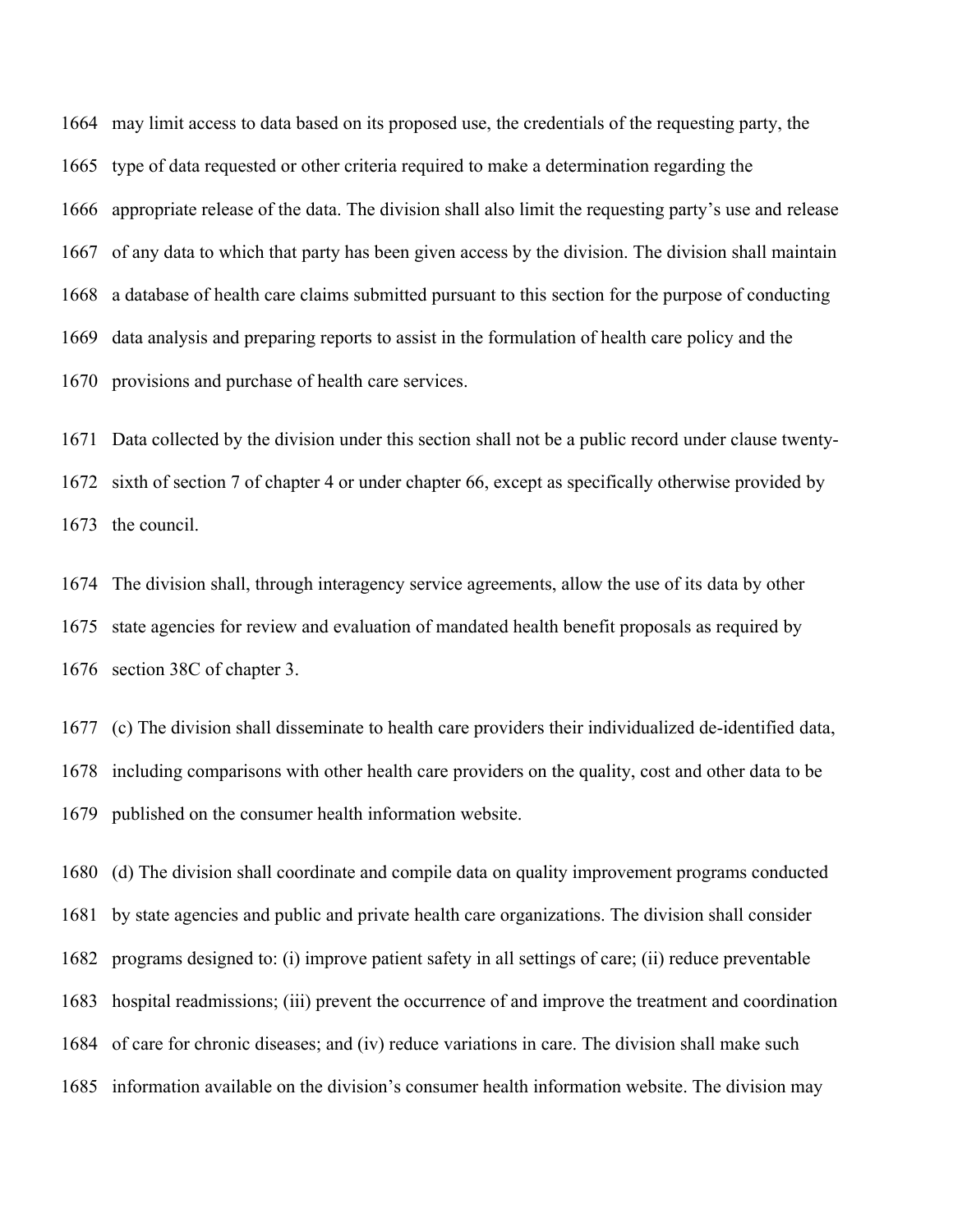may limit access to data based on its proposed use, the credentials of the requesting party, the type of data requested or other criteria required to make a determination regarding the appropriate release of the data. The division shall also limit the requesting party's use and release of any data to which that party has been given access by the division. The division shall maintain a database of health care claims submitted pursuant to this section for the purpose of conducting data analysis and preparing reports to assist in the formulation of health care policy and the provisions and purchase of health care services.

Data collected by the division under this section shall not be a public record under clause twenty-sixth of section 7 of chapter 4 or under chapter 66, except as specifically otherwise provided by the council.

The division shall, through interagency service agreements, allow the use of its data by other state agencies for review and evaluation of mandated health benefit proposals as required by section 38C of chapter 3.

(c) The division shall disseminate to health care providers their individualized de-identified data, including comparisons with other health care providers on the quality, cost and other data to be published on the consumer health information website.

(d) The division shall coordinate and compile data on quality improvement programs conducted by state agencies and public and private health care organizations. The division shall consider programs designed to: (i) improve patient safety in all settings of care; (ii) reduce preventable hospital readmissions; (iii) prevent the occurrence of and improve the treatment and coordination of care for chronic diseases; and (iv) reduce variations in care. The division shall make such information available on the division's consumer health information website. The division may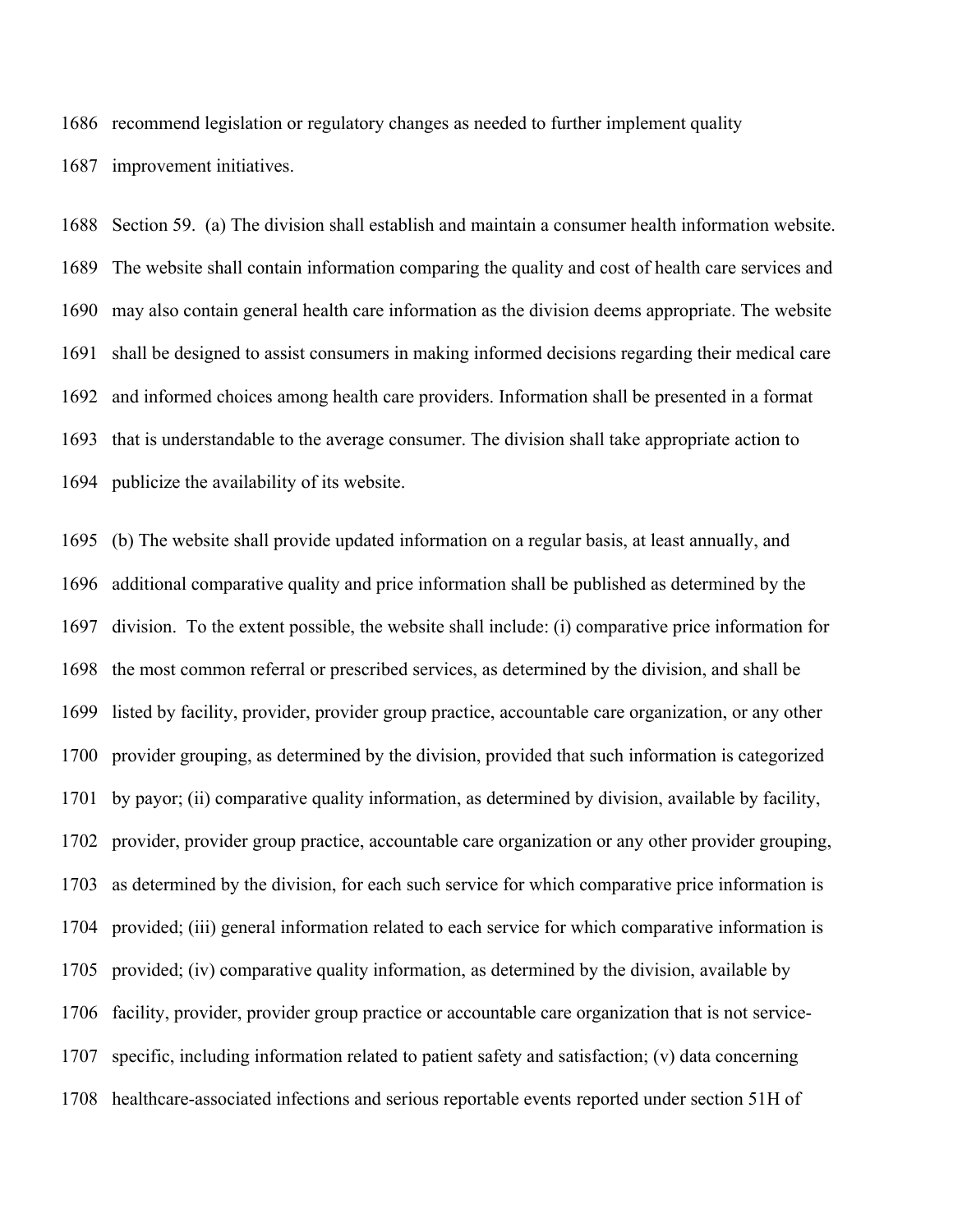recommend legislation or regulatory changes as needed to further implement quality improvement initiatives.

Section 59. (a) The division shall establish and maintain a consumer health information website. The website shall contain information comparing the quality and cost of health care services and may also contain general health care information as the division deems appropriate. The website shall be designed to assist consumers in making informed decisions regarding their medical care and informed choices among health care providers. Information shall be presented in a format that is understandable to the average consumer. The division shall take appropriate action to publicize the availability of its website.

(b) The website shall provide updated information on a regular basis, at least annually, and additional comparative quality and price information shall be published as determined by the division. To the extent possible, the website shall include: (i) comparative price information for the most common referral or prescribed services, as determined by the division, and shall be listed by facility, provider, provider group practice, accountable care organization, or any other provider grouping, as determined by the division, provided that such information is categorized by payor; (ii) comparative quality information, as determined by division, available by facility, provider, provider group practice, accountable care organization or any other provider grouping, as determined by the division, for each such service for which comparative price information is provided; (iii) general information related to each service for which comparative information is provided; (iv) comparative quality information, as determined by the division, available by facility, provider, provider group practice or accountable care organization that is not service-specific, including information related to patient safety and satisfaction; (v) data concerning healthcare-associated infections and serious reportable events reported under section 51H of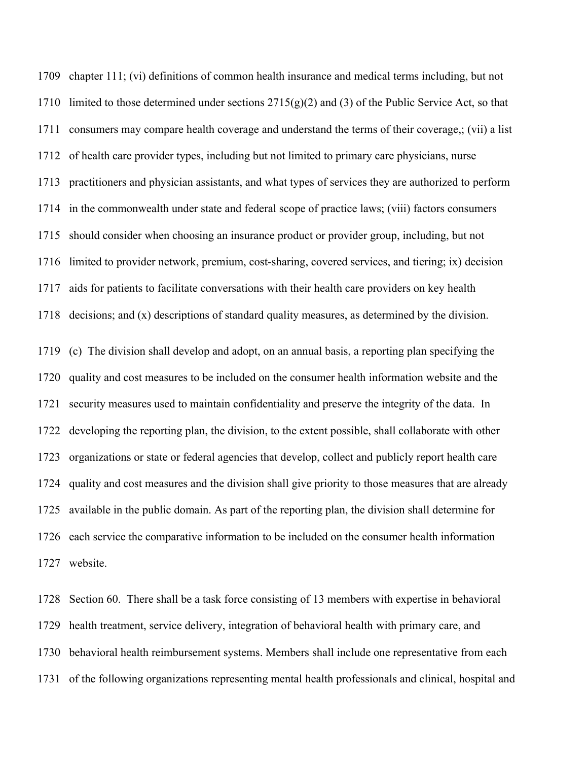chapter 111; (vi) definitions of common health insurance and medical terms including, but not limited to those determined under sections 2715(g)(2) and (3) of the Public Service Act, so that consumers may compare health coverage and understand the terms of their coverage,; (vii) a list of health care provider types, including but not limited to primary care physicians, nurse practitioners and physician assistants, and what types of services they are authorized to perform in the commonwealth under state and federal scope of practice laws; (viii) factors consumers should consider when choosing an insurance product or provider group, including, but not limited to provider network, premium, cost-sharing, covered services, and tiering; ix) decision aids for patients to facilitate conversations with their health care providers on key health decisions; and (x) descriptions of standard quality measures, as determined by the division.

(c) The division shall develop and adopt, on an annual basis, a reporting plan specifying the quality and cost measures to be included on the consumer health information website and the security measures used to maintain confidentiality and preserve the integrity of the data. In developing the reporting plan, the division, to the extent possible, shall collaborate with other organizations or state or federal agencies that develop, collect and publicly report health care quality and cost measures and the division shall give priority to those measures that are already available in the public domain. As part of the reporting plan, the division shall determine for each service the comparative information to be included on the consumer health information website.

Section 60. There shall be a task force consisting of 13 members with expertise in behavioral health treatment, service delivery, integration of behavioral health with primary care, and behavioral health reimbursement systems. Members shall include one representative from each of the following organizations representing mental health professionals and clinical, hospital and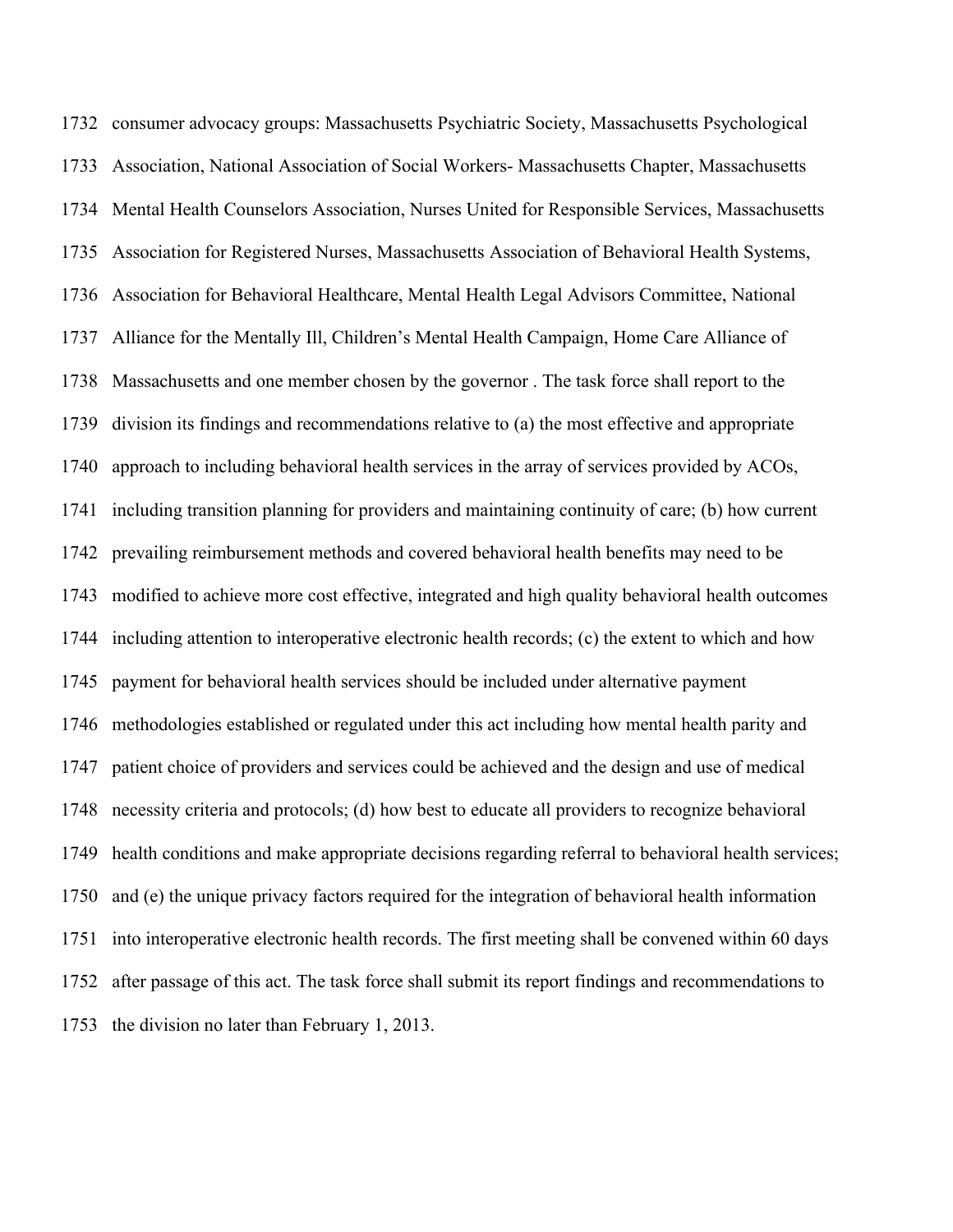consumer advocacy groups: Massachusetts Psychiatric Society, Massachusetts Psychological Association, National Association of Social Workers- Massachusetts Chapter, Massachusetts Mental Health Counselors Association, Nurses United for Responsible Services, Massachusetts Association for Registered Nurses, Massachusetts Association of Behavioral Health Systems, Association for Behavioral Healthcare, Mental Health Legal Advisors Committee, National Alliance for the Mentally Ill, Children's Mental Health Campaign, Home Care Alliance of Massachusetts and one member chosen by the governor . The task force shall report to the division its findings and recommendations relative to (a) the most effective and appropriate approach to including behavioral health services in the array of services provided by ACOs, including transition planning for providers and maintaining continuity of care; (b) how current prevailing reimbursement methods and covered behavioral health benefits may need to be modified to achieve more cost effective, integrated and high quality behavioral health outcomes including attention to interoperative electronic health records; (c) the extent to which and how payment for behavioral health services should be included under alternative payment methodologies established or regulated under this act including how mental health parity and patient choice of providers and services could be achieved and the design and use of medical necessity criteria and protocols; (d) how best to educate all providers to recognize behavioral health conditions and make appropriate decisions regarding referral to behavioral health services; and (e) the unique privacy factors required for the integration of behavioral health information into interoperative electronic health records. The first meeting shall be convened within 60 days after passage of this act. The task force shall submit its report findings and recommendations to the division no later than February 1, 2013.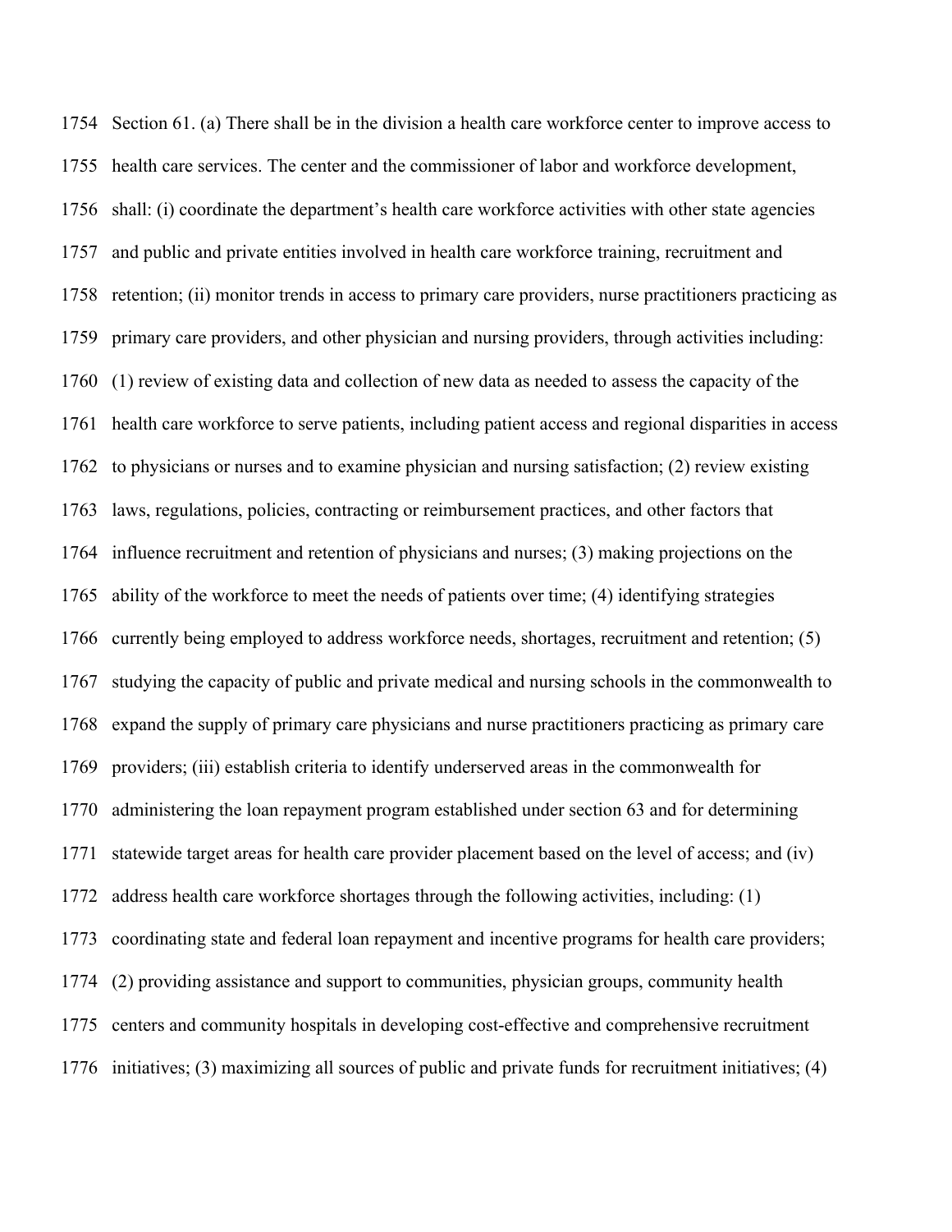Section 61. (a) There shall be in the division a health care workforce center to improve access to health care services. The center and the commissioner of labor and workforce development, shall: (i) coordinate the department's health care workforce activities with other state agencies and public and private entities involved in health care workforce training, recruitment and retention; (ii) monitor trends in access to primary care providers, nurse practitioners practicing as primary care providers, and other physician and nursing providers, through activities including: (1) review of existing data and collection of new data as needed to assess the capacity of the health care workforce to serve patients, including patient access and regional disparities in access to physicians or nurses and to examine physician and nursing satisfaction; (2) review existing laws, regulations, policies, contracting or reimbursement practices, and other factors that influence recruitment and retention of physicians and nurses; (3) making projections on the ability of the workforce to meet the needs of patients over time; (4) identifying strategies currently being employed to address workforce needs, shortages, recruitment and retention; (5) studying the capacity of public and private medical and nursing schools in the commonwealth to expand the supply of primary care physicians and nurse practitioners practicing as primary care providers; (iii) establish criteria to identify underserved areas in the commonwealth for administering the loan repayment program established under section 63 and for determining statewide target areas for health care provider placement based on the level of access; and (iv) address health care workforce shortages through the following activities, including: (1) coordinating state and federal loan repayment and incentive programs for health care providers; (2) providing assistance and support to communities, physician groups, community health centers and community hospitals in developing cost-effective and comprehensive recruitment initiatives; (3) maximizing all sources of public and private funds for recruitment initiatives; (4)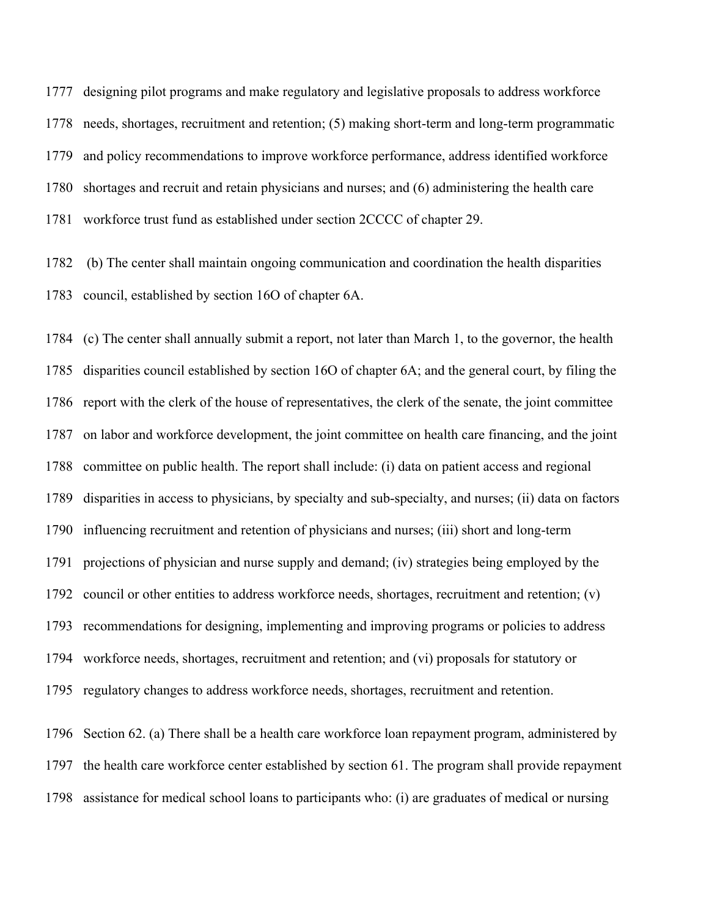1777 designing pilot programs and make regulatory and legislative proposals to address workforce
1778 needs, shortages, recruitment and retention; (5) making short-term and long-term programmatic
1779 and policy recommendations to improve workforce performance, address identified workforce
1780 shortages and recruit and retain physicians and nurses; and (6) administering the health care
1781 workforce trust fund as established under section 2CCCC of chapter 29.

1782 (b) The center shall maintain ongoing communication and coordination the health disparities
1783 council, established by section 16O of chapter 6A.

1784 (c) The center shall annually submit a report, not later than March 1, to the governor, the health
1785 disparities council established by section 16O of chapter 6A; and the general court, by filing the
1786 report with the clerk of the house of representatives, the clerk of the senate, the joint committee
1787 on labor and workforce development, the joint committee on health care financing, and the joint
1788 committee on public health. The report shall include: (i) data on patient access and regional
1789 disparities in access to physicians, by specialty and sub-specialty, and nurses; (ii) data on factors
1790 influencing recruitment and retention of physicians and nurses; (iii) short and long-term
1791 projections of physician and nurse supply and demand; (iv) strategies being employed by the
1792 council or other entities to address workforce needs, shortages, recruitment and retention; (v)
1793 recommendations for designing, implementing and improving programs or policies to address
1794 workforce needs, shortages, recruitment and retention; and (vi) proposals for statutory or
1795 regulatory changes to address workforce needs, shortages, recruitment and retention.

1796 Section 62. (a) There shall be a health care workforce loan repayment program, administered by
1797 the health care workforce center established by section 61. The program shall provide repayment
1798 assistance for medical school loans to participants who: (i) are graduates of medical or nursing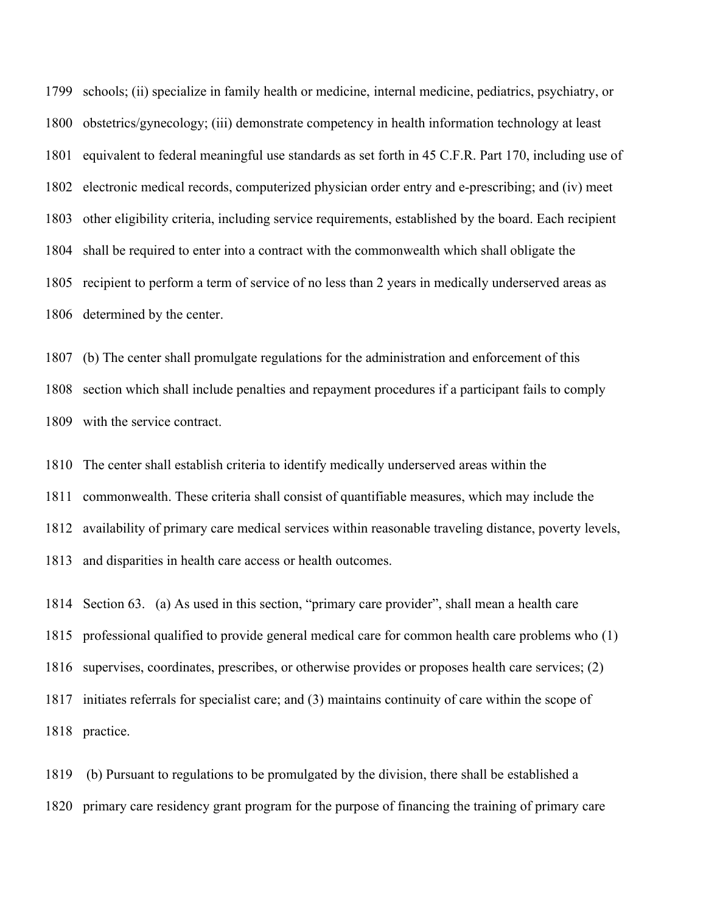schools; (ii) specialize in family health or medicine, internal medicine, pediatrics, psychiatry, or obstetrics/gynecology; (iii) demonstrate competency in health information technology at least equivalent to federal meaningful use standards as set forth in 45 C.F.R. Part 170, including use of electronic medical records, computerized physician order entry and e-prescribing; and (iv) meet other eligibility criteria, including service requirements, established by the board. Each recipient shall be required to enter into a contract with the commonwealth which shall obligate the recipient to perform a term of service of no less than 2 years in medically underserved areas as determined by the center.

(b) The center shall promulgate regulations for the administration and enforcement of this section which shall include penalties and repayment procedures if a participant fails to comply with the service contract.

The center shall establish criteria to identify medically underserved areas within the commonwealth. These criteria shall consist of quantifiable measures, which may include the availability of primary care medical services within reasonable traveling distance, poverty levels, and disparities in health care access or health outcomes.

Section 63. (a) As used in this section, "primary care provider", shall mean a health care professional qualified to provide general medical care for common health care problems who (1) supervises, coordinates, prescribes, or otherwise provides or proposes health care services; (2) initiates referrals for specialist care; and (3) maintains continuity of care within the scope of practice.

(b) Pursuant to regulations to be promulgated by the division, there shall be established a primary care residency grant program for the purpose of financing the training of primary care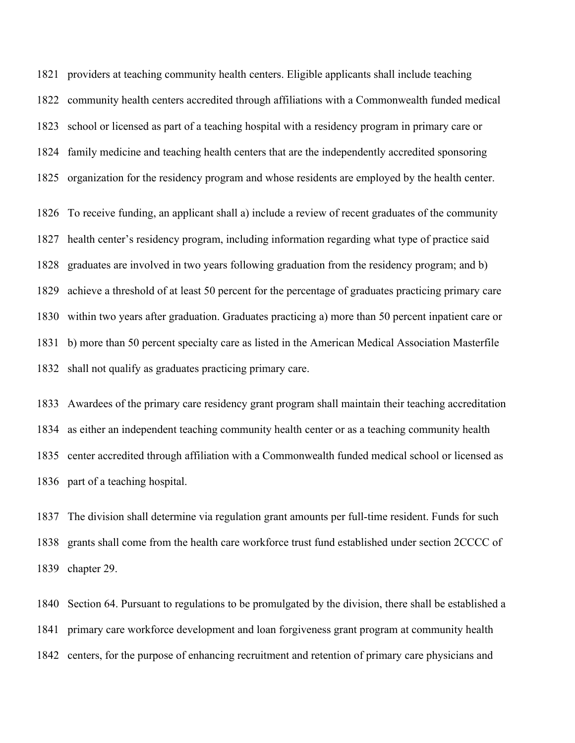providers at teaching community health centers. Eligible applicants shall include teaching community health centers accredited through affiliations with a Commonwealth funded medical school or licensed as part of a teaching hospital with a residency program in primary care or family medicine and teaching health centers that are the independently accredited sponsoring organization for the residency program and whose residents are employed by the health center.

To receive funding, an applicant shall a) include a review of recent graduates of the community health center's residency program, including information regarding what type of practice said graduates are involved in two years following graduation from the residency program; and b) achieve a threshold of at least 50 percent for the percentage of graduates practicing primary care within two years after graduation. Graduates practicing a) more than 50 percent inpatient care or b) more than 50 percent specialty care as listed in the American Medical Association Masterfile shall not qualify as graduates practicing primary care.

Awardees of the primary care residency grant program shall maintain their teaching accreditation as either an independent teaching community health center or as a teaching community health center accredited through affiliation with a Commonwealth funded medical school or licensed as part of a teaching hospital.

The division shall determine via regulation grant amounts per full-time resident. Funds for such grants shall come from the health care workforce trust fund established under section 2CCCC of chapter 29.

Section 64. Pursuant to regulations to be promulgated by the division, there shall be established a primary care workforce development and loan forgiveness grant program at community health centers, for the purpose of enhancing recruitment and retention of primary care physicians and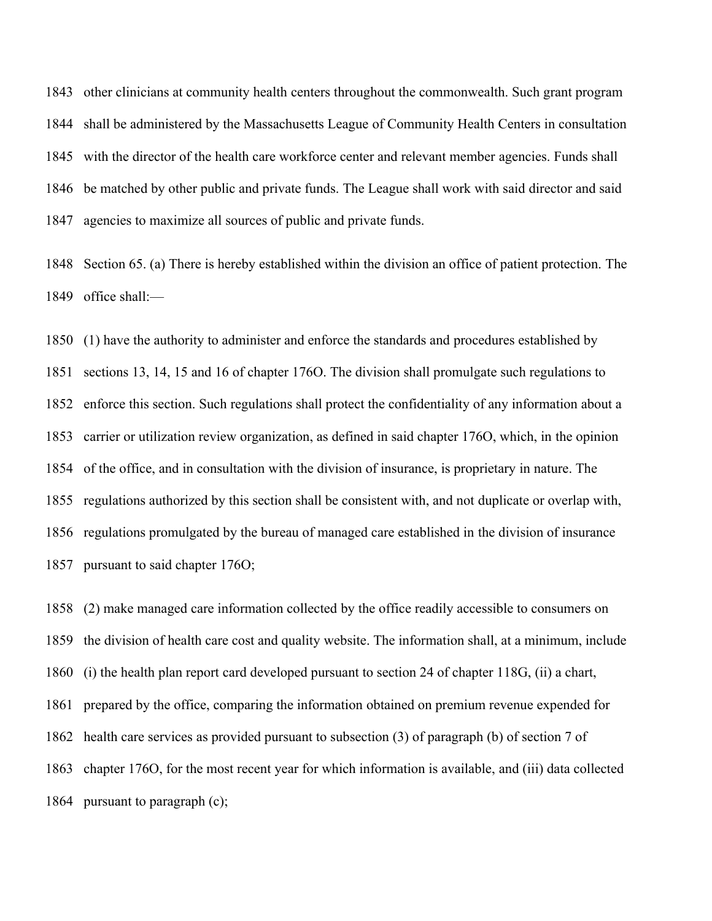other clinicians at community health centers throughout the commonwealth. Such grant program shall be administered by the Massachusetts League of Community Health Centers in consultation with the director of the health care workforce center and relevant member agencies. Funds shall be matched by other public and private funds. The League shall work with said director and said agencies to maximize all sources of public and private funds.

Section 65. (a) There is hereby established within the division an office of patient protection. The office shall:—

(1) have the authority to administer and enforce the standards and procedures established by sections 13, 14, 15 and 16 of chapter 176O. The division shall promulgate such regulations to enforce this section. Such regulations shall protect the confidentiality of any information about a carrier or utilization review organization, as defined in said chapter 176O, which, in the opinion of the office, and in consultation with the division of insurance, is proprietary in nature. The regulations authorized by this section shall be consistent with, and not duplicate or overlap with, regulations promulgated by the bureau of managed care established in the division of insurance pursuant to said chapter 176O;

(2) make managed care information collected by the office readily accessible to consumers on the division of health care cost and quality website. The information shall, at a minimum, include (i) the health plan report card developed pursuant to section 24 of chapter 118G, (ii) a chart, prepared by the office, comparing the information obtained on premium revenue expended for health care services as provided pursuant to subsection (3) of paragraph (b) of section 7 of chapter 176O, for the most recent year for which information is available, and (iii) data collected pursuant to paragraph (c);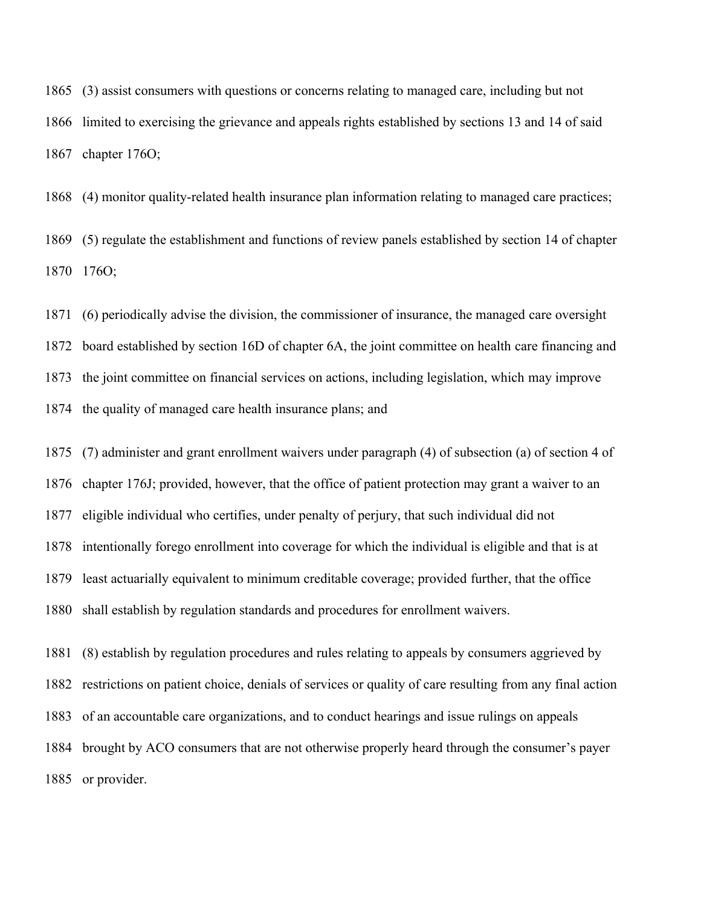(3) assist consumers with questions or concerns relating to managed care, including but not limited to exercising the grievance and appeals rights established by sections 13 and 14 of said chapter 176O;

(4) monitor quality-related health insurance plan information relating to managed care practices;

(5) regulate the establishment and functions of review panels established by section 14 of chapter 176O;

(6) periodically advise the division, the commissioner of insurance, the managed care oversight board established by section 16D of chapter 6A, the joint committee on health care financing and the joint committee on financial services on actions, including legislation, which may improve the quality of managed care health insurance plans; and

(7) administer and grant enrollment waivers under paragraph (4) of subsection (a) of section 4 of chapter 176J; provided, however, that the office of patient protection may grant a waiver to an eligible individual who certifies, under penalty of perjury, that such individual did not intentionally forego enrollment into coverage for which the individual is eligible and that is at least actuarially equivalent to minimum creditable coverage; provided further, that the office shall establish by regulation standards and procedures for enrollment waivers.

(8) establish by regulation procedures and rules relating to appeals by consumers aggrieved by restrictions on patient choice, denials of services or quality of care resulting from any final action of an accountable care organizations, and to conduct hearings and issue rulings on appeals brought by ACO consumers that are not otherwise properly heard through the consumer's payer or provider.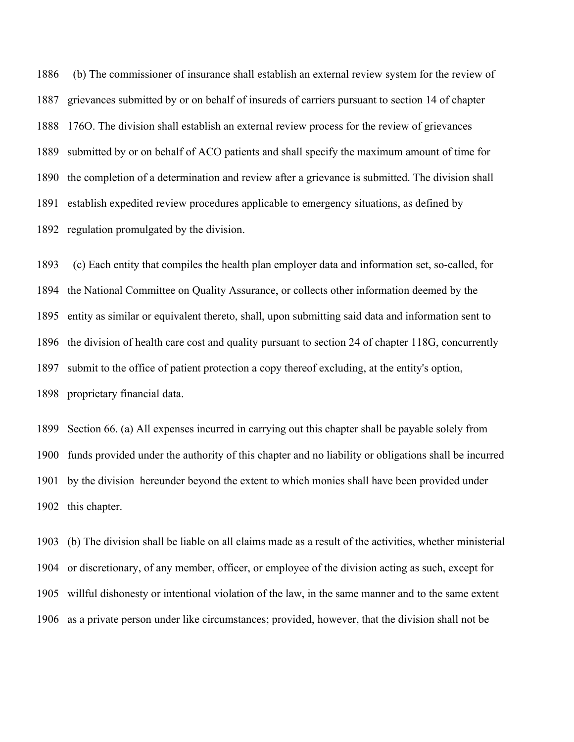(b) The commissioner of insurance shall establish an external review system for the review of grievances submitted by or on behalf of insureds of carriers pursuant to section 14 of chapter 176O. The division shall establish an external review process for the review of grievances submitted by or on behalf of ACO patients and shall specify the maximum amount of time for the completion of a determination and review after a grievance is submitted. The division shall establish expedited review procedures applicable to emergency situations, as defined by regulation promulgated by the division.

(c) Each entity that compiles the health plan employer data and information set, so-called, for the National Committee on Quality Assurance, or collects other information deemed by the entity as similar or equivalent thereto, shall, upon submitting said data and information sent to the division of health care cost and quality pursuant to section 24 of chapter 118G, concurrently submit to the office of patient protection a copy thereof excluding, at the entity's option, proprietary financial data.

Section 66. (a) All expenses incurred in carrying out this chapter shall be payable solely from funds provided under the authority of this chapter and no liability or obligations shall be incurred by the division hereunder beyond the extent to which monies shall have been provided under this chapter.

(b) The division shall be liable on all claims made as a result of the activities, whether ministerial or discretionary, of any member, officer, or employee of the division acting as such, except for willful dishonesty or intentional violation of the law, in the same manner and to the same extent as a private person under like circumstances; provided, however, that the division shall not be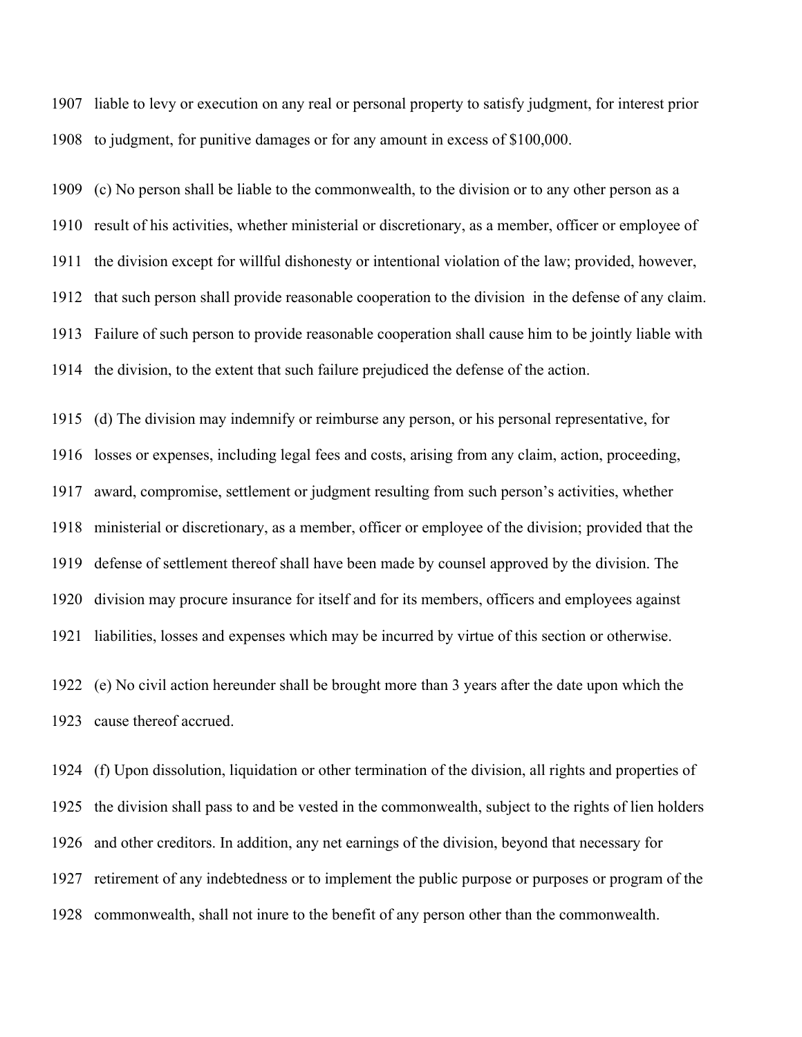liable to levy or execution on any real or personal property to satisfy judgment, for interest prior to judgment, for punitive damages or for any amount in excess of $100,000.

(c) No person shall be liable to the commonwealth, to the division or to any other person as a result of his activities, whether ministerial or discretionary, as a member, officer or employee of the division except for willful dishonesty or intentional violation of the law; provided, however, that such person shall provide reasonable cooperation to the division in the defense of any claim. Failure of such person to provide reasonable cooperation shall cause him to be jointly liable with the division, to the extent that such failure prejudiced the defense of the action.

(d) The division may indemnify or reimburse any person, or his personal representative, for losses or expenses, including legal fees and costs, arising from any claim, action, proceeding, award, compromise, settlement or judgment resulting from such person's activities, whether ministerial or discretionary, as a member, officer or employee of the division; provided that the defense of settlement thereof shall have been made by counsel approved by the division. The division may procure insurance for itself and for its members, officers and employees against liabilities, losses and expenses which may be incurred by virtue of this section or otherwise.

(e) No civil action hereunder shall be brought more than 3 years after the date upon which the cause thereof accrued.

(f) Upon dissolution, liquidation or other termination of the division, all rights and properties of the division shall pass to and be vested in the commonwealth, subject to the rights of lien holders and other creditors. In addition, any net earnings of the division, beyond that necessary for retirement of any indebtedness or to implement the public purpose or purposes or program of the commonwealth, shall not inure to the benefit of any person other than the commonwealth.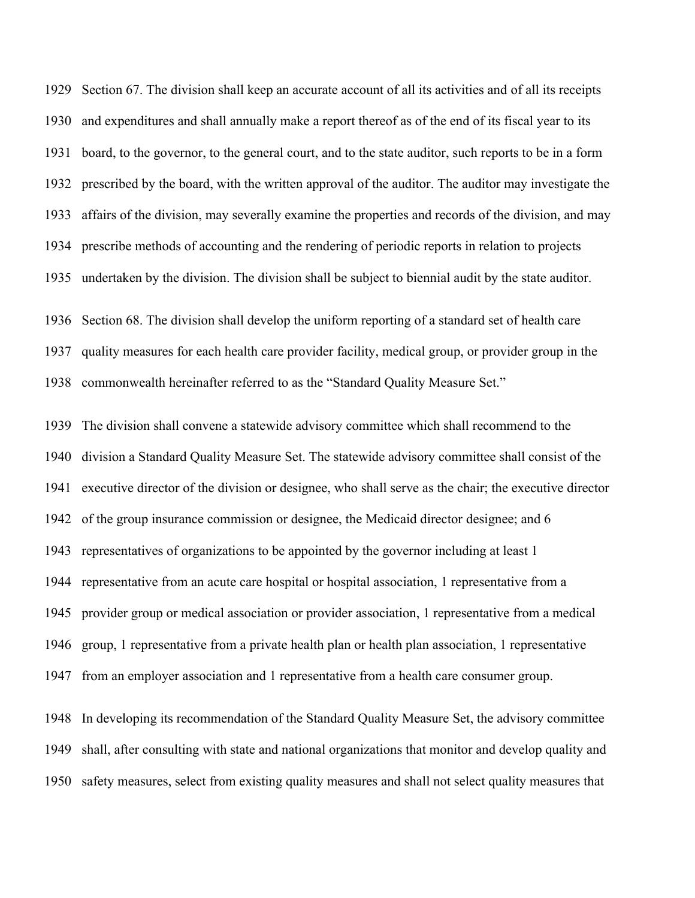Section 67. The division shall keep an accurate account of all its activities and of all its receipts and expenditures and shall annually make a report thereof as of the end of its fiscal year to its board, to the governor, to the general court, and to the state auditor, such reports to be in a form prescribed by the board, with the written approval of the auditor. The auditor may investigate the affairs of the division, may severally examine the properties and records of the division, and may prescribe methods of accounting and the rendering of periodic reports in relation to projects undertaken by the division. The division shall be subject to biennial audit by the state auditor.

Section 68. The division shall develop the uniform reporting of a standard set of health care quality measures for each health care provider facility, medical group, or provider group in the commonwealth hereinafter referred to as the "Standard Quality Measure Set."

The division shall convene a statewide advisory committee which shall recommend to the division a Standard Quality Measure Set. The statewide advisory committee shall consist of the executive director of the division or designee, who shall serve as the chair; the executive director of the group insurance commission or designee, the Medicaid director designee; and 6 representatives of organizations to be appointed by the governor including at least 1 representative from an acute care hospital or hospital association, 1 representative from a provider group or medical association or provider association, 1 representative from a medical group, 1 representative from a private health plan or health plan association, 1 representative from an employer association and 1 representative from a health care consumer group.

In developing its recommendation of the Standard Quality Measure Set, the advisory committee shall, after consulting with state and national organizations that monitor and develop quality and safety measures, select from existing quality measures and shall not select quality measures that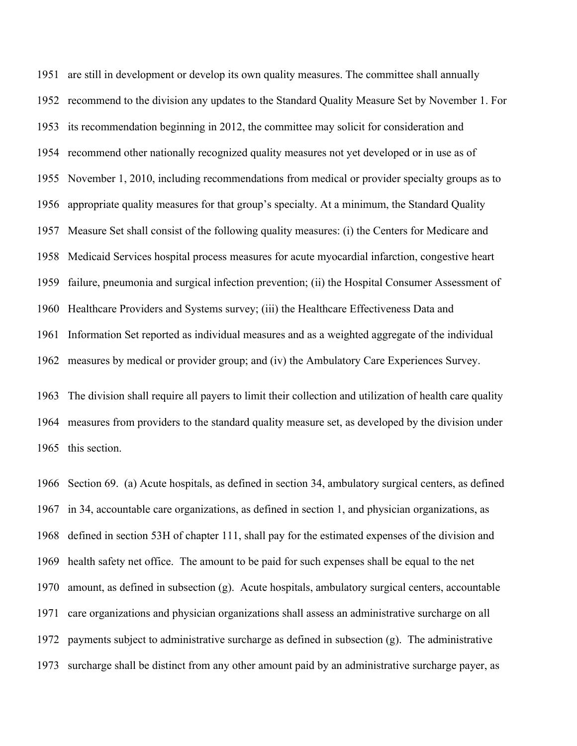are still in development or develop its own quality measures. The committee shall annually recommend to the division any updates to the Standard Quality Measure Set by November 1. For its recommendation beginning in 2012, the committee may solicit for consideration and recommend other nationally recognized quality measures not yet developed or in use as of November 1, 2010, including recommendations from medical or provider specialty groups as to appropriate quality measures for that group's specialty. At a minimum, the Standard Quality Measure Set shall consist of the following quality measures: (i) the Centers for Medicare and Medicaid Services hospital process measures for acute myocardial infarction, congestive heart failure, pneumonia and surgical infection prevention; (ii) the Hospital Consumer Assessment of Healthcare Providers and Systems survey; (iii) the Healthcare Effectiveness Data and Information Set reported as individual measures and as a weighted aggregate of the individual measures by medical or provider group; and (iv) the Ambulatory Care Experiences Survey.

The division shall require all payers to limit their collection and utilization of health care quality measures from providers to the standard quality measure set, as developed by the division under this section.

Section 69. (a) Acute hospitals, as defined in section 34, ambulatory surgical centers, as defined in 34, accountable care organizations, as defined in section 1, and physician organizations, as defined in section 53H of chapter 111, shall pay for the estimated expenses of the division and health safety net office. The amount to be paid for such expenses shall be equal to the net amount, as defined in subsection (g). Acute hospitals, ambulatory surgical centers, accountable care organizations and physician organizations shall assess an administrative surcharge on all payments subject to administrative surcharge as defined in subsection (g). The administrative surcharge shall be distinct from any other amount paid by an administrative surcharge payer, as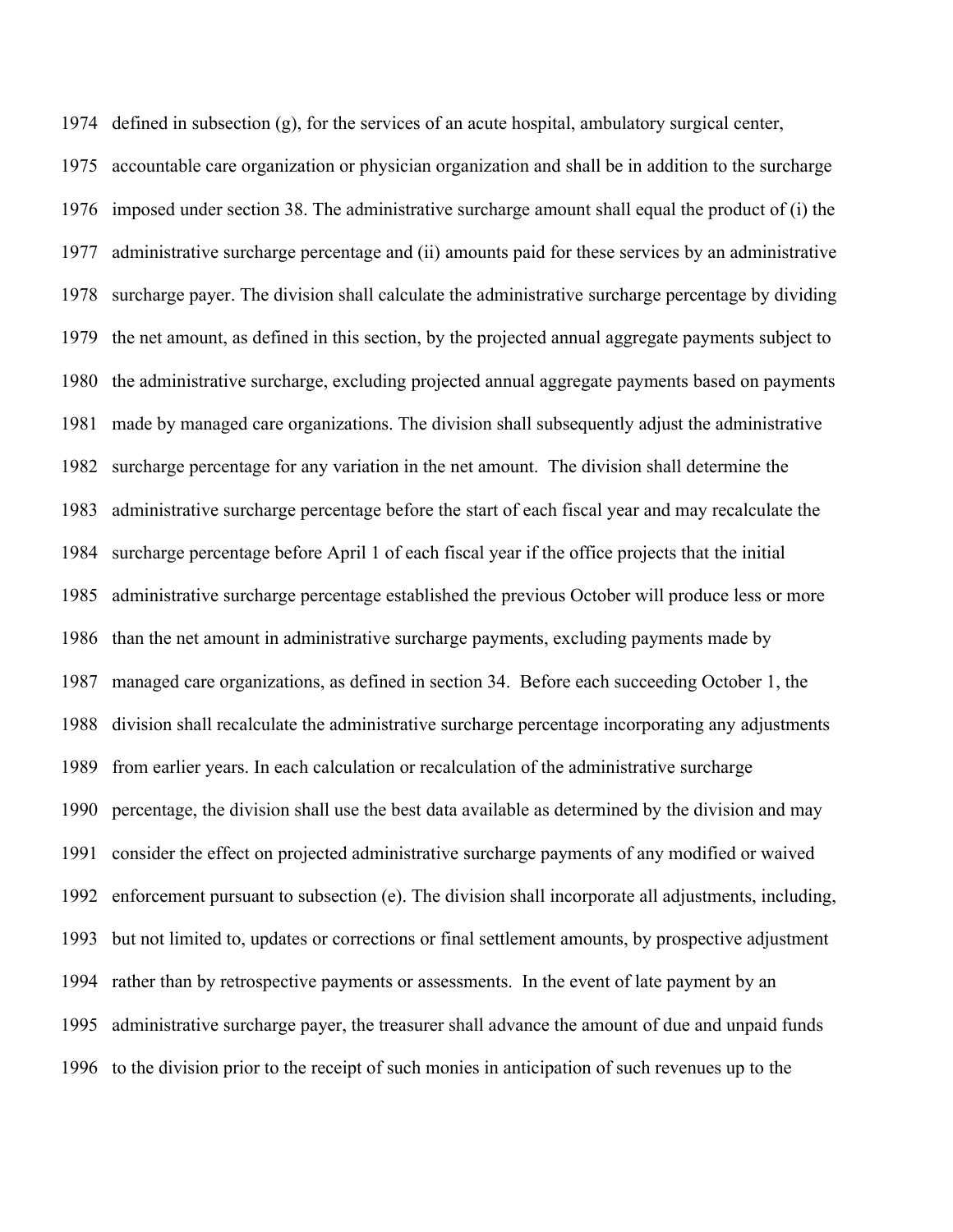defined in subsection (g), for the services of an acute hospital, ambulatory surgical center, accountable care organization or physician organization and shall be in addition to the surcharge imposed under section 38. The administrative surcharge amount shall equal the product of (i) the administrative surcharge percentage and (ii) amounts paid for these services by an administrative surcharge payer. The division shall calculate the administrative surcharge percentage by dividing the net amount, as defined in this section, by the projected annual aggregate payments subject to the administrative surcharge, excluding projected annual aggregate payments based on payments made by managed care organizations. The division shall subsequently adjust the administrative surcharge percentage for any variation in the net amount. The division shall determine the administrative surcharge percentage before the start of each fiscal year and may recalculate the surcharge percentage before April 1 of each fiscal year if the office projects that the initial administrative surcharge percentage established the previous October will produce less or more than the net amount in administrative surcharge payments, excluding payments made by managed care organizations, as defined in section 34. Before each succeeding October 1, the division shall recalculate the administrative surcharge percentage incorporating any adjustments from earlier years. In each calculation or recalculation of the administrative surcharge percentage, the division shall use the best data available as determined by the division and may consider the effect on projected administrative surcharge payments of any modified or waived enforcement pursuant to subsection (e). The division shall incorporate all adjustments, including, but not limited to, updates or corrections or final settlement amounts, by prospective adjustment rather than by retrospective payments or assessments. In the event of late payment by an administrative surcharge payer, the treasurer shall advance the amount of due and unpaid funds to the division prior to the receipt of such monies in anticipation of such revenues up to the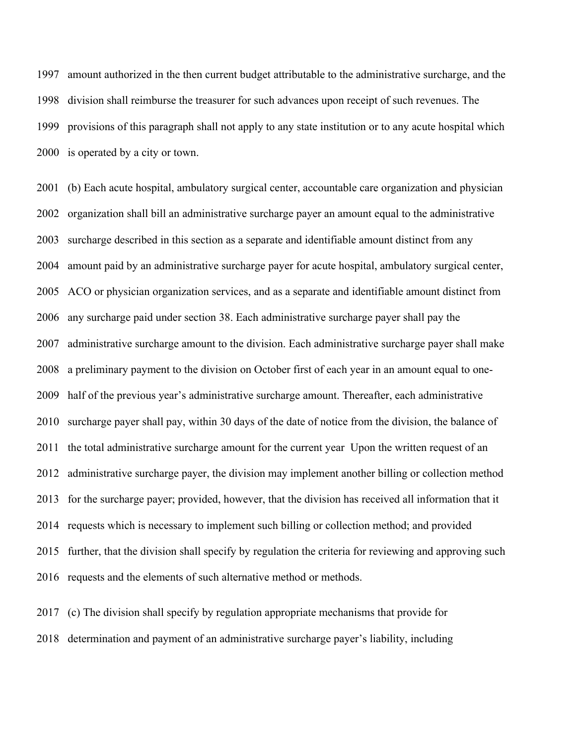amount authorized in the then current budget attributable to the administrative surcharge, and the division shall reimburse the treasurer for such advances upon receipt of such revenues. The provisions of this paragraph shall not apply to any state institution or to any acute hospital which is operated by a city or town.

(b) Each acute hospital, ambulatory surgical center, accountable care organization and physician organization shall bill an administrative surcharge payer an amount equal to the administrative surcharge described in this section as a separate and identifiable amount distinct from any amount paid by an administrative surcharge payer for acute hospital, ambulatory surgical center, ACO or physician organization services, and as a separate and identifiable amount distinct from any surcharge paid under section 38. Each administrative surcharge payer shall pay the administrative surcharge amount to the division. Each administrative surcharge payer shall make a preliminary payment to the division on October first of each year in an amount equal to one-half of the previous year's administrative surcharge amount. Thereafter, each administrative surcharge payer shall pay, within 30 days of the date of notice from the division, the balance of the total administrative surcharge amount for the current year  Upon the written request of an administrative surcharge payer, the division may implement another billing or collection method for the surcharge payer; provided, however, that the division has received all information that it requests which is necessary to implement such billing or collection method; and provided further, that the division shall specify by regulation the criteria for reviewing and approving such requests and the elements of such alternative method or methods.

(c) The division shall specify by regulation appropriate mechanisms that provide for determination and payment of an administrative surcharge payer's liability, including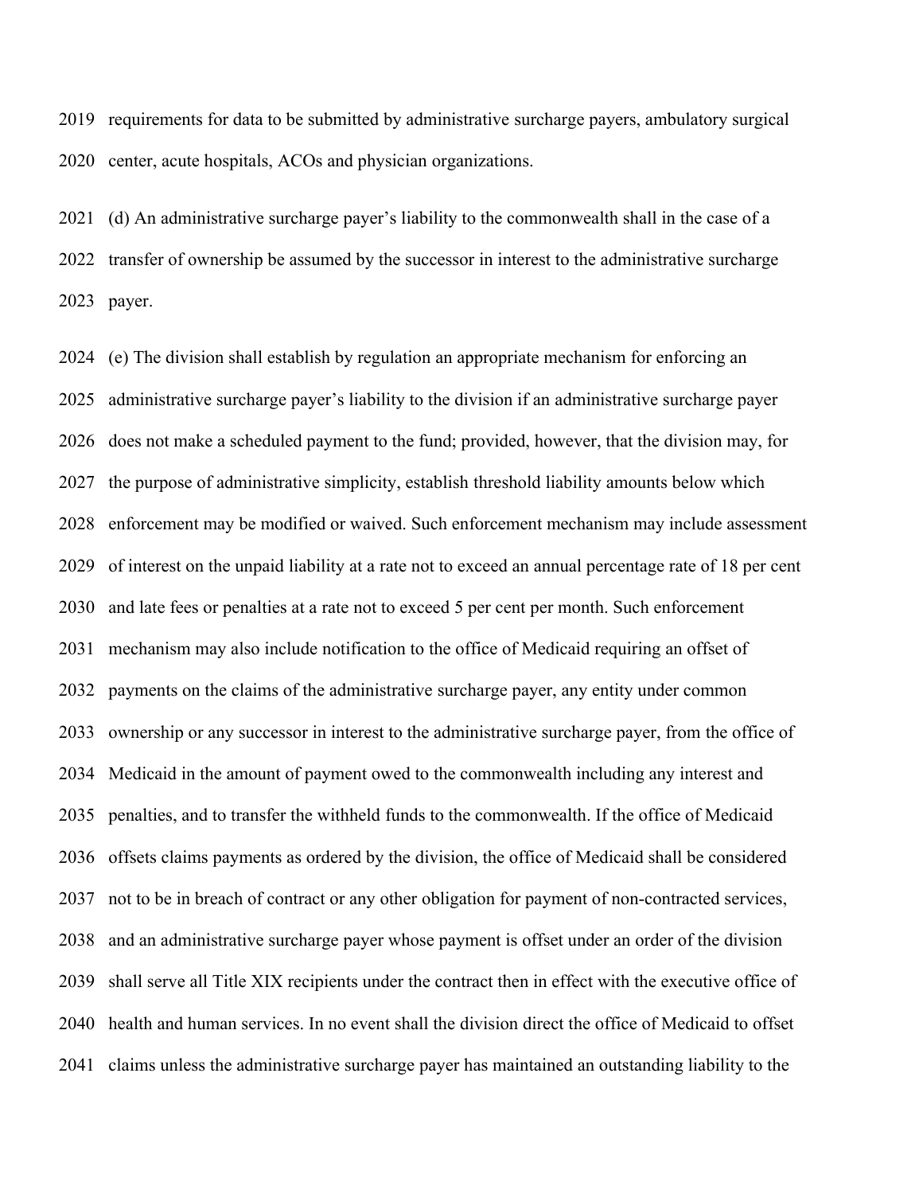2019 requirements for data to be submitted by administrative surcharge payers, ambulatory surgical
2020 center, acute hospitals, ACOs and physician organizations.

2021 (d) An administrative surcharge payer's liability to the commonwealth shall in the case of a
2022 transfer of ownership be assumed by the successor in interest to the administrative surcharge
2023 payer.

2024 (e) The division shall establish by regulation an appropriate mechanism for enforcing an
2025 administrative surcharge payer's liability to the division if an administrative surcharge payer
2026 does not make a scheduled payment to the fund; provided, however, that the division may, for
2027 the purpose of administrative simplicity, establish threshold liability amounts below which
2028 enforcement may be modified or waived. Such enforcement mechanism may include assessment
2029 of interest on the unpaid liability at a rate not to exceed an annual percentage rate of 18 per cent
2030 and late fees or penalties at a rate not to exceed 5 per cent per month. Such enforcement
2031 mechanism may also include notification to the office of Medicaid requiring an offset of
2032 payments on the claims of the administrative surcharge payer, any entity under common
2033 ownership or any successor in interest to the administrative surcharge payer, from the office of
2034 Medicaid in the amount of payment owed to the commonwealth including any interest and
2035 penalties, and to transfer the withheld funds to the commonwealth. If the office of Medicaid
2036 offsets claims payments as ordered by the division, the office of Medicaid shall be considered
2037 not to be in breach of contract or any other obligation for payment of non-contracted services,
2038 and an administrative surcharge payer whose payment is offset under an order of the division
2039 shall serve all Title XIX recipients under the contract then in effect with the executive office of
2040 health and human services. In no event shall the division direct the office of Medicaid to offset
2041 claims unless the administrative surcharge payer has maintained an outstanding liability to the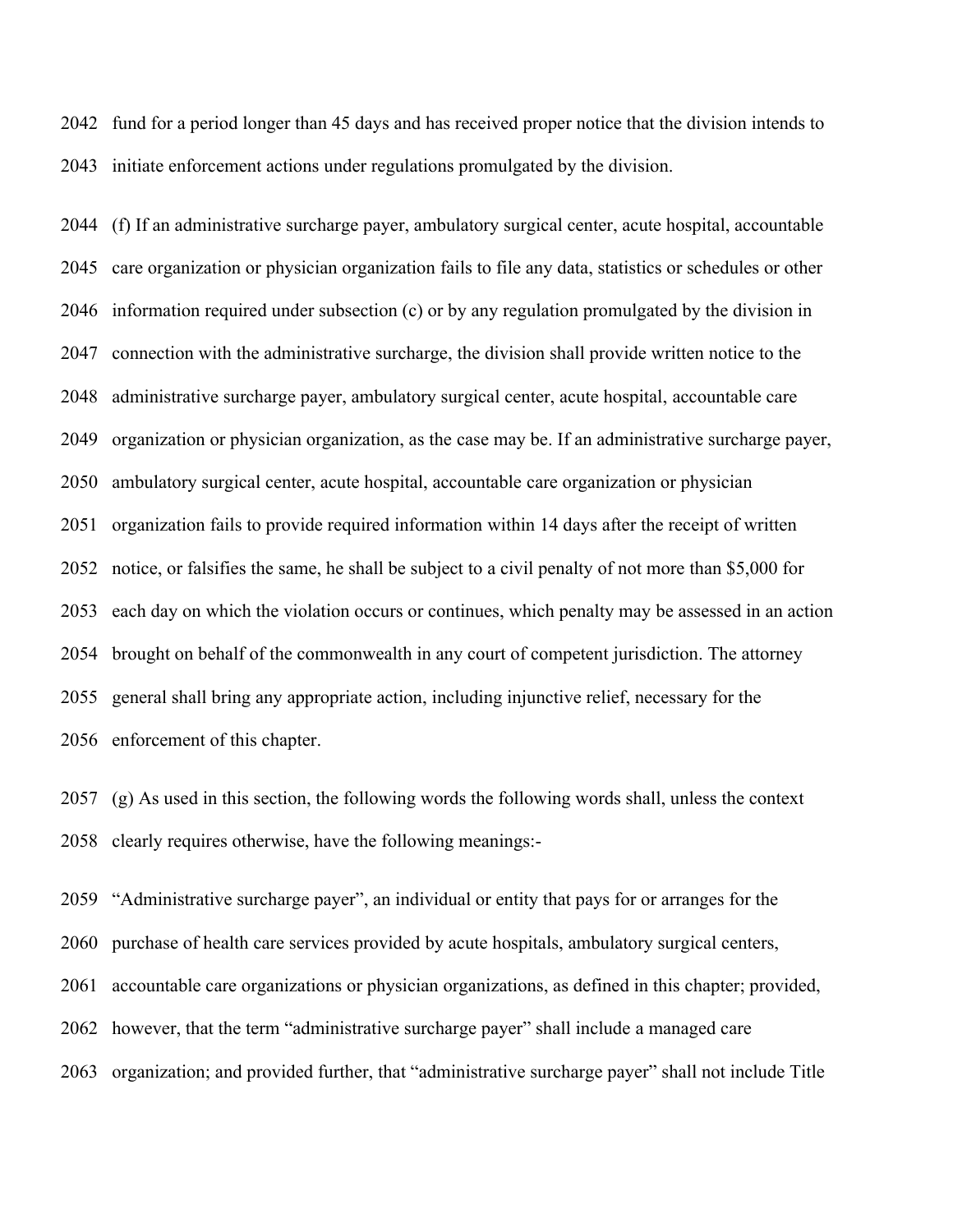fund for a period longer than 45 days and has received proper notice that the division intends to initiate enforcement actions under regulations promulgated by the division.

(f) If an administrative surcharge payer, ambulatory surgical center, acute hospital, accountable care organization or physician organization fails to file any data, statistics or schedules or other information required under subsection (c) or by any regulation promulgated by the division in connection with the administrative surcharge, the division shall provide written notice to the administrative surcharge payer, ambulatory surgical center, acute hospital, accountable care organization or physician organization, as the case may be. If an administrative surcharge payer, ambulatory surgical center, acute hospital, accountable care organization or physician organization fails to provide required information within 14 days after the receipt of written notice, or falsifies the same, he shall be subject to a civil penalty of not more than $5,000 for each day on which the violation occurs or continues, which penalty may be assessed in an action brought on behalf of the commonwealth in any court of competent jurisdiction. The attorney general shall bring any appropriate action, including injunctive relief, necessary for the enforcement of this chapter.

(g) As used in this section, the following words the following words shall, unless the context clearly requires otherwise, have the following meanings:-

"Administrative surcharge payer", an individual or entity that pays for or arranges for the purchase of health care services provided by acute hospitals, ambulatory surgical centers, accountable care organizations or physician organizations, as defined in this chapter; provided, however, that the term "administrative surcharge payer" shall include a managed care organization; and provided further, that "administrative surcharge payer" shall not include Title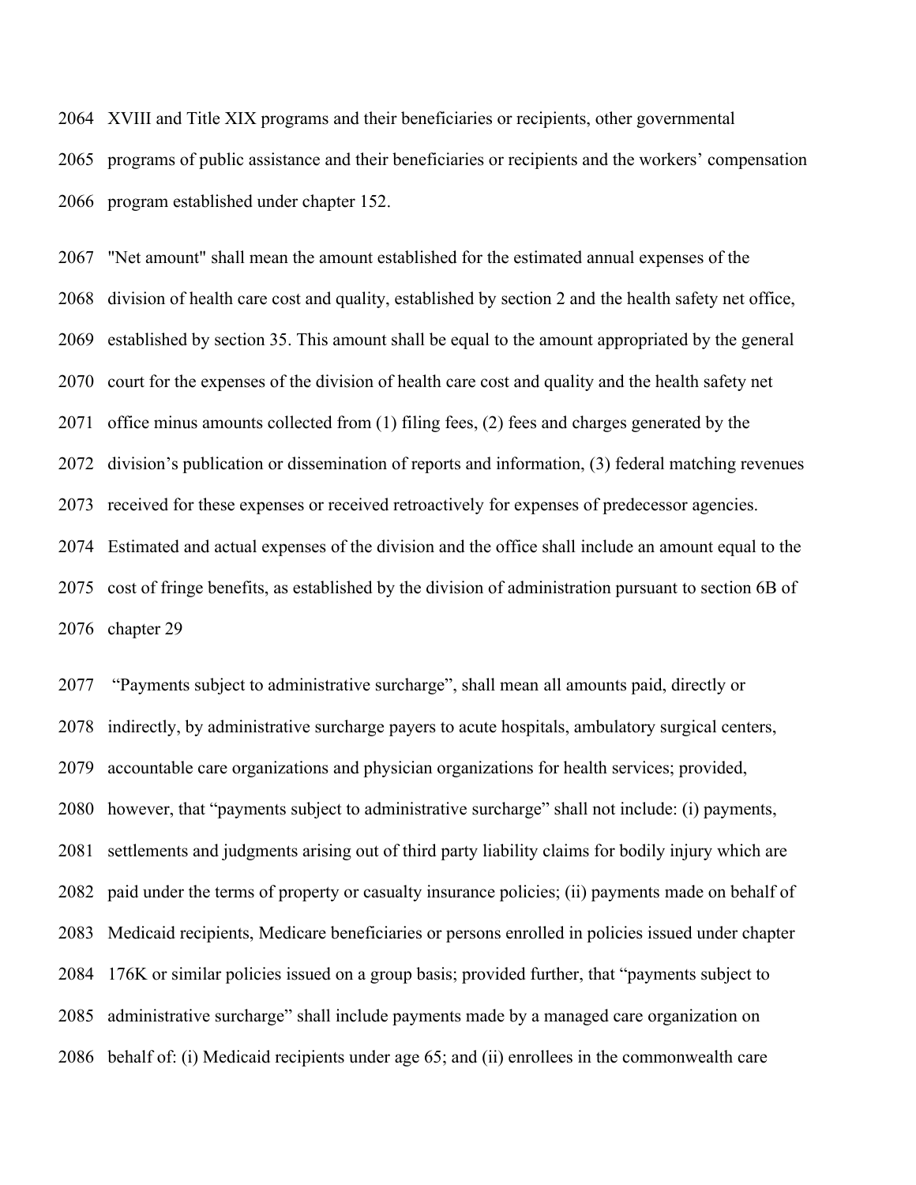2064 XVIII and Title XIX programs and their beneficiaries or recipients, other governmental
2065 programs of public assistance and their beneficiaries or recipients and the workers' compensation
2066 program established under chapter 152.

2067 "Net amount" shall mean the amount established for the estimated annual expenses of the
2068 division of health care cost and quality, established by section 2 and the health safety net office,
2069 established by section 35. This amount shall be equal to the amount appropriated by the general
2070 court for the expenses of the division of health care cost and quality and the health safety net
2071 office minus amounts collected from (1) filing fees, (2) fees and charges generated by the
2072 division's publication or dissemination of reports and information, (3) federal matching revenues
2073 received for these expenses or received retroactively for expenses of predecessor agencies.
2074 Estimated and actual expenses of the division and the office shall include an amount equal to the
2075 cost of fringe benefits, as established by the division of administration pursuant to section 6B of
2076 chapter 29

2077 "Payments subject to administrative surcharge", shall mean all amounts paid, directly or
2078 indirectly, by administrative surcharge payers to acute hospitals, ambulatory surgical centers,
2079 accountable care organizations and physician organizations for health services; provided,
2080 however, that "payments subject to administrative surcharge" shall not include: (i) payments,
2081 settlements and judgments arising out of third party liability claims for bodily injury which are
2082 paid under the terms of property or casualty insurance policies; (ii) payments made on behalf of
2083 Medicaid recipients, Medicare beneficiaries or persons enrolled in policies issued under chapter
2084 176K or similar policies issued on a group basis; provided further, that "payments subject to
2085 administrative surcharge" shall include payments made by a managed care organization on
2086 behalf of: (i) Medicaid recipients under age 65; and (ii) enrollees in the commonwealth care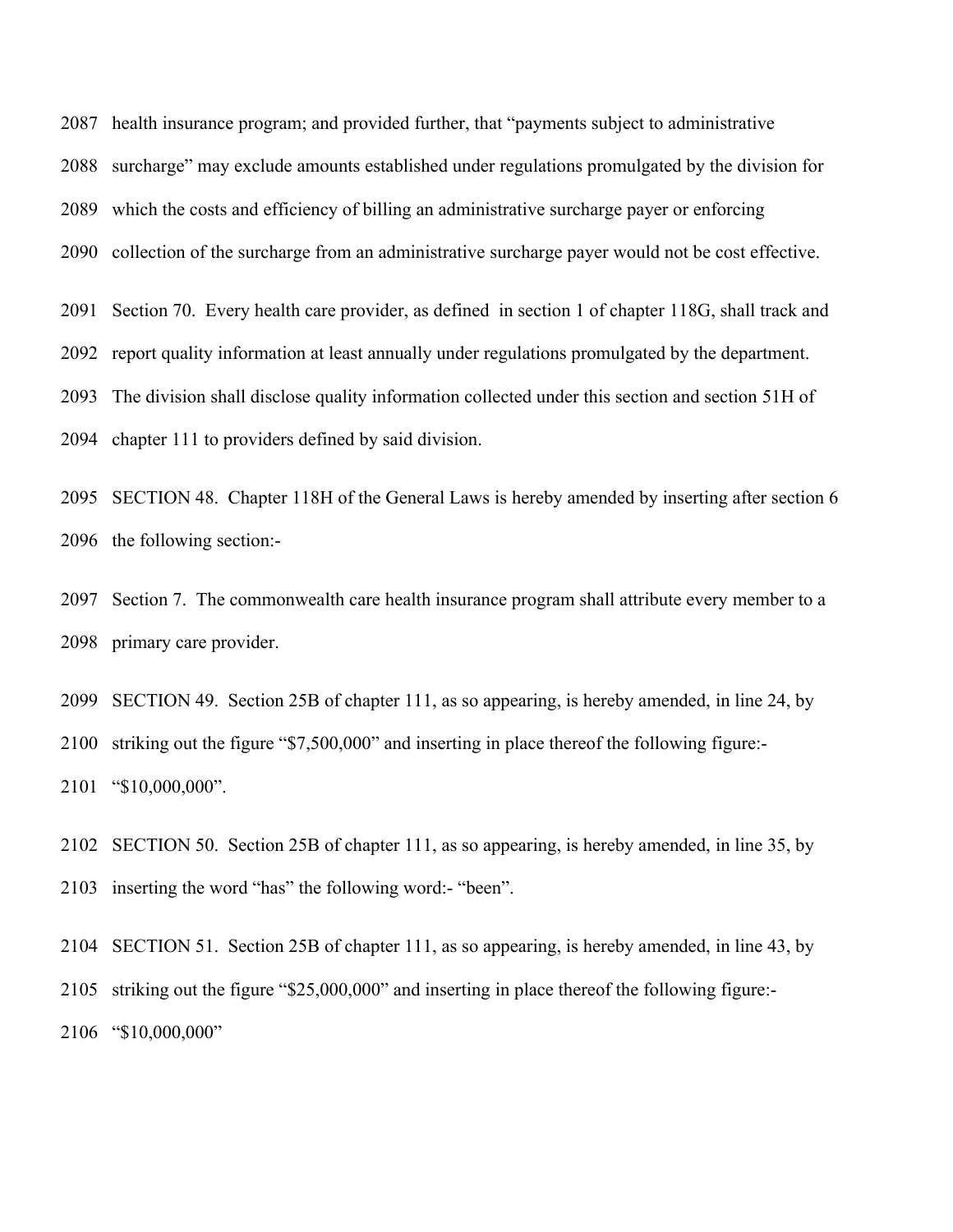health insurance program; and provided further, that "payments subject to administrative surcharge" may exclude amounts established under regulations promulgated by the division for which the costs and efficiency of billing an administrative surcharge payer or enforcing collection of the surcharge from an administrative surcharge payer would not be cost effective.

Section 70. Every health care provider, as defined in section 1 of chapter 118G, shall track and report quality information at least annually under regulations promulgated by the department. The division shall disclose quality information collected under this section and section 51H of chapter 111 to providers defined by said division.

SECTION 48. Chapter 118H of the General Laws is hereby amended by inserting after section 6 the following section:-

Section 7. The commonwealth care health insurance program shall attribute every member to a primary care provider.

SECTION 49. Section 25B of chapter 111, as so appearing, is hereby amended, in line 24, by striking out the figure "$7,500,000" and inserting in place thereof the following figure:- "$10,000,000".

SECTION 50. Section 25B of chapter 111, as so appearing, is hereby amended, in line 35, by inserting the word "has" the following word:- "been".

SECTION 51. Section 25B of chapter 111, as so appearing, is hereby amended, in line 43, by striking out the figure "$25,000,000" and inserting in place thereof the following figure:- "$10,000,000"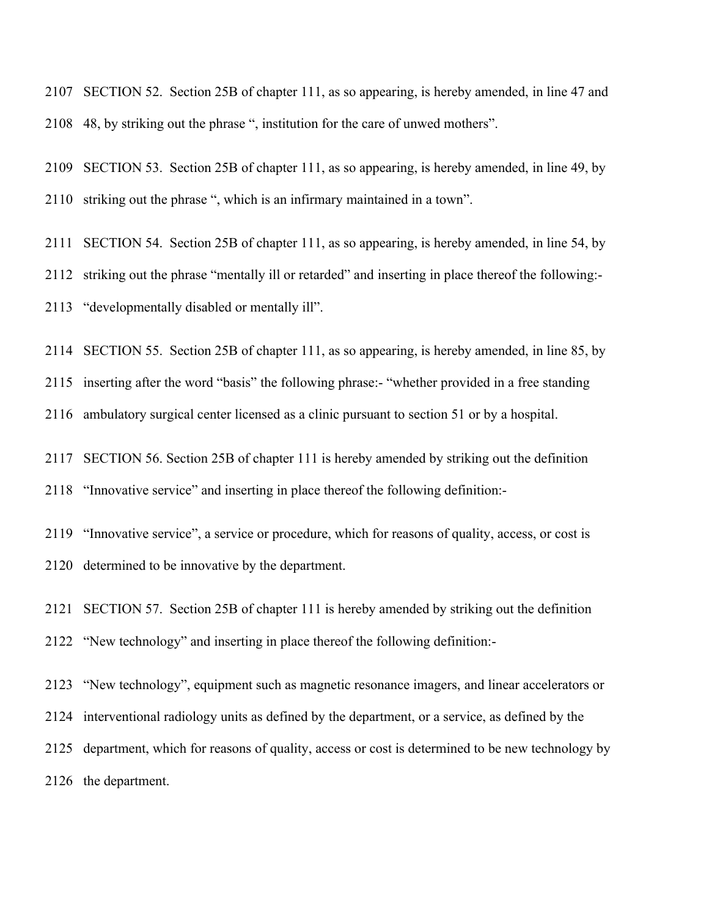2107 SECTION 52. Section 25B of chapter 111, as so appearing, is hereby amended, in line 47 and

2108 48, by striking out the phrase ", institution for the care of unwed mothers".

2109 SECTION 53. Section 25B of chapter 111, as so appearing, is hereby amended, in line 49, by

2110 striking out the phrase ", which is an infirmary maintained in a town".

2111 SECTION 54. Section 25B of chapter 111, as so appearing, is hereby amended, in line 54, by

2112 striking out the phrase "mentally ill or retarded" and inserting in place thereof the following:-

2113 "developmentally disabled or mentally ill".

2114 SECTION 55. Section 25B of chapter 111, as so appearing, is hereby amended, in line 85, by

2115 inserting after the word "basis" the following phrase:- "whether provided in a free standing

2116 ambulatory surgical center licensed as a clinic pursuant to section 51 or by a hospital.

2117 SECTION 56. Section 25B of chapter 111 is hereby amended by striking out the definition

2118 "Innovative service" and inserting in place thereof the following definition:-

2119 "Innovative service", a service or procedure, which for reasons of quality, access, or cost is

2120 determined to be innovative by the department.

2121 SECTION 57. Section 25B of chapter 111 is hereby amended by striking out the definition

2122 "New technology" and inserting in place thereof the following definition:-

2123 "New technology", equipment such as magnetic resonance imagers, and linear accelerators or

2124 interventional radiology units as defined by the department, or a service, as defined by the

2125 department, which for reasons of quality, access or cost is determined to be new technology by

2126 the department.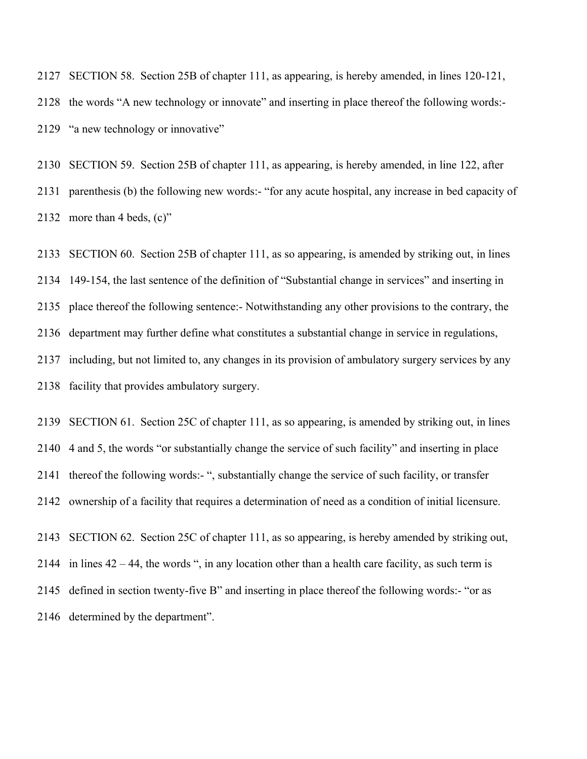2127 SECTION 58. Section 25B of chapter 111, as appearing, is hereby amended, in lines 120-121,
2128 the words "A new technology or innovate" and inserting in place thereof the following words:-
2129 "a new technology or innovative"

2130 SECTION 59. Section 25B of chapter 111, as appearing, is hereby amended, in line 122, after
2131 parenthesis (b) the following new words:- "for any acute hospital, any increase in bed capacity of
2132 more than 4 beds, (c)"

2133 SECTION 60. Section 25B of chapter 111, as so appearing, is amended by striking out, in lines
2134 149-154, the last sentence of the definition of "Substantial change in services" and inserting in
2135 place thereof the following sentence:- Notwithstanding any other provisions to the contrary, the
2136 department may further define what constitutes a substantial change in service in regulations,
2137 including, but not limited to, any changes in its provision of ambulatory surgery services by any
2138 facility that provides ambulatory surgery.

2139 SECTION 61. Section 25C of chapter 111, as so appearing, is amended by striking out, in lines
2140 4 and 5, the words "or substantially change the service of such facility" and inserting in place
2141 thereof the following words:- ", substantially change the service of such facility, or transfer
2142 ownership of a facility that requires a determination of need as a condition of initial licensure.

2143 SECTION 62. Section 25C of chapter 111, as so appearing, is hereby amended by striking out,
2144 in lines 42 – 44, the words ", in any location other than a health care facility, as such term is
2145 defined in section twenty-five B" and inserting in place thereof the following words:- "or as
2146 determined by the department".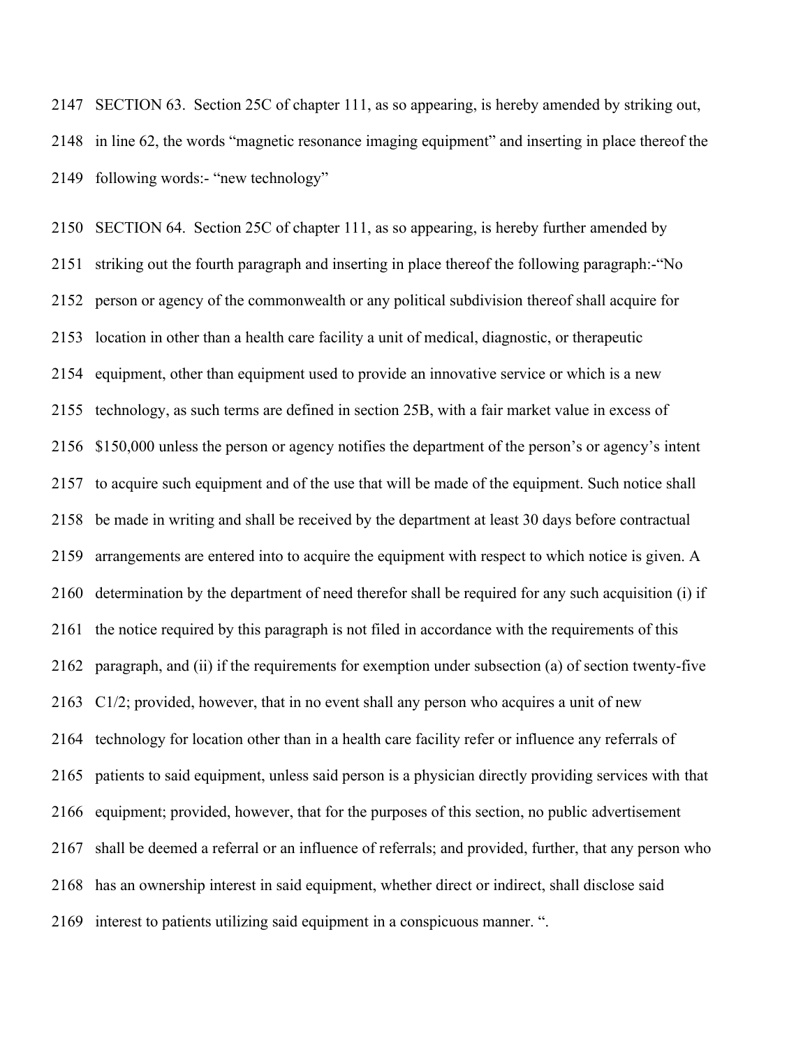2147 SECTION 63. Section 25C of chapter 111, as so appearing, is hereby amended by striking out,
2148 in line 62, the words "magnetic resonance imaging equipment" and inserting in place thereof the
2149 following words:- "new technology"

2150 SECTION 64. Section 25C of chapter 111, as so appearing, is hereby further amended by
2151 striking out the fourth paragraph and inserting in place thereof the following paragraph:-"No
2152 person or agency of the commonwealth or any political subdivision thereof shall acquire for
2153 location in other than a health care facility a unit of medical, diagnostic, or therapeutic
2154 equipment, other than equipment used to provide an innovative service or which is a new
2155 technology, as such terms are defined in section 25B, with a fair market value in excess of
2156 $150,000 unless the person or agency notifies the department of the person's or agency's intent
2157 to acquire such equipment and of the use that will be made of the equipment. Such notice shall
2158 be made in writing and shall be received by the department at least 30 days before contractual
2159 arrangements are entered into to acquire the equipment with respect to which notice is given. A
2160 determination by the department of need therefor shall be required for any such acquisition (i) if
2161 the notice required by this paragraph is not filed in accordance with the requirements of this
2162 paragraph, and (ii) if the requirements for exemption under subsection (a) of section twenty-five
2163 C1/2; provided, however, that in no event shall any person who acquires a unit of new
2164 technology for location other than in a health care facility refer or influence any referrals of
2165 patients to said equipment, unless said person is a physician directly providing services with that
2166 equipment; provided, however, that for the purposes of this section, no public advertisement
2167 shall be deemed a referral or an influence of referrals; and provided, further, that any person who
2168 has an ownership interest in said equipment, whether direct or indirect, shall disclose said
2169 interest to patients utilizing said equipment in a conspicuous manner. ".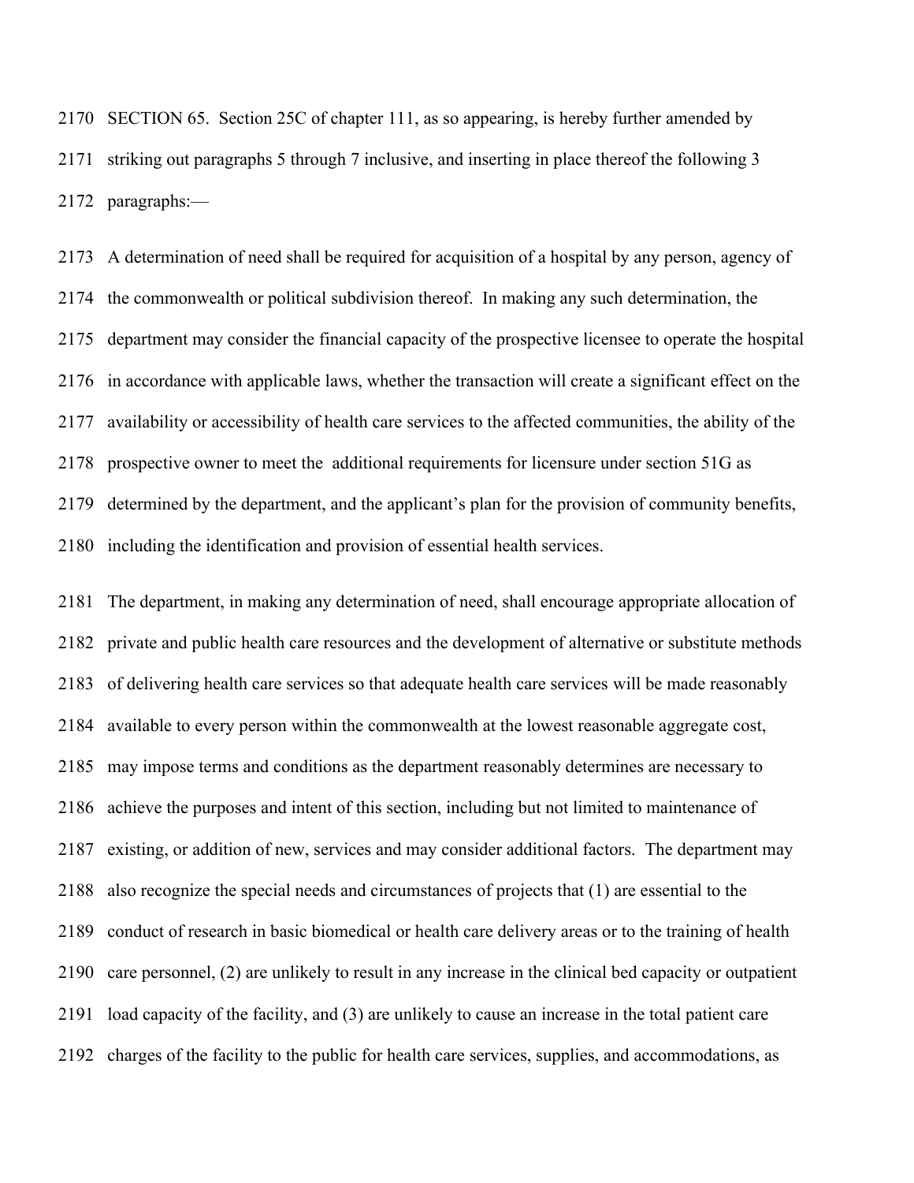SECTION 65. Section 25C of chapter 111, as so appearing, is hereby further amended by striking out paragraphs 5 through 7 inclusive, and inserting in place thereof the following 3 paragraphs:—

A determination of need shall be required for acquisition of a hospital by any person, agency of the commonwealth or political subdivision thereof. In making any such determination, the department may consider the financial capacity of the prospective licensee to operate the hospital in accordance with applicable laws, whether the transaction will create a significant effect on the availability or accessibility of health care services to the affected communities, the ability of the prospective owner to meet the additional requirements for licensure under section 51G as determined by the department, and the applicant's plan for the provision of community benefits, including the identification and provision of essential health services.

The department, in making any determination of need, shall encourage appropriate allocation of private and public health care resources and the development of alternative or substitute methods of delivering health care services so that adequate health care services will be made reasonably available to every person within the commonwealth at the lowest reasonable aggregate cost, may impose terms and conditions as the department reasonably determines are necessary to achieve the purposes and intent of this section, including but not limited to maintenance of existing, or addition of new, services and may consider additional factors. The department may also recognize the special needs and circumstances of projects that (1) are essential to the conduct of research in basic biomedical or health care delivery areas or to the training of health care personnel, (2) are unlikely to result in any increase in the clinical bed capacity or outpatient load capacity of the facility, and (3) are unlikely to cause an increase in the total patient care charges of the facility to the public for health care services, supplies, and accommodations, as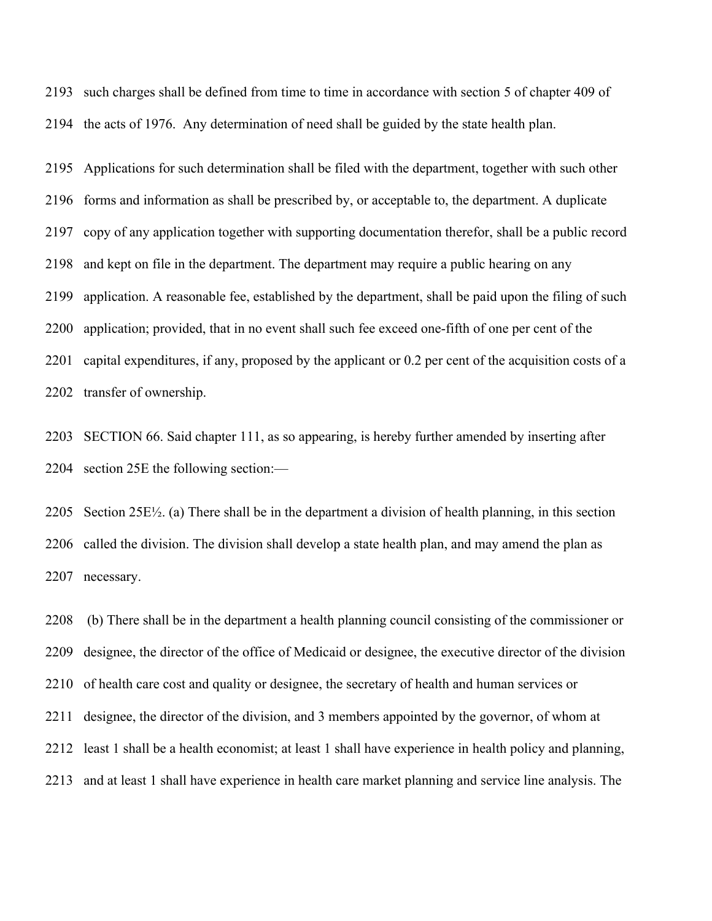such charges shall be defined from time to time in accordance with section 5 of chapter 409 of the acts of 1976. Any determination of need shall be guided by the state health plan.

Applications for such determination shall be filed with the department, together with such other forms and information as shall be prescribed by, or acceptable to, the department. A duplicate copy of any application together with supporting documentation therefor, shall be a public record and kept on file in the department. The department may require a public hearing on any application. A reasonable fee, established by the department, shall be paid upon the filing of such application; provided, that in no event shall such fee exceed one-fifth of one per cent of the capital expenditures, if any, proposed by the applicant or 0.2 per cent of the acquisition costs of a transfer of ownership.

SECTION 66. Said chapter 111, as so appearing, is hereby further amended by inserting after section 25E the following section:—

Section 25E½. (a) There shall be in the department a division of health planning, in this section called the division. The division shall develop a state health plan, and may amend the plan as necessary.

(b) There shall be in the department a health planning council consisting of the commissioner or designee, the director of the office of Medicaid or designee, the executive director of the division of health care cost and quality or designee, the secretary of health and human services or designee, the director of the division, and 3 members appointed by the governor, of whom at least 1 shall be a health economist; at least 1 shall have experience in health policy and planning, and at least 1 shall have experience in health care market planning and service line analysis. The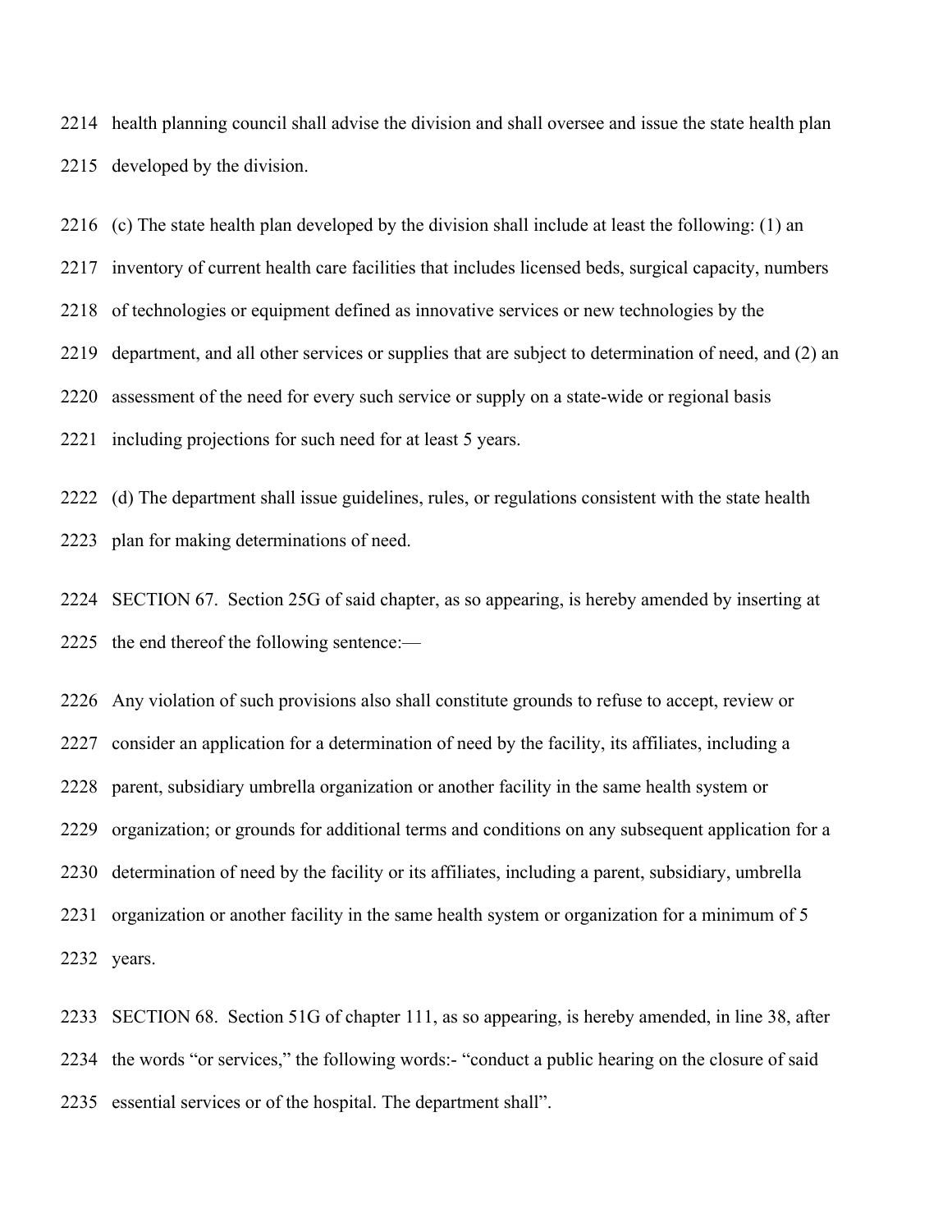health planning council shall advise the division and shall oversee and issue the state health plan developed by the division.

(c) The state health plan developed by the division shall include at least the following: (1) an inventory of current health care facilities that includes licensed beds, surgical capacity, numbers of technologies or equipment defined as innovative services or new technologies by the department, and all other services or supplies that are subject to determination of need, and (2) an assessment of the need for every such service or supply on a state-wide or regional basis including projections for such need for at least 5 years.

(d) The department shall issue guidelines, rules, or regulations consistent with the state health plan for making determinations of need.

SECTION 67. Section 25G of said chapter, as so appearing, is hereby amended by inserting at the end thereof the following sentence:—

Any violation of such provisions also shall constitute grounds to refuse to accept, review or consider an application for a determination of need by the facility, its affiliates, including a parent, subsidiary umbrella organization or another facility in the same health system or organization; or grounds for additional terms and conditions on any subsequent application for a determination of need by the facility or its affiliates, including a parent, subsidiary, umbrella organization or another facility in the same health system or organization for a minimum of 5 years.

SECTION 68. Section 51G of chapter 111, as so appearing, is hereby amended, in line 38, after the words "or services," the following words:- "conduct a public hearing on the closure of said essential services or of the hospital. The department shall".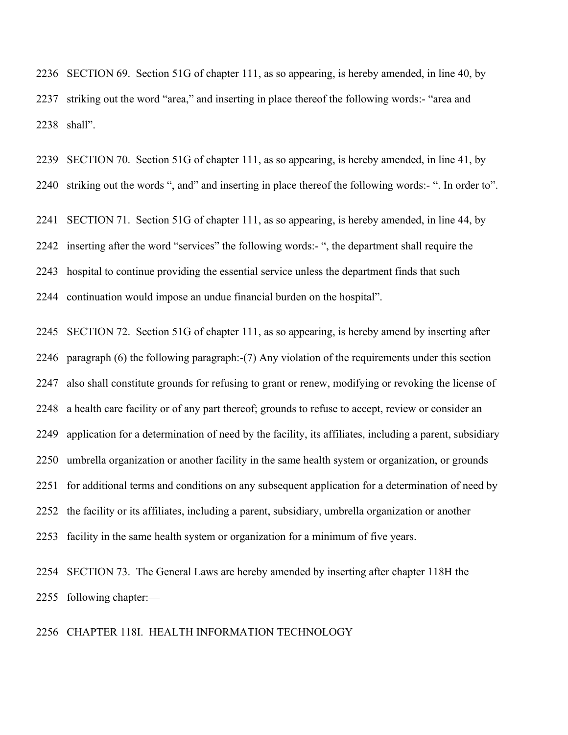2236 SECTION 69. Section 51G of chapter 111, as so appearing, is hereby amended, in line 40, by
2237 striking out the word "area," and inserting in place thereof the following words:- "area and
2238 shall".

2239 SECTION 70. Section 51G of chapter 111, as so appearing, is hereby amended, in line 41, by
2240 striking out the words ", and" and inserting in place thereof the following words:- ". In order to".

2241 SECTION 71. Section 51G of chapter 111, as so appearing, is hereby amended, in line 44, by
2242 inserting after the word "services" the following words:- ", the department shall require the
2243 hospital to continue providing the essential service unless the department finds that such
2244 continuation would impose an undue financial burden on the hospital".

2245 SECTION 72. Section 51G of chapter 111, as so appearing, is hereby amend by inserting after
2246 paragraph (6) the following paragraph:-(7) Any violation of the requirements under this section
2247 also shall constitute grounds for refusing to grant or renew, modifying or revoking the license of
2248 a health care facility or of any part thereof; grounds to refuse to accept, review or consider an
2249 application for a determination of need by the facility, its affiliates, including a parent, subsidiary
2250 umbrella organization or another facility in the same health system or organization, or grounds
2251 for additional terms and conditions on any subsequent application for a determination of need by
2252 the facility or its affiliates, including a parent, subsidiary, umbrella organization or another
2253 facility in the same health system or organization for a minimum of five years.

2254 SECTION 73. The General Laws are hereby amended by inserting after chapter 118H the
2255 following chapter:—

2256 CHAPTER 118I. HEALTH INFORMATION TECHNOLOGY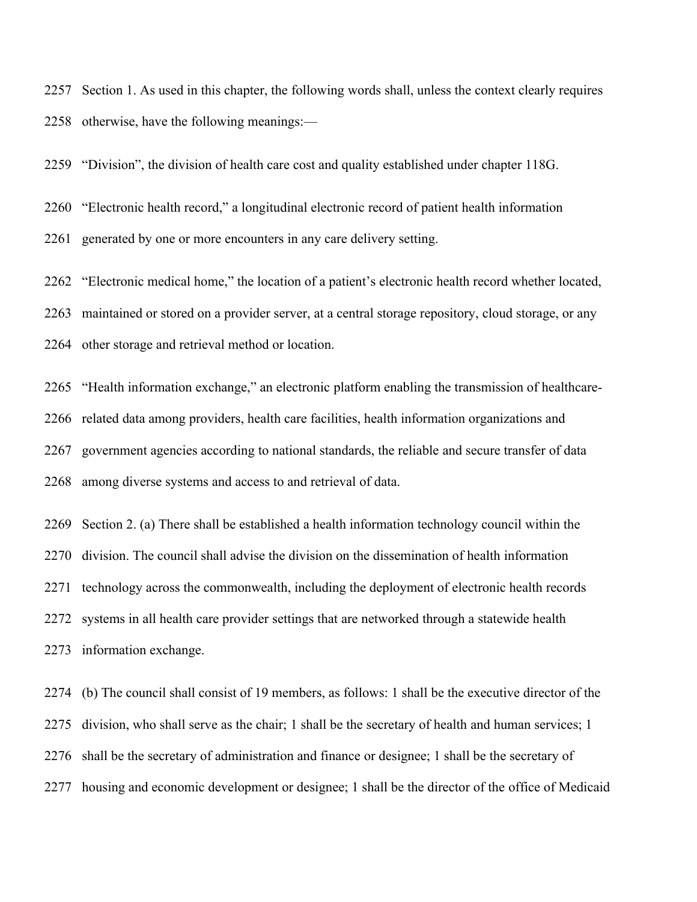2257 Section 1. As used in this chapter, the following words shall, unless the context clearly requires
2258 otherwise, have the following meanings:—

2259 "Division", the division of health care cost and quality established under chapter 118G.

2260 "Electronic health record," a longitudinal electronic record of patient health information
2261 generated by one or more encounters in any care delivery setting.

2262 "Electronic medical home," the location of a patient's electronic health record whether located,
2263 maintained or stored on a provider server, at a central storage repository, cloud storage, or any
2264 other storage and retrieval method or location.

2265 "Health information exchange," an electronic platform enabling the transmission of healthcare-
2266 related data among providers, health care facilities, health information organizations and
2267 government agencies according to national standards, the reliable and secure transfer of data
2268 among diverse systems and access to and retrieval of data.

2269 Section 2. (a) There shall be established a health information technology council within the
2270 division. The council shall advise the division on the dissemination of health information
2271 technology across the commonwealth, including the deployment of electronic health records
2272 systems in all health care provider settings that are networked through a statewide health
2273 information exchange.

2274 (b) The council shall consist of 19 members, as follows: 1 shall be the executive director of the
2275 division, who shall serve as the chair; 1 shall be the secretary of health and human services; 1
2276 shall be the secretary of administration and finance or designee; 1 shall be the secretary of
2277 housing and economic development or designee; 1 shall be the director of the office of Medicaid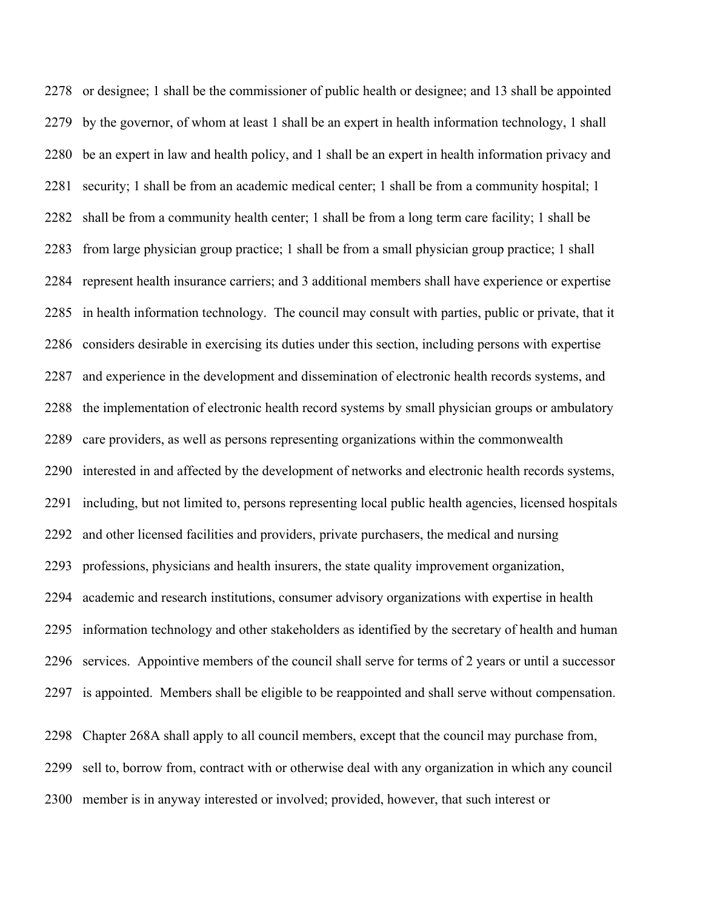2278 or designee; 1 shall be the commissioner of public health or designee; and 13 shall be appointed

2279 by the governor, of whom at least 1 shall be an expert in health information technology, 1 shall

2280 be an expert in law and health policy, and 1 shall be an expert in health information privacy and

2281 security; 1 shall be from an academic medical center; 1 shall be from a community hospital; 1

2282 shall be from a community health center; 1 shall be from a long term care facility; 1 shall be

2283 from large physician group practice; 1 shall be from a small physician group practice; 1 shall

2284 represent health insurance carriers; and 3 additional members shall have experience or expertise

2285 in health information technology. The council may consult with parties, public or private, that it

2286 considers desirable in exercising its duties under this section, including persons with expertise

2287 and experience in the development and dissemination of electronic health records systems, and

2288 the implementation of electronic health record systems by small physician groups or ambulatory

2289 care providers, as well as persons representing organizations within the commonwealth

2290 interested in and affected by the development of networks and electronic health records systems,

2291 including, but not limited to, persons representing local public health agencies, licensed hospitals

2292 and other licensed facilities and providers, private purchasers, the medical and nursing

2293 professions, physicians and health insurers, the state quality improvement organization,

2294 academic and research institutions, consumer advisory organizations with expertise in health

2295 information technology and other stakeholders as identified by the secretary of health and human

2296 services. Appointive members of the council shall serve for terms of 2 years or until a successor

2297 is appointed. Members shall be eligible to be reappointed and shall serve without compensation.

2298 Chapter 268A shall apply to all council members, except that the council may purchase from,

2299 sell to, borrow from, contract with or otherwise deal with any organization in which any council

2300 member is in anyway interested or involved; provided, however, that such interest or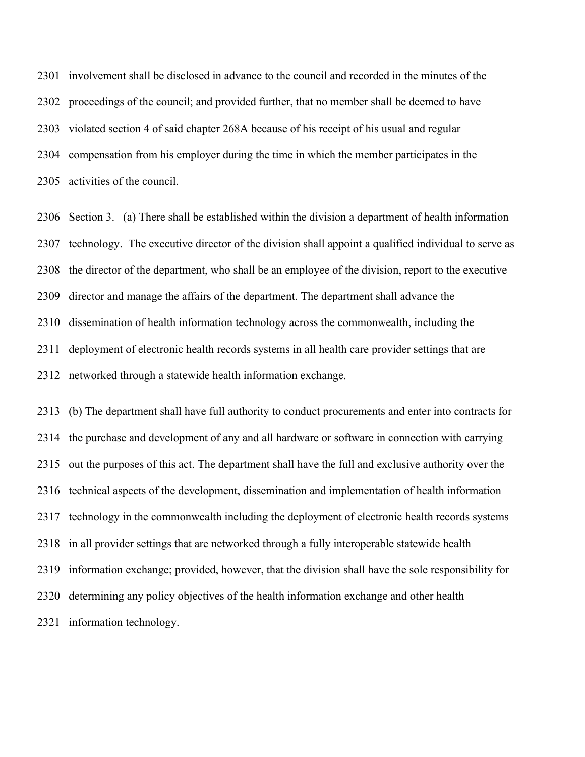involvement shall be disclosed in advance to the council and recorded in the minutes of the proceedings of the council; and provided further, that no member shall be deemed to have violated section 4 of said chapter 268A because of his receipt of his usual and regular compensation from his employer during the time in which the member participates in the activities of the council.

Section 3. (a) There shall be established within the division a department of health information technology. The executive director of the division shall appoint a qualified individual to serve as the director of the department, who shall be an employee of the division, report to the executive director and manage the affairs of the department. The department shall advance the dissemination of health information technology across the commonwealth, including the deployment of electronic health records systems in all health care provider settings that are networked through a statewide health information exchange.

(b) The department shall have full authority to conduct procurements and enter into contracts for the purchase and development of any and all hardware or software in connection with carrying out the purposes of this act. The department shall have the full and exclusive authority over the technical aspects of the development, dissemination and implementation of health information technology in the commonwealth including the deployment of electronic health records systems in all provider settings that are networked through a fully interoperable statewide health information exchange; provided, however, that the division shall have the sole responsibility for determining any policy objectives of the health information exchange and other health information technology.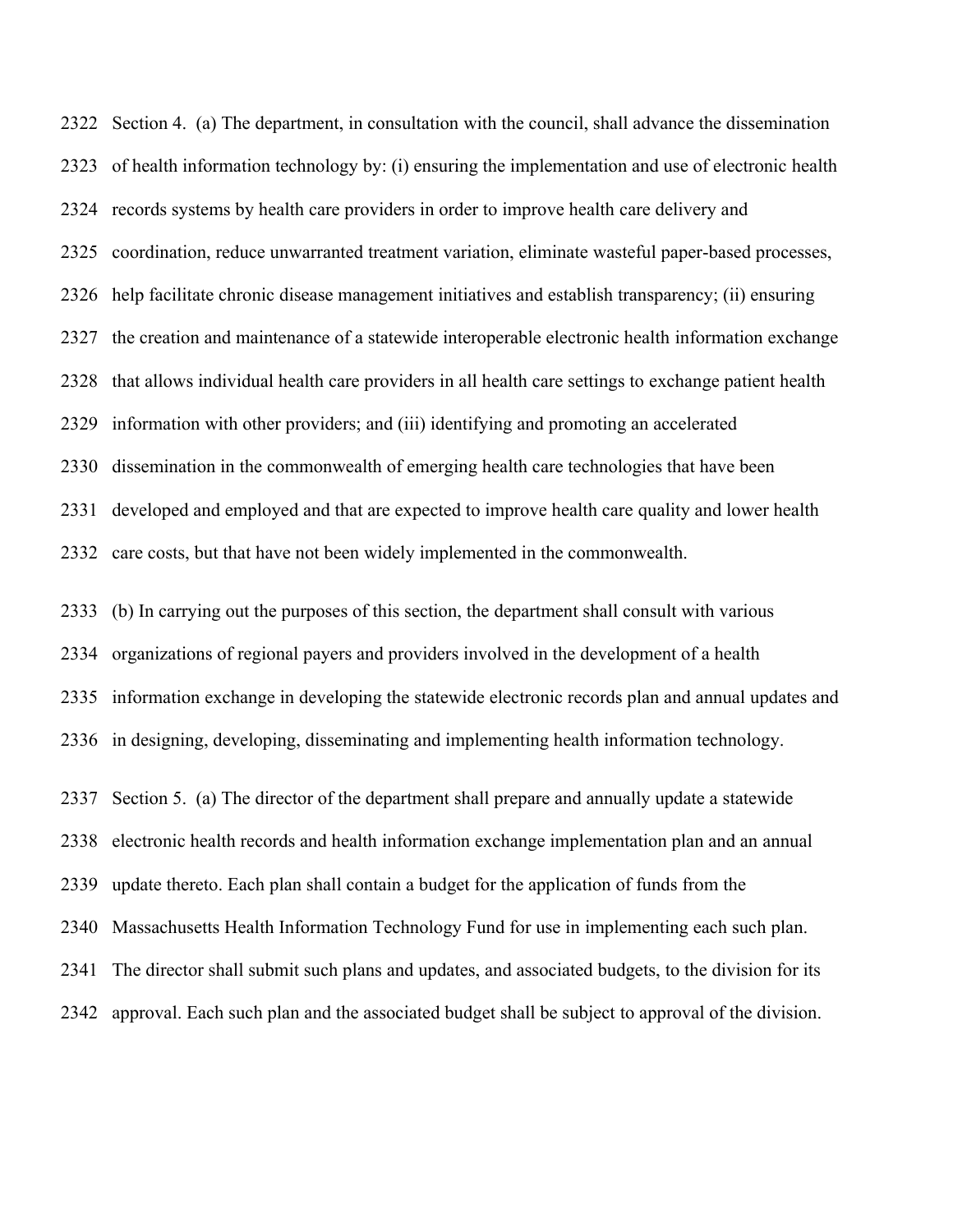Section 4. (a) The department, in consultation with the council, shall advance the dissemination of health information technology by: (i) ensuring the implementation and use of electronic health records systems by health care providers in order to improve health care delivery and coordination, reduce unwarranted treatment variation, eliminate wasteful paper-based processes, help facilitate chronic disease management initiatives and establish transparency; (ii) ensuring the creation and maintenance of a statewide interoperable electronic health information exchange that allows individual health care providers in all health care settings to exchange patient health information with other providers; and (iii) identifying and promoting an accelerated dissemination in the commonwealth of emerging health care technologies that have been developed and employed and that are expected to improve health care quality and lower health care costs, but that have not been widely implemented in the commonwealth.

(b) In carrying out the purposes of this section, the department shall consult with various organizations of regional payers and providers involved in the development of a health information exchange in developing the statewide electronic records plan and annual updates and in designing, developing, disseminating and implementing health information technology.

Section 5. (a) The director of the department shall prepare and annually update a statewide electronic health records and health information exchange implementation plan and an annual update thereto. Each plan shall contain a budget for the application of funds from the Massachusetts Health Information Technology Fund for use in implementing each such plan. The director shall submit such plans and updates, and associated budgets, to the division for its approval. Each such plan and the associated budget shall be subject to approval of the division.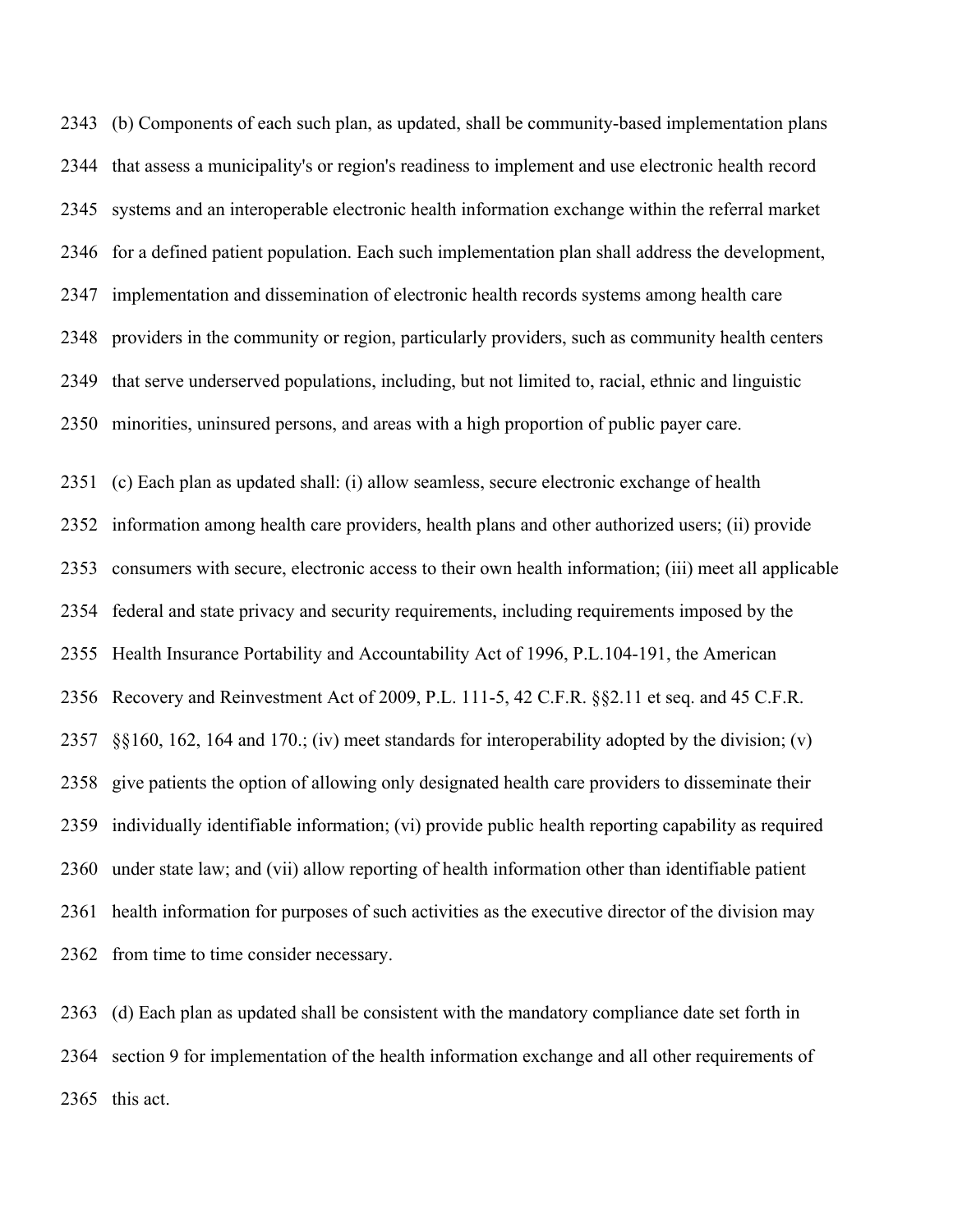2343 (b) Components of each such plan, as updated, shall be community-based implementation plans
2344 that assess a municipality's or region's readiness to implement and use electronic health record
2345 systems and an interoperable electronic health information exchange within the referral market
2346 for a defined patient population. Each such implementation plan shall address the development,
2347 implementation and dissemination of electronic health records systems among health care
2348 providers in the community or region, particularly providers, such as community health centers
2349 that serve underserved populations, including, but not limited to, racial, ethnic and linguistic
2350 minorities, uninsured persons, and areas with a high proportion of public payer care.

2351 (c) Each plan as updated shall: (i) allow seamless, secure electronic exchange of health
2352 information among health care providers, health plans and other authorized users; (ii) provide
2353 consumers with secure, electronic access to their own health information; (iii) meet all applicable
2354 federal and state privacy and security requirements, including requirements imposed by the
2355 Health Insurance Portability and Accountability Act of 1996, P.L.104-191, the American
2356 Recovery and Reinvestment Act of 2009, P.L. 111-5, 42 C.F.R. §§2.11 et seq. and 45 C.F.R.
2357 §§160, 162, 164 and 170.; (iv) meet standards for interoperability adopted by the division; (v)
2358 give patients the option of allowing only designated health care providers to disseminate their
2359 individually identifiable information; (vi) provide public health reporting capability as required
2360 under state law; and (vii) allow reporting of health information other than identifiable patient
2361 health information for purposes of such activities as the executive director of the division may
2362 from time to time consider necessary.

2363 (d) Each plan as updated shall be consistent with the mandatory compliance date set forth in
2364 section 9 for implementation of the health information exchange and all other requirements of
2365 this act.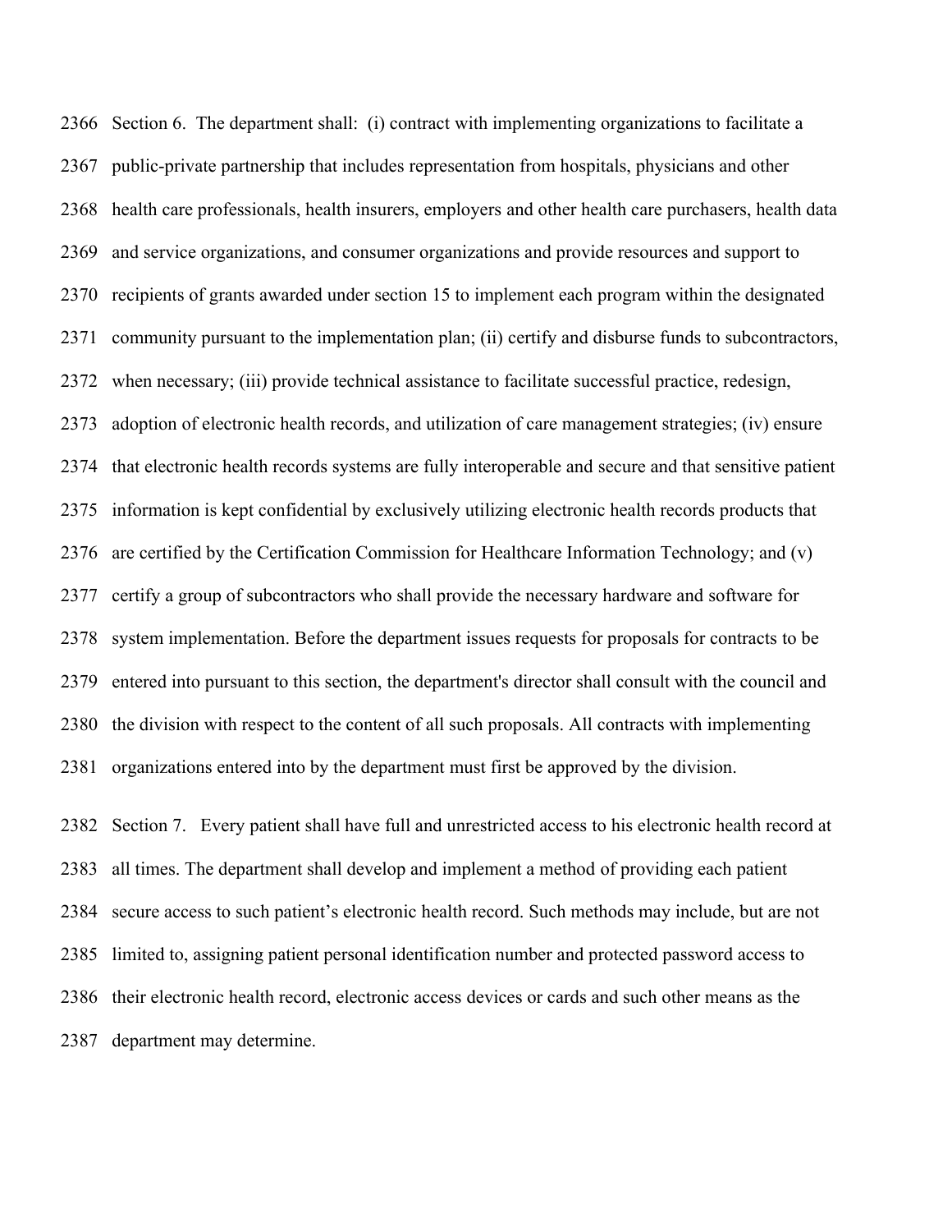Section 6. The department shall: (i) contract with implementing organizations to facilitate a public-private partnership that includes representation from hospitals, physicians and other health care professionals, health insurers, employers and other health care purchasers, health data and service organizations, and consumer organizations and provide resources and support to recipients of grants awarded under section 15 to implement each program within the designated community pursuant to the implementation plan; (ii) certify and disburse funds to subcontractors, when necessary; (iii) provide technical assistance to facilitate successful practice, redesign, adoption of electronic health records, and utilization of care management strategies; (iv) ensure that electronic health records systems are fully interoperable and secure and that sensitive patient information is kept confidential by exclusively utilizing electronic health records products that are certified by the Certification Commission for Healthcare Information Technology; and (v) certify a group of subcontractors who shall provide the necessary hardware and software for system implementation. Before the department issues requests for proposals for contracts to be entered into pursuant to this section, the department's director shall consult with the council and the division with respect to the content of all such proposals. All contracts with implementing organizations entered into by the department must first be approved by the division.

Section 7. Every patient shall have full and unrestricted access to his electronic health record at all times. The department shall develop and implement a method of providing each patient secure access to such patient's electronic health record. Such methods may include, but are not limited to, assigning patient personal identification number and protected password access to their electronic health record, electronic access devices or cards and such other means as the department may determine.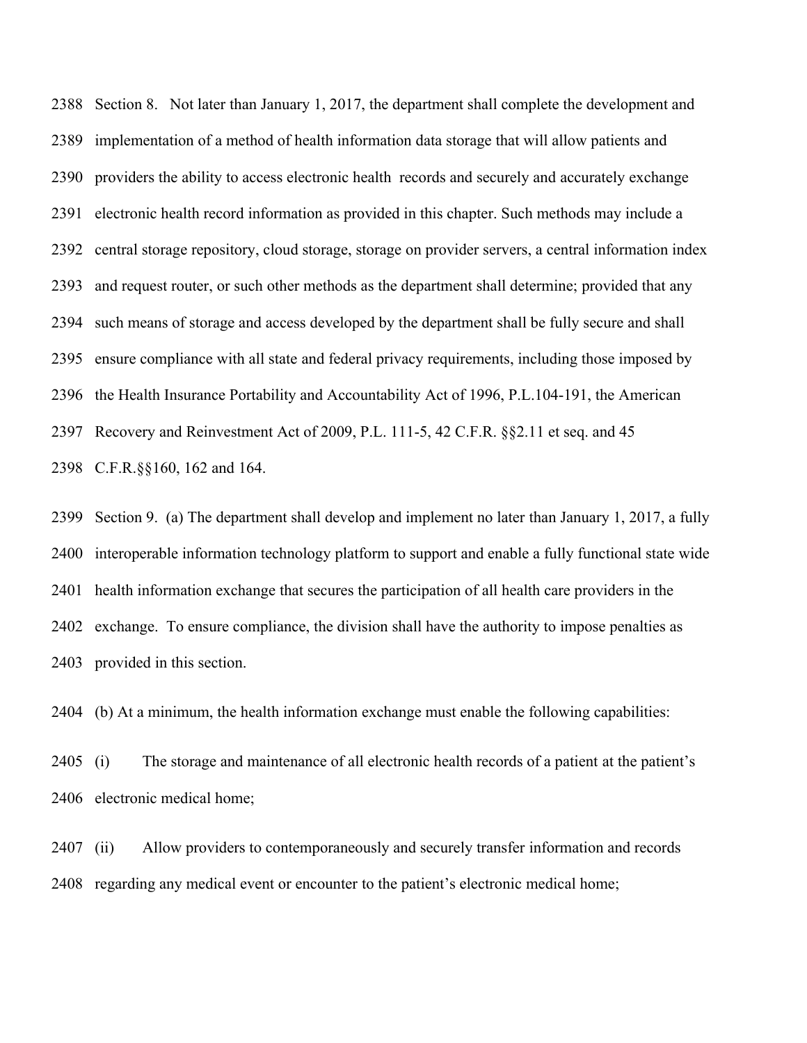Section 8. Not later than January 1, 2017, the department shall complete the development and implementation of a method of health information data storage that will allow patients and providers the ability to access electronic health records and securely and accurately exchange electronic health record information as provided in this chapter. Such methods may include a central storage repository, cloud storage, storage on provider servers, a central information index and request router, or such other methods as the department shall determine; provided that any such means of storage and access developed by the department shall be fully secure and shall ensure compliance with all state and federal privacy requirements, including those imposed by the Health Insurance Portability and Accountability Act of 1996, P.L.104-191, the American Recovery and Reinvestment Act of 2009, P.L. 111-5, 42 C.F.R. §§2.11 et seq. and 45 C.F.R.§§160, 162 and 164.

Section 9. (a) The department shall develop and implement no later than January 1, 2017, a fully interoperable information technology platform to support and enable a fully functional state wide health information exchange that secures the participation of all health care providers in the exchange. To ensure compliance, the division shall have the authority to impose penalties as provided in this section.

(b) At a minimum, the health information exchange must enable the following capabilities:

(i) The storage and maintenance of all electronic health records of a patient at the patient's electronic medical home;

(ii) Allow providers to contemporaneously and securely transfer information and records regarding any medical event or encounter to the patient's electronic medical home;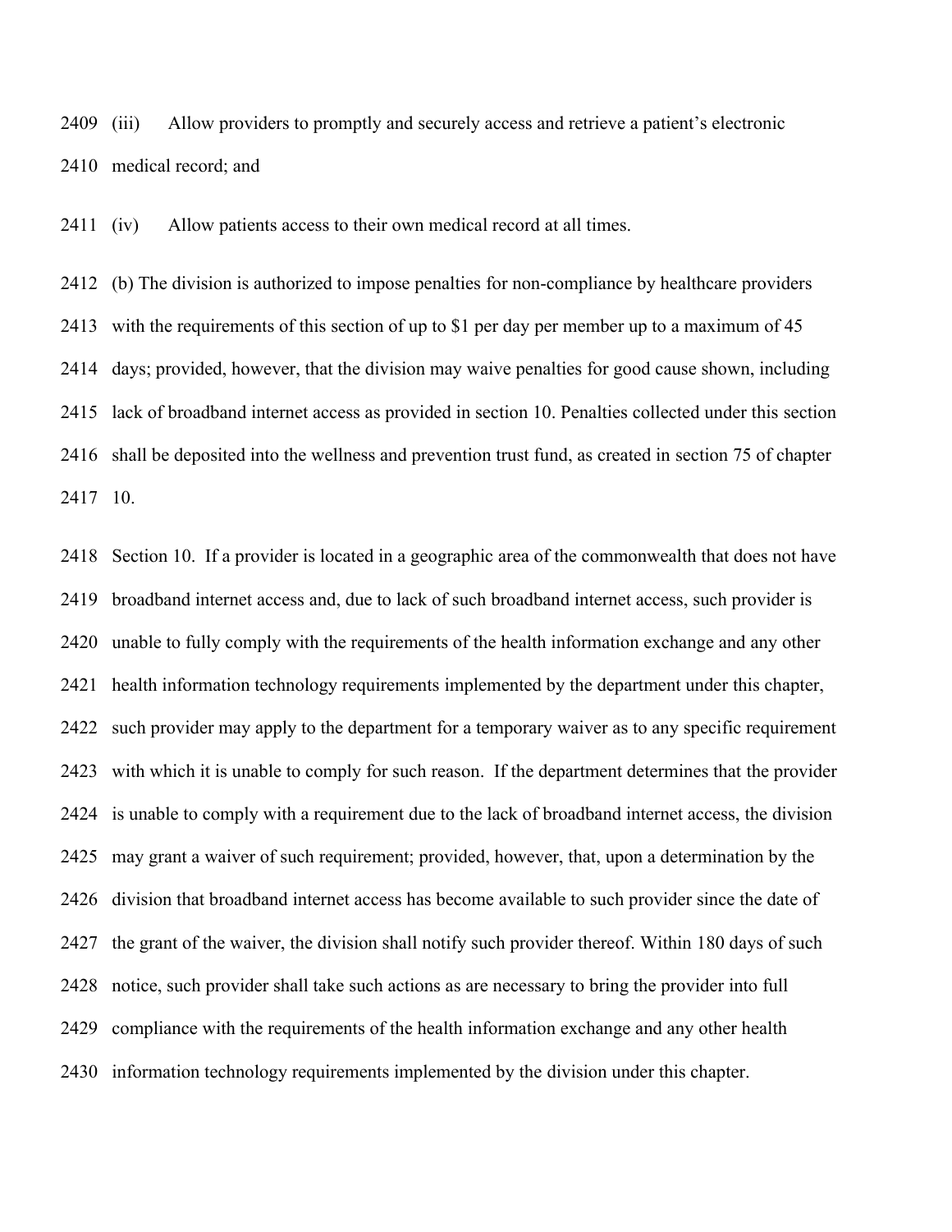(iii) Allow providers to promptly and securely access and retrieve a patient's electronic medical record; and

(iv) Allow patients access to their own medical record at all times.

(b) The division is authorized to impose penalties for non-compliance by healthcare providers with the requirements of this section of up to $1 per day per member up to a maximum of 45 days; provided, however, that the division may waive penalties for good cause shown, including lack of broadband internet access as provided in section 10. Penalties collected under this section shall be deposited into the wellness and prevention trust fund, as created in section 75 of chapter 10.

Section 10. If a provider is located in a geographic area of the commonwealth that does not have broadband internet access and, due to lack of such broadband internet access, such provider is unable to fully comply with the requirements of the health information exchange and any other health information technology requirements implemented by the department under this chapter, such provider may apply to the department for a temporary waiver as to any specific requirement with which it is unable to comply for such reason. If the department determines that the provider is unable to comply with a requirement due to the lack of broadband internet access, the division may grant a waiver of such requirement; provided, however, that, upon a determination by the division that broadband internet access has become available to such provider since the date of the grant of the waiver, the division shall notify such provider thereof. Within 180 days of such notice, such provider shall take such actions as are necessary to bring the provider into full compliance with the requirements of the health information exchange and any other health information technology requirements implemented by the division under this chapter.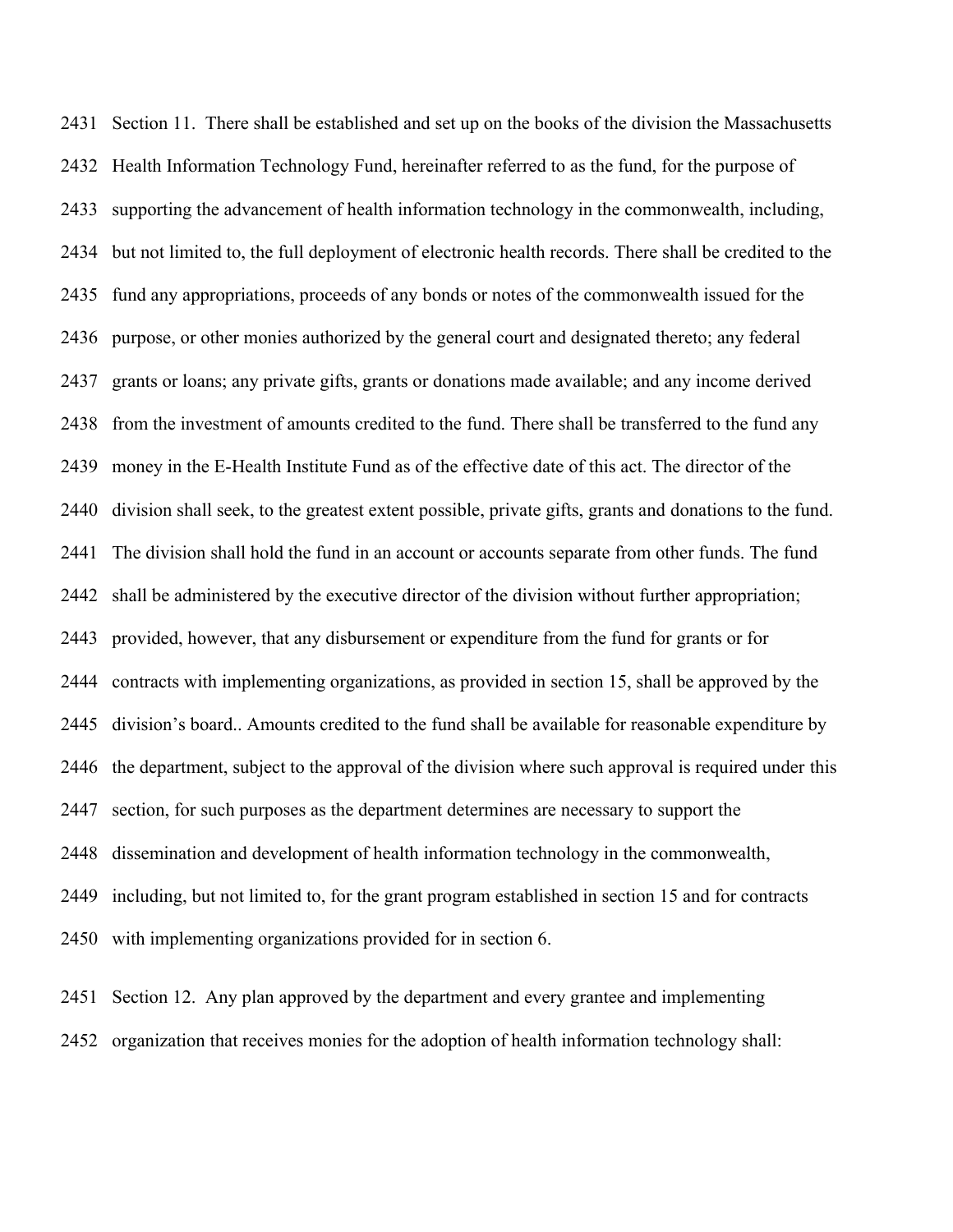Section 11. There shall be established and set up on the books of the division the Massachusetts Health Information Technology Fund, hereinafter referred to as the fund, for the purpose of supporting the advancement of health information technology in the commonwealth, including, but not limited to, the full deployment of electronic health records. There shall be credited to the fund any appropriations, proceeds of any bonds or notes of the commonwealth issued for the purpose, or other monies authorized by the general court and designated thereto; any federal grants or loans; any private gifts, grants or donations made available; and any income derived from the investment of amounts credited to the fund. There shall be transferred to the fund any money in the E-Health Institute Fund as of the effective date of this act. The director of the division shall seek, to the greatest extent possible, private gifts, grants and donations to the fund. The division shall hold the fund in an account or accounts separate from other funds. The fund shall be administered by the executive director of the division without further appropriation; provided, however, that any disbursement or expenditure from the fund for grants or for contracts with implementing organizations, as provided in section 15, shall be approved by the division's board.. Amounts credited to the fund shall be available for reasonable expenditure by the department, subject to the approval of the division where such approval is required under this section, for such purposes as the department determines are necessary to support the dissemination and development of health information technology in the commonwealth, including, but not limited to, for the grant program established in section 15 and for contracts with implementing organizations provided for in section 6.

Section 12. Any plan approved by the department and every grantee and implementing organization that receives monies for the adoption of health information technology shall: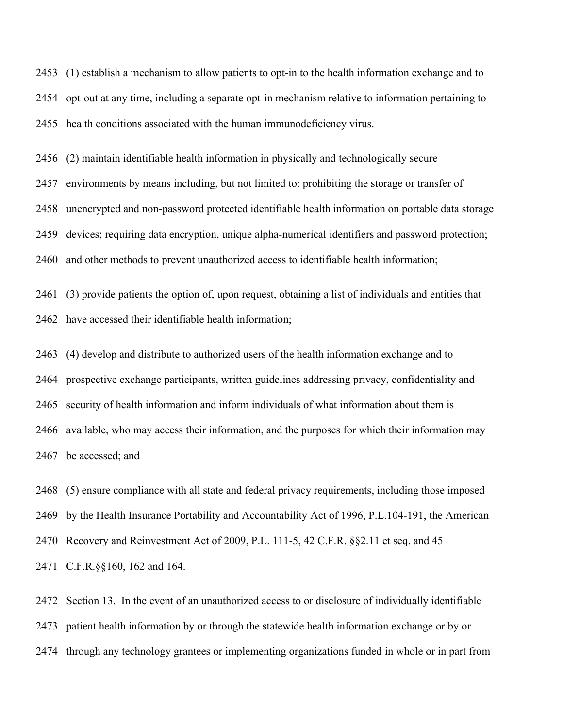2453 (1) establish a mechanism to allow patients to opt-in to the health information exchange and to

2454 opt-out at any time, including a separate opt-in mechanism relative to information pertaining to

2455 health conditions associated with the human immunodeficiency virus.

2456 (2) maintain identifiable health information in physically and technologically secure

2457 environments by means including, but not limited to: prohibiting the storage or transfer of

2458 unencrypted and non-password protected identifiable health information on portable data storage

2459 devices; requiring data encryption, unique alpha-numerical identifiers and password protection;

2460 and other methods to prevent unauthorized access to identifiable health information;

2461 (3) provide patients the option of, upon request, obtaining a list of individuals and entities that

2462 have accessed their identifiable health information;

2463 (4) develop and distribute to authorized users of the health information exchange and to

2464 prospective exchange participants, written guidelines addressing privacy, confidentiality and

2465 security of health information and inform individuals of what information about them is

2466 available, who may access their information, and the purposes for which their information may

2467 be accessed; and

2468 (5) ensure compliance with all state and federal privacy requirements, including those imposed

2469 by the Health Insurance Portability and Accountability Act of 1996, P.L.104-191, the American

2470 Recovery and Reinvestment Act of 2009, P.L. 111-5, 42 C.F.R. §§2.11 et seq. and 45

2471 C.F.R.§§160, 162 and 164.

2472 Section 13. In the event of an unauthorized access to or disclosure of individually identifiable

2473 patient health information by or through the statewide health information exchange or by or

2474 through any technology grantees or implementing organizations funded in whole or in part from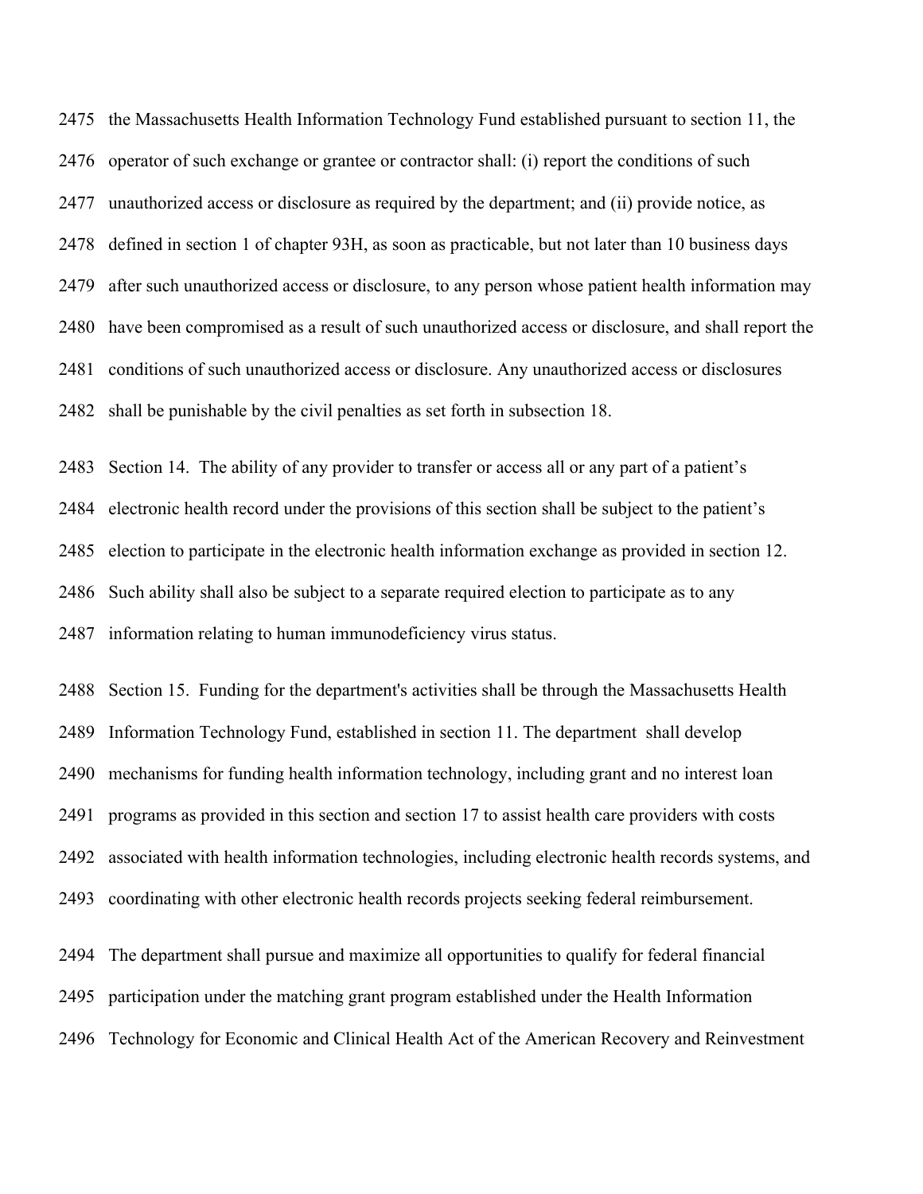the Massachusetts Health Information Technology Fund established pursuant to section 11, the operator of such exchange or grantee or contractor shall: (i) report the conditions of such unauthorized access or disclosure as required by the department; and (ii) provide notice, as defined in section 1 of chapter 93H, as soon as practicable, but not later than 10 business days after such unauthorized access or disclosure, to any person whose patient health information may have been compromised as a result of such unauthorized access or disclosure, and shall report the conditions of such unauthorized access or disclosure. Any unauthorized access or disclosures shall be punishable by the civil penalties as set forth in subsection 18.

Section 14. The ability of any provider to transfer or access all or any part of a patient's electronic health record under the provisions of this section shall be subject to the patient's election to participate in the electronic health information exchange as provided in section 12. Such ability shall also be subject to a separate required election to participate as to any information relating to human immunodeficiency virus status.

Section 15. Funding for the department's activities shall be through the Massachusetts Health Information Technology Fund, established in section 11. The department shall develop mechanisms for funding health information technology, including grant and no interest loan programs as provided in this section and section 17 to assist health care providers with costs associated with health information technologies, including electronic health records systems, and coordinating with other electronic health records projects seeking federal reimbursement.

The department shall pursue and maximize all opportunities to qualify for federal financial participation under the matching grant program established under the Health Information Technology for Economic and Clinical Health Act of the American Recovery and Reinvestment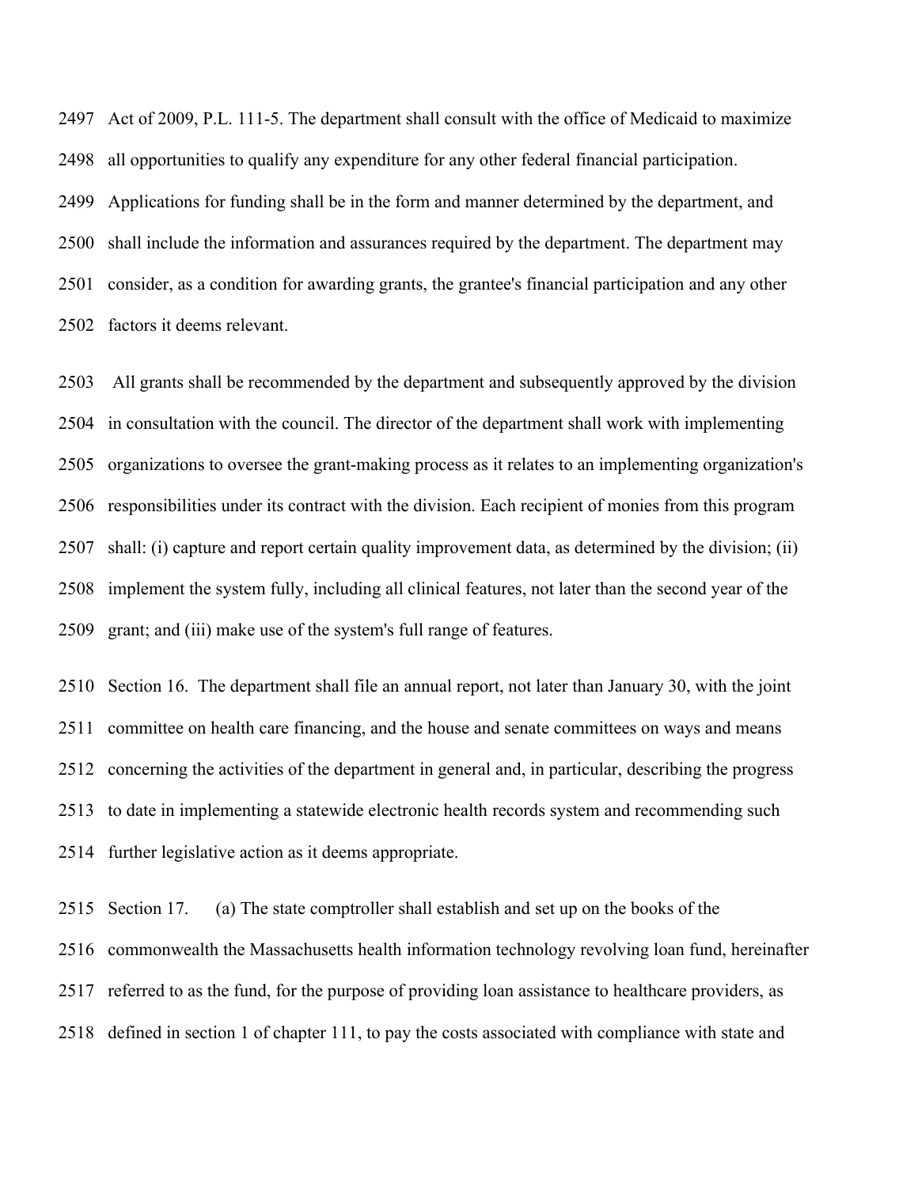Act of 2009, P.L. 111-5. The department shall consult with the office of Medicaid to maximize all opportunities to qualify any expenditure for any other federal financial participation. Applications for funding shall be in the form and manner determined by the department, and shall include the information and assurances required by the department. The department may consider, as a condition for awarding grants, the grantee's financial participation and any other factors it deems relevant.

All grants shall be recommended by the department and subsequently approved by the division in consultation with the council. The director of the department shall work with implementing organizations to oversee the grant-making process as it relates to an implementing organization's responsibilities under its contract with the division. Each recipient of monies from this program shall: (i) capture and report certain quality improvement data, as determined by the division; (ii) implement the system fully, including all clinical features, not later than the second year of the grant; and (iii) make use of the system's full range of features.

Section 16. The department shall file an annual report, not later than January 30, with the joint committee on health care financing, and the house and senate committees on ways and means concerning the activities of the department in general and, in particular, describing the progress to date in implementing a statewide electronic health records system and recommending such further legislative action as it deems appropriate.

Section 17. (a) The state comptroller shall establish and set up on the books of the commonwealth the Massachusetts health information technology revolving loan fund, hereinafter referred to as the fund, for the purpose of providing loan assistance to healthcare providers, as defined in section 1 of chapter 111, to pay the costs associated with compliance with state and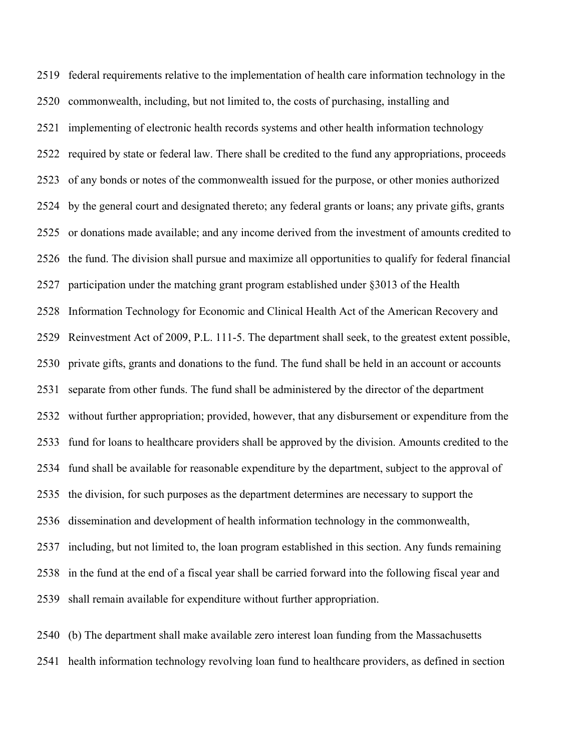federal requirements relative to the implementation of health care information technology in the commonwealth, including, but not limited to, the costs of purchasing, installing and implementing of electronic health records systems and other health information technology required by state or federal law. There shall be credited to the fund any appropriations, proceeds of any bonds or notes of the commonwealth issued for the purpose, or other monies authorized by the general court and designated thereto; any federal grants or loans; any private gifts, grants or donations made available; and any income derived from the investment of amounts credited to the fund. The division shall pursue and maximize all opportunities to qualify for federal financial participation under the matching grant program established under §3013 of the Health Information Technology for Economic and Clinical Health Act of the American Recovery and Reinvestment Act of 2009, P.L. 111-5. The department shall seek, to the greatest extent possible, private gifts, grants and donations to the fund. The fund shall be held in an account or accounts separate from other funds. The fund shall be administered by the director of the department without further appropriation; provided, however, that any disbursement or expenditure from the fund for loans to healthcare providers shall be approved by the division. Amounts credited to the fund shall be available for reasonable expenditure by the department, subject to the approval of the division, for such purposes as the department determines are necessary to support the dissemination and development of health information technology in the commonwealth, including, but not limited to, the loan program established in this section. Any funds remaining in the fund at the end of a fiscal year shall be carried forward into the following fiscal year and shall remain available for expenditure without further appropriation.

(b) The department shall make available zero interest loan funding from the Massachusetts health information technology revolving loan fund to healthcare providers, as defined in section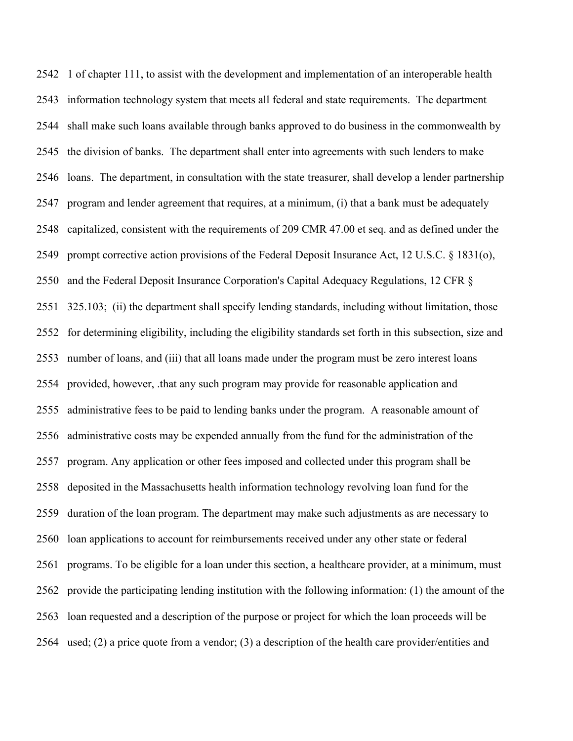1 of chapter 111, to assist with the development and implementation of an interoperable health information technology system that meets all federal and state requirements. The department shall make such loans available through banks approved to do business in the commonwealth by the division of banks. The department shall enter into agreements with such lenders to make loans. The department, in consultation with the state treasurer, shall develop a lender partnership program and lender agreement that requires, at a minimum, (i) that a bank must be adequately capitalized, consistent with the requirements of 209 CMR 47.00 et seq. and as defined under the prompt corrective action provisions of the Federal Deposit Insurance Act, 12 U.S.C. § 1831(o), and the Federal Deposit Insurance Corporation's Capital Adequacy Regulations, 12 CFR § 325.103; (ii) the department shall specify lending standards, including without limitation, those for determining eligibility, including the eligibility standards set forth in this subsection, size and number of loans, and (iii) that all loans made under the program must be zero interest loans provided, however, .that any such program may provide for reasonable application and administrative fees to be paid to lending banks under the program. A reasonable amount of administrative costs may be expended annually from the fund for the administration of the program. Any application or other fees imposed and collected under this program shall be deposited in the Massachusetts health information technology revolving loan fund for the duration of the loan program. The department may make such adjustments as are necessary to loan applications to account for reimbursements received under any other state or federal programs. To be eligible for a loan under this section, a healthcare provider, at a minimum, must provide the participating lending institution with the following information: (1) the amount of the loan requested and a description of the purpose or project for which the loan proceeds will be used; (2) a price quote from a vendor; (3) a description of the health care provider/entities and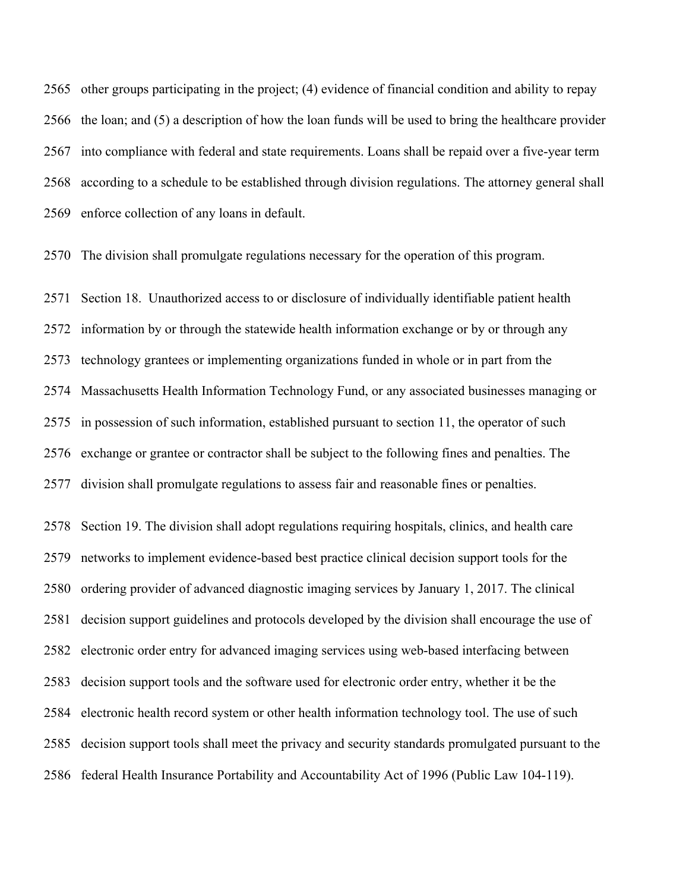other groups participating in the project; (4) evidence of financial condition and ability to repay the loan; and (5) a description of how the loan funds will be used to bring the healthcare provider into compliance with federal and state requirements. Loans shall be repaid over a five-year term according to a schedule to be established through division regulations. The attorney general shall enforce collection of any loans in default.

The division shall promulgate regulations necessary for the operation of this program.

Section 18. Unauthorized access to or disclosure of individually identifiable patient health information by or through the statewide health information exchange or by or through any technology grantees or implementing organizations funded in whole or in part from the Massachusetts Health Information Technology Fund, or any associated businesses managing or in possession of such information, established pursuant to section 11, the operator of such exchange or grantee or contractor shall be subject to the following fines and penalties. The division shall promulgate regulations to assess fair and reasonable fines or penalties.

Section 19. The division shall adopt regulations requiring hospitals, clinics, and health care networks to implement evidence-based best practice clinical decision support tools for the ordering provider of advanced diagnostic imaging services by January 1, 2017. The clinical decision support guidelines and protocols developed by the division shall encourage the use of electronic order entry for advanced imaging services using web-based interfacing between decision support tools and the software used for electronic order entry, whether it be the electronic health record system or other health information technology tool. The use of such decision support tools shall meet the privacy and security standards promulgated pursuant to the federal Health Insurance Portability and Accountability Act of 1996 (Public Law 104-119).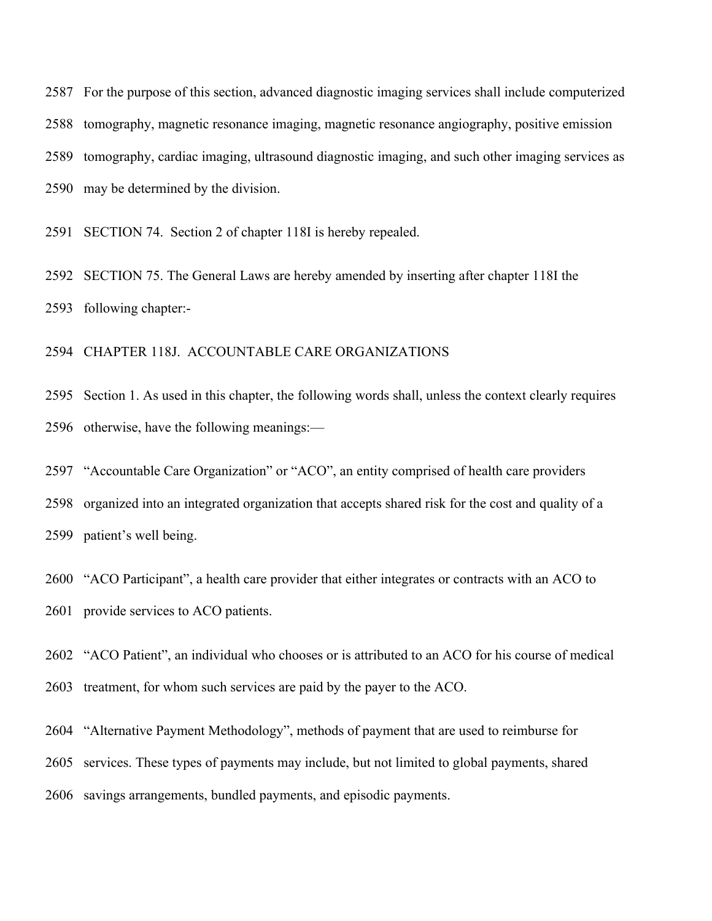For the purpose of this section, advanced diagnostic imaging services shall include computerized tomography, magnetic resonance imaging, magnetic resonance angiography, positive emission tomography, cardiac imaging, ultrasound diagnostic imaging, and such other imaging services as may be determined by the division.

SECTION 74. Section 2 of chapter 118I is hereby repealed.

SECTION 75. The General Laws are hereby amended by inserting after chapter 118I the following chapter:-

CHAPTER 118J. ACCOUNTABLE CARE ORGANIZATIONS

Section 1. As used in this chapter, the following words shall, unless the context clearly requires otherwise, have the following meanings:—

"Accountable Care Organization" or "ACO", an entity comprised of health care providers organized into an integrated organization that accepts shared risk for the cost and quality of a patient's well being.

"ACO Participant", a health care provider that either integrates or contracts with an ACO to provide services to ACO patients.

"ACO Patient", an individual who chooses or is attributed to an ACO for his course of medical treatment, for whom such services are paid by the payer to the ACO.

"Alternative Payment Methodology", methods of payment that are used to reimburse for services. These types of payments may include, but not limited to global payments, shared savings arrangements, bundled payments, and episodic payments.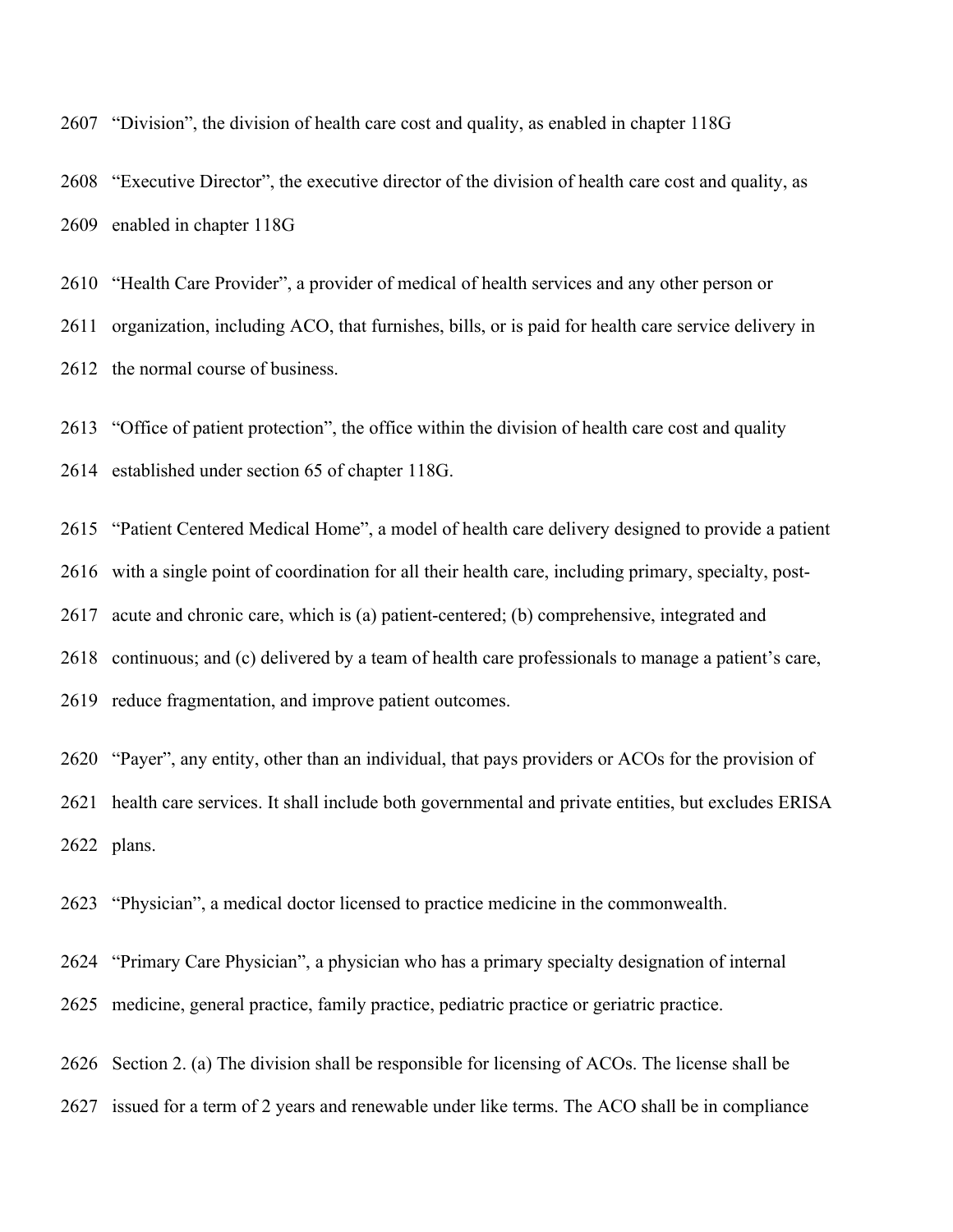2607 “Division”, the division of health care cost and quality, as enabled in chapter 118G

2608 “Executive Director”, the executive director of the division of health care cost and quality, as
2609 enabled in chapter 118G

2610 “Health Care Provider”, a provider of medical of health services and any other person or
2611 organization, including ACO, that furnishes, bills, or is paid for health care service delivery in
2612 the normal course of business.

2613 “Office of patient protection”, the office within the division of health care cost and quality
2614 established under section 65 of chapter 118G.

2615 “Patient Centered Medical Home”, a model of health care delivery designed to provide a patient
2616 with a single point of coordination for all their health care, including primary, specialty, post-
2617 acute and chronic care, which is (a) patient-centered; (b) comprehensive, integrated and
2618 continuous; and (c) delivered by a team of health care professionals to manage a patient’s care,
2619 reduce fragmentation, and improve patient outcomes.

2620 “Payer”, any entity, other than an individual, that pays providers or ACOs for the provision of
2621 health care services. It shall include both governmental and private entities, but excludes ERISA
2622 plans.

2623 “Physician”, a medical doctor licensed to practice medicine in the commonwealth.

2624 “Primary Care Physician”, a physician who has a primary specialty designation of internal
2625 medicine, general practice, family practice, pediatric practice or geriatric practice.

2626 Section 2. (a) The division shall be responsible for licensing of ACOs. The license shall be
2627 issued for a term of 2 years and renewable under like terms. The ACO shall be in compliance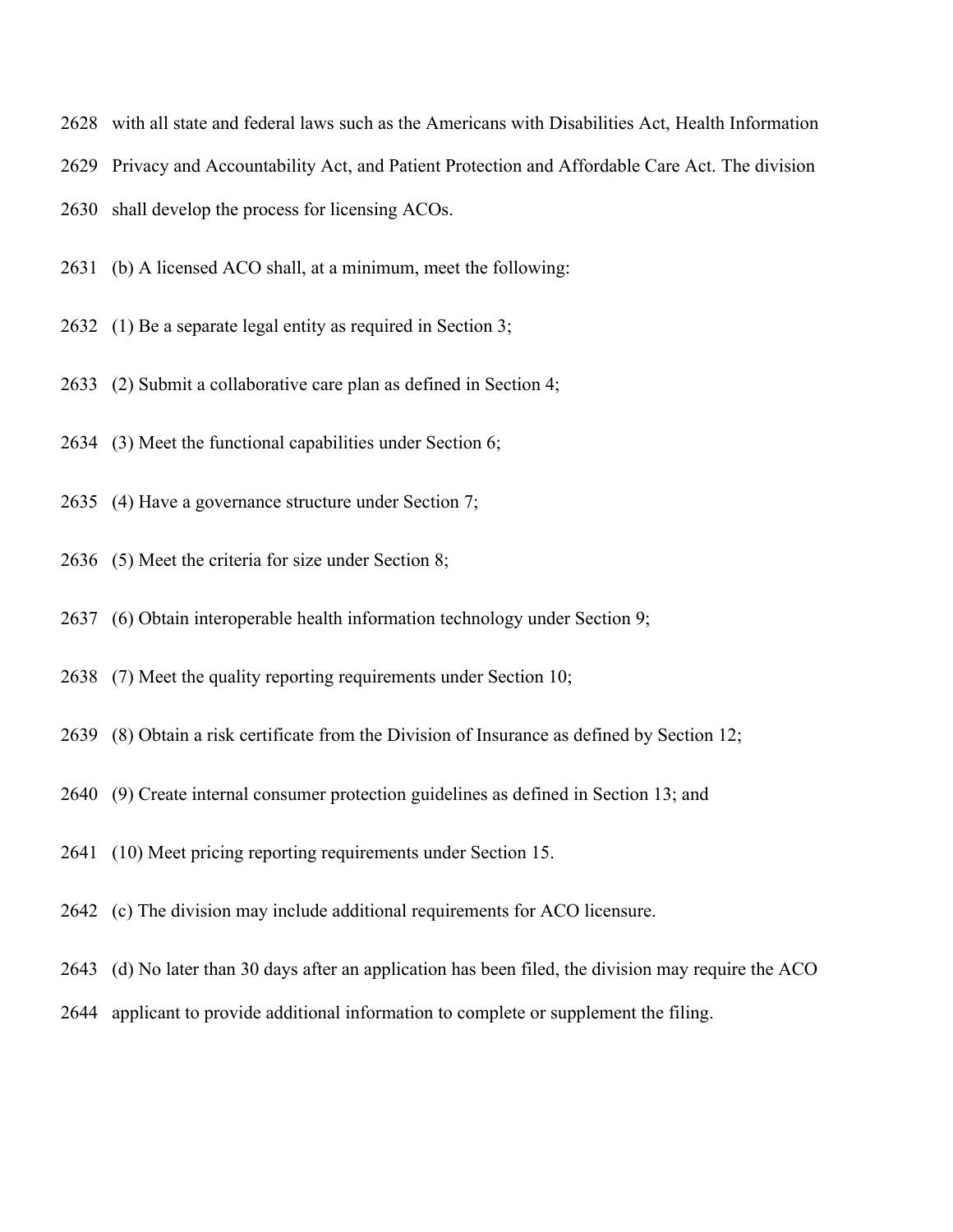with all state and federal laws such as the Americans with Disabilities Act, Health Information Privacy and Accountability Act, and Patient Protection and Affordable Care Act. The division shall develop the process for licensing ACOs.

(b) A licensed ACO shall, at a minimum, meet the following:

(1) Be a separate legal entity as required in Section 3;

(2) Submit a collaborative care plan as defined in Section 4;

(3) Meet the functional capabilities under Section 6;

(4) Have a governance structure under Section 7;

(5) Meet the criteria for size under Section 8;

(6) Obtain interoperable health information technology under Section 9;

(7) Meet the quality reporting requirements under Section 10;

(8) Obtain a risk certificate from the Division of Insurance as defined by Section 12;

(9) Create internal consumer protection guidelines as defined in Section 13; and

(10) Meet pricing reporting requirements under Section 15.

(c) The division may include additional requirements for ACO licensure.

(d) No later than 30 days after an application has been filed, the division may require the ACO applicant to provide additional information to complete or supplement the filing.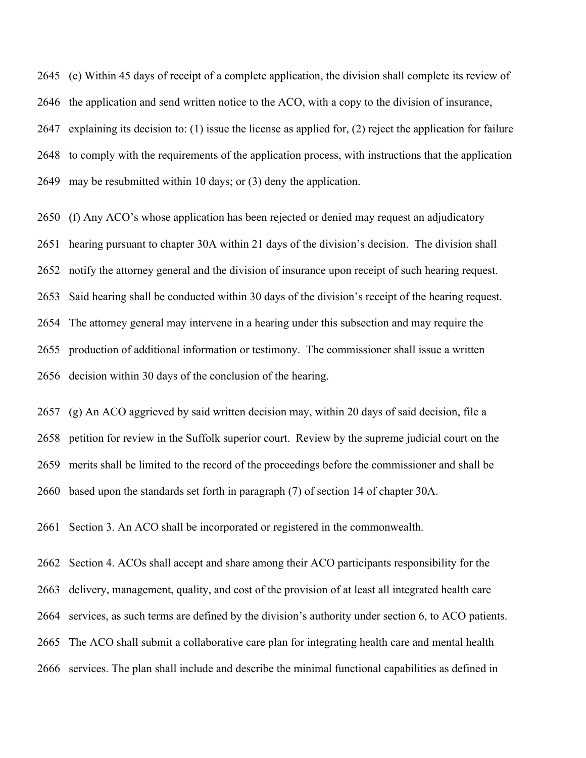(e) Within 45 days of receipt of a complete application, the division shall complete its review of the application and send written notice to the ACO, with a copy to the division of insurance, explaining its decision to: (1) issue the license as applied for, (2) reject the application for failure to comply with the requirements of the application process, with instructions that the application may be resubmitted within 10 days; or (3) deny the application.

(f) Any ACO's whose application has been rejected or denied may request an adjudicatory hearing pursuant to chapter 30A within 21 days of the division's decision. The division shall notify the attorney general and the division of insurance upon receipt of such hearing request. Said hearing shall be conducted within 30 days of the division's receipt of the hearing request. The attorney general may intervene in a hearing under this subsection and may require the production of additional information or testimony. The commissioner shall issue a written decision within 30 days of the conclusion of the hearing.

(g) An ACO aggrieved by said written decision may, within 20 days of said decision, file a petition for review in the Suffolk superior court. Review by the supreme judicial court on the merits shall be limited to the record of the proceedings before the commissioner and shall be based upon the standards set forth in paragraph (7) of section 14 of chapter 30A.

Section 3. An ACO shall be incorporated or registered in the commonwealth.

Section 4. ACOs shall accept and share among their ACO participants responsibility for the delivery, management, quality, and cost of the provision of at least all integrated health care services, as such terms are defined by the division's authority under section 6, to ACO patients. The ACO shall submit a collaborative care plan for integrating health care and mental health services. The plan shall include and describe the minimal functional capabilities as defined in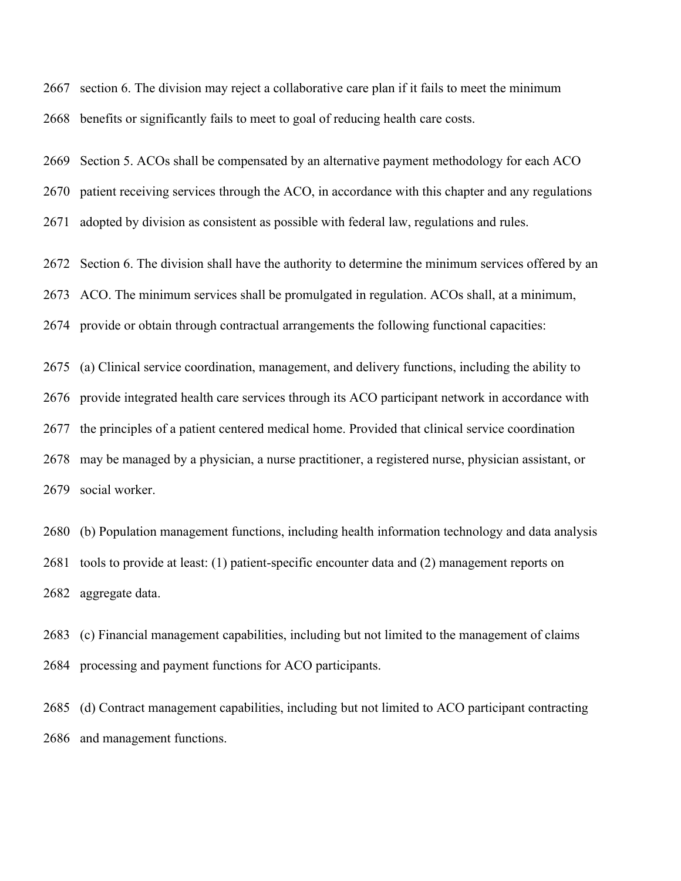section 6. The division may reject a collaborative care plan if it fails to meet the minimum benefits or significantly fails to meet to goal of reducing health care costs.

Section 5. ACOs shall be compensated by an alternative payment methodology for each ACO patient receiving services through the ACO, in accordance with this chapter and any regulations adopted by division as consistent as possible with federal law, regulations and rules.

Section 6. The division shall have the authority to determine the minimum services offered by an ACO. The minimum services shall be promulgated in regulation. ACOs shall, at a minimum, provide or obtain through contractual arrangements the following functional capacities:

(a) Clinical service coordination, management, and delivery functions, including the ability to provide integrated health care services through its ACO participant network in accordance with the principles of a patient centered medical home. Provided that clinical service coordination may be managed by a physician, a nurse practitioner, a registered nurse, physician assistant, or social worker.

(b) Population management functions, including health information technology and data analysis tools to provide at least: (1) patient-specific encounter data and (2) management reports on aggregate data.

(c) Financial management capabilities, including but not limited to the management of claims processing and payment functions for ACO participants.

(d) Contract management capabilities, including but not limited to ACO participant contracting and management functions.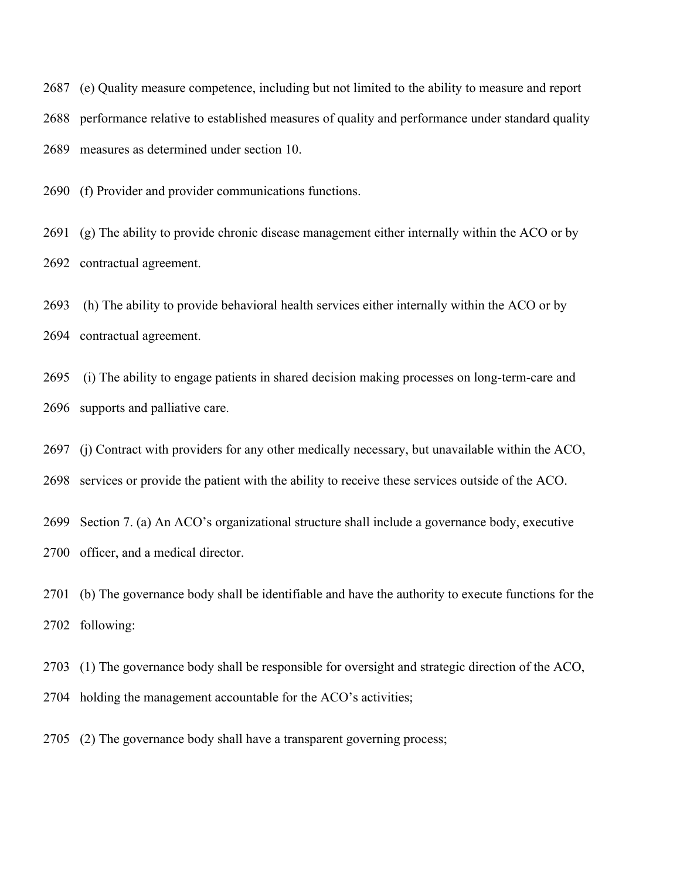(e) Quality measure competence, including but not limited to the ability to measure and report performance relative to established measures of quality and performance under standard quality measures as determined under section 10.

(f) Provider and provider communications functions.

(g) The ability to provide chronic disease management either internally within the ACO or by contractual agreement.

(h) The ability to provide behavioral health services either internally within the ACO or by contractual agreement.

(i) The ability to engage patients in shared decision making processes on long-term-care and supports and palliative care.

(j) Contract with providers for any other medically necessary, but unavailable within the ACO, services or provide the patient with the ability to receive these services outside of the ACO.

Section 7. (a) An ACO's organizational structure shall include a governance body, executive officer, and a medical director.

(b) The governance body shall be identifiable and have the authority to execute functions for the following:

(1) The governance body shall be responsible for oversight and strategic direction of the ACO, holding the management accountable for the ACO's activities;

(2) The governance body shall have a transparent governing process;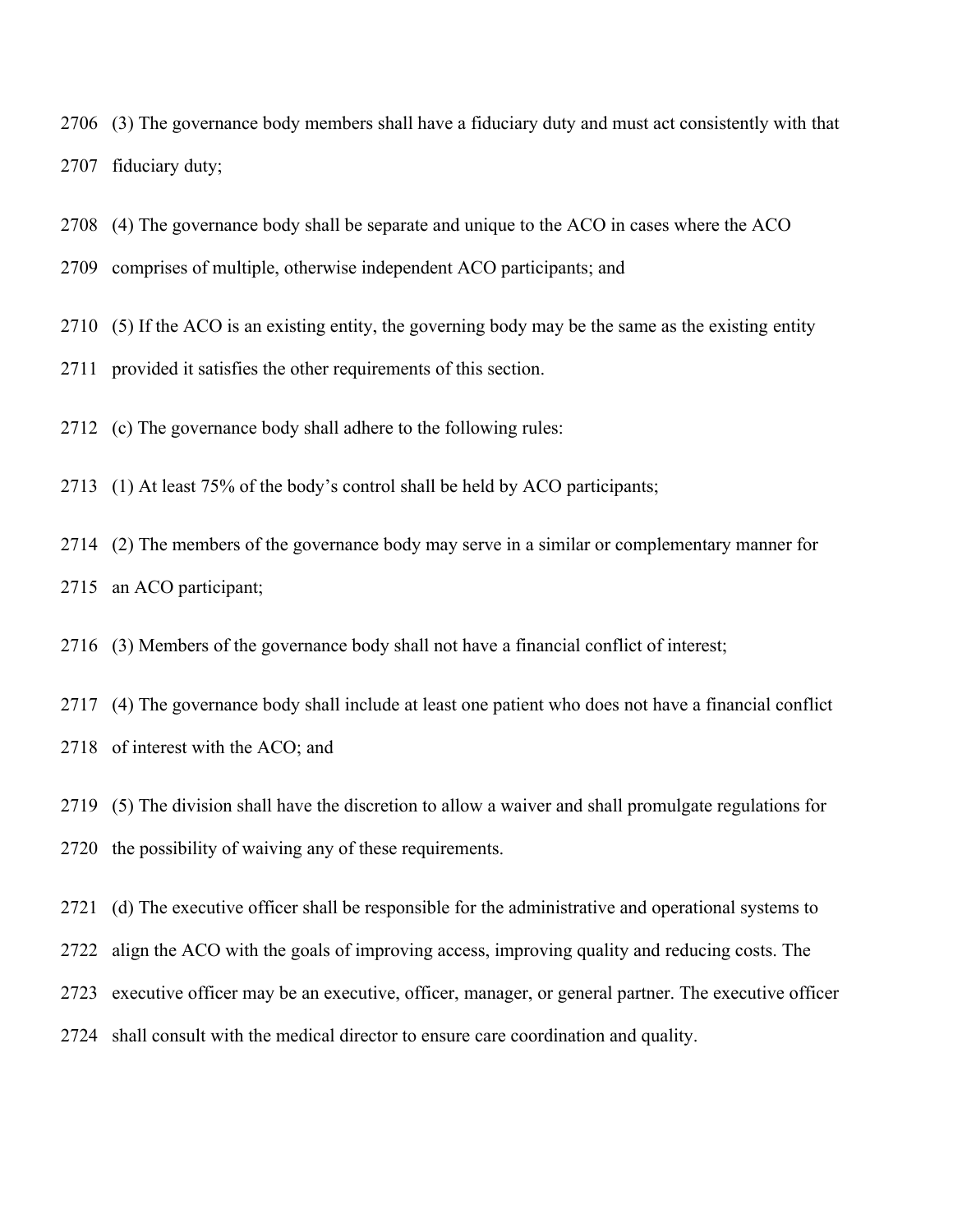(3) The governance body members shall have a fiduciary duty and must act consistently with that fiduciary duty;

(4) The governance body shall be separate and unique to the ACO in cases where the ACO comprises of multiple, otherwise independent ACO participants; and

(5) If the ACO is an existing entity, the governing body may be the same as the existing entity provided it satisfies the other requirements of this section.

(c) The governance body shall adhere to the following rules:

(1) At least 75% of the body's control shall be held by ACO participants;

(2) The members of the governance body may serve in a similar or complementary manner for an ACO participant;

(3) Members of the governance body shall not have a financial conflict of interest;

(4) The governance body shall include at least one patient who does not have a financial conflict of interest with the ACO; and

(5) The division shall have the discretion to allow a waiver and shall promulgate regulations for the possibility of waiving any of these requirements.

(d) The executive officer shall be responsible for the administrative and operational systems to align the ACO with the goals of improving access, improving quality and reducing costs. The executive officer may be an executive, officer, manager, or general partner. The executive officer shall consult with the medical director to ensure care coordination and quality.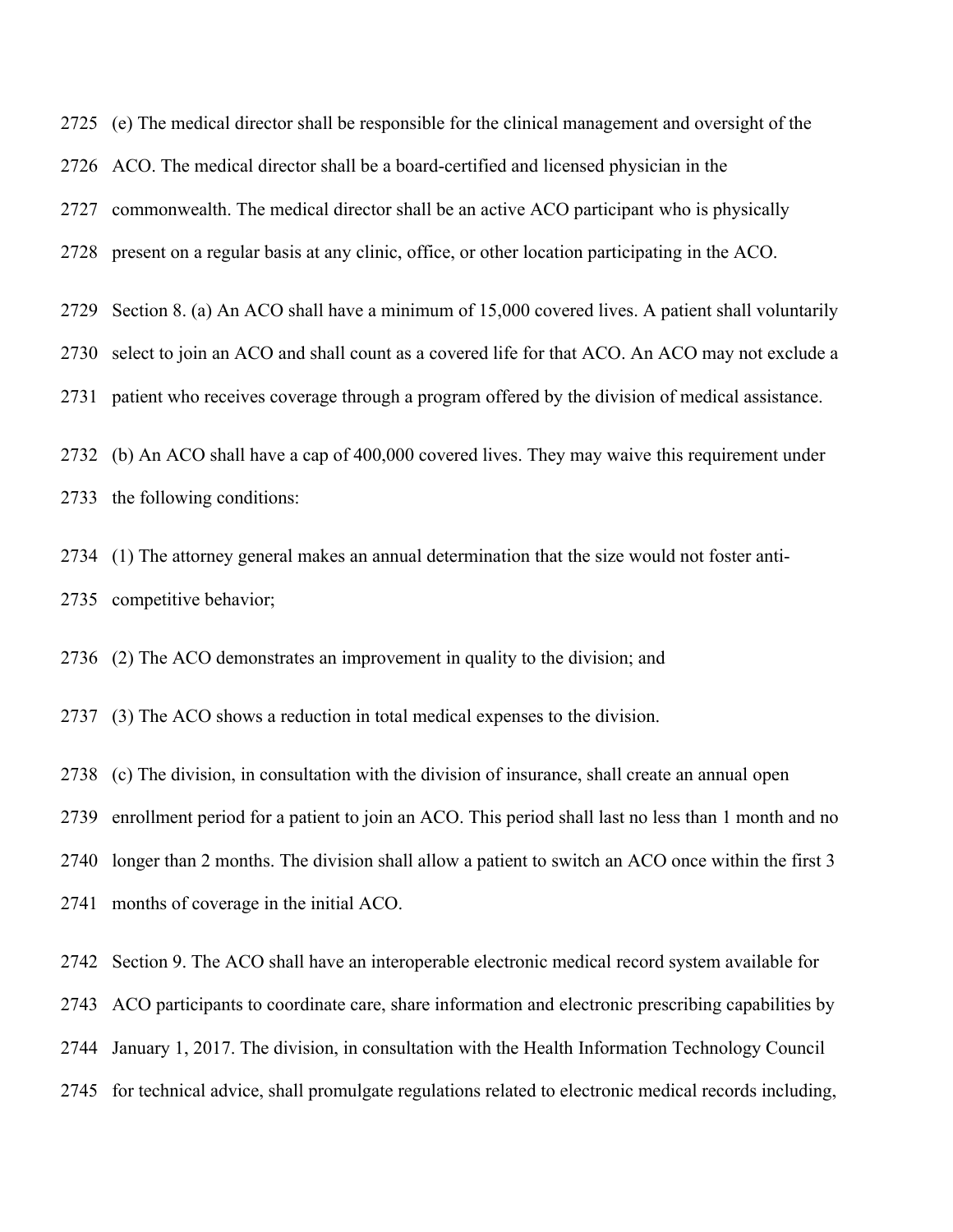2725 (e) The medical director shall be responsible for the clinical management and oversight of the

2726 ACO. The medical director shall be a board-certified and licensed physician in the

2727 commonwealth. The medical director shall be an active ACO participant who is physically

2728 present on a regular basis at any clinic, office, or other location participating in the ACO.

2729 Section 8. (a) An ACO shall have a minimum of 15,000 covered lives. A patient shall voluntarily

2730 select to join an ACO and shall count as a covered life for that ACO. An ACO may not exclude a

2731 patient who receives coverage through a program offered by the division of medical assistance.

2732 (b) An ACO shall have a cap of 400,000 covered lives. They may waive this requirement under

2733 the following conditions:

2734 (1) The attorney general makes an annual determination that the size would not foster anti-

2735 competitive behavior;

2736 (2) The ACO demonstrates an improvement in quality to the division; and

2737 (3) The ACO shows a reduction in total medical expenses to the division.

2738 (c) The division, in consultation with the division of insurance, shall create an annual open

2739 enrollment period for a patient to join an ACO. This period shall last no less than 1 month and no

2740 longer than 2 months. The division shall allow a patient to switch an ACO once within the first 3

2741 months of coverage in the initial ACO.

2742 Section 9. The ACO shall have an interoperable electronic medical record system available for

2743 ACO participants to coordinate care, share information and electronic prescribing capabilities by

2744 January 1, 2017. The division, in consultation with the Health Information Technology Council

2745 for technical advice, shall promulgate regulations related to electronic medical records including,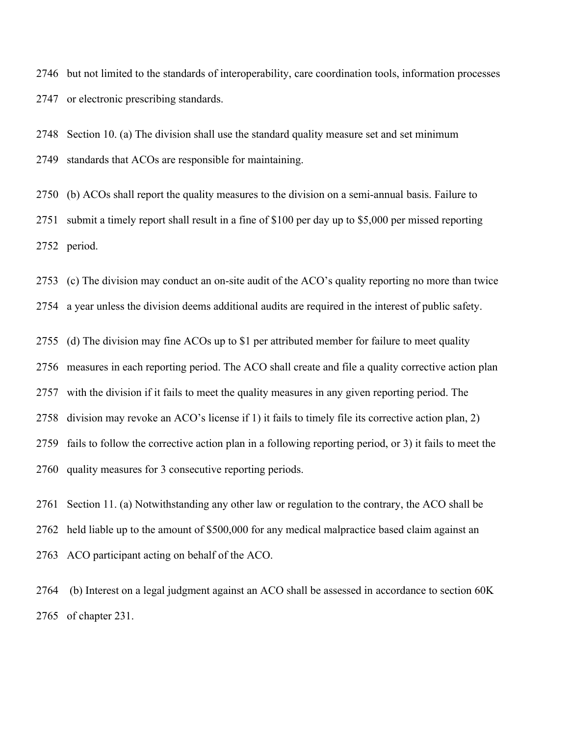but not limited to the standards of interoperability, care coordination tools, information processes or electronic prescribing standards.

Section 10. (a) The division shall use the standard quality measure set and set minimum standards that ACOs are responsible for maintaining.

(b) ACOs shall report the quality measures to the division on a semi-annual basis. Failure to submit a timely report shall result in a fine of $100 per day up to $5,000 per missed reporting period.

(c) The division may conduct an on-site audit of the ACO's quality reporting no more than twice a year unless the division deems additional audits are required in the interest of public safety.

(d) The division may fine ACOs up to $1 per attributed member for failure to meet quality measures in each reporting period. The ACO shall create and file a quality corrective action plan with the division if it fails to meet the quality measures in any given reporting period. The division may revoke an ACO's license if 1) it fails to timely file its corrective action plan, 2) fails to follow the corrective action plan in a following reporting period, or 3) it fails to meet the quality measures for 3 consecutive reporting periods.

Section 11. (a) Notwithstanding any other law or regulation to the contrary, the ACO shall be held liable up to the amount of $500,000 for any medical malpractice based claim against an ACO participant acting on behalf of the ACO.

(b) Interest on a legal judgment against an ACO shall be assessed in accordance to section 60K of chapter 231.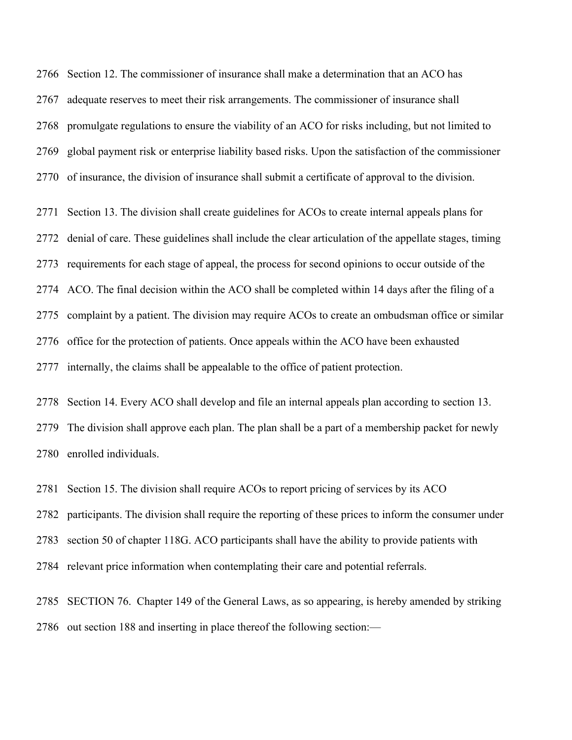2766 Section 12. The commissioner of insurance shall make a determination that an ACO has
2767 adequate reserves to meet their risk arrangements. The commissioner of insurance shall
2768 promulgate regulations to ensure the viability of an ACO for risks including, but not limited to
2769 global payment risk or enterprise liability based risks. Upon the satisfaction of the commissioner
2770 of insurance, the division of insurance shall submit a certificate of approval to the division.

2771 Section 13. The division shall create guidelines for ACOs to create internal appeals plans for
2772 denial of care. These guidelines shall include the clear articulation of the appellate stages, timing
2773 requirements for each stage of appeal, the process for second opinions to occur outside of the
2774 ACO. The final decision within the ACO shall be completed within 14 days after the filing of a
2775 complaint by a patient. The division may require ACOs to create an ombudsman office or similar
2776 office for the protection of patients. Once appeals within the ACO have been exhausted
2777 internally, the claims shall be appealable to the office of patient protection.

2778 Section 14. Every ACO shall develop and file an internal appeals plan according to section 13.
2779 The division shall approve each plan. The plan shall be a part of a membership packet for newly
2780 enrolled individuals.

2781 Section 15. The division shall require ACOs to report pricing of services by its ACO
2782 participants. The division shall require the reporting of these prices to inform the consumer under
2783 section 50 of chapter 118G. ACO participants shall have the ability to provide patients with
2784 relevant price information when contemplating their care and potential referrals.

2785 SECTION 76. Chapter 149 of the General Laws, as so appearing, is hereby amended by striking
2786 out section 188 and inserting in place thereof the following section:—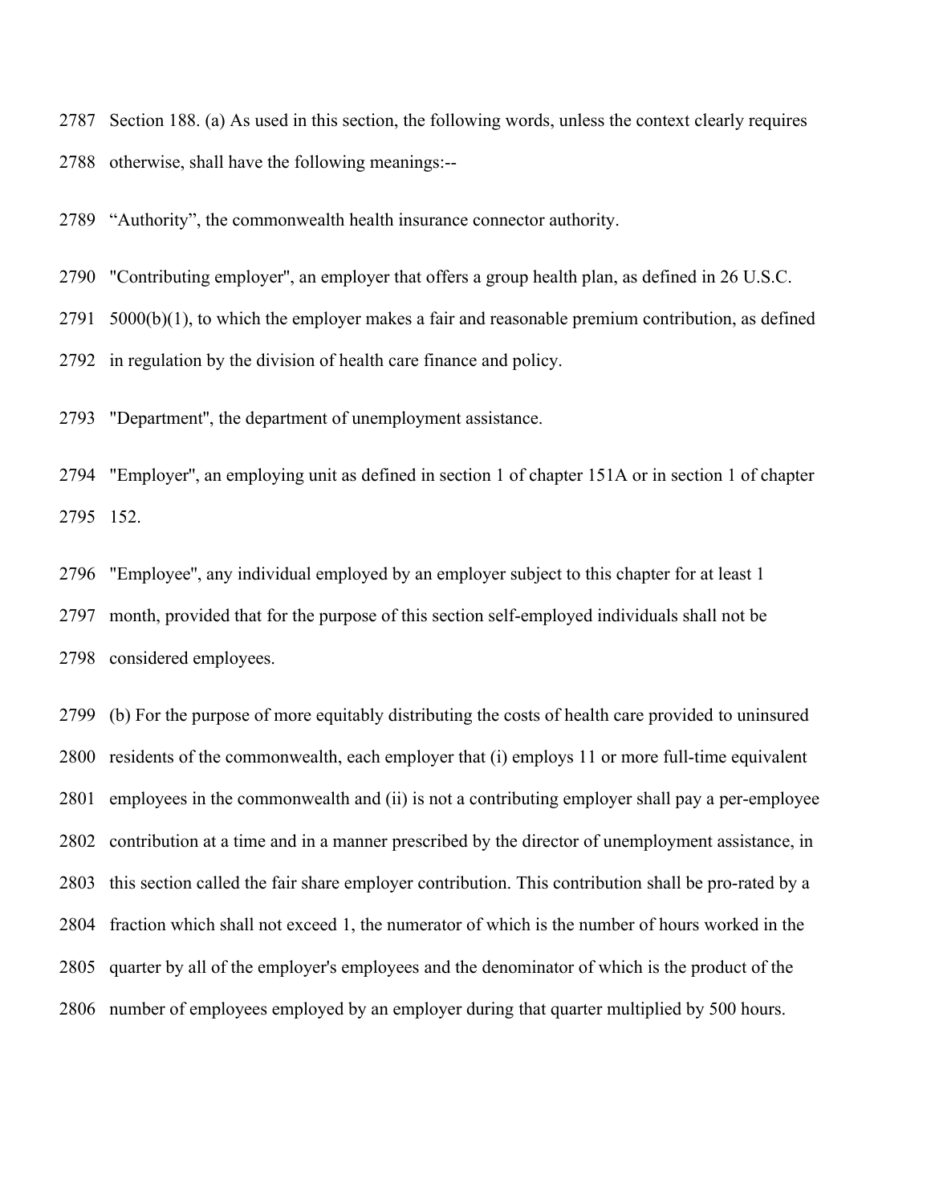Section 188. (a) As used in this section, the following words, unless the context clearly requires otherwise, shall have the following meanings:--

"Authority", the commonwealth health insurance connector authority.

"Contributing employer", an employer that offers a group health plan, as defined in 26 U.S.C. 5000(b)(1), to which the employer makes a fair and reasonable premium contribution, as defined in regulation by the division of health care finance and policy.

"Department", the department of unemployment assistance.

"Employer", an employing unit as defined in section 1 of chapter 151A or in section 1 of chapter 152.

"Employee", any individual employed by an employer subject to this chapter for at least 1 month, provided that for the purpose of this section self-employed individuals shall not be considered employees.

(b) For the purpose of more equitably distributing the costs of health care provided to uninsured residents of the commonwealth, each employer that (i) employs 11 or more full-time equivalent employees in the commonwealth and (ii) is not a contributing employer shall pay a per-employee contribution at a time and in a manner prescribed by the director of unemployment assistance, in this section called the fair share employer contribution. This contribution shall be pro-rated by a fraction which shall not exceed 1, the numerator of which is the number of hours worked in the quarter by all of the employer's employees and the denominator of which is the product of the number of employees employed by an employer during that quarter multiplied by 500 hours.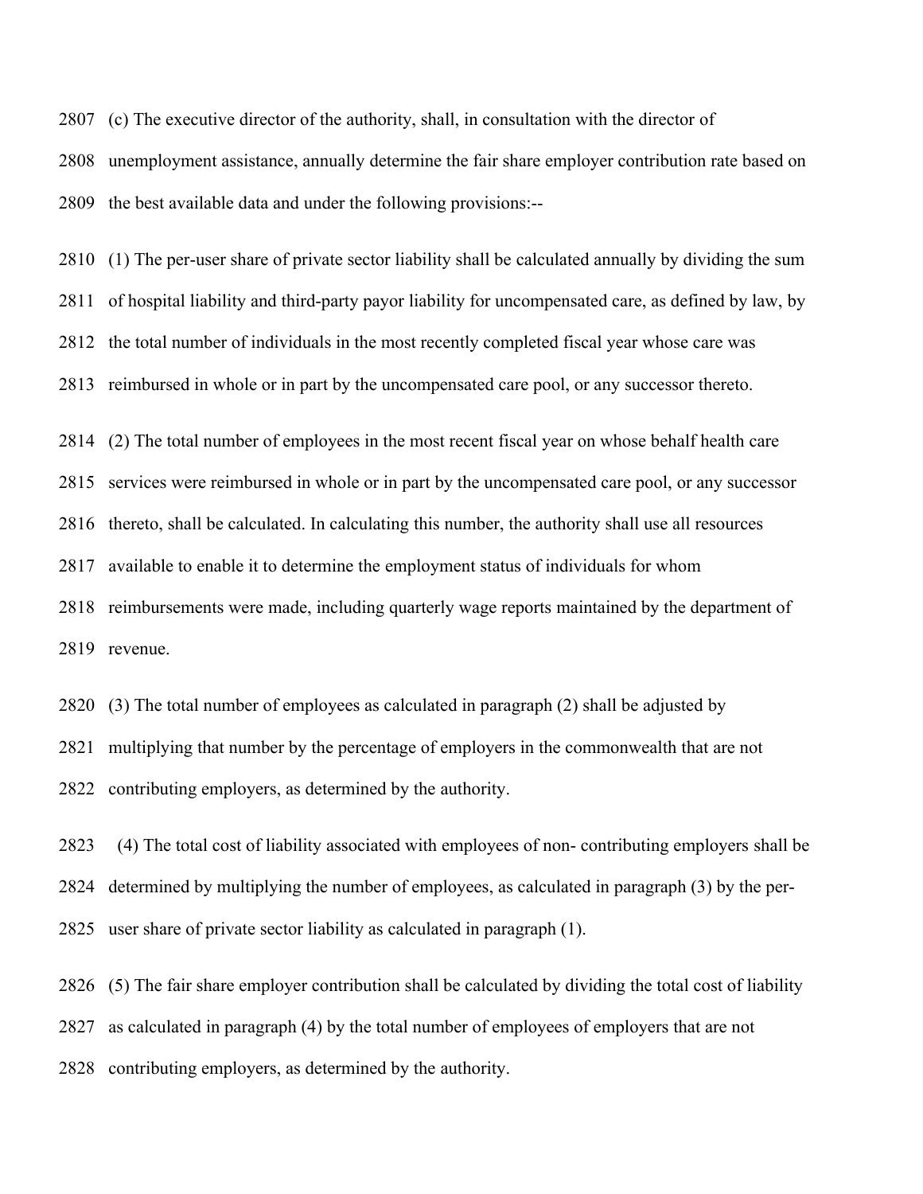2807 (c) The executive director of the authority, shall, in consultation with the director of
2808 unemployment assistance, annually determine the fair share employer contribution rate based on
2809 the best available data and under the following provisions:--

2810 (1) The per-user share of private sector liability shall be calculated annually by dividing the sum
2811 of hospital liability and third-party payor liability for uncompensated care, as defined by law, by
2812 the total number of individuals in the most recently completed fiscal year whose care was
2813 reimbursed in whole or in part by the uncompensated care pool, or any successor thereto.

2814 (2) The total number of employees in the most recent fiscal year on whose behalf health care
2815 services were reimbursed in whole or in part by the uncompensated care pool, or any successor
2816 thereto, shall be calculated. In calculating this number, the authority shall use all resources
2817 available to enable it to determine the employment status of individuals for whom
2818 reimbursements were made, including quarterly wage reports maintained by the department of
2819 revenue.

2820 (3) The total number of employees as calculated in paragraph (2) shall be adjusted by
2821 multiplying that number by the percentage of employers in the commonwealth that are not
2822 contributing employers, as determined by the authority.

2823 (4) The total cost of liability associated with employees of non- contributing employers shall be
2824 determined by multiplying the number of employees, as calculated in paragraph (3) by the per-
2825 user share of private sector liability as calculated in paragraph (1).

2826 (5) The fair share employer contribution shall be calculated by dividing the total cost of liability
2827 as calculated in paragraph (4) by the total number of employees of employers that are not
2828 contributing employers, as determined by the authority.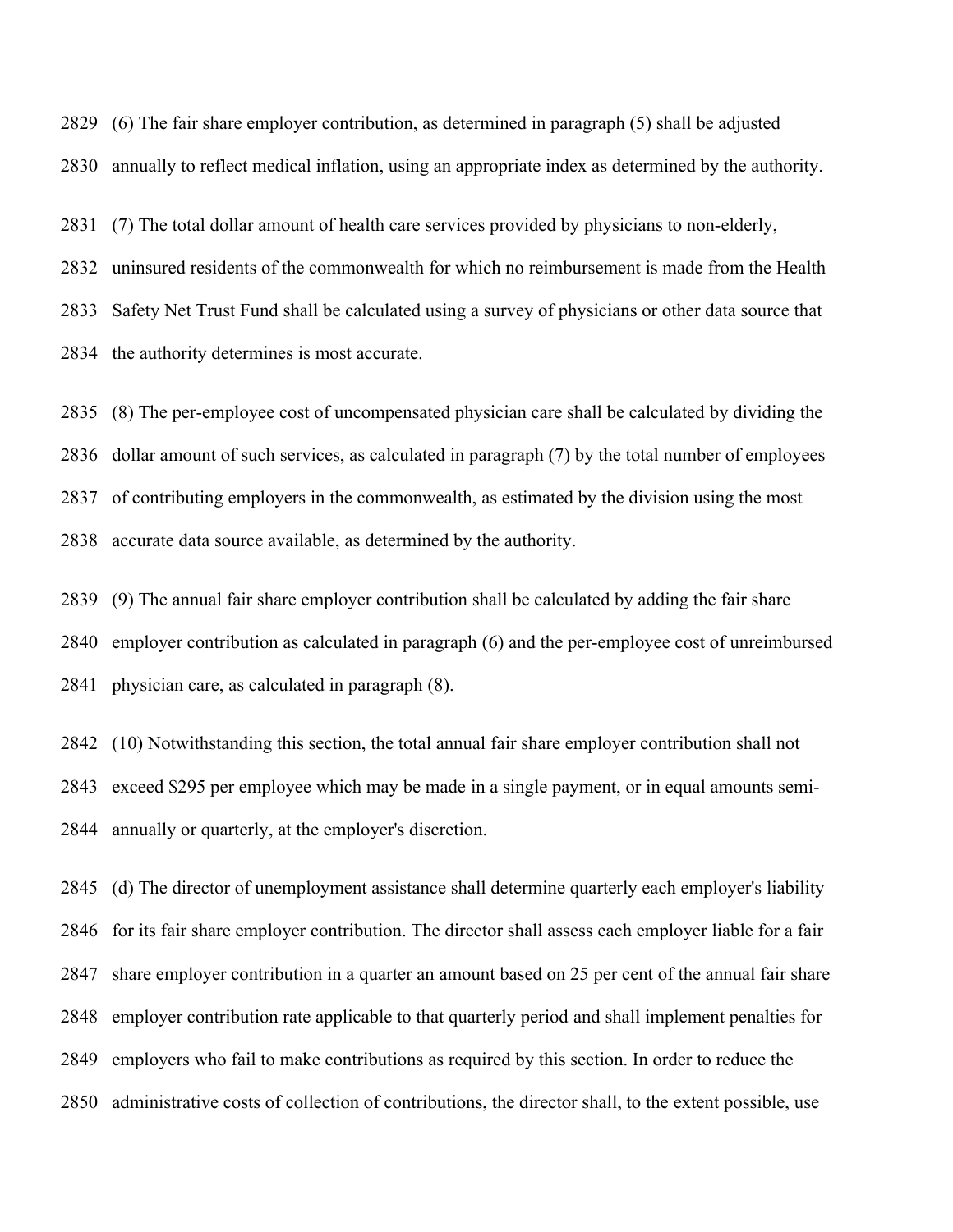(6) The fair share employer contribution, as determined in paragraph (5) shall be adjusted annually to reflect medical inflation, using an appropriate index as determined by the authority.

(7) The total dollar amount of health care services provided by physicians to non-elderly, uninsured residents of the commonwealth for which no reimbursement is made from the Health Safety Net Trust Fund shall be calculated using a survey of physicians or other data source that the authority determines is most accurate.

(8) The per-employee cost of uncompensated physician care shall be calculated by dividing the dollar amount of such services, as calculated in paragraph (7) by the total number of employees of contributing employers in the commonwealth, as estimated by the division using the most accurate data source available, as determined by the authority.

(9) The annual fair share employer contribution shall be calculated by adding the fair share employer contribution as calculated in paragraph (6) and the per-employee cost of unreimbursed physician care, as calculated in paragraph (8).

(10) Notwithstanding this section, the total annual fair share employer contribution shall not exceed $295 per employee which may be made in a single payment, or in equal amounts semi-annually or quarterly, at the employer's discretion.

(d) The director of unemployment assistance shall determine quarterly each employer's liability for its fair share employer contribution. The director shall assess each employer liable for a fair share employer contribution in a quarter an amount based on 25 per cent of the annual fair share employer contribution rate applicable to that quarterly period and shall implement penalties for employers who fail to make contributions as required by this section. In order to reduce the administrative costs of collection of contributions, the director shall, to the extent possible, use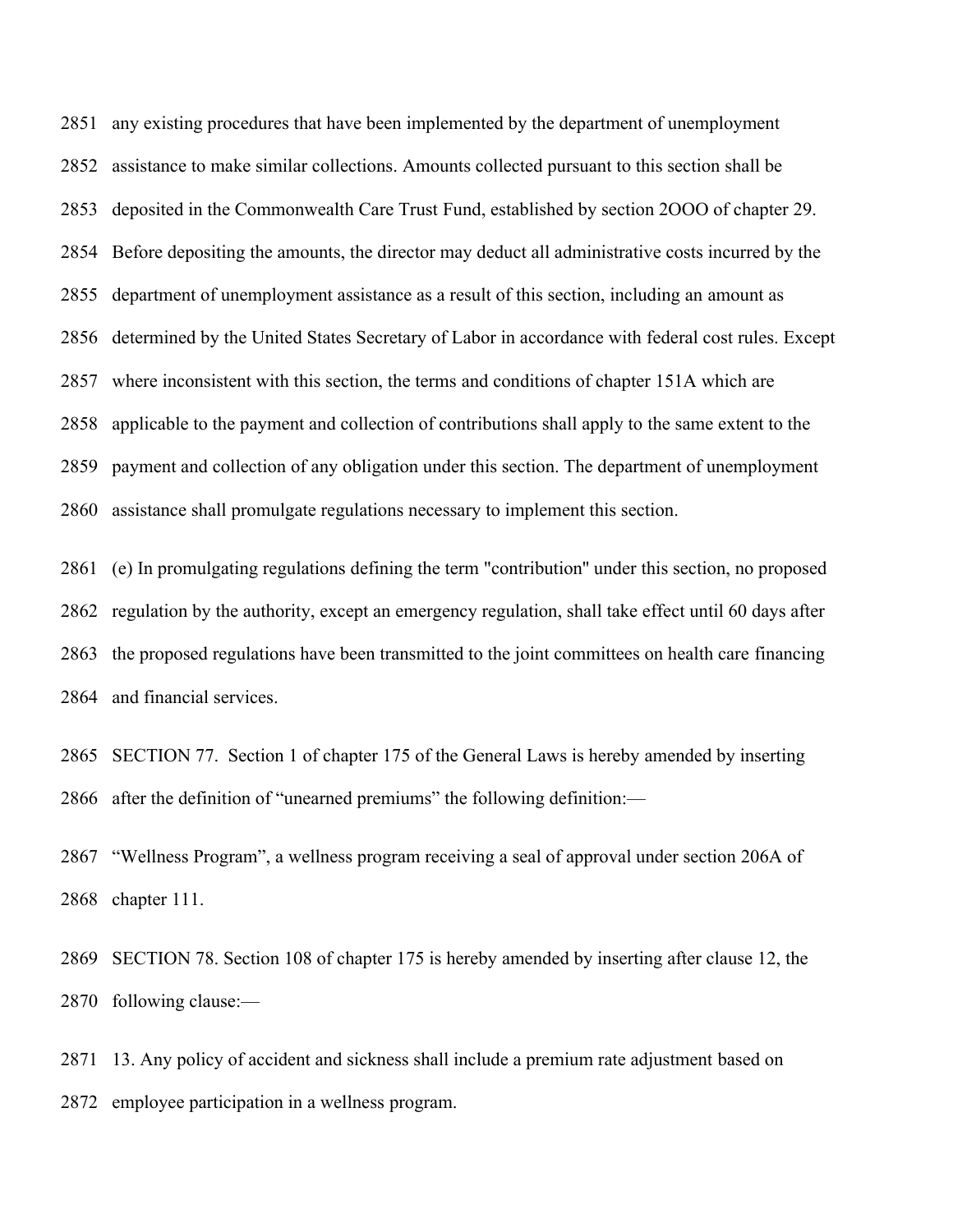2851 any existing procedures that have been implemented by the department of unemployment
2852 assistance to make similar collections. Amounts collected pursuant to this section shall be
2853 deposited in the Commonwealth Care Trust Fund, established by section 2OOO of chapter 29.
2854 Before depositing the amounts, the director may deduct all administrative costs incurred by the
2855 department of unemployment assistance as a result of this section, including an amount as
2856 determined by the United States Secretary of Labor in accordance with federal cost rules. Except
2857 where inconsistent with this section, the terms and conditions of chapter 151A which are
2858 applicable to the payment and collection of contributions shall apply to the same extent to the
2859 payment and collection of any obligation under this section. The department of unemployment
2860 assistance shall promulgate regulations necessary to implement this section.

2861 (e) In promulgating regulations defining the term "contribution" under this section, no proposed
2862 regulation by the authority, except an emergency regulation, shall take effect until 60 days after
2863 the proposed regulations have been transmitted to the joint committees on health care financing
2864 and financial services.

2865 SECTION 77. Section 1 of chapter 175 of the General Laws is hereby amended by inserting
2866 after the definition of "unearned premiums" the following definition:—

2867 "Wellness Program", a wellness program receiving a seal of approval under section 206A of
2868 chapter 111.

2869 SECTION 78. Section 108 of chapter 175 is hereby amended by inserting after clause 12, the
2870 following clause:—

2871 13. Any policy of accident and sickness shall include a premium rate adjustment based on
2872 employee participation in a wellness program.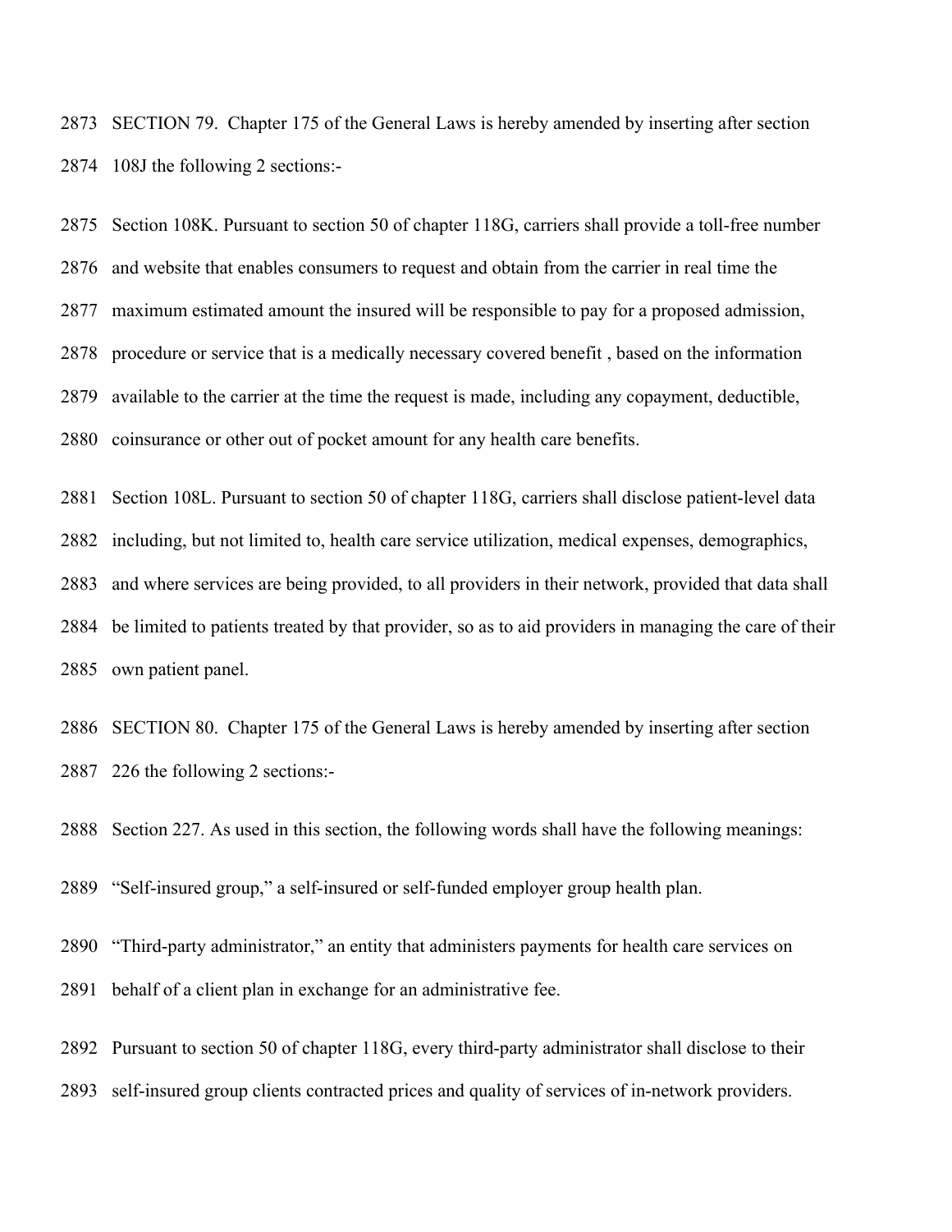SECTION 79. Chapter 175 of the General Laws is hereby amended by inserting after section 108J the following 2 sections:-

Section 108K. Pursuant to section 50 of chapter 118G, carriers shall provide a toll-free number and website that enables consumers to request and obtain from the carrier in real time the maximum estimated amount the insured will be responsible to pay for a proposed admission, procedure or service that is a medically necessary covered benefit , based on the information available to the carrier at the time the request is made, including any copayment, deductible, coinsurance or other out of pocket amount for any health care benefits.

Section 108L. Pursuant to section 50 of chapter 118G, carriers shall disclose patient-level data including, but not limited to, health care service utilization, medical expenses, demographics, and where services are being provided, to all providers in their network, provided that data shall be limited to patients treated by that provider, so as to aid providers in managing the care of their own patient panel.

SECTION 80. Chapter 175 of the General Laws is hereby amended by inserting after section 226 the following 2 sections:-

Section 227. As used in this section, the following words shall have the following meanings:

"Self-insured group," a self-insured or self-funded employer group health plan.

"Third-party administrator," an entity that administers payments for health care services on behalf of a client plan in exchange for an administrative fee.

Pursuant to section 50 of chapter 118G, every third-party administrator shall disclose to their self-insured group clients contracted prices and quality of services of in-network providers.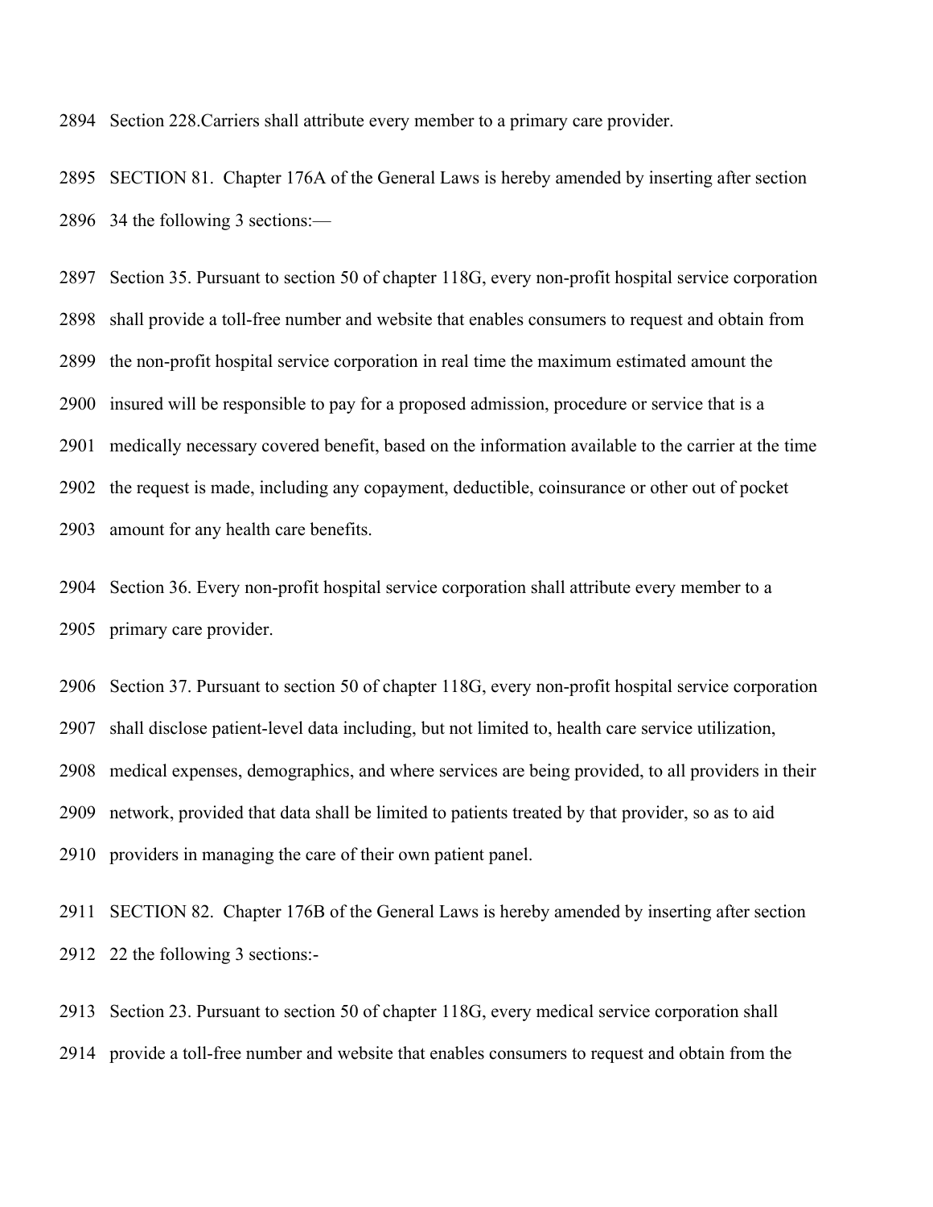Section 228.Carriers shall attribute every member to a primary care provider.

SECTION 81. Chapter 176A of the General Laws is hereby amended by inserting after section 34 the following 3 sections:—

Section 35. Pursuant to section 50 of chapter 118G, every non-profit hospital service corporation shall provide a toll-free number and website that enables consumers to request and obtain from the non-profit hospital service corporation in real time the maximum estimated amount the insured will be responsible to pay for a proposed admission, procedure or service that is a medically necessary covered benefit, based on the information available to the carrier at the time the request is made, including any copayment, deductible, coinsurance or other out of pocket amount for any health care benefits.

Section 36. Every non-profit hospital service corporation shall attribute every member to a primary care provider.

Section 37. Pursuant to section 50 of chapter 118G, every non-profit hospital service corporation shall disclose patient-level data including, but not limited to, health care service utilization, medical expenses, demographics, and where services are being provided, to all providers in their network, provided that data shall be limited to patients treated by that provider, so as to aid providers in managing the care of their own patient panel.

SECTION 82. Chapter 176B of the General Laws is hereby amended by inserting after section 22 the following 3 sections:-

Section 23. Pursuant to section 50 of chapter 118G, every medical service corporation shall provide a toll-free number and website that enables consumers to request and obtain from the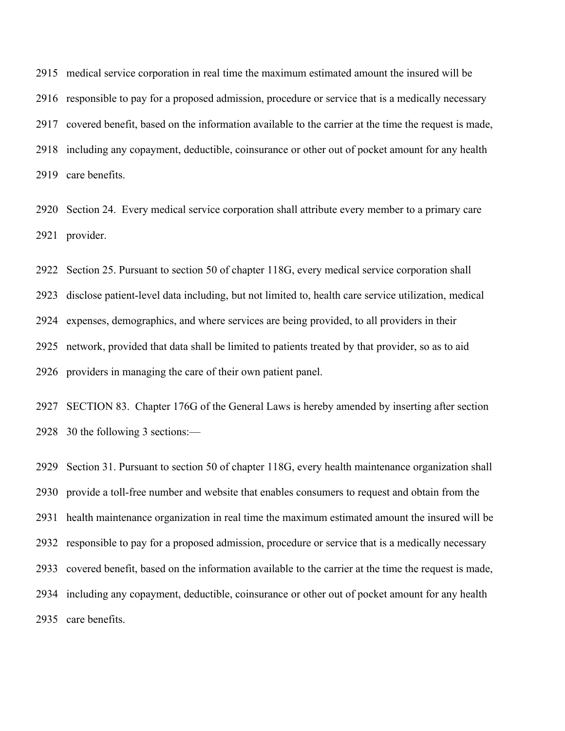medical service corporation in real time the maximum estimated amount the insured will be responsible to pay for a proposed admission, procedure or service that is a medically necessary covered benefit, based on the information available to the carrier at the time the request is made, including any copayment, deductible, coinsurance or other out of pocket amount for any health care benefits.

Section 24. Every medical service corporation shall attribute every member to a primary care provider.

Section 25. Pursuant to section 50 of chapter 118G, every medical service corporation shall disclose patient-level data including, but not limited to, health care service utilization, medical expenses, demographics, and where services are being provided, to all providers in their network, provided that data shall be limited to patients treated by that provider, so as to aid providers in managing the care of their own patient panel.

SECTION 83. Chapter 176G of the General Laws is hereby amended by inserting after section 30 the following 3 sections:—

Section 31. Pursuant to section 50 of chapter 118G, every health maintenance organization shall provide a toll-free number and website that enables consumers to request and obtain from the health maintenance organization in real time the maximum estimated amount the insured will be responsible to pay for a proposed admission, procedure or service that is a medically necessary covered benefit, based on the information available to the carrier at the time the request is made, including any copayment, deductible, coinsurance or other out of pocket amount for any health care benefits.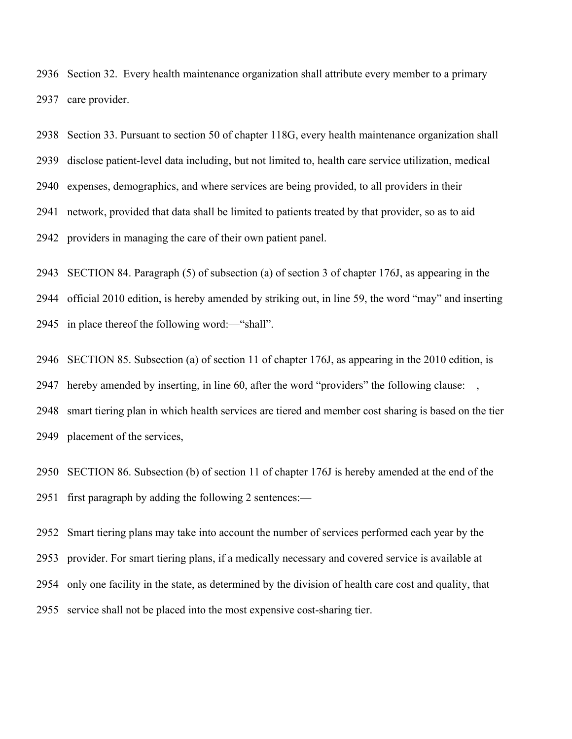Section 32. Every health maintenance organization shall attribute every member to a primary care provider.

Section 33. Pursuant to section 50 of chapter 118G, every health maintenance organization shall disclose patient-level data including, but not limited to, health care service utilization, medical expenses, demographics, and where services are being provided, to all providers in their network, provided that data shall be limited to patients treated by that provider, so as to aid providers in managing the care of their own patient panel.

SECTION 84. Paragraph (5) of subsection (a) of section 3 of chapter 176J, as appearing in the official 2010 edition, is hereby amended by striking out, in line 59, the word "may" and inserting in place thereof the following word:—"shall".

SECTION 85. Subsection (a) of section 11 of chapter 176J, as appearing in the 2010 edition, is hereby amended by inserting, in line 60, after the word "providers" the following clause:—, smart tiering plan in which health services are tiered and member cost sharing is based on the tier placement of the services,

SECTION 86. Subsection (b) of section 11 of chapter 176J is hereby amended at the end of the first paragraph by adding the following 2 sentences:—

Smart tiering plans may take into account the number of services performed each year by the provider. For smart tiering plans, if a medically necessary and covered service is available at only one facility in the state, as determined by the division of health care cost and quality, that service shall not be placed into the most expensive cost-sharing tier.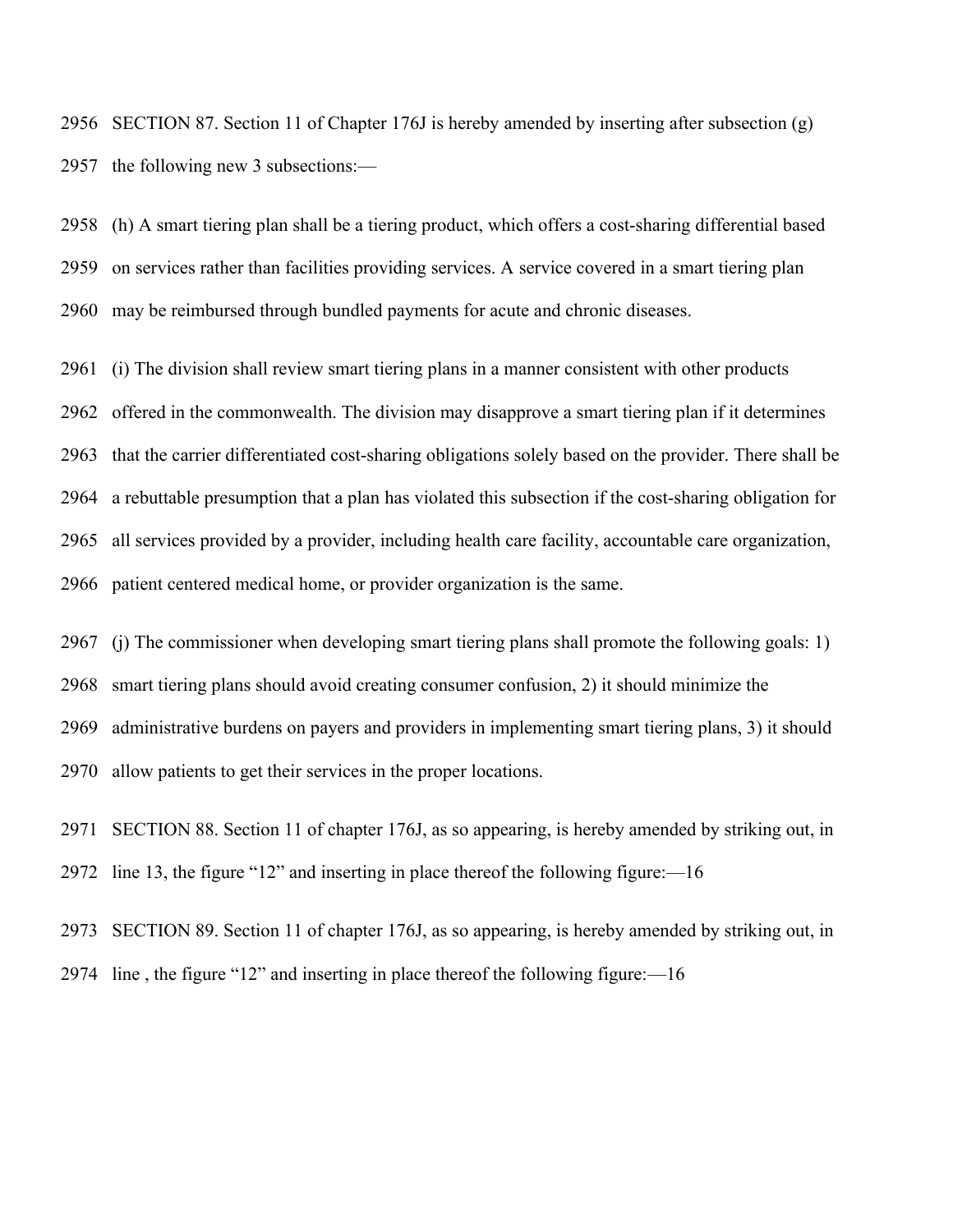2956 SECTION 87. Section 11 of Chapter 176J is hereby amended by inserting after subsection (g)
2957 the following new 3 subsections:—

2958 (h) A smart tiering plan shall be a tiering product, which offers a cost-sharing differential based
2959 on services rather than facilities providing services. A service covered in a smart tiering plan
2960 may be reimbursed through bundled payments for acute and chronic diseases.

2961 (i) The division shall review smart tiering plans in a manner consistent with other products
2962 offered in the commonwealth. The division may disapprove a smart tiering plan if it determines
2963 that the carrier differentiated cost-sharing obligations solely based on the provider. There shall be
2964 a rebuttable presumption that a plan has violated this subsection if the cost-sharing obligation for
2965 all services provided by a provider, including health care facility, accountable care organization,
2966 patient centered medical home, or provider organization is the same.

2967 (j) The commissioner when developing smart tiering plans shall promote the following goals: 1)
2968 smart tiering plans should avoid creating consumer confusion, 2) it should minimize the
2969 administrative burdens on payers and providers in implementing smart tiering plans, 3) it should
2970 allow patients to get their services in the proper locations.

2971 SECTION 88. Section 11 of chapter 176J, as so appearing, is hereby amended by striking out, in
2972 line 13, the figure "12" and inserting in place thereof the following figure:—16

2973 SECTION 89. Section 11 of chapter 176J, as so appearing, is hereby amended by striking out, in
2974 line , the figure "12" and inserting in place thereof the following figure:—16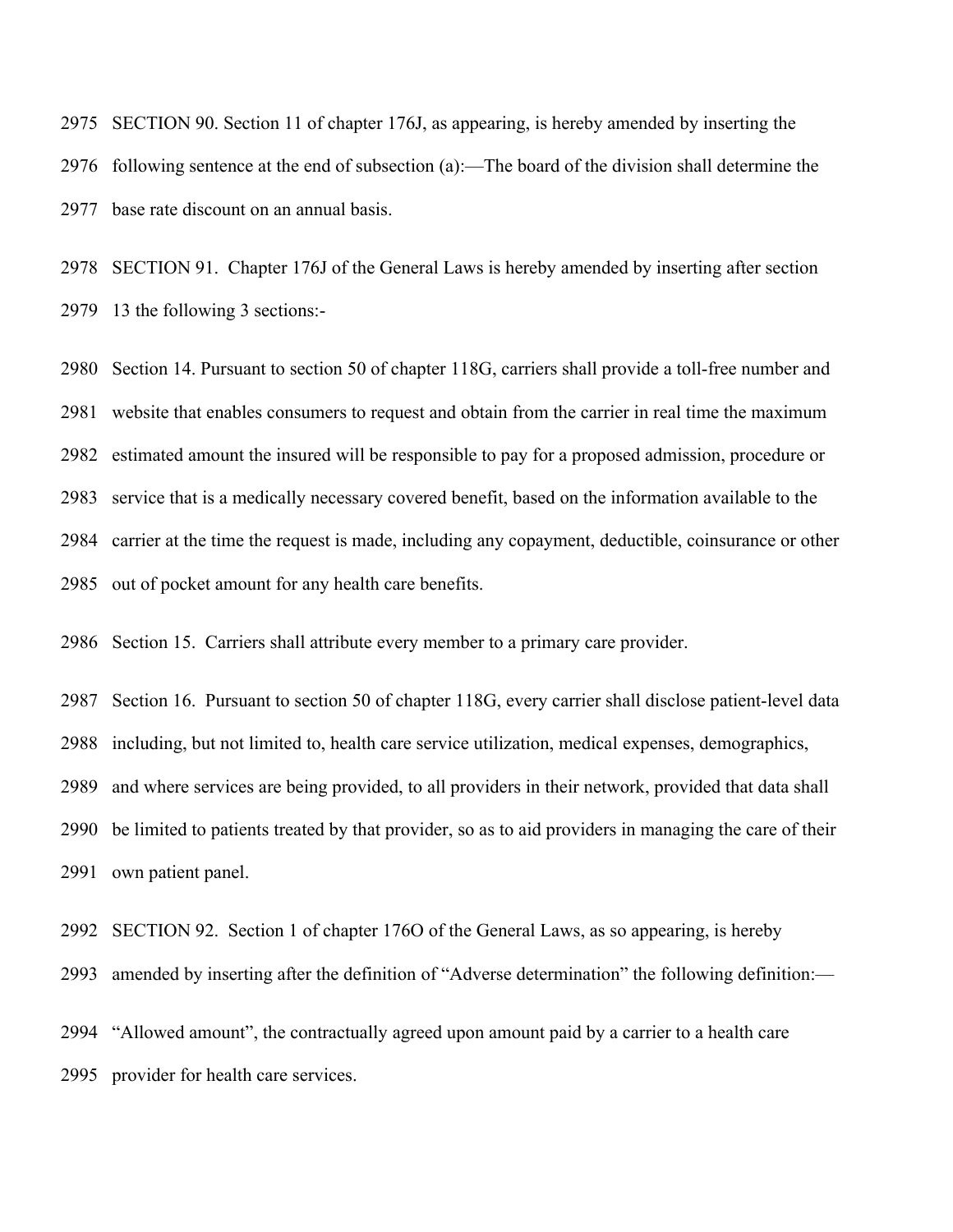SECTION 90. Section 11 of chapter 176J, as appearing, is hereby amended by inserting the following sentence at the end of subsection (a):—The board of the division shall determine the base rate discount on an annual basis.

SECTION 91. Chapter 176J of the General Laws is hereby amended by inserting after section 13 the following 3 sections:-

Section 14. Pursuant to section 50 of chapter 118G, carriers shall provide a toll-free number and website that enables consumers to request and obtain from the carrier in real time the maximum estimated amount the insured will be responsible to pay for a proposed admission, procedure or service that is a medically necessary covered benefit, based on the information available to the carrier at the time the request is made, including any copayment, deductible, coinsurance or other out of pocket amount for any health care benefits.

Section 15. Carriers shall attribute every member to a primary care provider.

Section 16. Pursuant to section 50 of chapter 118G, every carrier shall disclose patient-level data including, but not limited to, health care service utilization, medical expenses, demographics, and where services are being provided, to all providers in their network, provided that data shall be limited to patients treated by that provider, so as to aid providers in managing the care of their own patient panel.

SECTION 92. Section 1 of chapter 176O of the General Laws, as so appearing, is hereby amended by inserting after the definition of "Adverse determination" the following definition:—

"Allowed amount", the contractually agreed upon amount paid by a carrier to a health care provider for health care services.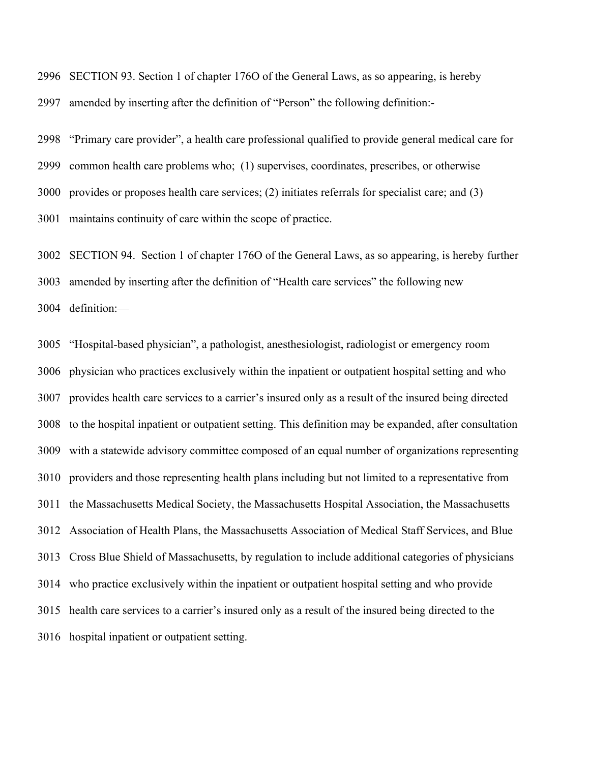SECTION 93. Section 1 of chapter 176O of the General Laws, as so appearing, is hereby amended by inserting after the definition of "Person" the following definition:-

"Primary care provider", a health care professional qualified to provide general medical care for common health care problems who; (1) supervises, coordinates, prescribes, or otherwise provides or proposes health care services; (2) initiates referrals for specialist care; and (3) maintains continuity of care within the scope of practice.

SECTION 94. Section 1 of chapter 176O of the General Laws, as so appearing, is hereby further amended by inserting after the definition of "Health care services" the following new definition:—

"Hospital-based physician", a pathologist, anesthesiologist, radiologist or emergency room physician who practices exclusively within the inpatient or outpatient hospital setting and who provides health care services to a carrier's insured only as a result of the insured being directed to the hospital inpatient or outpatient setting. This definition may be expanded, after consultation with a statewide advisory committee composed of an equal number of organizations representing providers and those representing health plans including but not limited to a representative from the Massachusetts Medical Society, the Massachusetts Hospital Association, the Massachusetts Association of Health Plans, the Massachusetts Association of Medical Staff Services, and Blue Cross Blue Shield of Massachusetts, by regulation to include additional categories of physicians who practice exclusively within the inpatient or outpatient hospital setting and who provide health care services to a carrier's insured only as a result of the insured being directed to the hospital inpatient or outpatient setting.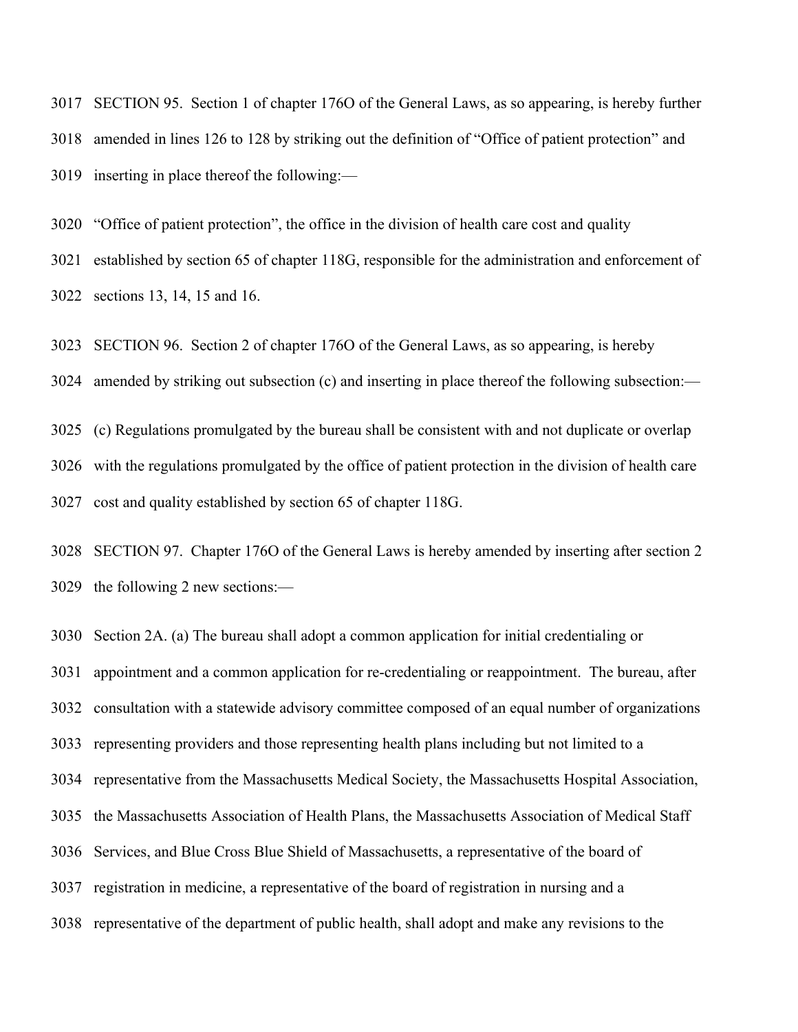SECTION 95. Section 1 of chapter 176O of the General Laws, as so appearing, is hereby further amended in lines 126 to 128 by striking out the definition of "Office of patient protection" and inserting in place thereof the following:—

"Office of patient protection", the office in the division of health care cost and quality established by section 65 of chapter 118G, responsible for the administration and enforcement of sections 13, 14, 15 and 16.

SECTION 96. Section 2 of chapter 176O of the General Laws, as so appearing, is hereby amended by striking out subsection (c) and inserting in place thereof the following subsection:—

(c) Regulations promulgated by the bureau shall be consistent with and not duplicate or overlap with the regulations promulgated by the office of patient protection in the division of health care cost and quality established by section 65 of chapter 118G.

SECTION 97. Chapter 176O of the General Laws is hereby amended by inserting after section 2 the following 2 new sections:—

Section 2A. (a) The bureau shall adopt a common application for initial credentialing or appointment and a common application for re-credentialing or reappointment. The bureau, after consultation with a statewide advisory committee composed of an equal number of organizations representing providers and those representing health plans including but not limited to a representative from the Massachusetts Medical Society, the Massachusetts Hospital Association, the Massachusetts Association of Health Plans, the Massachusetts Association of Medical Staff Services, and Blue Cross Blue Shield of Massachusetts, a representative of the board of registration in medicine, a representative of the board of registration in nursing and a representative of the department of public health, shall adopt and make any revisions to the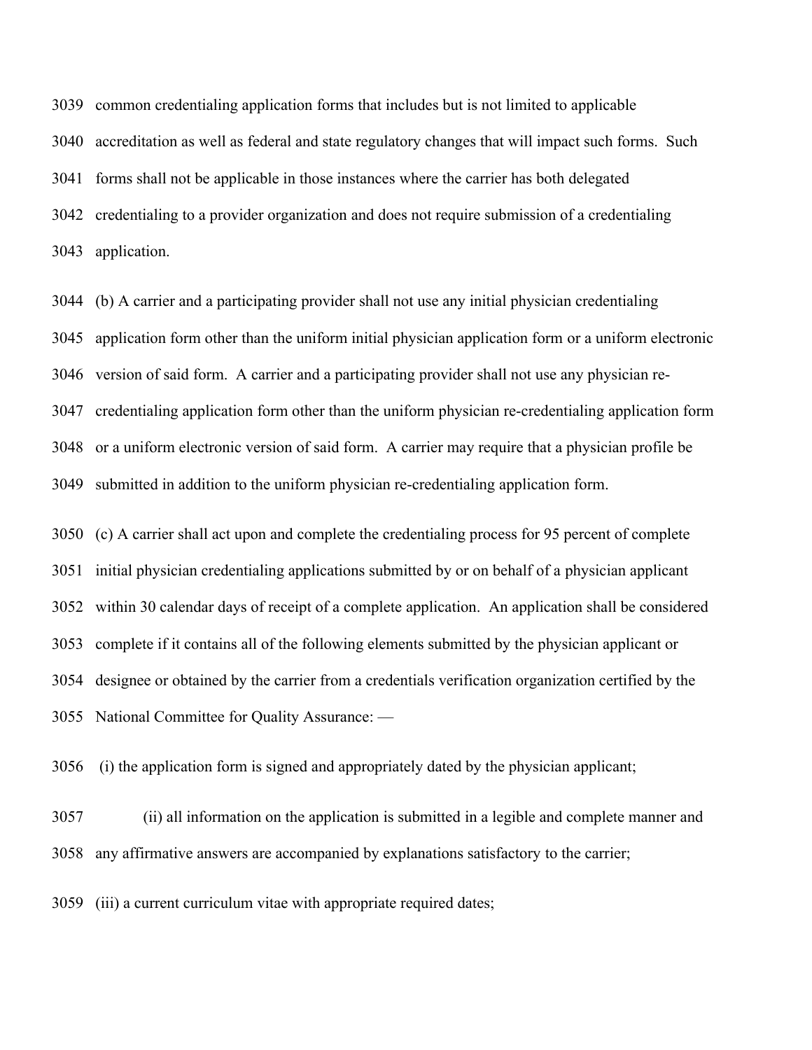common credentialing application forms that includes but is not limited to applicable accreditation as well as federal and state regulatory changes that will impact such forms. Such forms shall not be applicable in those instances where the carrier has both delegated credentialing to a provider organization and does not require submission of a credentialing application.

(b) A carrier and a participating provider shall not use any initial physician credentialing application form other than the uniform initial physician application form or a uniform electronic version of said form. A carrier and a participating provider shall not use any physician re-credentialing application form other than the uniform physician re-credentialing application form or a uniform electronic version of said form. A carrier may require that a physician profile be submitted in addition to the uniform physician re-credentialing application form.

(c) A carrier shall act upon and complete the credentialing process for 95 percent of complete initial physician credentialing applications submitted by or on behalf of a physician applicant within 30 calendar days of receipt of a complete application. An application shall be considered complete if it contains all of the following elements submitted by the physician applicant or designee or obtained by the carrier from a credentials verification organization certified by the National Committee for Quality Assurance: —

(i) the application form is signed and appropriately dated by the physician applicant;

(ii) all information on the application is submitted in a legible and complete manner and any affirmative answers are accompanied by explanations satisfactory to the carrier;

(iii) a current curriculum vitae with appropriate required dates;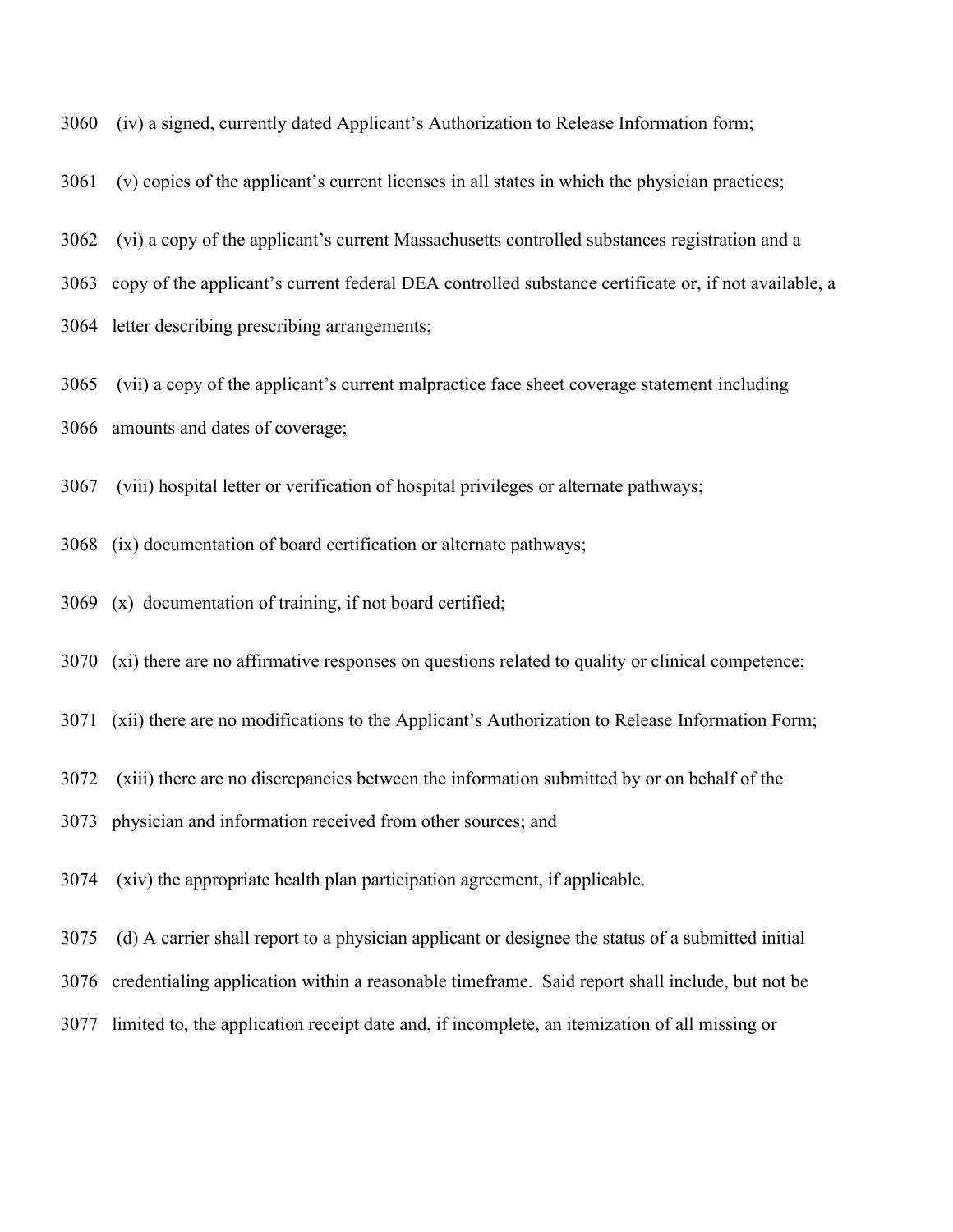(iv) a signed, currently dated Applicant's Authorization to Release Information form;

(v) copies of the applicant's current licenses in all states in which the physician practices;

(vi) a copy of the applicant's current Massachusetts controlled substances registration and a copy of the applicant's current federal DEA controlled substance certificate or, if not available, a letter describing prescribing arrangements;

(vii) a copy of the applicant's current malpractice face sheet coverage statement including amounts and dates of coverage;

(viii) hospital letter or verification of hospital privileges or alternate pathways;

(ix) documentation of board certification or alternate pathways;

(x) documentation of training, if not board certified;

(xi) there are no affirmative responses on questions related to quality or clinical competence;

(xii) there are no modifications to the Applicant's Authorization to Release Information Form;

(xiii) there are no discrepancies between the information submitted by or on behalf of the physician and information received from other sources; and

(xiv) the appropriate health plan participation agreement, if applicable.

(d) A carrier shall report to a physician applicant or designee the status of a submitted initial credentialing application within a reasonable timeframe. Said report shall include, but not be limited to, the application receipt date and, if incomplete, an itemization of all missing or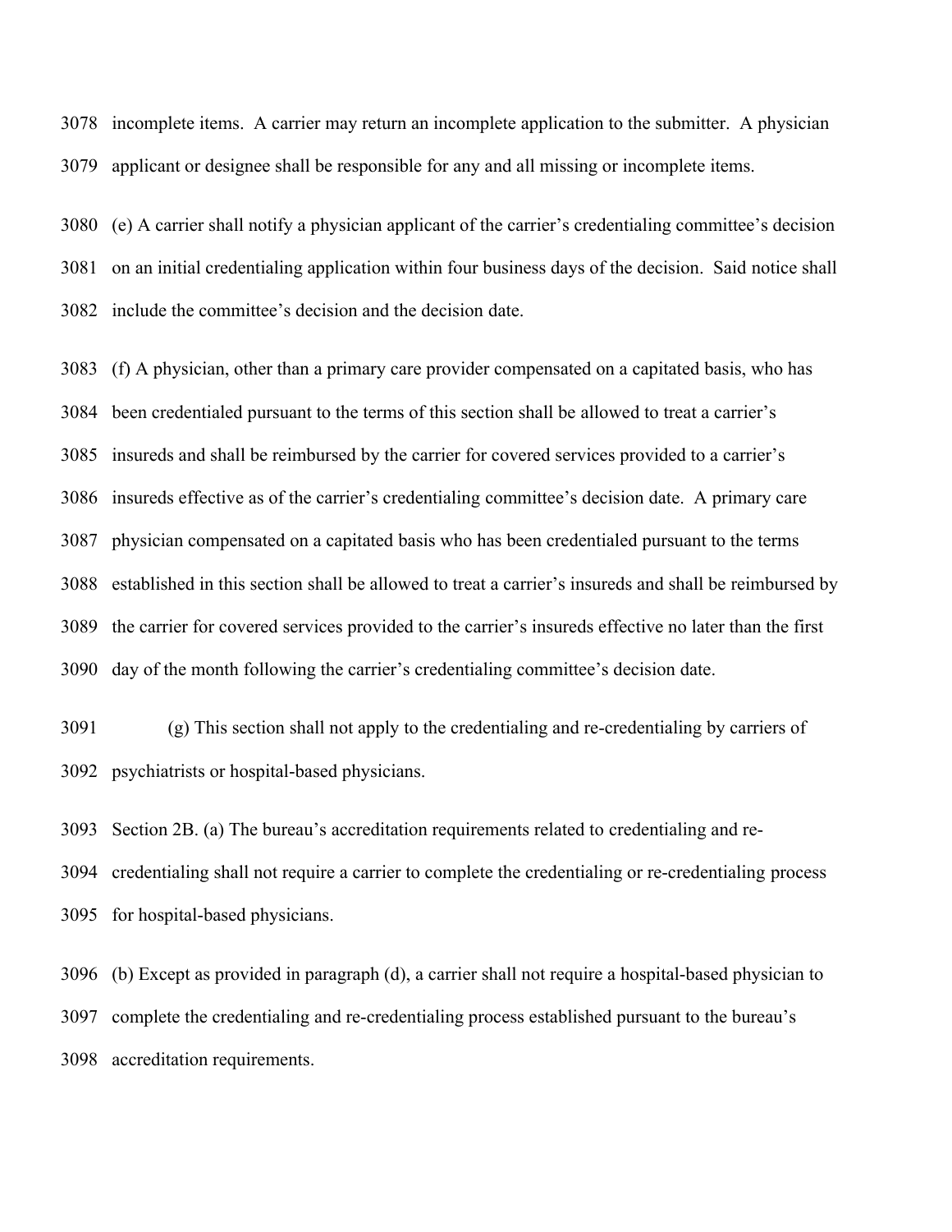incomplete items. A carrier may return an incomplete application to the submitter. A physician applicant or designee shall be responsible for any and all missing or incomplete items.

(e) A carrier shall notify a physician applicant of the carrier's credentialing committee's decision on an initial credentialing application within four business days of the decision. Said notice shall include the committee's decision and the decision date.

(f) A physician, other than a primary care provider compensated on a capitated basis, who has been credentialed pursuant to the terms of this section shall be allowed to treat a carrier's insureds and shall be reimbursed by the carrier for covered services provided to a carrier's insureds effective as of the carrier's credentialing committee's decision date. A primary care physician compensated on a capitated basis who has been credentialed pursuant to the terms established in this section shall be allowed to treat a carrier's insureds and shall be reimbursed by the carrier for covered services provided to the carrier's insureds effective no later than the first day of the month following the carrier's credentialing committee's decision date.

(g) This section shall not apply to the credentialing and re-credentialing by carriers of psychiatrists or hospital-based physicians.

Section 2B. (a) The bureau's accreditation requirements related to credentialing and re-credentialing shall not require a carrier to complete the credentialing or re-credentialing process for hospital-based physicians.

(b) Except as provided in paragraph (d), a carrier shall not require a hospital-based physician to complete the credentialing and re-credentialing process established pursuant to the bureau's accreditation requirements.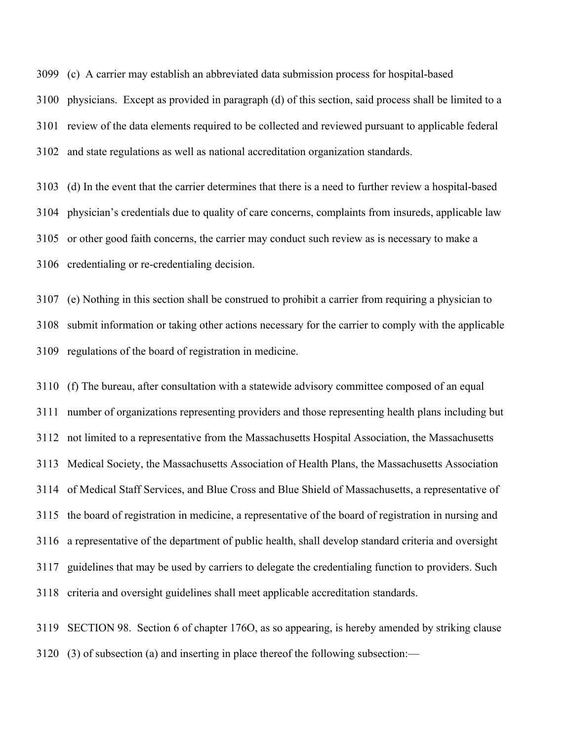(c) A carrier may establish an abbreviated data submission process for hospital-based physicians. Except as provided in paragraph (d) of this section, said process shall be limited to a review of the data elements required to be collected and reviewed pursuant to applicable federal and state regulations as well as national accreditation organization standards.

(d) In the event that the carrier determines that there is a need to further review a hospital-based physician's credentials due to quality of care concerns, complaints from insureds, applicable law or other good faith concerns, the carrier may conduct such review as is necessary to make a credentialing or re-credentialing decision.

(e) Nothing in this section shall be construed to prohibit a carrier from requiring a physician to submit information or taking other actions necessary for the carrier to comply with the applicable regulations of the board of registration in medicine.

(f) The bureau, after consultation with a statewide advisory committee composed of an equal number of organizations representing providers and those representing health plans including but not limited to a representative from the Massachusetts Hospital Association, the Massachusetts Medical Society, the Massachusetts Association of Health Plans, the Massachusetts Association of Medical Staff Services, and Blue Cross and Blue Shield of Massachusetts, a representative of the board of registration in medicine, a representative of the board of registration in nursing and a representative of the department of public health, shall develop standard criteria and oversight guidelines that may be used by carriers to delegate the credentialing function to providers. Such criteria and oversight guidelines shall meet applicable accreditation standards.

SECTION 98. Section 6 of chapter 176O, as so appearing, is hereby amended by striking clause (3) of subsection (a) and inserting in place thereof the following subsection:—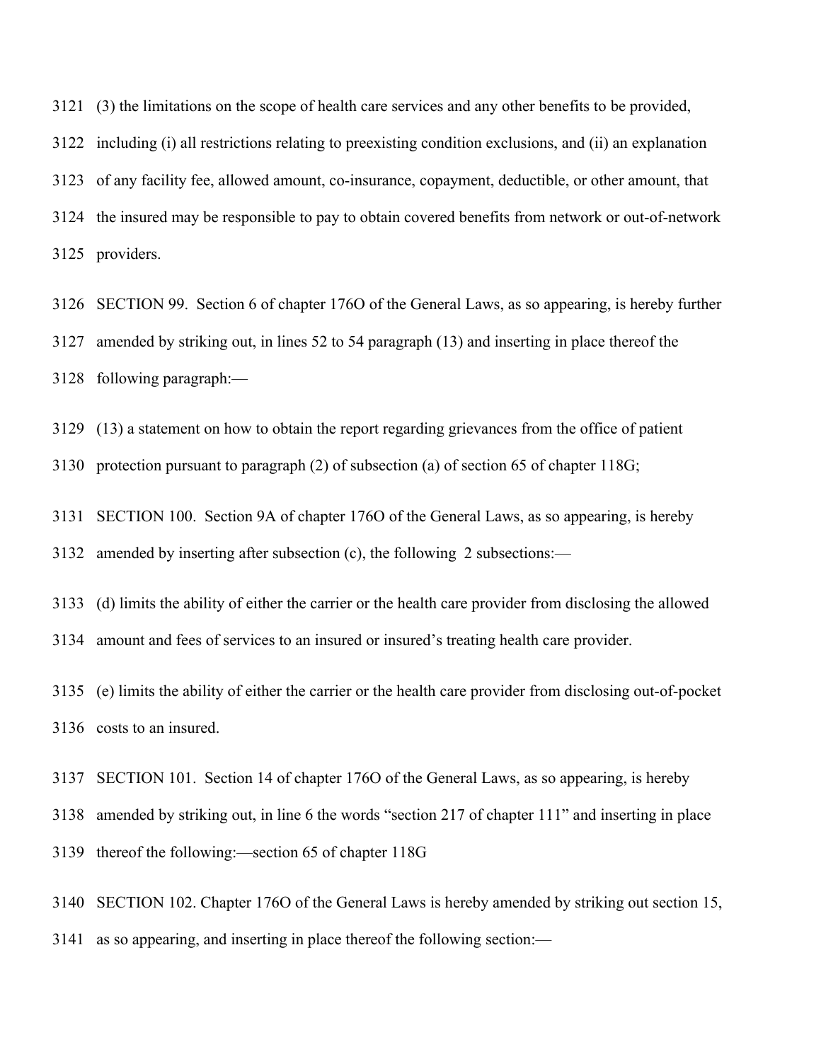3121 (3) the limitations on the scope of health care services and any other benefits to be provided,
3122 including (i) all restrictions relating to preexisting condition exclusions, and (ii) an explanation
3123 of any facility fee, allowed amount, co-insurance, copayment, deductible, or other amount, that
3124 the insured may be responsible to pay to obtain covered benefits from network or out-of-network
3125 providers.

3126 SECTION 99. Section 6 of chapter 176O of the General Laws, as so appearing, is hereby further
3127 amended by striking out, in lines 52 to 54 paragraph (13) and inserting in place thereof the
3128 following paragraph:—

3129 (13) a statement on how to obtain the report regarding grievances from the office of patient
3130 protection pursuant to paragraph (2) of subsection (a) of section 65 of chapter 118G;

3131 SECTION 100. Section 9A of chapter 176O of the General Laws, as so appearing, is hereby
3132 amended by inserting after subsection (c), the following 2 subsections:—

3133 (d) limits the ability of either the carrier or the health care provider from disclosing the allowed
3134 amount and fees of services to an insured or insured's treating health care provider.

3135 (e) limits the ability of either the carrier or the health care provider from disclosing out-of-pocket
3136 costs to an insured.

3137 SECTION 101. Section 14 of chapter 176O of the General Laws, as so appearing, is hereby
3138 amended by striking out, in line 6 the words "section 217 of chapter 111" and inserting in place
3139 thereof the following:—section 65 of chapter 118G

3140 SECTION 102. Chapter 176O of the General Laws is hereby amended by striking out section 15,
3141 as so appearing, and inserting in place thereof the following section:—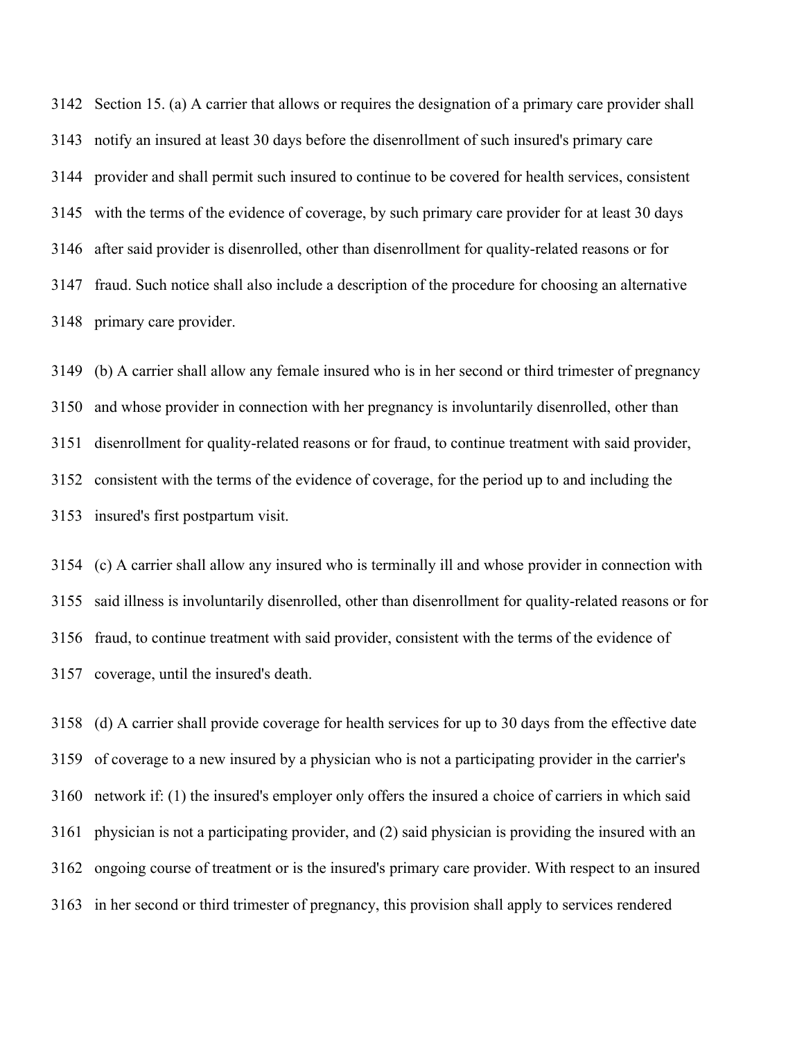Section 15. (a) A carrier that allows or requires the designation of a primary care provider shall notify an insured at least 30 days before the disenrollment of such insured's primary care provider and shall permit such insured to continue to be covered for health services, consistent with the terms of the evidence of coverage, by such primary care provider for at least 30 days after said provider is disenrolled, other than disenrollment for quality-related reasons or for fraud. Such notice shall also include a description of the procedure for choosing an alternative primary care provider.

(b) A carrier shall allow any female insured who is in her second or third trimester of pregnancy and whose provider in connection with her pregnancy is involuntarily disenrolled, other than disenrollment for quality-related reasons or for fraud, to continue treatment with said provider, consistent with the terms of the evidence of coverage, for the period up to and including the insured's first postpartum visit.

(c) A carrier shall allow any insured who is terminally ill and whose provider in connection with said illness is involuntarily disenrolled, other than disenrollment for quality-related reasons or for fraud, to continue treatment with said provider, consistent with the terms of the evidence of coverage, until the insured's death.

(d) A carrier shall provide coverage for health services for up to 30 days from the effective date of coverage to a new insured by a physician who is not a participating provider in the carrier's network if: (1) the insured's employer only offers the insured a choice of carriers in which said physician is not a participating provider, and (2) said physician is providing the insured with an ongoing course of treatment or is the insured's primary care provider. With respect to an insured in her second or third trimester of pregnancy, this provision shall apply to services rendered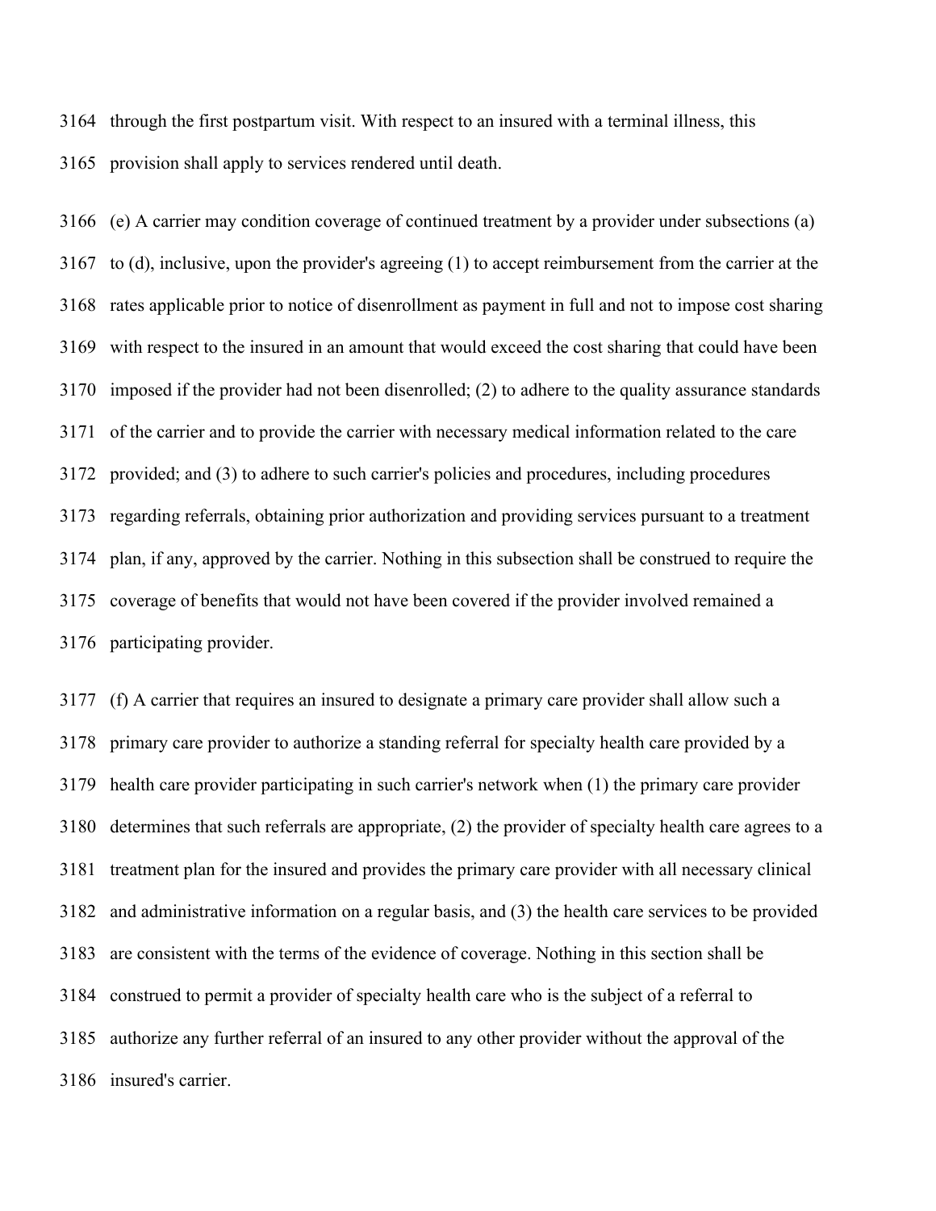through the first postpartum visit. With respect to an insured with a terminal illness, this provision shall apply to services rendered until death.

(e) A carrier may condition coverage of continued treatment by a provider under subsections (a) to (d), inclusive, upon the provider's agreeing (1) to accept reimbursement from the carrier at the rates applicable prior to notice of disenrollment as payment in full and not to impose cost sharing with respect to the insured in an amount that would exceed the cost sharing that could have been imposed if the provider had not been disenrolled; (2) to adhere to the quality assurance standards of the carrier and to provide the carrier with necessary medical information related to the care provided; and (3) to adhere to such carrier's policies and procedures, including procedures regarding referrals, obtaining prior authorization and providing services pursuant to a treatment plan, if any, approved by the carrier. Nothing in this subsection shall be construed to require the coverage of benefits that would not have been covered if the provider involved remained a participating provider.

(f) A carrier that requires an insured to designate a primary care provider shall allow such a primary care provider to authorize a standing referral for specialty health care provided by a health care provider participating in such carrier's network when (1) the primary care provider determines that such referrals are appropriate, (2) the provider of specialty health care agrees to a treatment plan for the insured and provides the primary care provider with all necessary clinical and administrative information on a regular basis, and (3) the health care services to be provided are consistent with the terms of the evidence of coverage. Nothing in this section shall be construed to permit a provider of specialty health care who is the subject of a referral to authorize any further referral of an insured to any other provider without the approval of the insured's carrier.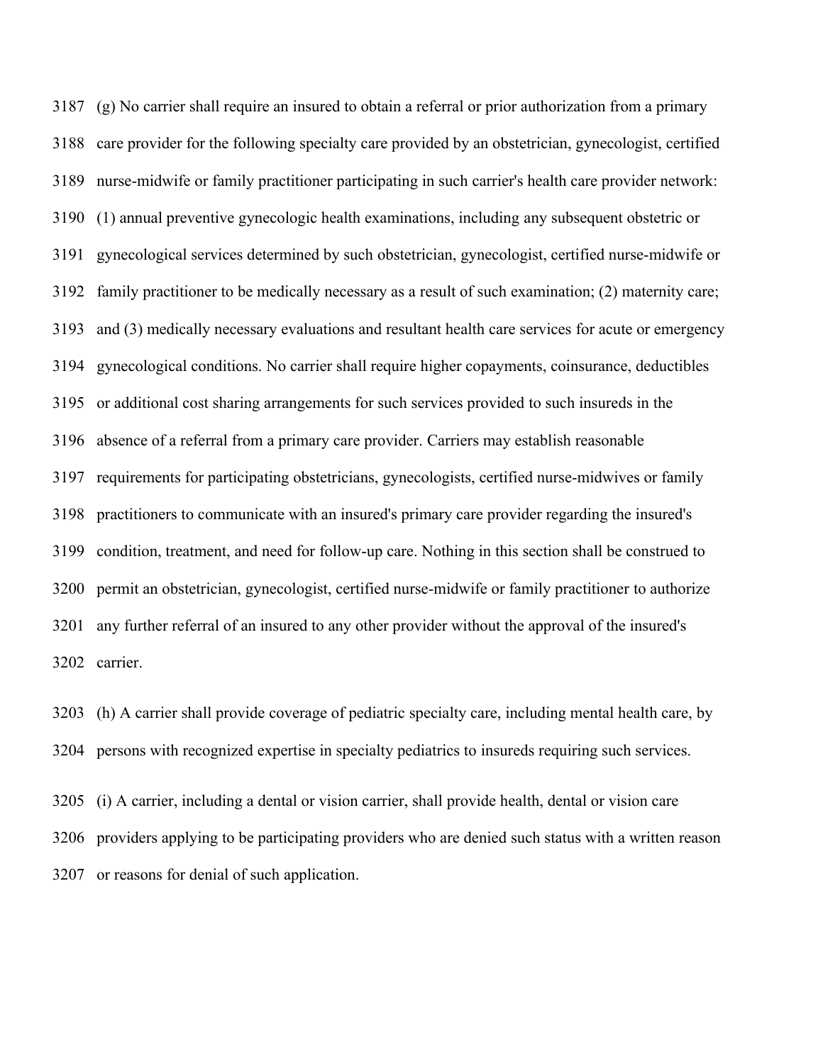3187 (g) No carrier shall require an insured to obtain a referral or prior authorization from a primary
3188 care provider for the following specialty care provided by an obstetrician, gynecologist, certified
3189 nurse-midwife or family practitioner participating in such carrier's health care provider network:
3190 (1) annual preventive gynecologic health examinations, including any subsequent obstetric or
3191 gynecological services determined by such obstetrician, gynecologist, certified nurse-midwife or
3192 family practitioner to be medically necessary as a result of such examination; (2) maternity care;
3193 and (3) medically necessary evaluations and resultant health care services for acute or emergency
3194 gynecological conditions. No carrier shall require higher copayments, coinsurance, deductibles
3195 or additional cost sharing arrangements for such services provided to such insureds in the
3196 absence of a referral from a primary care provider. Carriers may establish reasonable
3197 requirements for participating obstetricians, gynecologists, certified nurse-midwives or family
3198 practitioners to communicate with an insured's primary care provider regarding the insured's
3199 condition, treatment, and need for follow-up care. Nothing in this section shall be construed to
3200 permit an obstetrician, gynecologist, certified nurse-midwife or family practitioner to authorize
3201 any further referral of an insured to any other provider without the approval of the insured's
3202 carrier.

3203 (h) A carrier shall provide coverage of pediatric specialty care, including mental health care, by
3204 persons with recognized expertise in specialty pediatrics to insureds requiring such services.

3205 (i) A carrier, including a dental or vision carrier, shall provide health, dental or vision care
3206 providers applying to be participating providers who are denied such status with a written reason
3207 or reasons for denial of such application.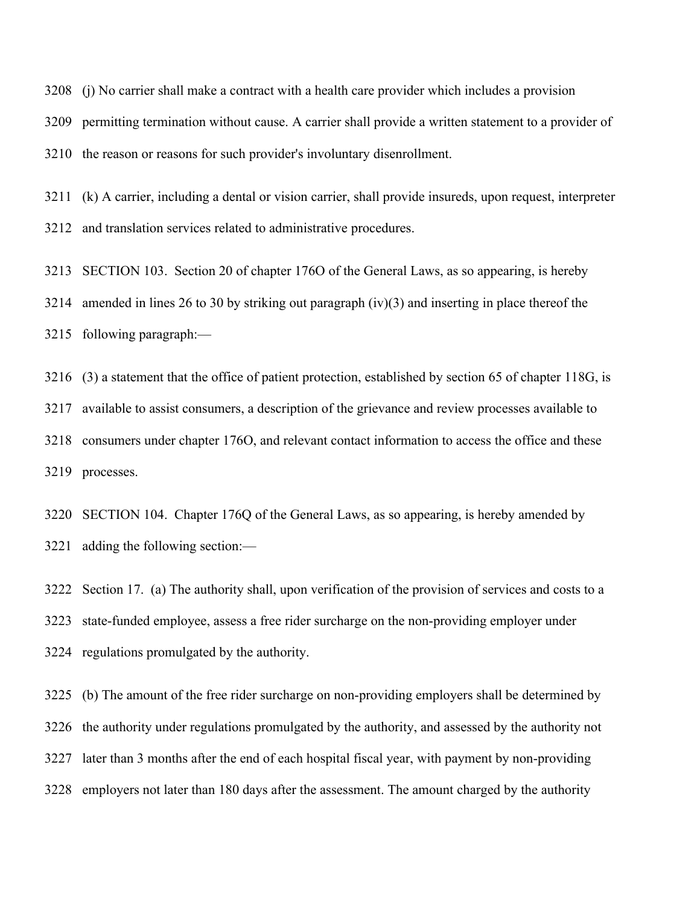(j) No carrier shall make a contract with a health care provider which includes a provision permitting termination without cause. A carrier shall provide a written statement to a provider of the reason or reasons for such provider's involuntary disenrollment.

(k) A carrier, including a dental or vision carrier, shall provide insureds, upon request, interpreter and translation services related to administrative procedures.

SECTION 103. Section 20 of chapter 176O of the General Laws, as so appearing, is hereby amended in lines 26 to 30 by striking out paragraph (iv)(3) and inserting in place thereof the following paragraph:—

(3) a statement that the office of patient protection, established by section 65 of chapter 118G, is available to assist consumers, a description of the grievance and review processes available to consumers under chapter 176O, and relevant contact information to access the office and these processes.

SECTION 104. Chapter 176Q of the General Laws, as so appearing, is hereby amended by adding the following section:—

Section 17. (a) The authority shall, upon verification of the provision of services and costs to a state-funded employee, assess a free rider surcharge on the non-providing employer under regulations promulgated by the authority.

(b) The amount of the free rider surcharge on non-providing employers shall be determined by the authority under regulations promulgated by the authority, and assessed by the authority not later than 3 months after the end of each hospital fiscal year, with payment by non-providing employers not later than 180 days after the assessment. The amount charged by the authority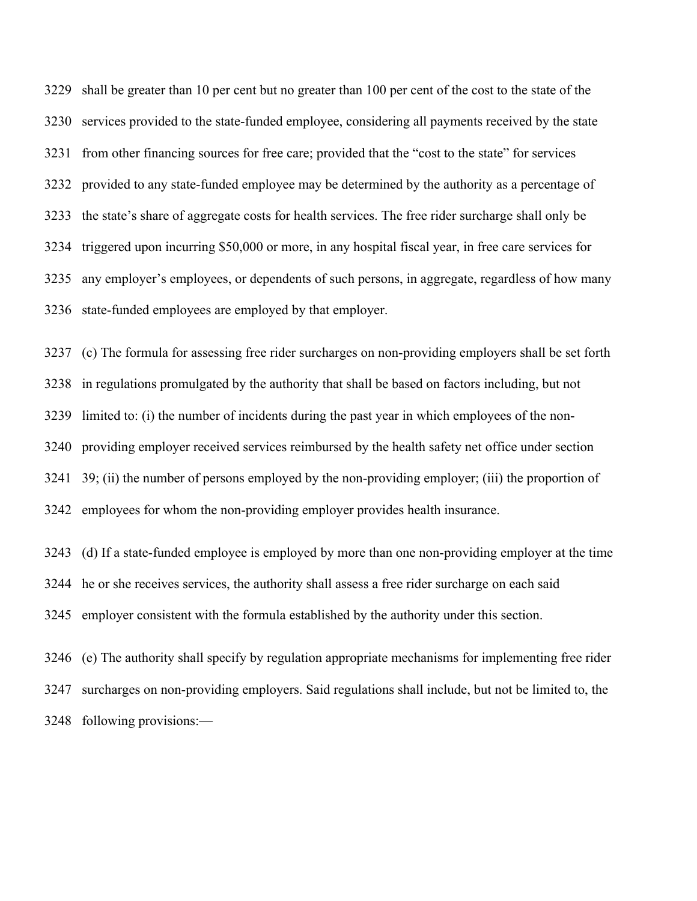shall be greater than 10 per cent but no greater than 100 per cent of the cost to the state of the services provided to the state-funded employee, considering all payments received by the state from other financing sources for free care; provided that the "cost to the state" for services provided to any state-funded employee may be determined by the authority as a percentage of the state's share of aggregate costs for health services. The free rider surcharge shall only be triggered upon incurring $50,000 or more, in any hospital fiscal year, in free care services for any employer's employees, or dependents of such persons, in aggregate, regardless of how many state-funded employees are employed by that employer.

(c) The formula for assessing free rider surcharges on non-providing employers shall be set forth in regulations promulgated by the authority that shall be based on factors including, but not limited to: (i) the number of incidents during the past year in which employees of the non-providing employer received services reimbursed by the health safety net office under section 39; (ii) the number of persons employed by the non-providing employer; (iii) the proportion of employees for whom the non-providing employer provides health insurance.

(d) If a state-funded employee is employed by more than one non-providing employer at the time he or she receives services, the authority shall assess a free rider surcharge on each said employer consistent with the formula established by the authority under this section.

(e) The authority shall specify by regulation appropriate mechanisms for implementing free rider surcharges on non-providing employers. Said regulations shall include, but not be limited to, the following provisions:—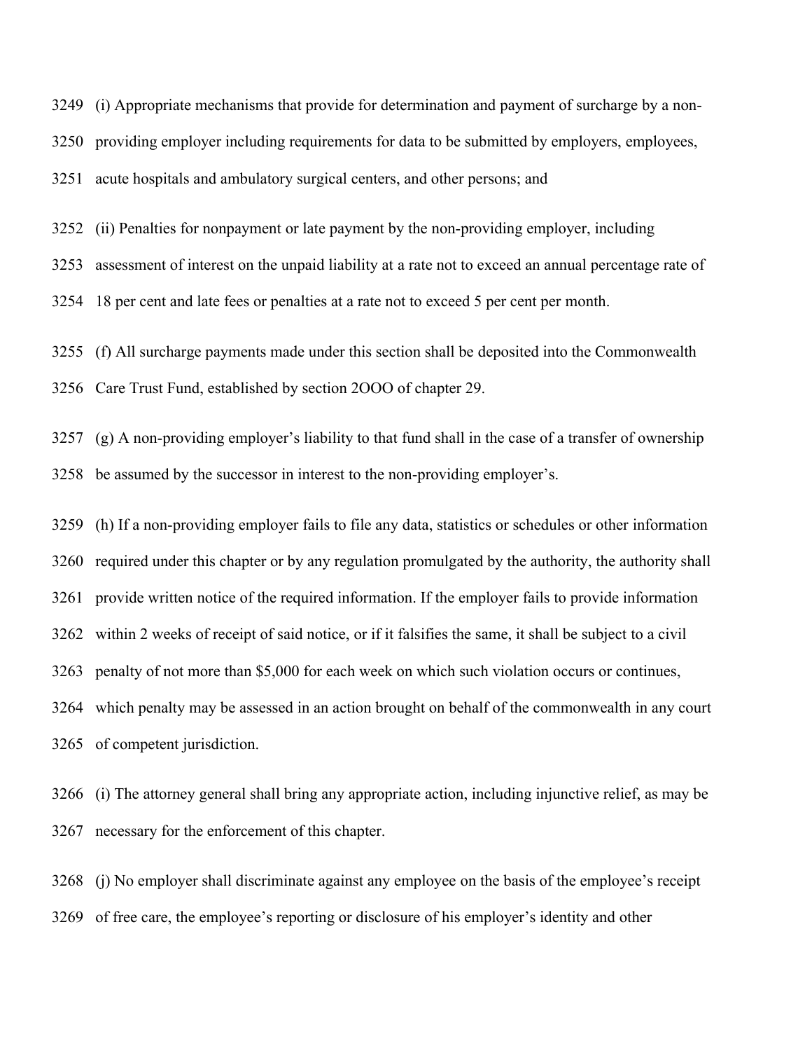(i) Appropriate mechanisms that provide for determination and payment of surcharge by a non-providing employer including requirements for data to be submitted by employers, employees, acute hospitals and ambulatory surgical centers, and other persons; and

(ii) Penalties for nonpayment or late payment by the non-providing employer, including assessment of interest on the unpaid liability at a rate not to exceed an annual percentage rate of 18 per cent and late fees or penalties at a rate not to exceed 5 per cent per month.

(f) All surcharge payments made under this section shall be deposited into the Commonwealth Care Trust Fund, established by section 2OOO of chapter 29.

(g) A non-providing employer's liability to that fund shall in the case of a transfer of ownership be assumed by the successor in interest to the non-providing employer's.

(h) If a non-providing employer fails to file any data, statistics or schedules or other information required under this chapter or by any regulation promulgated by the authority, the authority shall provide written notice of the required information. If the employer fails to provide information within 2 weeks of receipt of said notice, or if it falsifies the same, it shall be subject to a civil penalty of not more than $5,000 for each week on which such violation occurs or continues, which penalty may be assessed in an action brought on behalf of the commonwealth in any court of competent jurisdiction.

(i) The attorney general shall bring any appropriate action, including injunctive relief, as may be necessary for the enforcement of this chapter.

(j) No employer shall discriminate against any employee on the basis of the employee's receipt of free care, the employee's reporting or disclosure of his employer's identity and other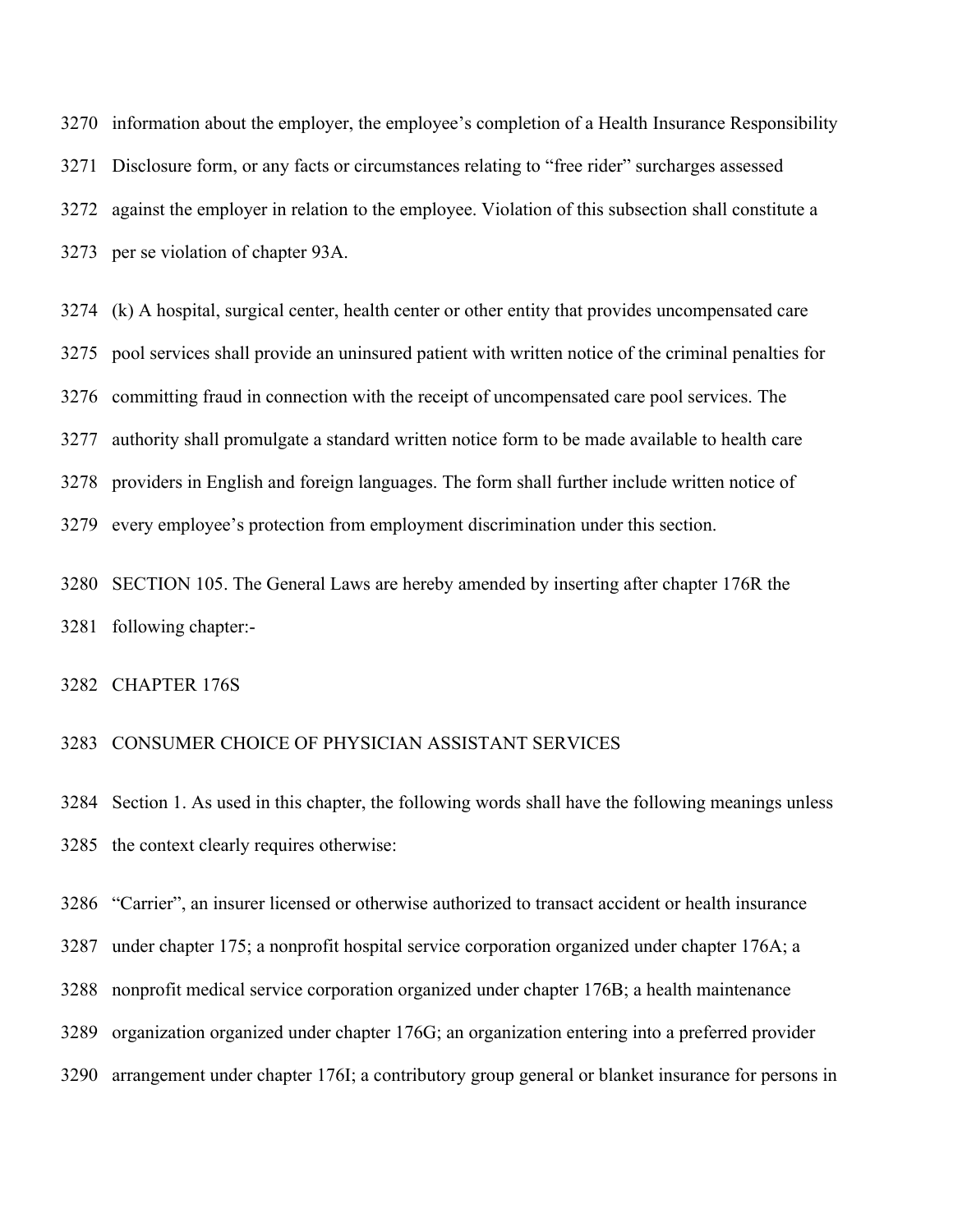3270 information about the employer, the employee's completion of a Health Insurance Responsibility

3271 Disclosure form, or any facts or circumstances relating to "free rider" surcharges assessed

3272 against the employer in relation to the employee. Violation of this subsection shall constitute a

3273 per se violation of chapter 93A.

3274 (k) A hospital, surgical center, health center or other entity that provides uncompensated care

3275 pool services shall provide an uninsured patient with written notice of the criminal penalties for

3276 committing fraud in connection with the receipt of uncompensated care pool services. The

3277 authority shall promulgate a standard written notice form to be made available to health care

3278 providers in English and foreign languages. The form shall further include written notice of

3279 every employee's protection from employment discrimination under this section.

3280 SECTION 105. The General Laws are hereby amended by inserting after chapter 176R the

3281 following chapter:-

3282 CHAPTER 176S

3283 CONSUMER CHOICE OF PHYSICIAN ASSISTANT SERVICES

3284 Section 1. As used in this chapter, the following words shall have the following meanings unless

3285 the context clearly requires otherwise:

3286 "Carrier", an insurer licensed or otherwise authorized to transact accident or health insurance

3287 under chapter 175; a nonprofit hospital service corporation organized under chapter 176A; a

3288 nonprofit medical service corporation organized under chapter 176B; a health maintenance

3289 organization organized under chapter 176G; an organization entering into a preferred provider

3290 arrangement under chapter 176I; a contributory group general or blanket insurance for persons in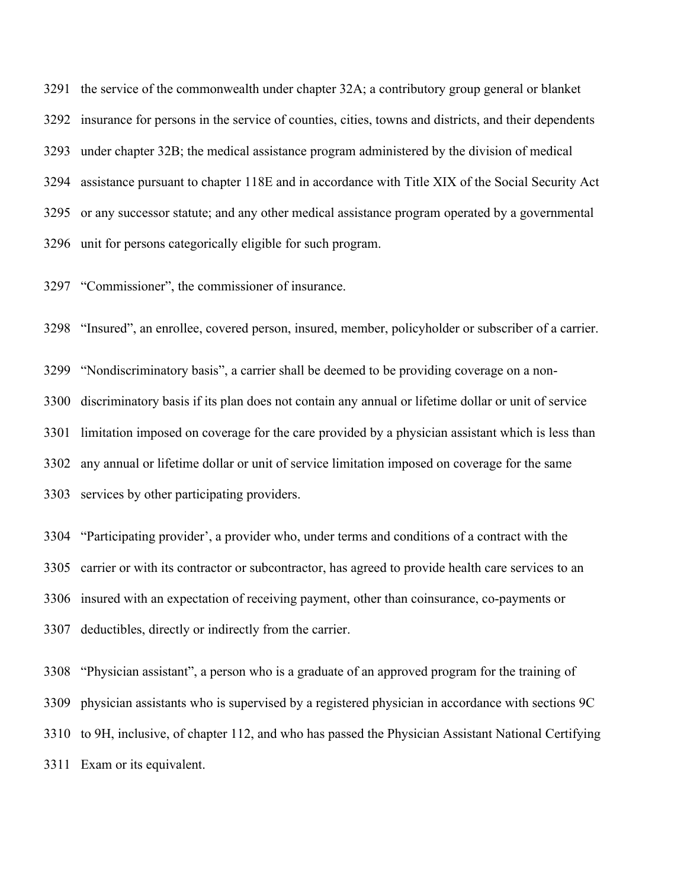3291 the service of the commonwealth under chapter 32A; a contributory group general or blanket
3292 insurance for persons in the service of counties, cities, towns and districts, and their dependents
3293 under chapter 32B; the medical assistance program administered by the division of medical
3294 assistance pursuant to chapter 118E and in accordance with Title XIX of the Social Security Act
3295 or any successor statute; and any other medical assistance program operated by a governmental
3296 unit for persons categorically eligible for such program.

3297 "Commissioner", the commissioner of insurance.

3298 "Insured", an enrollee, covered person, insured, member, policyholder or subscriber of a carrier.

3299 "Nondiscriminatory basis", a carrier shall be deemed to be providing coverage on a non-
3300 discriminatory basis if its plan does not contain any annual or lifetime dollar or unit of service
3301 limitation imposed on coverage for the care provided by a physician assistant which is less than
3302 any annual or lifetime dollar or unit of service limitation imposed on coverage for the same
3303 services by other participating providers.

3304 "Participating provider', a provider who, under terms and conditions of a contract with the
3305 carrier or with its contractor or subcontractor, has agreed to provide health care services to an
3306 insured with an expectation of receiving payment, other than coinsurance, co-payments or
3307 deductibles, directly or indirectly from the carrier.

3308 "Physician assistant", a person who is a graduate of an approved program for the training of
3309 physician assistants who is supervised by a registered physician in accordance with sections 9C
3310 to 9H, inclusive, of chapter 112, and who has passed the Physician Assistant National Certifying
3311 Exam or its equivalent.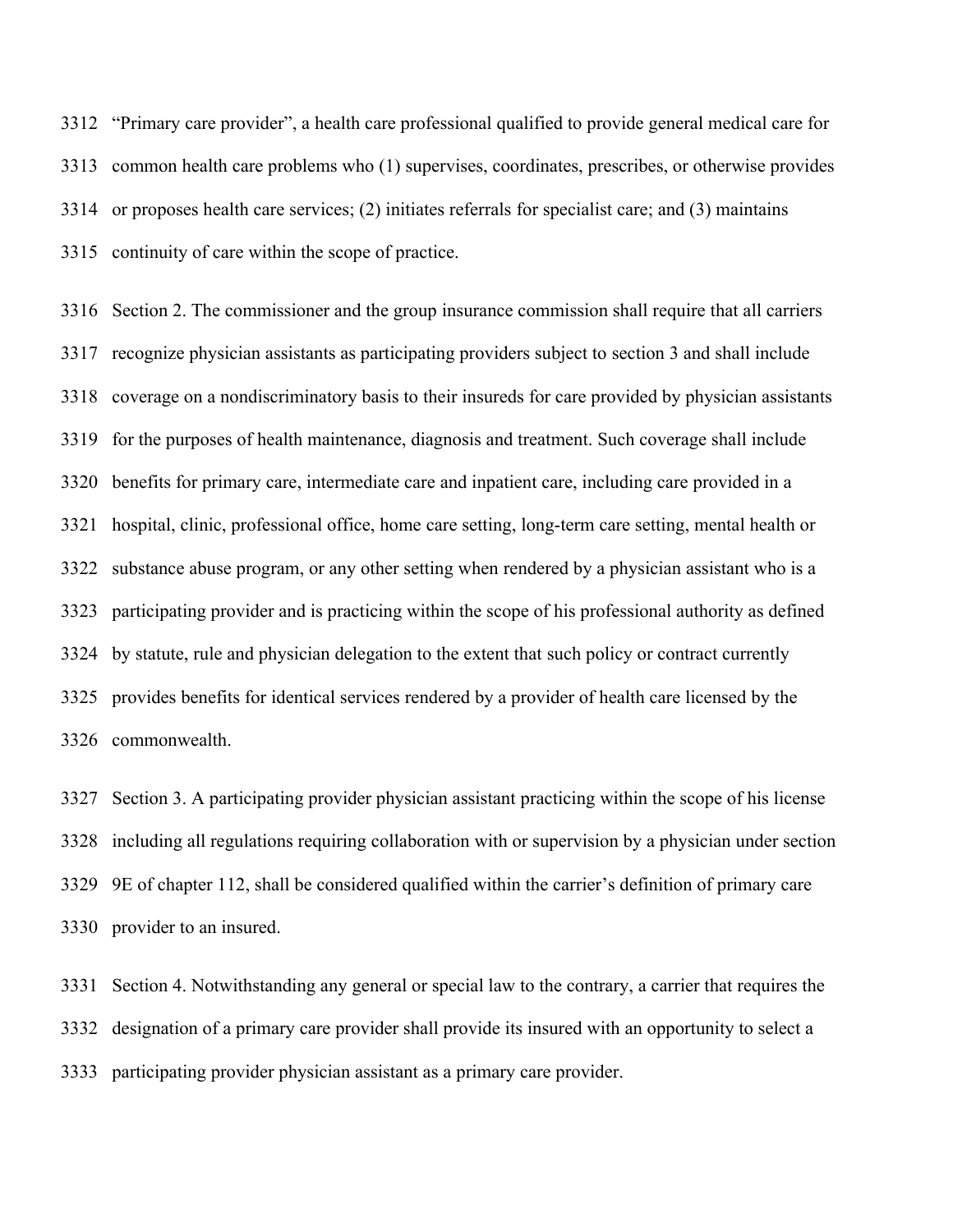"Primary care provider", a health care professional qualified to provide general medical care for common health care problems who (1) supervises, coordinates, prescribes, or otherwise provides or proposes health care services; (2) initiates referrals for specialist care; and (3) maintains continuity of care within the scope of practice.

Section 2. The commissioner and the group insurance commission shall require that all carriers recognize physician assistants as participating providers subject to section 3 and shall include coverage on a nondiscriminatory basis to their insureds for care provided by physician assistants for the purposes of health maintenance, diagnosis and treatment. Such coverage shall include benefits for primary care, intermediate care and inpatient care, including care provided in a hospital, clinic, professional office, home care setting, long-term care setting, mental health or substance abuse program, or any other setting when rendered by a physician assistant who is a participating provider and is practicing within the scope of his professional authority as defined by statute, rule and physician delegation to the extent that such policy or contract currently provides benefits for identical services rendered by a provider of health care licensed by the commonwealth.

Section 3. A participating provider physician assistant practicing within the scope of his license including all regulations requiring collaboration with or supervision by a physician under section 9E of chapter 112, shall be considered qualified within the carrier's definition of primary care provider to an insured.

Section 4. Notwithstanding any general or special law to the contrary, a carrier that requires the designation of a primary care provider shall provide its insured with an opportunity to select a participating provider physician assistant as a primary care provider.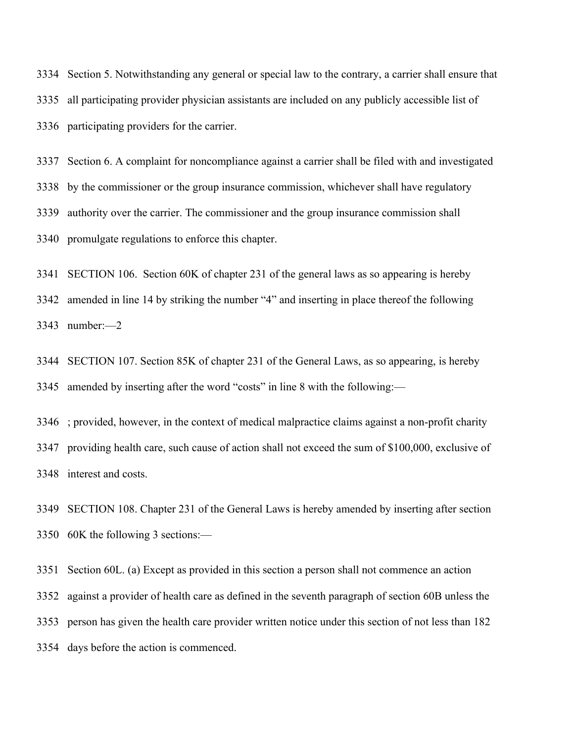Section 5. Notwithstanding any general or special law to the contrary, a carrier shall ensure that all participating provider physician assistants are included on any publicly accessible list of participating providers for the carrier.

Section 6. A complaint for noncompliance against a carrier shall be filed with and investigated by the commissioner or the group insurance commission, whichever shall have regulatory authority over the carrier. The commissioner and the group insurance commission shall promulgate regulations to enforce this chapter.

SECTION 106. Section 60K of chapter 231 of the general laws as so appearing is hereby amended in line 14 by striking the number "4" and inserting in place thereof the following number:—2

SECTION 107. Section 85K of chapter 231 of the General Laws, as so appearing, is hereby amended by inserting after the word "costs" in line 8 with the following:—

; provided, however, in the context of medical malpractice claims against a non-profit charity providing health care, such cause of action shall not exceed the sum of $100,000, exclusive of interest and costs.

SECTION 108. Chapter 231 of the General Laws is hereby amended by inserting after section 60K the following 3 sections:—

Section 60L. (a) Except as provided in this section a person shall not commence an action against a provider of health care as defined in the seventh paragraph of section 60B unless the person has given the health care provider written notice under this section of not less than 182 days before the action is commenced.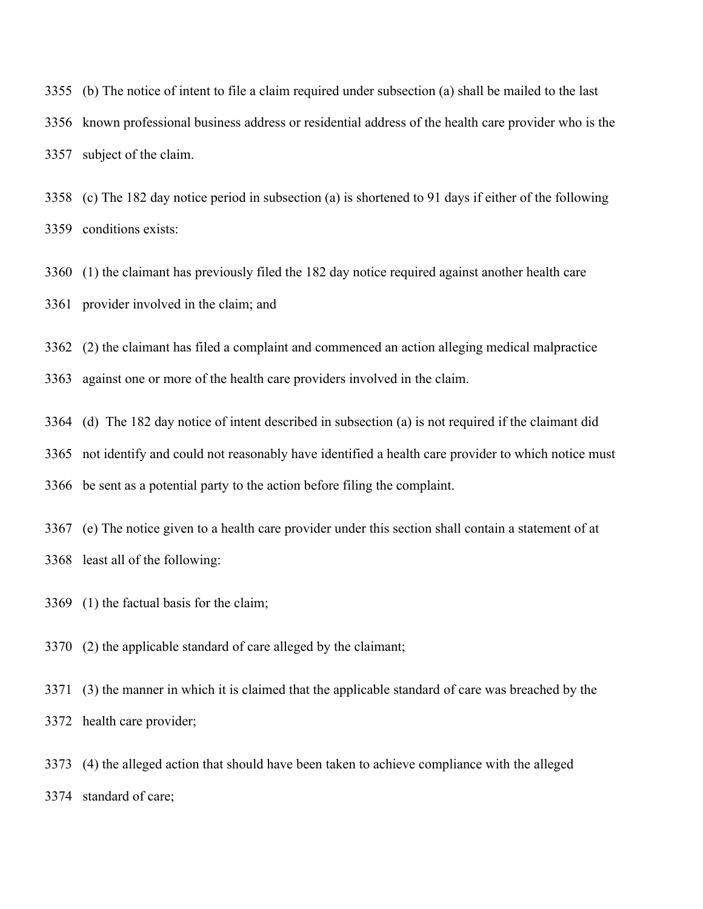(b) The notice of intent to file a claim required under subsection (a) shall be mailed to the last known professional business address or residential address of the health care provider who is the subject of the claim.

(c) The 182 day notice period in subsection (a) is shortened to 91 days if either of the following conditions exists:

(1) the claimant has previously filed the 182 day notice required against another health care provider involved in the claim; and

(2) the claimant has filed a complaint and commenced an action alleging medical malpractice against one or more of the health care providers involved in the claim.

(d) The 182 day notice of intent described in subsection (a) is not required if the claimant did not identify and could not reasonably have identified a health care provider to which notice must be sent as a potential party to the action before filing the complaint.

(e) The notice given to a health care provider under this section shall contain a statement of at least all of the following:

(1) the factual basis for the claim;

(2) the applicable standard of care alleged by the claimant;

(3) the manner in which it is claimed that the applicable standard of care was breached by the health care provider;

(4) the alleged action that should have been taken to achieve compliance with the alleged standard of care;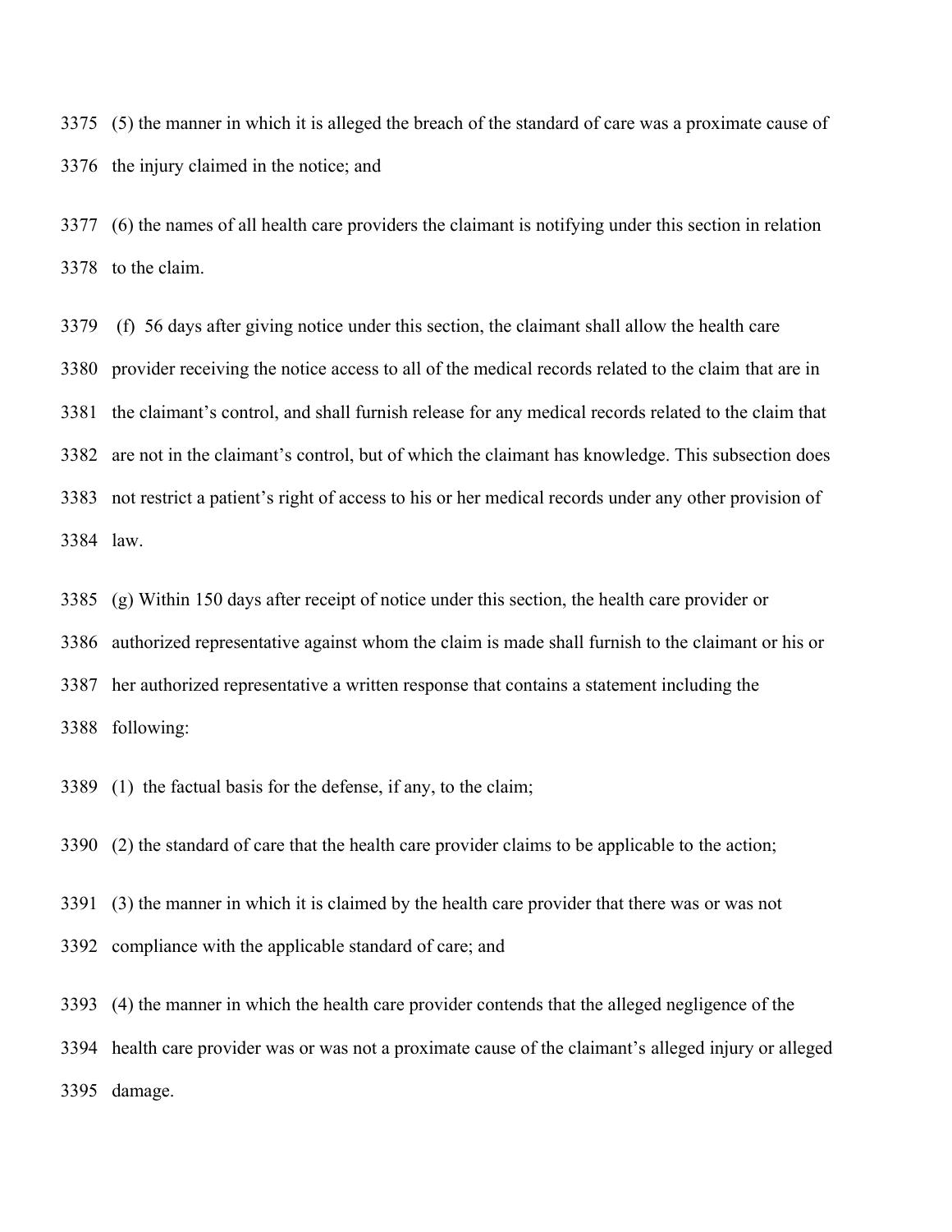(5) the manner in which it is alleged the breach of the standard of care was a proximate cause of the injury claimed in the notice; and

(6) the names of all health care providers the claimant is notifying under this section in relation to the claim.

(f) 56 days after giving notice under this section, the claimant shall allow the health care provider receiving the notice access to all of the medical records related to the claim that are in the claimant's control, and shall furnish release for any medical records related to the claim that are not in the claimant's control, but of which the claimant has knowledge. This subsection does not restrict a patient's right of access to his or her medical records under any other provision of law.

(g) Within 150 days after receipt of notice under this section, the health care provider or authorized representative against whom the claim is made shall furnish to the claimant or his or her authorized representative a written response that contains a statement including the following:

(1) the factual basis for the defense, if any, to the claim;

(2) the standard of care that the health care provider claims to be applicable to the action;

(3) the manner in which it is claimed by the health care provider that there was or was not compliance with the applicable standard of care; and

(4) the manner in which the health care provider contends that the alleged negligence of the health care provider was or was not a proximate cause of the claimant's alleged injury or alleged damage.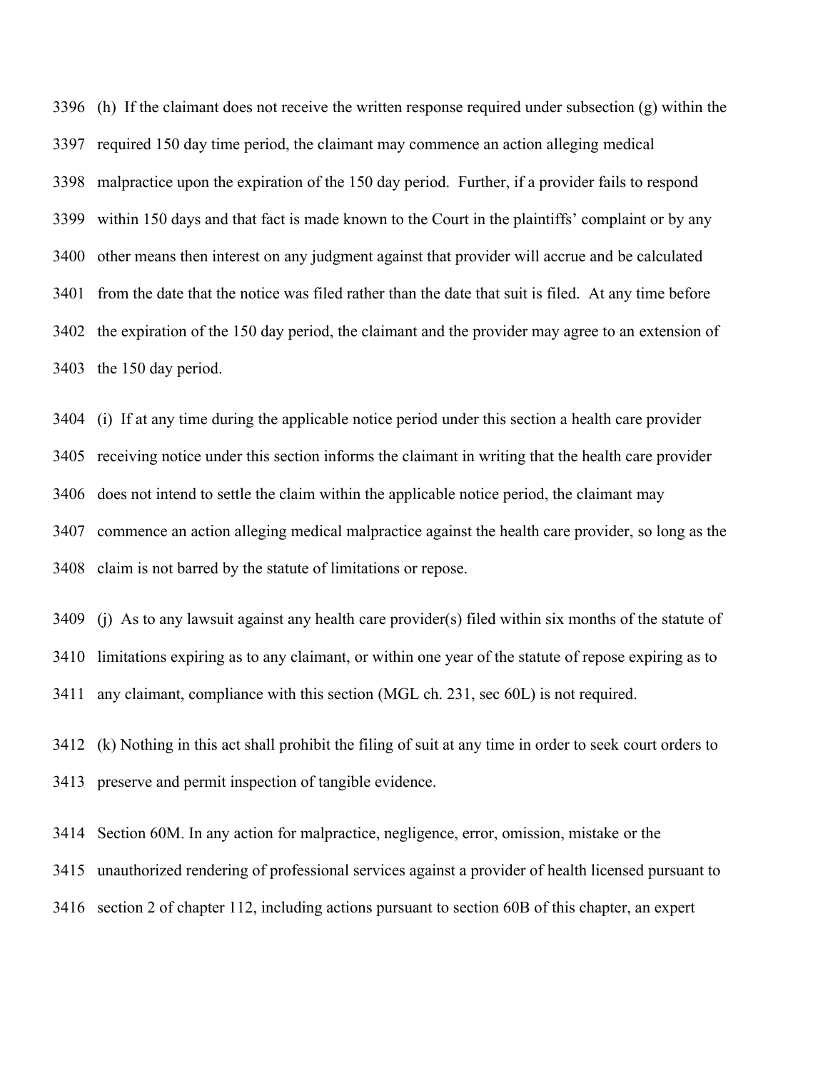(h) If the claimant does not receive the written response required under subsection (g) within the required 150 day time period, the claimant may commence an action alleging medical malpractice upon the expiration of the 150 day period. Further, if a provider fails to respond within 150 days and that fact is made known to the Court in the plaintiffs' complaint or by any other means then interest on any judgment against that provider will accrue and be calculated from the date that the notice was filed rather than the date that suit is filed. At any time before the expiration of the 150 day period, the claimant and the provider may agree to an extension of the 150 day period.

(i) If at any time during the applicable notice period under this section a health care provider receiving notice under this section informs the claimant in writing that the health care provider does not intend to settle the claim within the applicable notice period, the claimant may commence an action alleging medical malpractice against the health care provider, so long as the claim is not barred by the statute of limitations or repose.

(j) As to any lawsuit against any health care provider(s) filed within six months of the statute of limitations expiring as to any claimant, or within one year of the statute of repose expiring as to any claimant, compliance with this section (MGL ch. 231, sec 60L) is not required.

(k) Nothing in this act shall prohibit the filing of suit at any time in order to seek court orders to preserve and permit inspection of tangible evidence.

Section 60M. In any action for malpractice, negligence, error, omission, mistake or the unauthorized rendering of professional services against a provider of health licensed pursuant to section 2 of chapter 112, including actions pursuant to section 60B of this chapter, an expert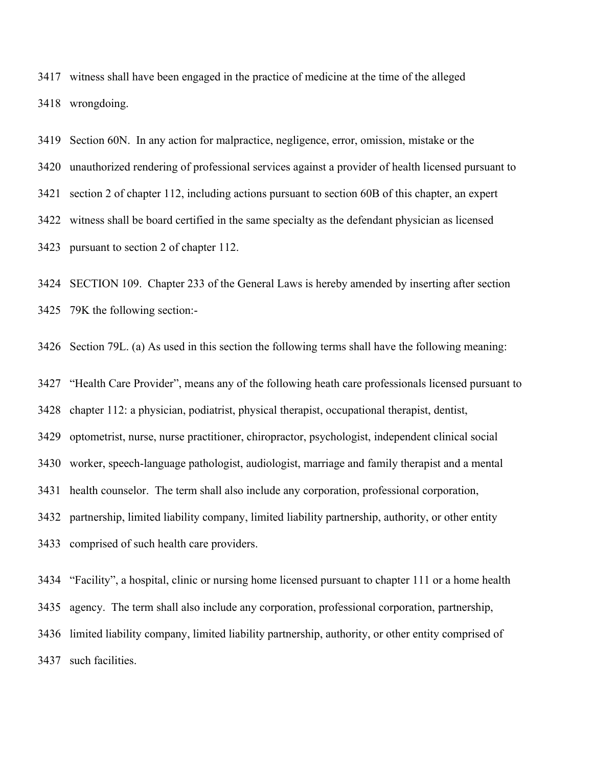witness shall have been engaged in the practice of medicine at the time of the alleged wrongdoing.

Section 60N. In any action for malpractice, negligence, error, omission, mistake or the unauthorized rendering of professional services against a provider of health licensed pursuant to section 2 of chapter 112, including actions pursuant to section 60B of this chapter, an expert witness shall be board certified in the same specialty as the defendant physician as licensed pursuant to section 2 of chapter 112.

SECTION 109. Chapter 233 of the General Laws is hereby amended by inserting after section 79K the following section:-

Section 79L. (a) As used in this section the following terms shall have the following meaning:

"Health Care Provider", means any of the following heath care professionals licensed pursuant to chapter 112: a physician, podiatrist, physical therapist, occupational therapist, dentist, optometrist, nurse, nurse practitioner, chiropractor, psychologist, independent clinical social worker, speech-language pathologist, audiologist, marriage and family therapist and a mental health counselor. The term shall also include any corporation, professional corporation, partnership, limited liability company, limited liability partnership, authority, or other entity comprised of such health care providers.

"Facility", a hospital, clinic or nursing home licensed pursuant to chapter 111 or a home health agency. The term shall also include any corporation, professional corporation, partnership, limited liability company, limited liability partnership, authority, or other entity comprised of such facilities.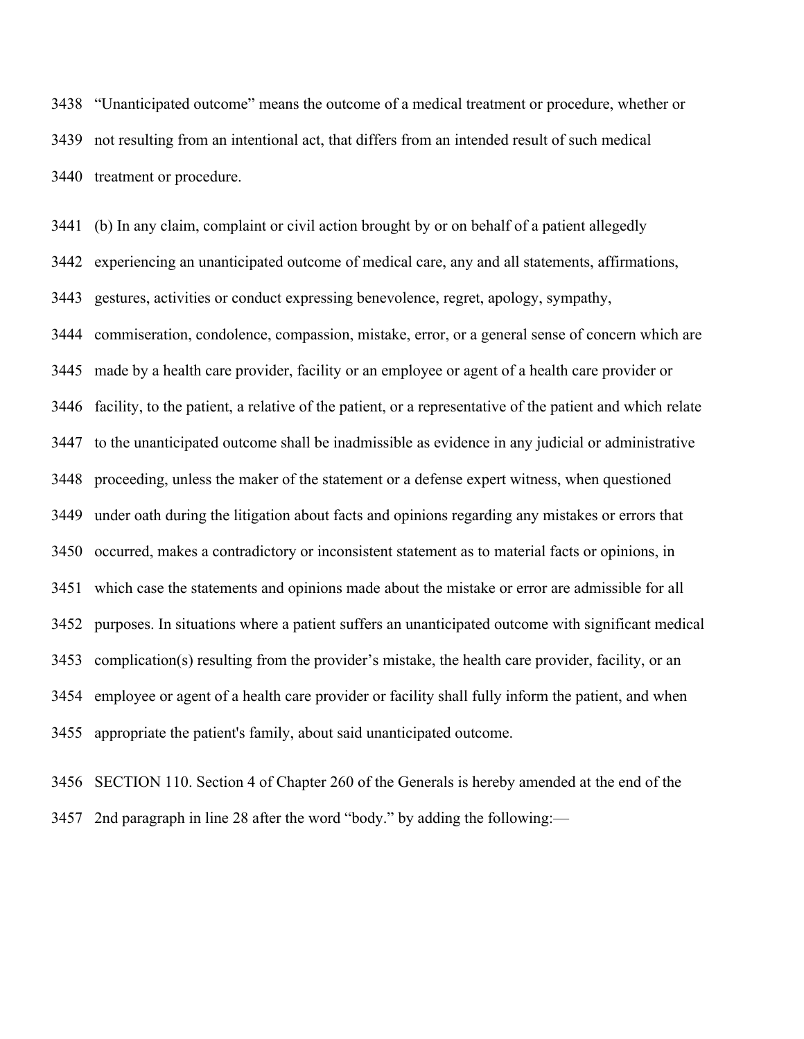"Unanticipated outcome" means the outcome of a medical treatment or procedure, whether or not resulting from an intentional act, that differs from an intended result of such medical treatment or procedure.

(b) In any claim, complaint or civil action brought by or on behalf of a patient allegedly experiencing an unanticipated outcome of medical care, any and all statements, affirmations, gestures, activities or conduct expressing benevolence, regret, apology, sympathy, commiseration, condolence, compassion, mistake, error, or a general sense of concern which are made by a health care provider, facility or an employee or agent of a health care provider or facility, to the patient, a relative of the patient, or a representative of the patient and which relate to the unanticipated outcome shall be inadmissible as evidence in any judicial or administrative proceeding, unless the maker of the statement or a defense expert witness, when questioned under oath during the litigation about facts and opinions regarding any mistakes or errors that occurred, makes a contradictory or inconsistent statement as to material facts or opinions, in which case the statements and opinions made about the mistake or error are admissible for all purposes. In situations where a patient suffers an unanticipated outcome with significant medical complication(s) resulting from the provider's mistake, the health care provider, facility, or an employee or agent of a health care provider or facility shall fully inform the patient, and when appropriate the patient's family, about said unanticipated outcome.

SECTION 110. Section 4 of Chapter 260 of the Generals is hereby amended at the end of the 2nd paragraph in line 28 after the word "body." by adding the following:—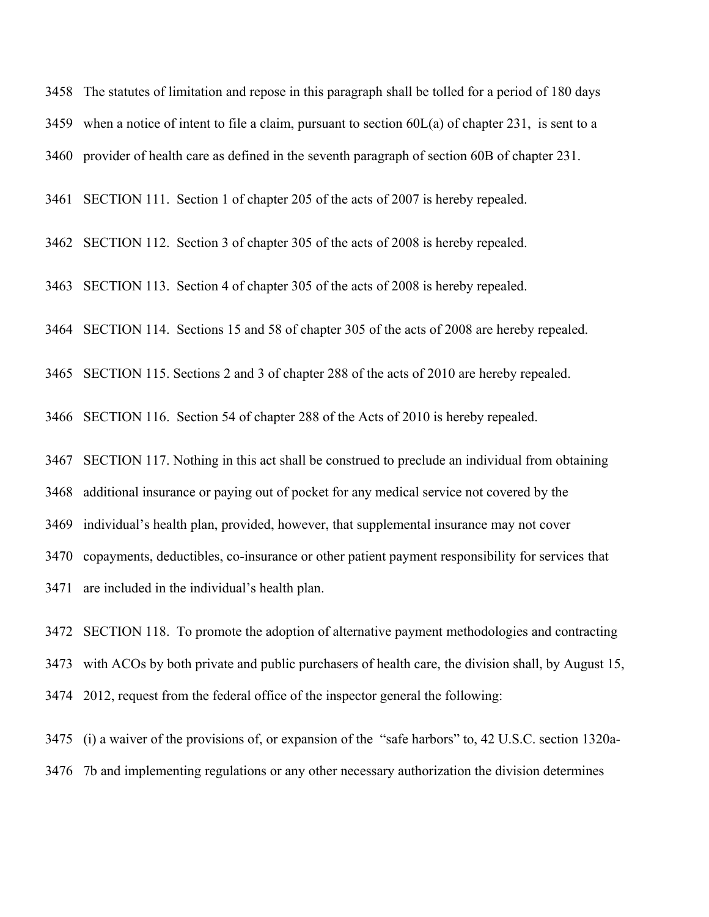The statutes of limitation and repose in this paragraph shall be tolled for a period of 180 days when a notice of intent to file a claim, pursuant to section 60L(a) of chapter 231, is sent to a provider of health care as defined in the seventh paragraph of section 60B of chapter 231.

SECTION 111. Section 1 of chapter 205 of the acts of 2007 is hereby repealed.

SECTION 112. Section 3 of chapter 305 of the acts of 2008 is hereby repealed.

SECTION 113. Section 4 of chapter 305 of the acts of 2008 is hereby repealed.

SECTION 114. Sections 15 and 58 of chapter 305 of the acts of 2008 are hereby repealed.

SECTION 115. Sections 2 and 3 of chapter 288 of the acts of 2010 are hereby repealed.

SECTION 116. Section 54 of chapter 288 of the Acts of 2010 is hereby repealed.

SECTION 117. Nothing in this act shall be construed to preclude an individual from obtaining additional insurance or paying out of pocket for any medical service not covered by the individual's health plan, provided, however, that supplemental insurance may not cover copayments, deductibles, co-insurance or other patient payment responsibility for services that are included in the individual's health plan.

SECTION 118. To promote the adoption of alternative payment methodologies and contracting with ACOs by both private and public purchasers of health care, the division shall, by August 15, 2012, request from the federal office of the inspector general the following:

(i) a waiver of the provisions of, or expansion of the "safe harbors" to, 42 U.S.C. section 1320a-7b and implementing regulations or any other necessary authorization the division determines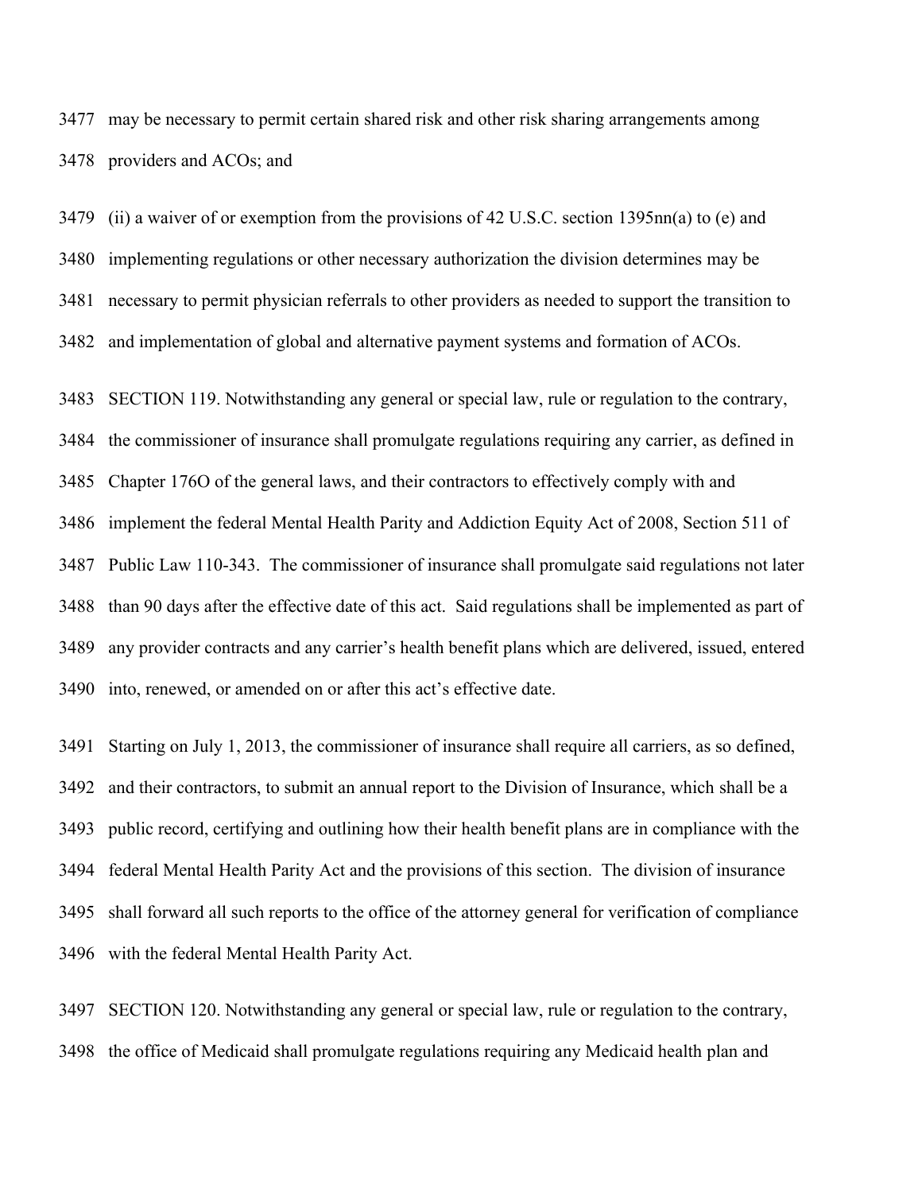3477 may be necessary to permit certain shared risk and other risk sharing arrangements among
3478 providers and ACOs; and

3479 (ii) a waiver of or exemption from the provisions of 42 U.S.C. section 1395nn(a) to (e) and
3480 implementing regulations or other necessary authorization the division determines may be
3481 necessary to permit physician referrals to other providers as needed to support the transition to
3482 and implementation of global and alternative payment systems and formation of ACOs.

3483 SECTION 119. Notwithstanding any general or special law, rule or regulation to the contrary,
3484 the commissioner of insurance shall promulgate regulations requiring any carrier, as defined in
3485 Chapter 176O of the general laws, and their contractors to effectively comply with and
3486 implement the federal Mental Health Parity and Addiction Equity Act of 2008, Section 511 of
3487 Public Law 110-343. The commissioner of insurance shall promulgate said regulations not later
3488 than 90 days after the effective date of this act. Said regulations shall be implemented as part of
3489 any provider contracts and any carrier's health benefit plans which are delivered, issued, entered
3490 into, renewed, or amended on or after this act's effective date.

3491 Starting on July 1, 2013, the commissioner of insurance shall require all carriers, as so defined,
3492 and their contractors, to submit an annual report to the Division of Insurance, which shall be a
3493 public record, certifying and outlining how their health benefit plans are in compliance with the
3494 federal Mental Health Parity Act and the provisions of this section. The division of insurance
3495 shall forward all such reports to the office of the attorney general for verification of compliance
3496 with the federal Mental Health Parity Act.

3497 SECTION 120. Notwithstanding any general or special law, rule or regulation to the contrary,
3498 the office of Medicaid shall promulgate regulations requiring any Medicaid health plan and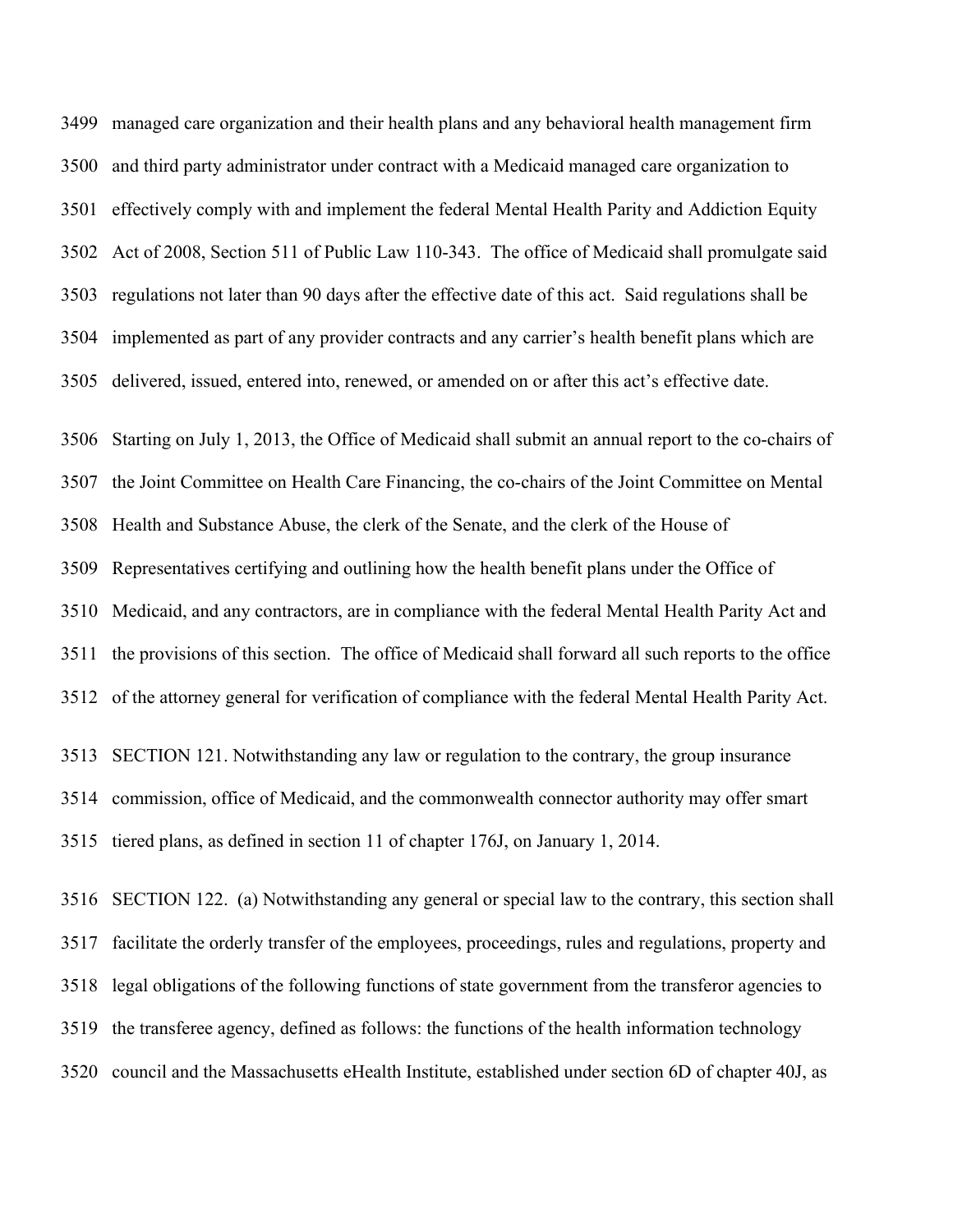3499 managed care organization and their health plans and any behavioral health management firm
3500 and third party administrator under contract with a Medicaid managed care organization to
3501 effectively comply with and implement the federal Mental Health Parity and Addiction Equity
3502 Act of 2008, Section 511 of Public Law 110-343. The office of Medicaid shall promulgate said
3503 regulations not later than 90 days after the effective date of this act. Said regulations shall be
3504 implemented as part of any provider contracts and any carrier's health benefit plans which are
3505 delivered, issued, entered into, renewed, or amended on or after this act's effective date.

3506 Starting on July 1, 2013, the Office of Medicaid shall submit an annual report to the co-chairs of
3507 the Joint Committee on Health Care Financing, the co-chairs of the Joint Committee on Mental
3508 Health and Substance Abuse, the clerk of the Senate, and the clerk of the House of
3509 Representatives certifying and outlining how the health benefit plans under the Office of
3510 Medicaid, and any contractors, are in compliance with the federal Mental Health Parity Act and
3511 the provisions of this section. The office of Medicaid shall forward all such reports to the office
3512 of the attorney general for verification of compliance with the federal Mental Health Parity Act.

3513 SECTION 121. Notwithstanding any law or regulation to the contrary, the group insurance
3514 commission, office of Medicaid, and the commonwealth connector authority may offer smart
3515 tiered plans, as defined in section 11 of chapter 176J, on January 1, 2014.

3516 SECTION 122. (a) Notwithstanding any general or special law to the contrary, this section shall
3517 facilitate the orderly transfer of the employees, proceedings, rules and regulations, property and
3518 legal obligations of the following functions of state government from the transferor agencies to
3519 the transferee agency, defined as follows: the functions of the health information technology
3520 council and the Massachusetts eHealth Institute, established under section 6D of chapter 40J, as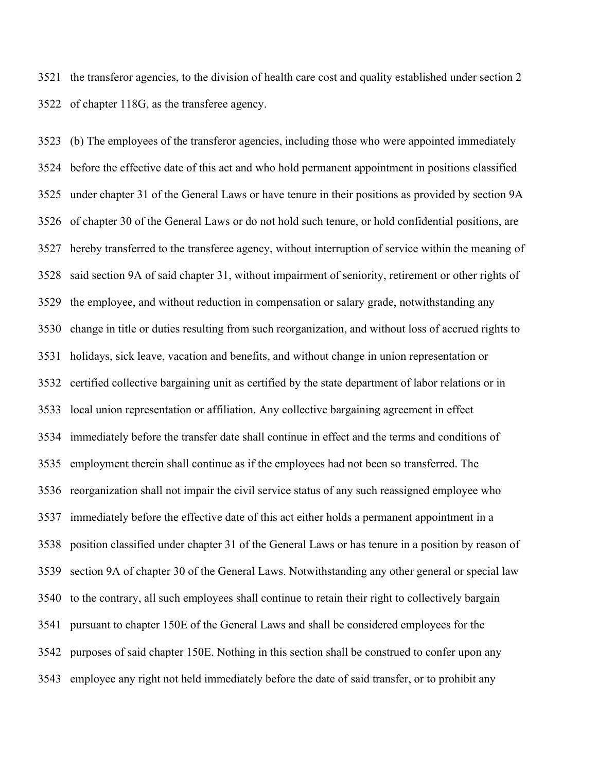3521 the transferor agencies, to the division of health care cost and quality established under section 2
3522 of chapter 118G, as the transferee agency.

3523 (b) The employees of the transferor agencies, including those who were appointed immediately
3524 before the effective date of this act and who hold permanent appointment in positions classified
3525 under chapter 31 of the General Laws or have tenure in their positions as provided by section 9A
3526 of chapter 30 of the General Laws or do not hold such tenure, or hold confidential positions, are
3527 hereby transferred to the transferee agency, without interruption of service within the meaning of
3528 said section 9A of said chapter 31, without impairment of seniority, retirement or other rights of
3529 the employee, and without reduction in compensation or salary grade, notwithstanding any
3530 change in title or duties resulting from such reorganization, and without loss of accrued rights to
3531 holidays, sick leave, vacation and benefits, and without change in union representation or
3532 certified collective bargaining unit as certified by the state department of labor relations or in
3533 local union representation or affiliation. Any collective bargaining agreement in effect
3534 immediately before the transfer date shall continue in effect and the terms and conditions of
3535 employment therein shall continue as if the employees had not been so transferred. The
3536 reorganization shall not impair the civil service status of any such reassigned employee who
3537 immediately before the effective date of this act either holds a permanent appointment in a
3538 position classified under chapter 31 of the General Laws or has tenure in a position by reason of
3539 section 9A of chapter 30 of the General Laws. Notwithstanding any other general or special law
3540 to the contrary, all such employees shall continue to retain their right to collectively bargain
3541 pursuant to chapter 150E of the General Laws and shall be considered employees for the
3542 purposes of said chapter 150E. Nothing in this section shall be construed to confer upon any
3543 employee any right not held immediately before the date of said transfer, or to prohibit any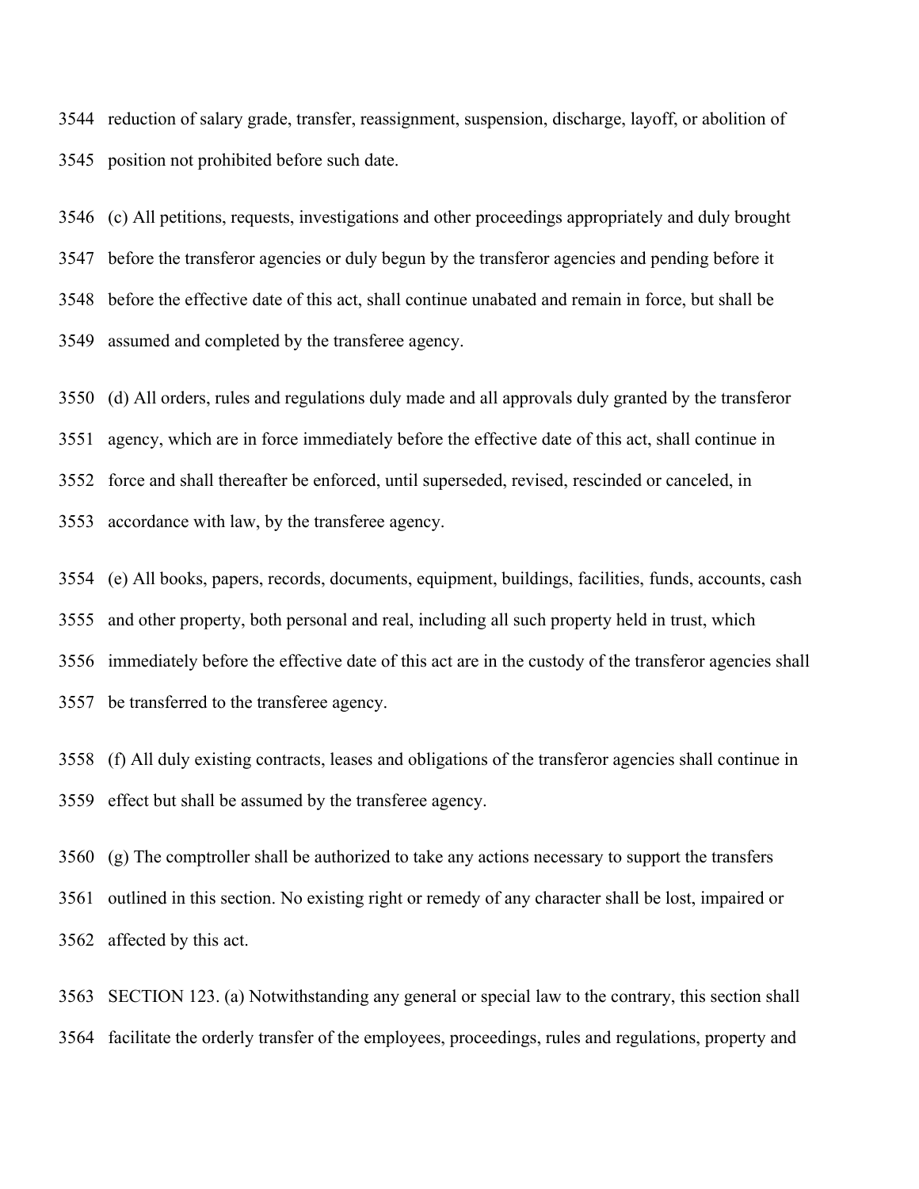reduction of salary grade, transfer, reassignment, suspension, discharge, layoff, or abolition of position not prohibited before such date.

(c) All petitions, requests, investigations and other proceedings appropriately and duly brought before the transferor agencies or duly begun by the transferor agencies and pending before it before the effective date of this act, shall continue unabated and remain in force, but shall be assumed and completed by the transferee agency.

(d) All orders, rules and regulations duly made and all approvals duly granted by the transferor agency, which are in force immediately before the effective date of this act, shall continue in force and shall thereafter be enforced, until superseded, revised, rescinded or canceled, in accordance with law, by the transferee agency.

(e) All books, papers, records, documents, equipment, buildings, facilities, funds, accounts, cash and other property, both personal and real, including all such property held in trust, which immediately before the effective date of this act are in the custody of the transferor agencies shall be transferred to the transferee agency.

(f) All duly existing contracts, leases and obligations of the transferor agencies shall continue in effect but shall be assumed by the transferee agency.

(g) The comptroller shall be authorized to take any actions necessary to support the transfers outlined in this section. No existing right or remedy of any character shall be lost, impaired or affected by this act.

SECTION 123. (a) Notwithstanding any general or special law to the contrary, this section shall facilitate the orderly transfer of the employees, proceedings, rules and regulations, property and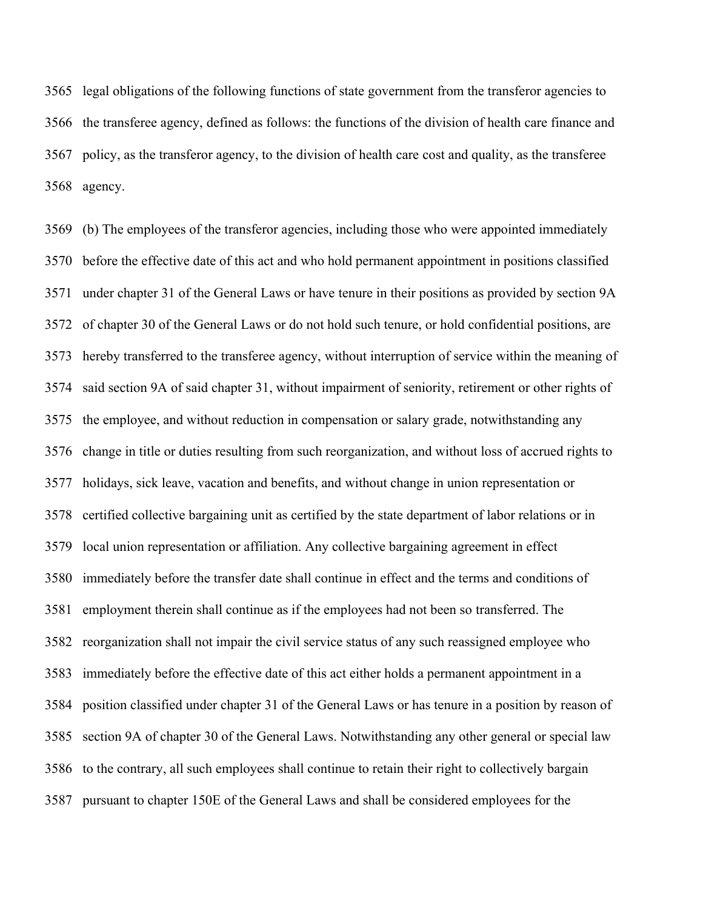legal obligations of the following functions of state government from the transferor agencies to the transferee agency, defined as follows: the functions of the division of health care finance and policy, as the transferor agency, to the division of health care cost and quality, as the transferee agency.

(b) The employees of the transferor agencies, including those who were appointed immediately before the effective date of this act and who hold permanent appointment in positions classified under chapter 31 of the General Laws or have tenure in their positions as provided by section 9A of chapter 30 of the General Laws or do not hold such tenure, or hold confidential positions, are hereby transferred to the transferee agency, without interruption of service within the meaning of said section 9A of said chapter 31, without impairment of seniority, retirement or other rights of the employee, and without reduction in compensation or salary grade, notwithstanding any change in title or duties resulting from such reorganization, and without loss of accrued rights to holidays, sick leave, vacation and benefits, and without change in union representation or certified collective bargaining unit as certified by the state department of labor relations or in local union representation or affiliation. Any collective bargaining agreement in effect immediately before the transfer date shall continue in effect and the terms and conditions of employment therein shall continue as if the employees had not been so transferred. The reorganization shall not impair the civil service status of any such reassigned employee who immediately before the effective date of this act either holds a permanent appointment in a position classified under chapter 31 of the General Laws or has tenure in a position by reason of section 9A of chapter 30 of the General Laws. Notwithstanding any other general or special law to the contrary, all such employees shall continue to retain their right to collectively bargain pursuant to chapter 150E of the General Laws and shall be considered employees for the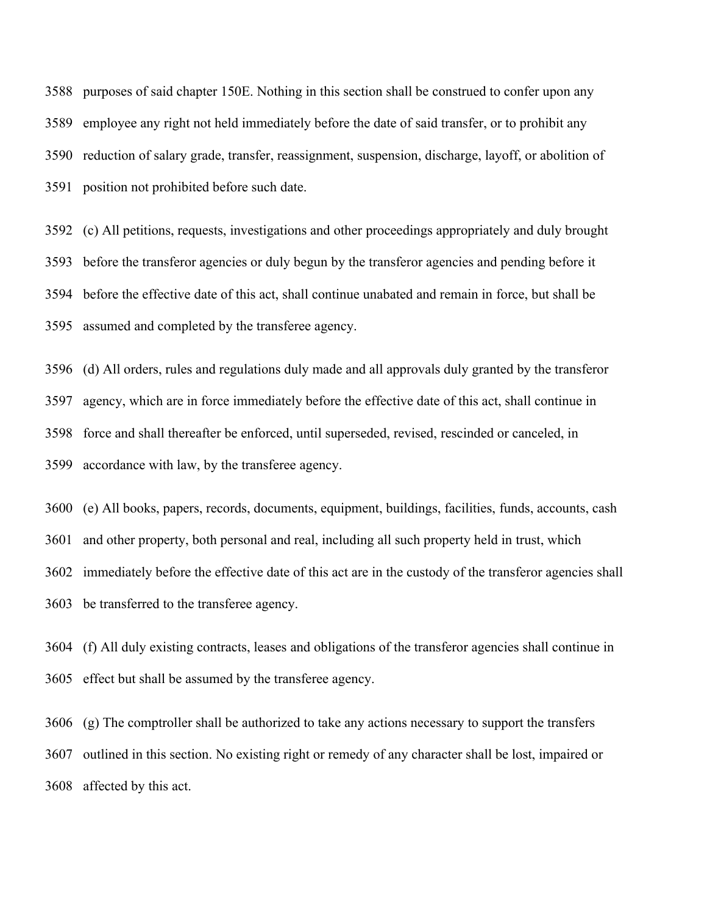purposes of said chapter 150E. Nothing in this section shall be construed to confer upon any employee any right not held immediately before the date of said transfer, or to prohibit any reduction of salary grade, transfer, reassignment, suspension, discharge, layoff, or abolition of position not prohibited before such date.

(c) All petitions, requests, investigations and other proceedings appropriately and duly brought before the transferor agencies or duly begun by the transferor agencies and pending before it before the effective date of this act, shall continue unabated and remain in force, but shall be assumed and completed by the transferee agency.

(d) All orders, rules and regulations duly made and all approvals duly granted by the transferor agency, which are in force immediately before the effective date of this act, shall continue in force and shall thereafter be enforced, until superseded, revised, rescinded or canceled, in accordance with law, by the transferee agency.

(e) All books, papers, records, documents, equipment, buildings, facilities, funds, accounts, cash and other property, both personal and real, including all such property held in trust, which immediately before the effective date of this act are in the custody of the transferor agencies shall be transferred to the transferee agency.

(f) All duly existing contracts, leases and obligations of the transferor agencies shall continue in effect but shall be assumed by the transferee agency.

(g) The comptroller shall be authorized to take any actions necessary to support the transfers outlined in this section. No existing right or remedy of any character shall be lost, impaired or affected by this act.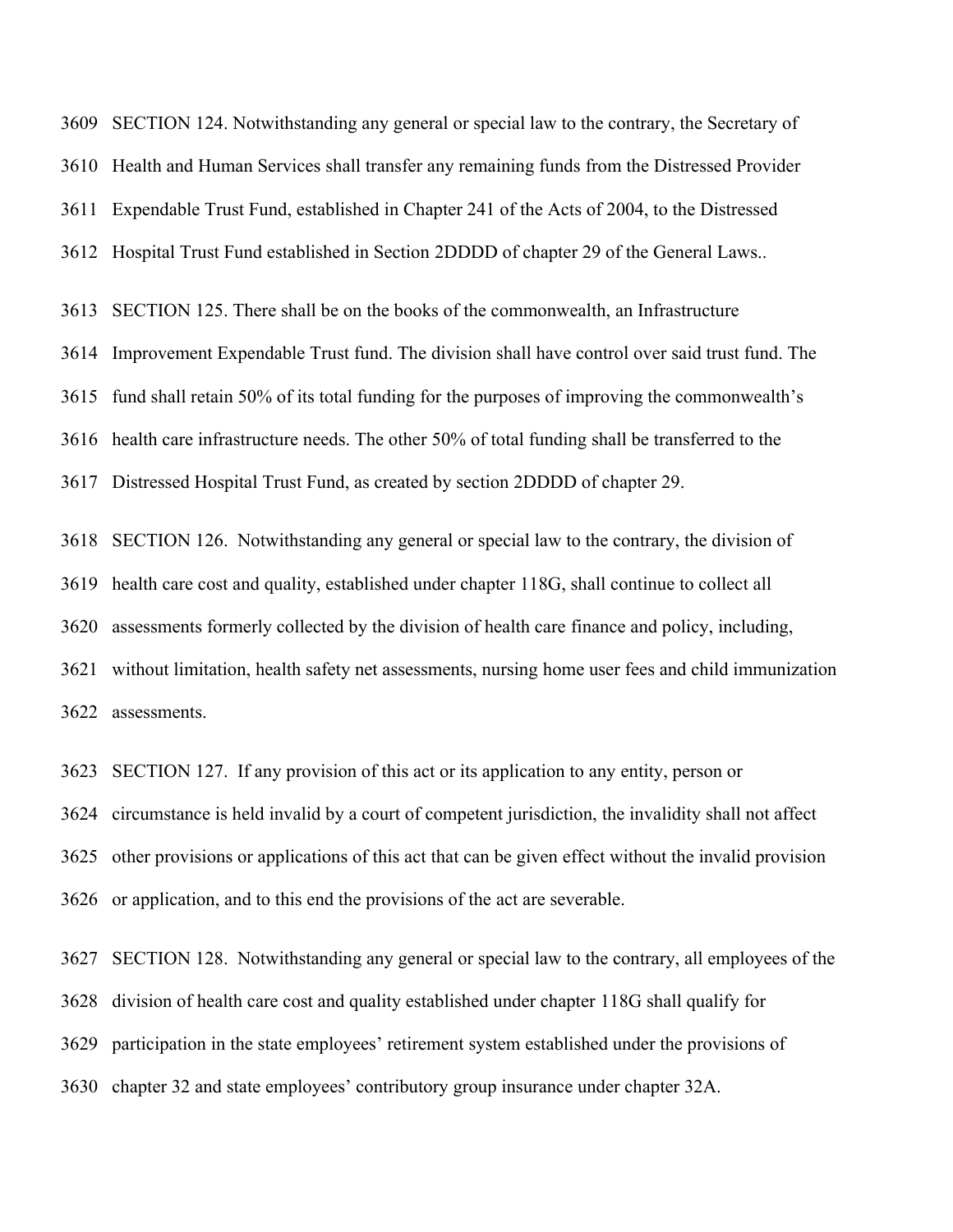SECTION 124. Notwithstanding any general or special law to the contrary, the Secretary of Health and Human Services shall transfer any remaining funds from the Distressed Provider Expendable Trust Fund, established in Chapter 241 of the Acts of 2004, to the Distressed Hospital Trust Fund established in Section 2DDDD of chapter 29 of the General Laws..

SECTION 125. There shall be on the books of the commonwealth, an Infrastructure Improvement Expendable Trust fund. The division shall have control over said trust fund. The fund shall retain 50% of its total funding for the purposes of improving the commonwealth's health care infrastructure needs. The other 50% of total funding shall be transferred to the Distressed Hospital Trust Fund, as created by section 2DDDD of chapter 29.

SECTION 126. Notwithstanding any general or special law to the contrary, the division of health care cost and quality, established under chapter 118G, shall continue to collect all assessments formerly collected by the division of health care finance and policy, including, without limitation, health safety net assessments, nursing home user fees and child immunization assessments.

SECTION 127. If any provision of this act or its application to any entity, person or circumstance is held invalid by a court of competent jurisdiction, the invalidity shall not affect other provisions or applications of this act that can be given effect without the invalid provision or application, and to this end the provisions of the act are severable.

SECTION 128. Notwithstanding any general or special law to the contrary, all employees of the division of health care cost and quality established under chapter 118G shall qualify for participation in the state employees' retirement system established under the provisions of chapter 32 and state employees' contributory group insurance under chapter 32A.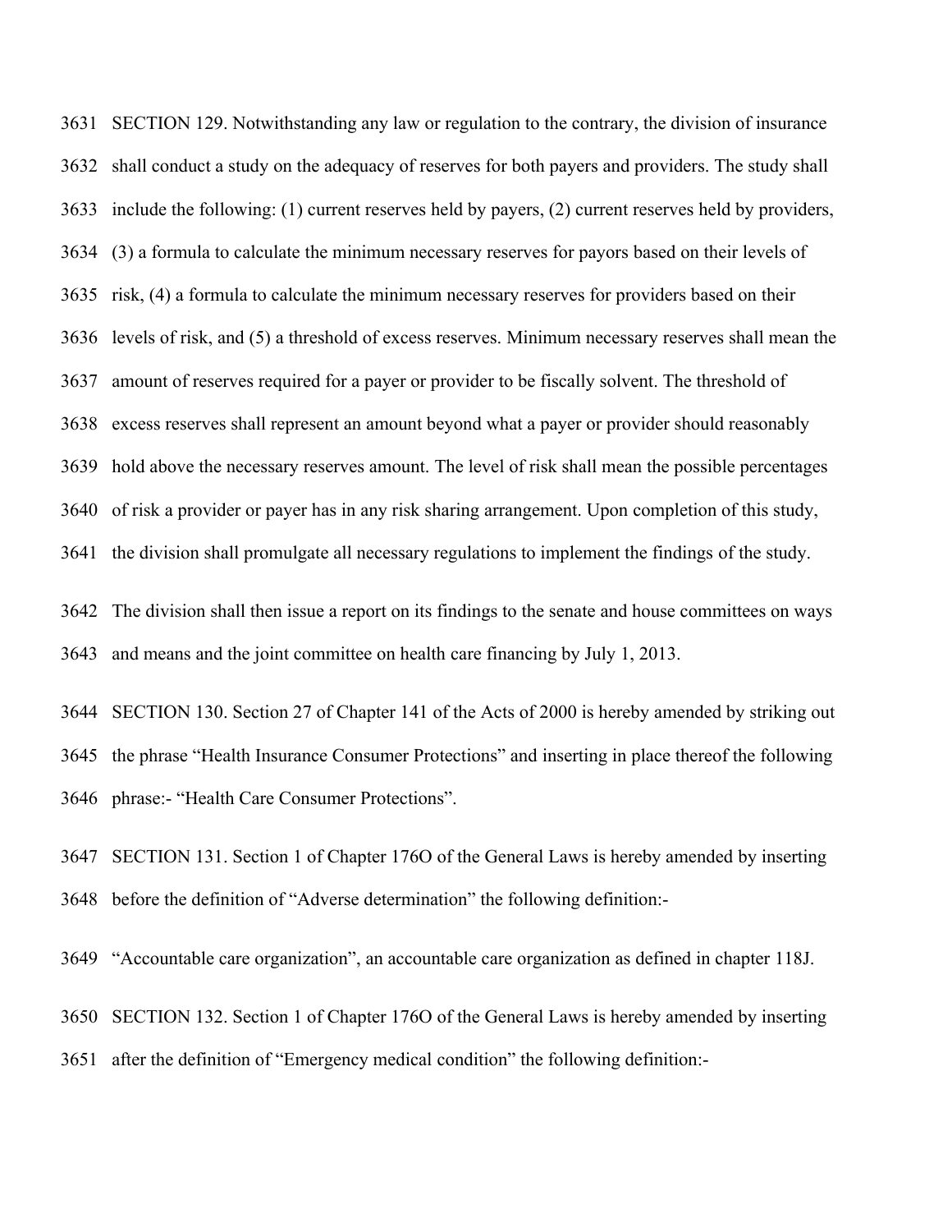SECTION 129. Notwithstanding any law or regulation to the contrary, the division of insurance shall conduct a study on the adequacy of reserves for both payers and providers. The study shall include the following: (1) current reserves held by payers, (2) current reserves held by providers, (3) a formula to calculate the minimum necessary reserves for payors based on their levels of risk, (4) a formula to calculate the minimum necessary reserves for providers based on their levels of risk, and (5) a threshold of excess reserves. Minimum necessary reserves shall mean the amount of reserves required for a payer or provider to be fiscally solvent. The threshold of excess reserves shall represent an amount beyond what a payer or provider should reasonably hold above the necessary reserves amount. The level of risk shall mean the possible percentages of risk a provider or payer has in any risk sharing arrangement. Upon completion of this study, the division shall promulgate all necessary regulations to implement the findings of the study.

The division shall then issue a report on its findings to the senate and house committees on ways and means and the joint committee on health care financing by July 1, 2013.

SECTION 130. Section 27 of Chapter 141 of the Acts of 2000 is hereby amended by striking out the phrase "Health Insurance Consumer Protections" and inserting in place thereof the following phrase:- "Health Care Consumer Protections".

SECTION 131. Section 1 of Chapter 176O of the General Laws is hereby amended by inserting before the definition of "Adverse determination" the following definition:-

"Accountable care organization", an accountable care organization as defined in chapter 118J.

SECTION 132. Section 1 of Chapter 176O of the General Laws is hereby amended by inserting after the definition of "Emergency medical condition" the following definition:-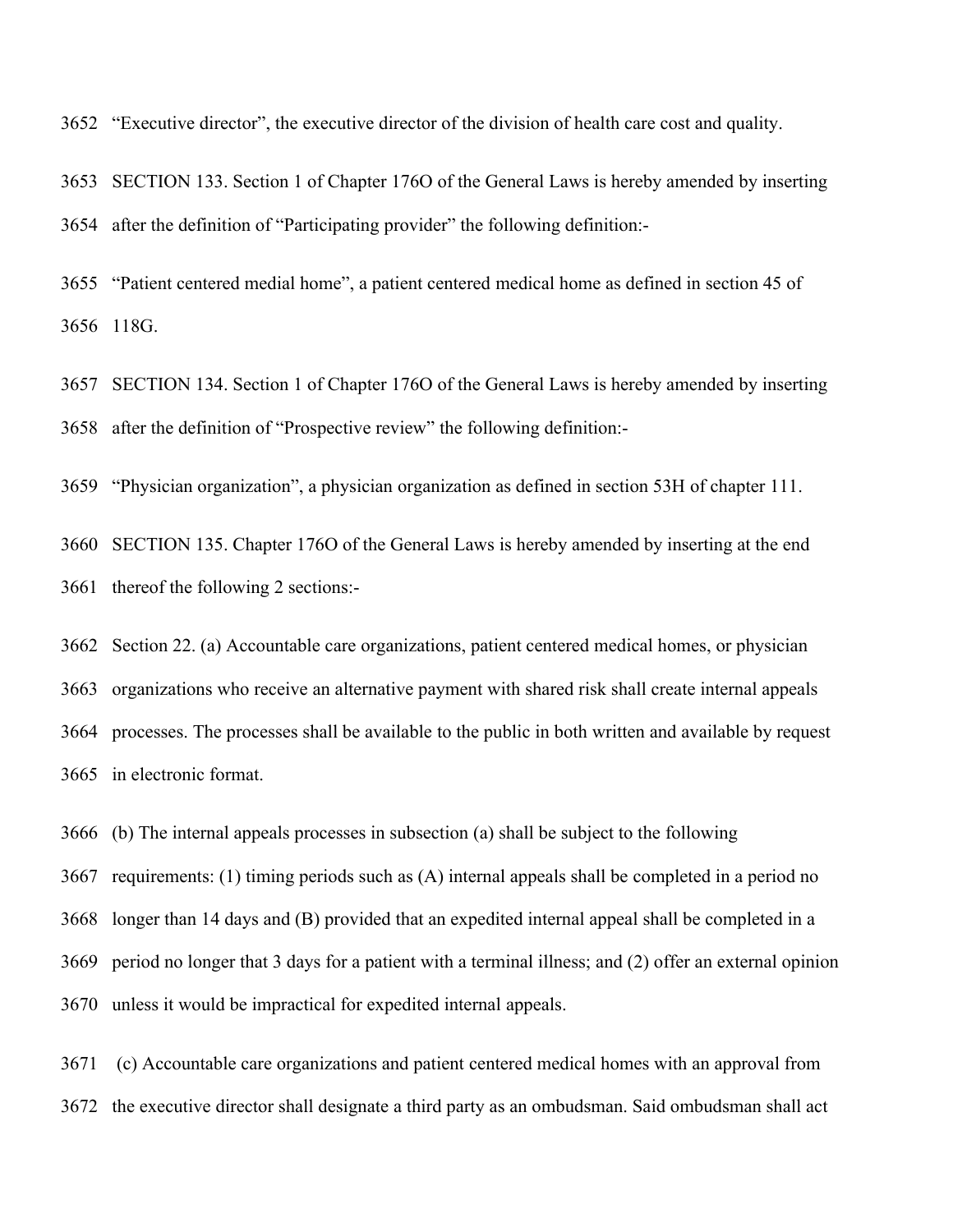"Executive director", the executive director of the division of health care cost and quality.

SECTION 133. Section 1 of Chapter 176O of the General Laws is hereby amended by inserting after the definition of "Participating provider" the following definition:-

"Patient centered medial home", a patient centered medical home as defined in section 45 of 118G.

SECTION 134. Section 1 of Chapter 176O of the General Laws is hereby amended by inserting after the definition of "Prospective review" the following definition:-

"Physician organization", a physician organization as defined in section 53H of chapter 111.

SECTION 135. Chapter 176O of the General Laws is hereby amended by inserting at the end thereof the following 2 sections:-

Section 22. (a) Accountable care organizations, patient centered medical homes, or physician organizations who receive an alternative payment with shared risk shall create internal appeals processes. The processes shall be available to the public in both written and available by request in electronic format.

(b) The internal appeals processes in subsection (a) shall be subject to the following requirements: (1) timing periods such as (A) internal appeals shall be completed in a period no longer than 14 days and (B) provided that an expedited internal appeal shall be completed in a period no longer that 3 days for a patient with a terminal illness; and (2) offer an external opinion unless it would be impractical for expedited internal appeals.

(c) Accountable care organizations and patient centered medical homes with an approval from the executive director shall designate a third party as an ombudsman. Said ombudsman shall act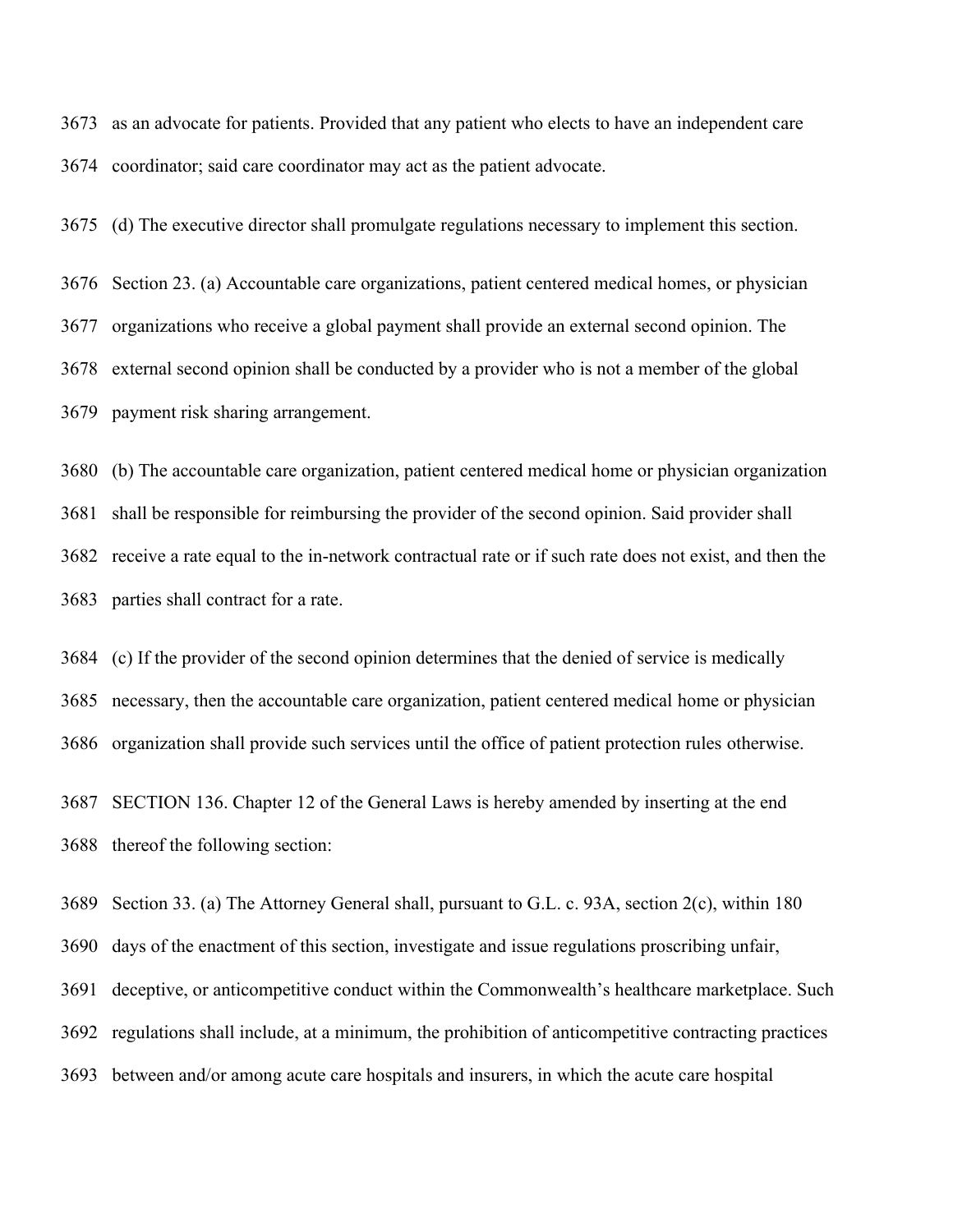as an advocate for patients. Provided that any patient who elects to have an independent care coordinator; said care coordinator may act as the patient advocate.

(d) The executive director shall promulgate regulations necessary to implement this section.

Section 23. (a) Accountable care organizations, patient centered medical homes, or physician organizations who receive a global payment shall provide an external second opinion. The external second opinion shall be conducted by a provider who is not a member of the global payment risk sharing arrangement.

(b) The accountable care organization, patient centered medical home or physician organization shall be responsible for reimbursing the provider of the second opinion. Said provider shall receive a rate equal to the in-network contractual rate or if such rate does not exist, and then the parties shall contract for a rate.

(c) If the provider of the second opinion determines that the denied of service is medically necessary, then the accountable care organization, patient centered medical home or physician organization shall provide such services until the office of patient protection rules otherwise.

SECTION 136. Chapter 12 of the General Laws is hereby amended by inserting at the end thereof the following section:

Section 33. (a) The Attorney General shall, pursuant to G.L. c. 93A, section 2(c), within 180 days of the enactment of this section, investigate and issue regulations proscribing unfair, deceptive, or anticompetitive conduct within the Commonwealth's healthcare marketplace. Such regulations shall include, at a minimum, the prohibition of anticompetitive contracting practices between and/or among acute care hospitals and insurers, in which the acute care hospital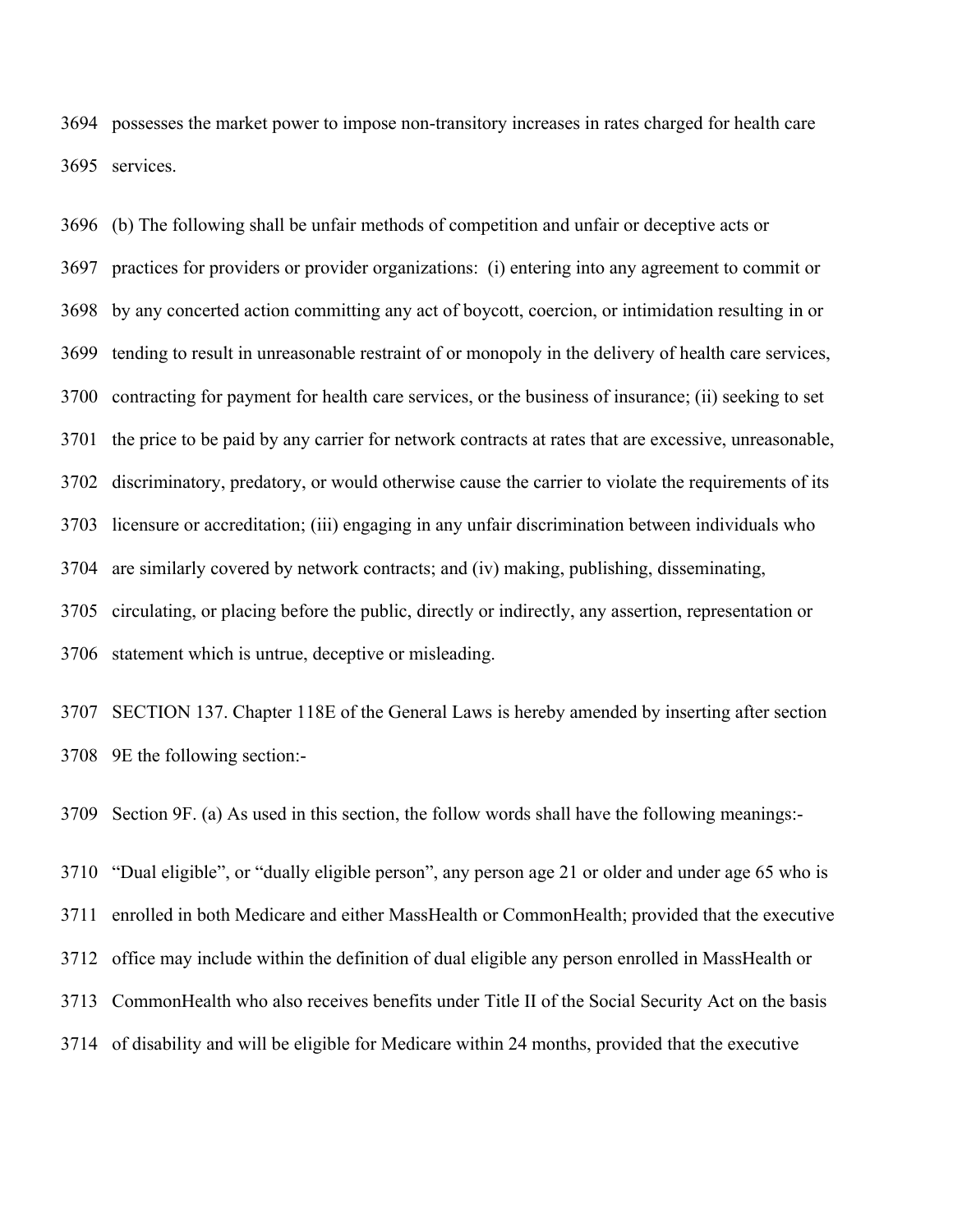possesses the market power to impose non-transitory increases in rates charged for health care services.

(b) The following shall be unfair methods of competition and unfair or deceptive acts or practices for providers or provider organizations: (i) entering into any agreement to commit or by any concerted action committing any act of boycott, coercion, or intimidation resulting in or tending to result in unreasonable restraint of or monopoly in the delivery of health care services, contracting for payment for health care services, or the business of insurance; (ii) seeking to set the price to be paid by any carrier for network contracts at rates that are excessive, unreasonable, discriminatory, predatory, or would otherwise cause the carrier to violate the requirements of its licensure or accreditation; (iii) engaging in any unfair discrimination between individuals who are similarly covered by network contracts; and (iv) making, publishing, disseminating, circulating, or placing before the public, directly or indirectly, any assertion, representation or statement which is untrue, deceptive or misleading.

SECTION 137. Chapter 118E of the General Laws is hereby amended by inserting after section 9E the following section:-

Section 9F. (a) As used in this section, the follow words shall have the following meanings:-

"Dual eligible", or "dually eligible person", any person age 21 or older and under age 65 who is enrolled in both Medicare and either MassHealth or CommonHealth; provided that the executive office may include within the definition of dual eligible any person enrolled in MassHealth or CommonHealth who also receives benefits under Title II of the Social Security Act on the basis of disability and will be eligible for Medicare within 24 months, provided that the executive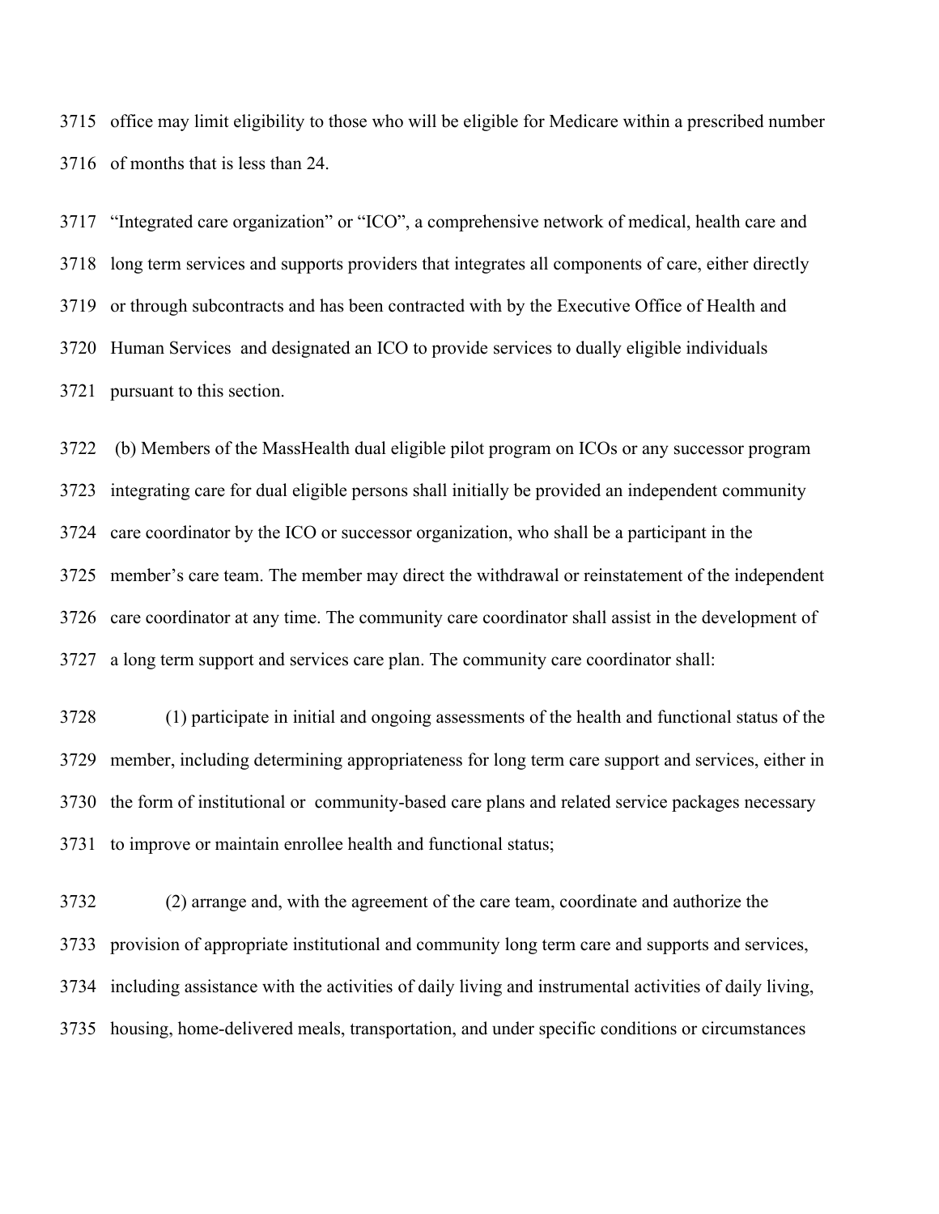office may limit eligibility to those who will be eligible for Medicare within a prescribed number of months that is less than 24.

"Integrated care organization" or "ICO", a comprehensive network of medical, health care and long term services and supports providers that integrates all components of care, either directly or through subcontracts and has been contracted with by the Executive Office of Health and Human Services and designated an ICO to provide services to dually eligible individuals pursuant to this section.

(b) Members of the MassHealth dual eligible pilot program on ICOs or any successor program integrating care for dual eligible persons shall initially be provided an independent community care coordinator by the ICO or successor organization, who shall be a participant in the member's care team. The member may direct the withdrawal or reinstatement of the independent care coordinator at any time. The community care coordinator shall assist in the development of a long term support and services care plan. The community care coordinator shall:

(1) participate in initial and ongoing assessments of the health and functional status of the member, including determining appropriateness for long term care support and services, either in the form of institutional or community-based care plans and related service packages necessary to improve or maintain enrollee health and functional status;

(2) arrange and, with the agreement of the care team, coordinate and authorize the provision of appropriate institutional and community long term care and supports and services, including assistance with the activities of daily living and instrumental activities of daily living, housing, home-delivered meals, transportation, and under specific conditions or circumstances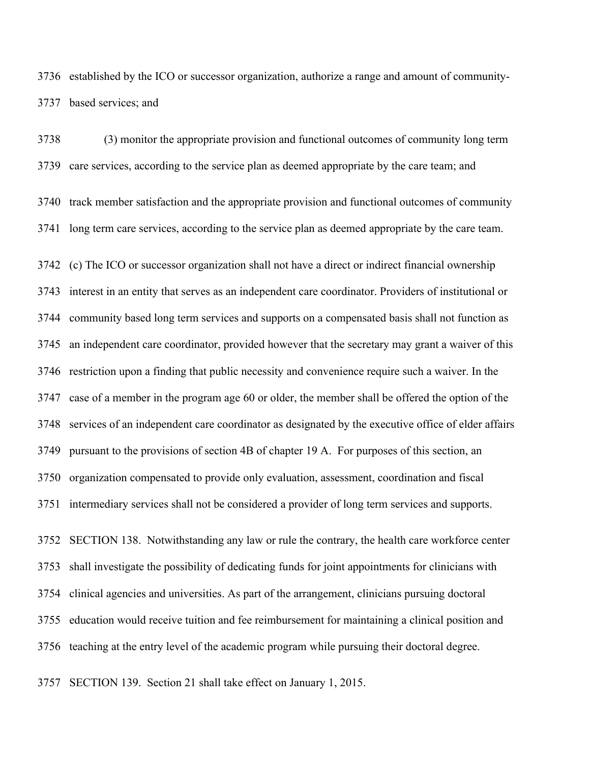established by the ICO or successor organization, authorize a range and amount of community-based services; and

(3) monitor the appropriate provision and functional outcomes of community long term care services, according to the service plan as deemed appropriate by the care team; and

track member satisfaction and the appropriate provision and functional outcomes of community long term care services, according to the service plan as deemed appropriate by the care team.

(c) The ICO or successor organization shall not have a direct or indirect financial ownership interest in an entity that serves as an independent care coordinator. Providers of institutional or community based long term services and supports on a compensated basis shall not function as an independent care coordinator, provided however that the secretary may grant a waiver of this restriction upon a finding that public necessity and convenience require such a waiver. In the case of a member in the program age 60 or older, the member shall be offered the option of the services of an independent care coordinator as designated by the executive office of elder affairs pursuant to the provisions of section 4B of chapter 19 A. For purposes of this section, an organization compensated to provide only evaluation, assessment, coordination and fiscal intermediary services shall not be considered a provider of long term services and supports.

SECTION 138. Notwithstanding any law or rule the contrary, the health care workforce center shall investigate the possibility of dedicating funds for joint appointments for clinicians with clinical agencies and universities. As part of the arrangement, clinicians pursuing doctoral education would receive tuition and fee reimbursement for maintaining a clinical position and teaching at the entry level of the academic program while pursuing their doctoral degree.

SECTION 139. Section 21 shall take effect on January 1, 2015.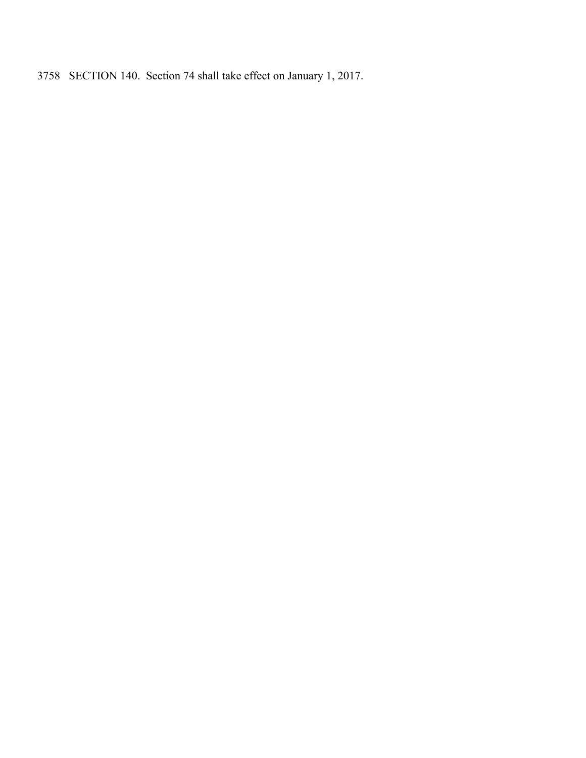3758 SECTION 140. Section 74 shall take effect on January 1, 2017.